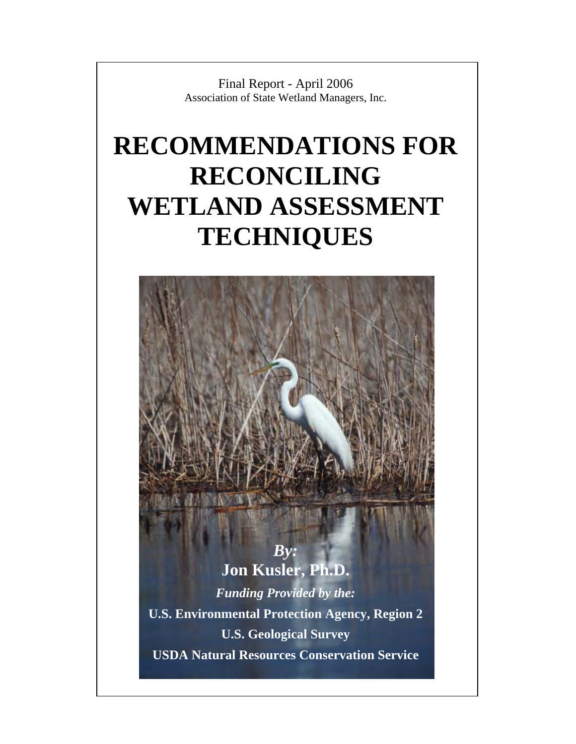Final Report - April 2006

Association of State Wetland Managers, Inc.

# RECOMMENDATIONS FOR RECONCILING WETLAND ASSESSMENT TECHNIQUES

***By:***

**Jon Kusler, Ph.D.**

***Funding Provided by the:***

**U.S. Environmental Protection Agency, Region 2**

**U.S. Geological Survey**

**USDA Natural Resources Conservation Service**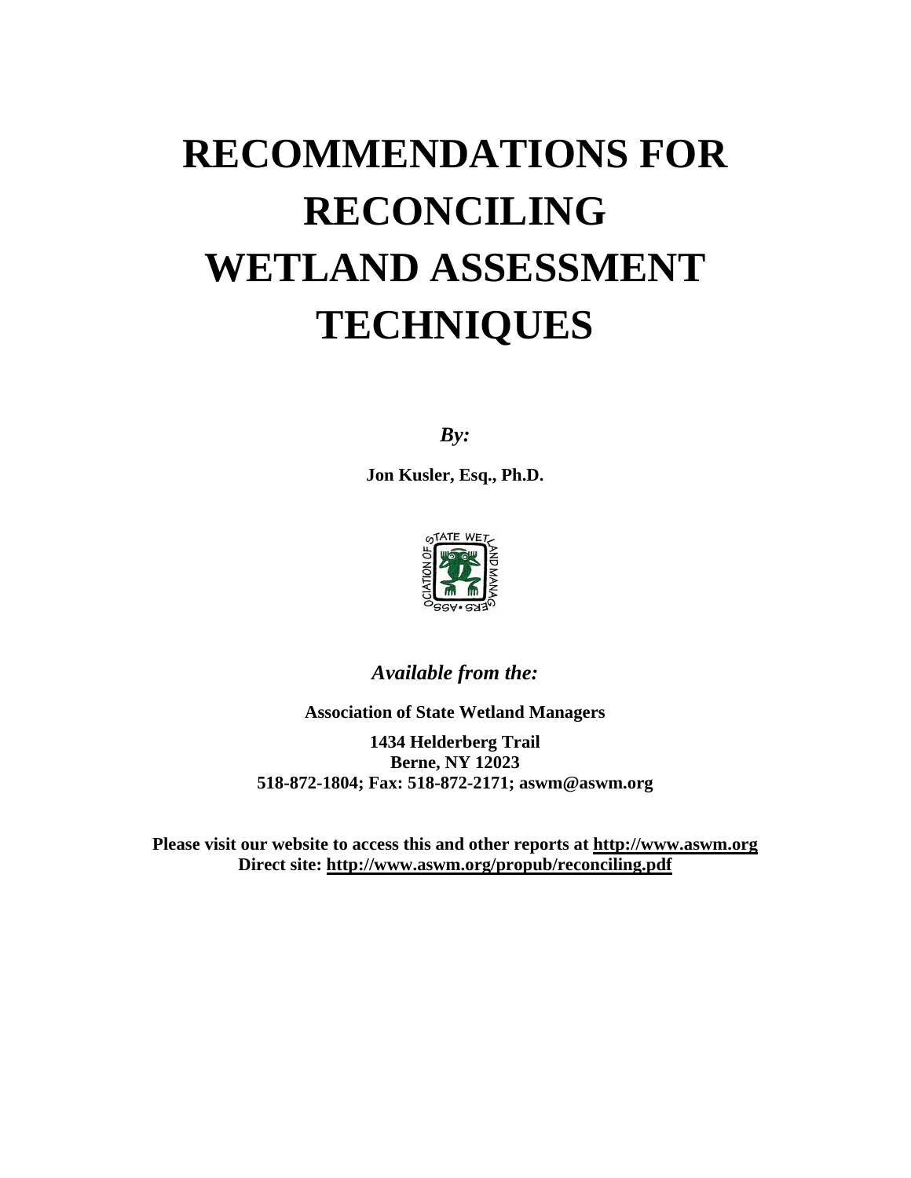# RECOMMENDATIONS FOR RECONCILING WETLAND ASSESSMENT TECHNIQUES

***By:***

**Jon Kusler, Esq., Ph.D.**

***Available from the:***

**Association of State Wetland Managers**

**1434 Helderberg Trail**
**Berne, NY 12023**
**518-872-1804; Fax: 518-872-2171; aswm@aswm.org**

**Please visit our website to access this and other reports at http://www.aswm.org**
**Direct site: http://www.aswm.org/propub/reconciling.pdf**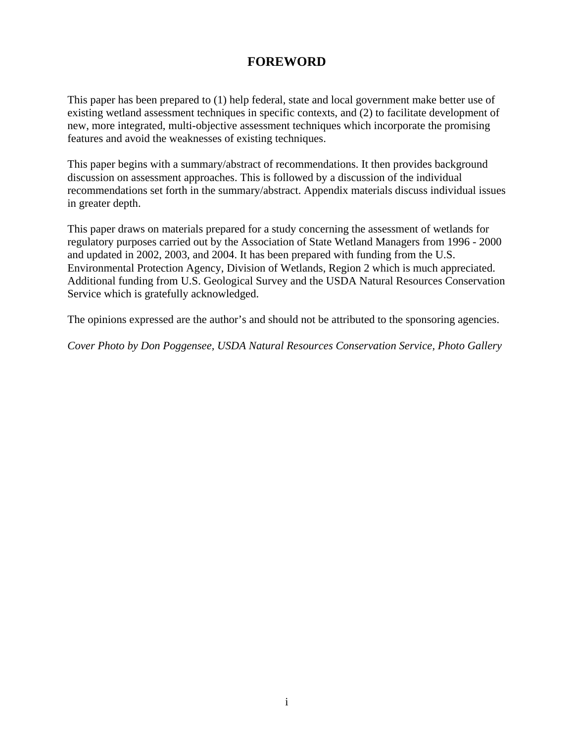# FOREWORD

This paper has been prepared to (1) help federal, state and local government make better use of existing wetland assessment techniques in specific contexts, and (2) to facilitate development of new, more integrated, multi-objective assessment techniques which incorporate the promising features and avoid the weaknesses of existing techniques.

This paper begins with a summary/abstract of recommendations. It then provides background discussion on assessment approaches. This is followed by a discussion of the individual recommendations set forth in the summary/abstract. Appendix materials discuss individual issues in greater depth.

This paper draws on materials prepared for a study concerning the assessment of wetlands for regulatory purposes carried out by the Association of State Wetland Managers from 1996 - 2000 and updated in 2002, 2003, and 2004. It has been prepared with funding from the U.S. Environmental Protection Agency, Division of Wetlands, Region 2 which is much appreciated. Additional funding from U.S. Geological Survey and the USDA Natural Resources Conservation Service which is gratefully acknowledged.

The opinions expressed are the author's and should not be attributed to the sponsoring agencies.

*Cover Photo by Don Poggensee, USDA Natural Resources Conservation Service, Photo Gallery*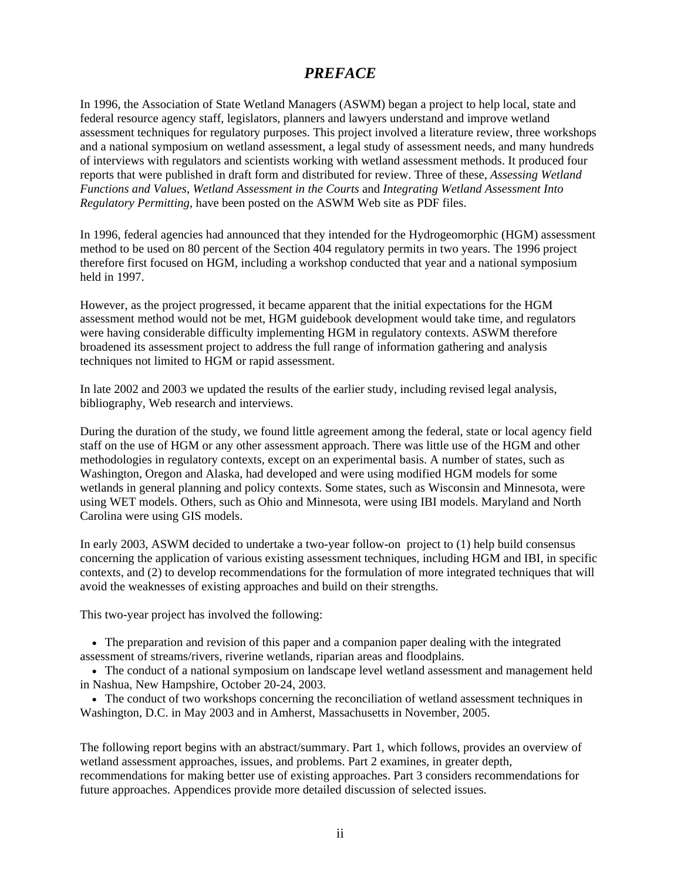# *PREFACE*

In 1996, the Association of State Wetland Managers (ASWM) began a project to help local, state and federal resource agency staff, legislators, planners and lawyers understand and improve wetland assessment techniques for regulatory purposes. This project involved a literature review, three workshops and a national symposium on wetland assessment, a legal study of assessment needs, and many hundreds of interviews with regulators and scientists working with wetland assessment methods. It produced four reports that were published in draft form and distributed for review. Three of these, *Assessing Wetland Functions and Values*, *Wetland Assessment in the Courts* and *Integrating Wetland Assessment Into Regulatory Permitting*, have been posted on the ASWM Web site as PDF files.

In 1996, federal agencies had announced that they intended for the Hydrogeomorphic (HGM) assessment method to be used on 80 percent of the Section 404 regulatory permits in two years. The 1996 project therefore first focused on HGM, including a workshop conducted that year and a national symposium held in 1997.

However, as the project progressed, it became apparent that the initial expectations for the HGM assessment method would not be met, HGM guidebook development would take time, and regulators were having considerable difficulty implementing HGM in regulatory contexts. ASWM therefore broadened its assessment project to address the full range of information gathering and analysis techniques not limited to HGM or rapid assessment.

In late 2002 and 2003 we updated the results of the earlier study, including revised legal analysis, bibliography, Web research and interviews.

During the duration of the study, we found little agreement among the federal, state or local agency field staff on the use of HGM or any other assessment approach. There was little use of the HGM and other methodologies in regulatory contexts, except on an experimental basis. A number of states, such as Washington, Oregon and Alaska, had developed and were using modified HGM models for some wetlands in general planning and policy contexts. Some states, such as Wisconsin and Minnesota, were using WET models. Others, such as Ohio and Minnesota, were using IBI models. Maryland and North Carolina were using GIS models.

In early 2003, ASWM decided to undertake a two-year follow-on project to (1) help build consensus concerning the application of various existing assessment techniques, including HGM and IBI, in specific contexts, and (2) to develop recommendations for the formulation of more integrated techniques that will avoid the weaknesses of existing approaches and build on their strengths.

This two-year project has involved the following:

- The preparation and revision of this paper and a companion paper dealing with the integrated assessment of streams/rivers, riverine wetlands, riparian areas and floodplains.
- The conduct of a national symposium on landscape level wetland assessment and management held in Nashua, New Hampshire, October 20-24, 2003.
- The conduct of two workshops concerning the reconciliation of wetland assessment techniques in Washington, D.C. in May 2003 and in Amherst, Massachusetts in November, 2005.

The following report begins with an abstract/summary. Part 1, which follows, provides an overview of wetland assessment approaches, issues, and problems. Part 2 examines, in greater depth, recommendations for making better use of existing approaches. Part 3 considers recommendations for future approaches. Appendices provide more detailed discussion of selected issues.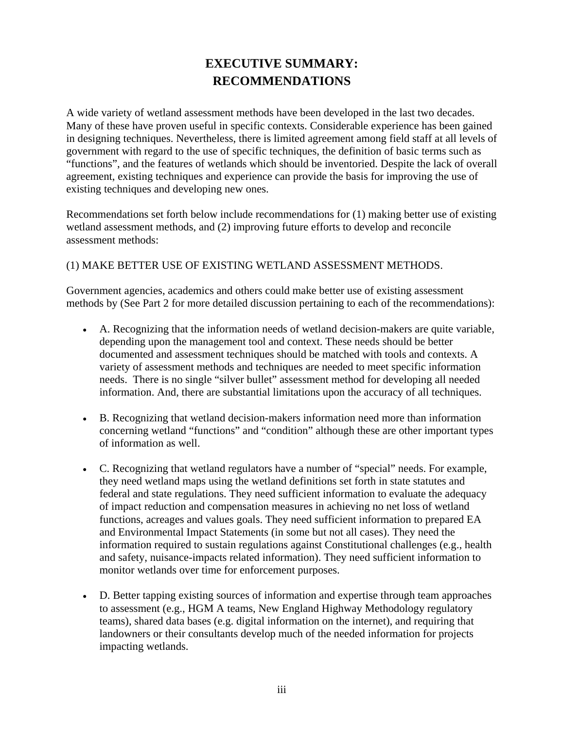# EXECUTIVE SUMMARY: RECOMMENDATIONS

A wide variety of wetland assessment methods have been developed in the last two decades. Many of these have proven useful in specific contexts. Considerable experience has been gained in designing techniques. Nevertheless, there is limited agreement among field staff at all levels of government with regard to the use of specific techniques, the definition of basic terms such as "functions", and the features of wetlands which should be inventoried. Despite the lack of overall agreement, existing techniques and experience can provide the basis for improving the use of existing techniques and developing new ones.

Recommendations set forth below include recommendations for (1) making better use of existing wetland assessment methods, and (2) improving future efforts to develop and reconcile assessment methods:

(1) MAKE BETTER USE OF EXISTING WETLAND ASSESSMENT METHODS.

Government agencies, academics and others could make better use of existing assessment methods by (See Part 2 for more detailed discussion pertaining to each of the recommendations):

- A. Recognizing that the information needs of wetland decision-makers are quite variable, depending upon the management tool and context. These needs should be better documented and assessment techniques should be matched with tools and contexts. A variety of assessment methods and techniques are needed to meet specific information needs. There is no single "silver bullet" assessment method for developing all needed information. And, there are substantial limitations upon the accuracy of all techniques.

- B. Recognizing that wetland decision-makers information need more than information concerning wetland "functions" and "condition" although these are other important types of information as well.

- C. Recognizing that wetland regulators have a number of "special" needs. For example, they need wetland maps using the wetland definitions set forth in state statutes and federal and state regulations. They need sufficient information to evaluate the adequacy of impact reduction and compensation measures in achieving no net loss of wetland functions, acreages and values goals. They need sufficient information to prepared EA and Environmental Impact Statements (in some but not all cases). They need the information required to sustain regulations against Constitutional challenges (e.g., health and safety, nuisance-impacts related information). They need sufficient information to monitor wetlands over time for enforcement purposes.

- D. Better tapping existing sources of information and expertise through team approaches to assessment (e.g., HGM A teams, New England Highway Methodology regulatory teams), shared data bases (e.g. digital information on the internet), and requiring that landowners or their consultants develop much of the needed information for projects impacting wetlands.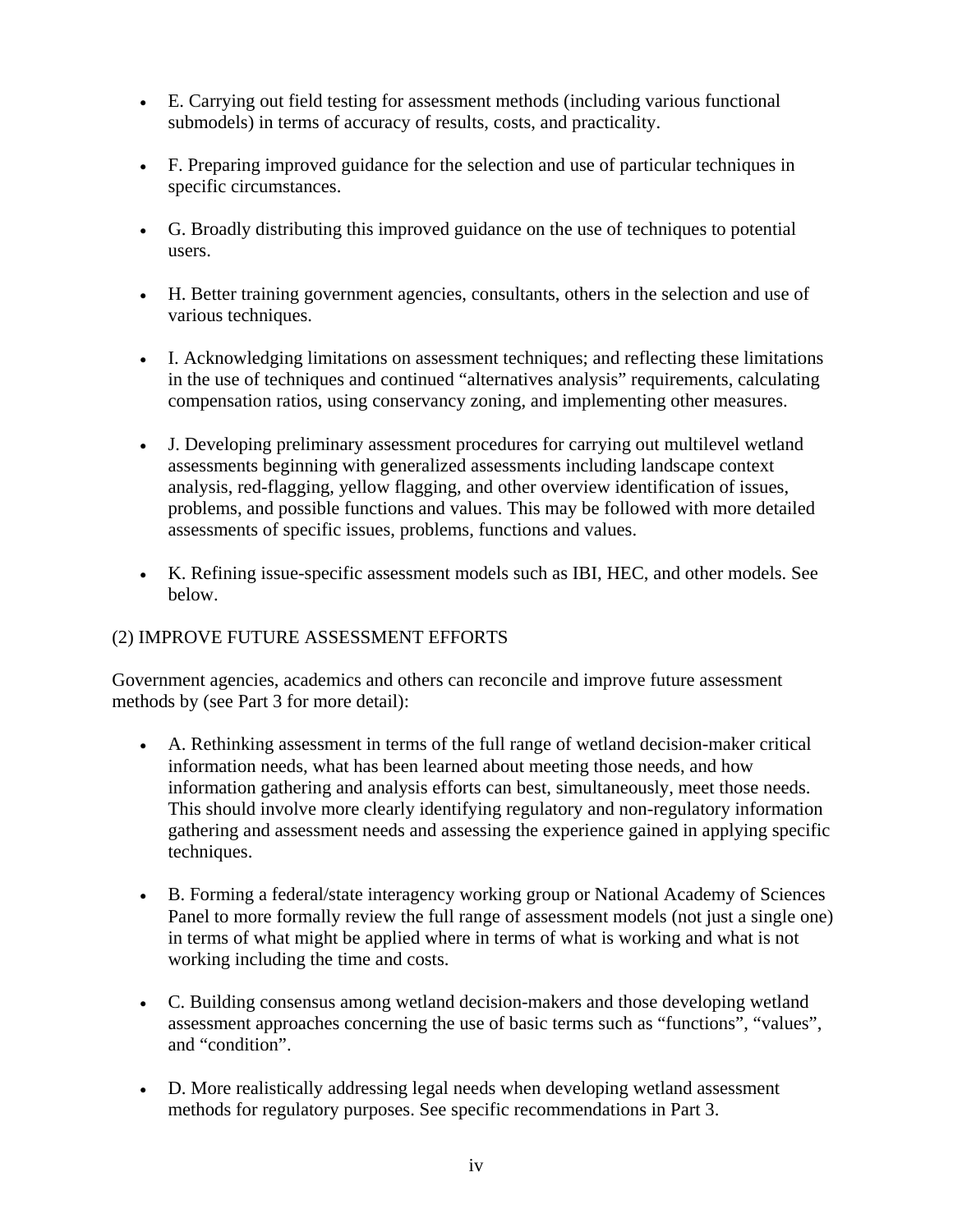- E. Carrying out field testing for assessment methods (including various functional submodels) in terms of accuracy of results, costs, and practicality.

- F. Preparing improved guidance for the selection and use of particular techniques in specific circumstances.

- G. Broadly distributing this improved guidance on the use of techniques to potential users.

- H. Better training government agencies, consultants, others in the selection and use of various techniques.

- I. Acknowledging limitations on assessment techniques; and reflecting these limitations in the use of techniques and continued "alternatives analysis" requirements, calculating compensation ratios, using conservancy zoning, and implementing other measures.

- J. Developing preliminary assessment procedures for carrying out multilevel wetland assessments beginning with generalized assessments including landscape context analysis, red-flagging, yellow flagging, and other overview identification of issues, problems, and possible functions and values. This may be followed with more detailed assessments of specific issues, problems, functions and values.

- K. Refining issue-specific assessment models such as IBI, HEC, and other models. See below.

(2) IMPROVE FUTURE ASSESSMENT EFFORTS

Government agencies, academics and others can reconcile and improve future assessment methods by (see Part 3 for more detail):

- A. Rethinking assessment in terms of the full range of wetland decision-maker critical information needs, what has been learned about meeting those needs, and how information gathering and analysis efforts can best, simultaneously, meet those needs. This should involve more clearly identifying regulatory and non-regulatory information gathering and assessment needs and assessing the experience gained in applying specific techniques.

- B. Forming a federal/state interagency working group or National Academy of Sciences Panel to more formally review the full range of assessment models (not just a single one) in terms of what might be applied where in terms of what is working and what is not working including the time and costs.

- C. Building consensus among wetland decision-makers and those developing wetland assessment approaches concerning the use of basic terms such as "functions", "values", and "condition".

- D. More realistically addressing legal needs when developing wetland assessment methods for regulatory purposes. See specific recommendations in Part 3.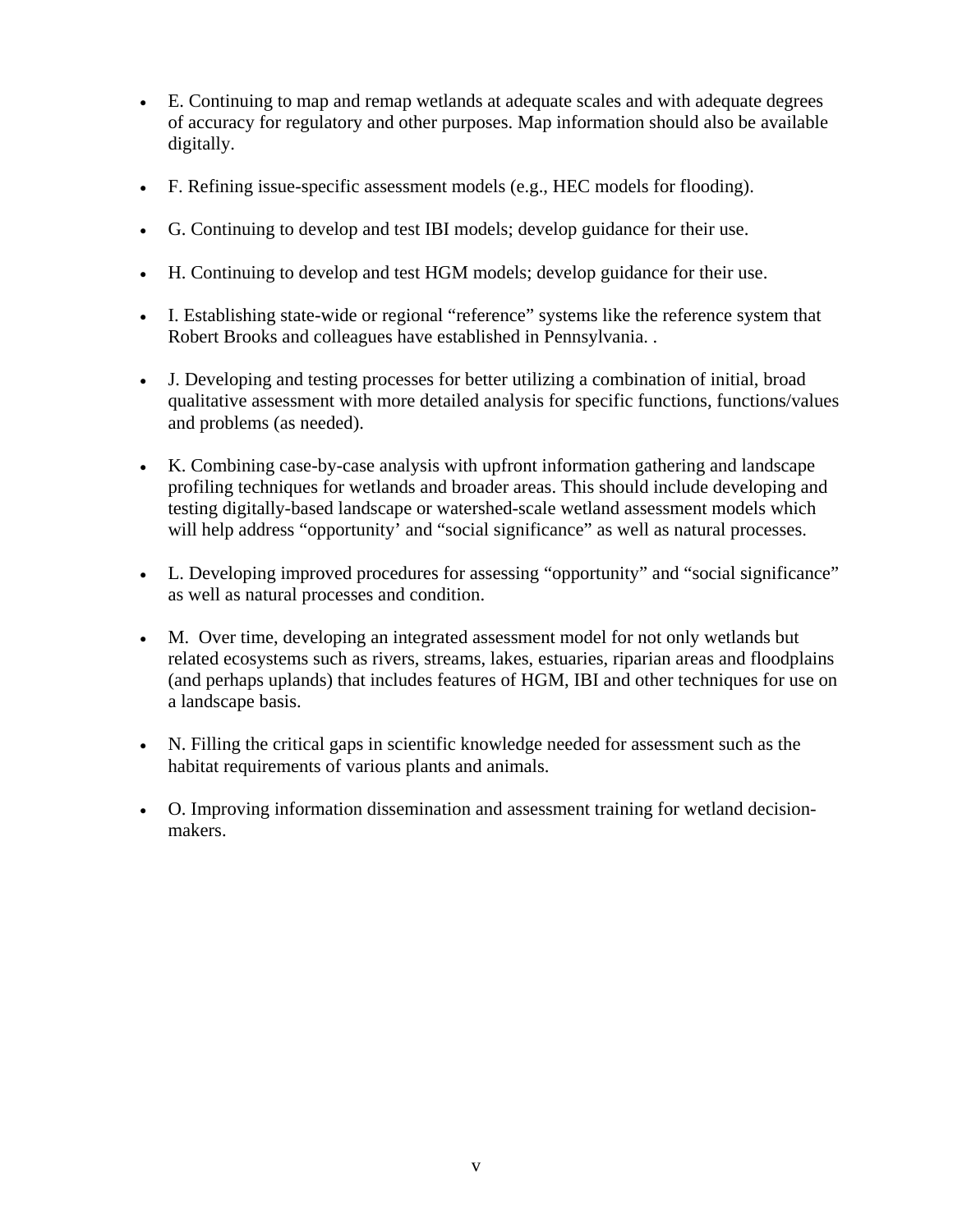- E. Continuing to map and remap wetlands at adequate scales and with adequate degrees of accuracy for regulatory and other purposes. Map information should also be available digitally.

- F. Refining issue-specific assessment models (e.g., HEC models for flooding).

- G. Continuing to develop and test IBI models; develop guidance for their use.

- H. Continuing to develop and test HGM models; develop guidance for their use.

- I. Establishing state-wide or regional "reference" systems like the reference system that Robert Brooks and colleagues have established in Pennsylvania. .

- J. Developing and testing processes for better utilizing a combination of initial, broad qualitative assessment with more detailed analysis for specific functions, functions/values and problems (as needed).

- K. Combining case-by-case analysis with upfront information gathering and landscape profiling techniques for wetlands and broader areas. This should include developing and testing digitally-based landscape or watershed-scale wetland assessment models which will help address "opportunity' and "social significance" as well as natural processes.

- L. Developing improved procedures for assessing "opportunity" and "social significance" as well as natural processes and condition.

- M. Over time, developing an integrated assessment model for not only wetlands but related ecosystems such as rivers, streams, lakes, estuaries, riparian areas and floodplains (and perhaps uplands) that includes features of HGM, IBI and other techniques for use on a landscape basis.

- N. Filling the critical gaps in scientific knowledge needed for assessment such as the habitat requirements of various plants and animals.

- O. Improving information dissemination and assessment training for wetland decision-makers.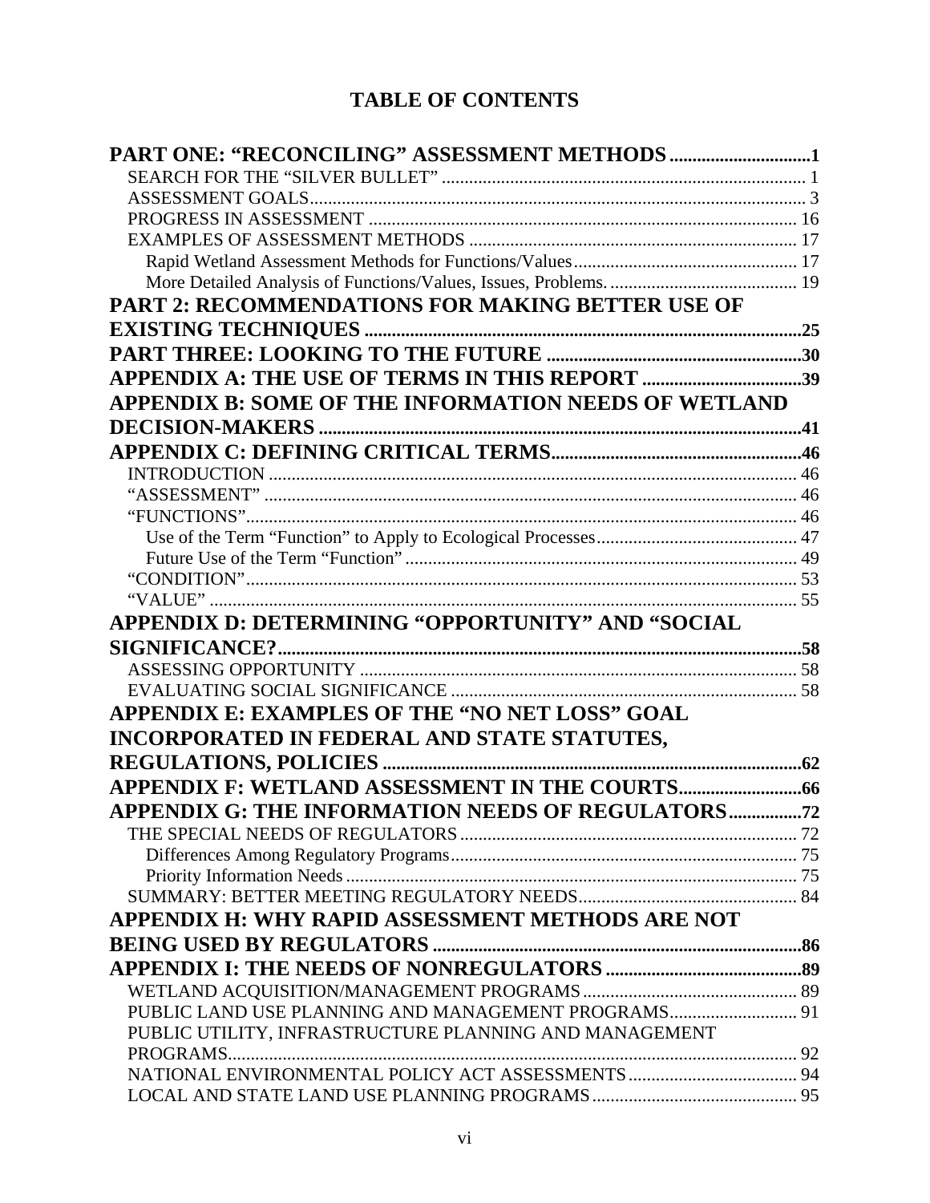# TABLE OF CONTENTS

**PART ONE: "RECONCILING" ASSESSMENT METHODS** .............................. 1

- SEARCH FOR THE "SILVER BULLET" .............................. 1
- ASSESSMENT GOALS .............................. 3
- PROGRESS IN ASSESSMENT .............................. 16
- EXAMPLES OF ASSESSMENT METHODS .............................. 17
  - Rapid Wetland Assessment Methods for Functions/Values .............................. 17
  - More Detailed Analysis of Functions/Values, Issues, Problems. .............................. 19

**PART 2: RECOMMENDATIONS FOR MAKING BETTER USE OF EXISTING TECHNIQUES** .............................. 25

**PART THREE: LOOKING TO THE FUTURE** .............................. 30

**APPENDIX A: THE USE OF TERMS IN THIS REPORT** .............................. 39

**APPENDIX B: SOME OF THE INFORMATION NEEDS OF WETLAND DECISION-MAKERS** .............................. 41

**APPENDIX C: DEFINING CRITICAL TERMS** .............................. 46

- INTRODUCTION .............................. 46
- "ASSESSMENT" .............................. 46
- "FUNCTIONS" .............................. 46
  - Use of the Term "Function" to Apply to Ecological Processes .............................. 47
  - Future Use of the Term "Function" .............................. 49
- "CONDITION" .............................. 53
- "VALUE" .............................. 55

**APPENDIX D: DETERMINING "OPPORTUNITY" AND "SOCIAL SIGNIFICANCE?** .............................. 58

- ASSESSING OPPORTUNITY .............................. 58
- EVALUATING SOCIAL SIGNIFICANCE .............................. 58

**APPENDIX E: EXAMPLES OF THE "NO NET LOSS" GOAL INCORPORATED IN FEDERAL AND STATE STATUTES, REGULATIONS, POLICIES** .............................. 62

**APPENDIX F: WETLAND ASSESSMENT IN THE COURTS** .............................. 66

**APPENDIX G: THE INFORMATION NEEDS OF REGULATORS** .............................. 72

- THE SPECIAL NEEDS OF REGULATORS .............................. 72
  - Differences Among Regulatory Programs .............................. 75
  - Priority Information Needs .............................. 75
- SUMMARY: BETTER MEETING REGULATORY NEEDS .............................. 84

**APPENDIX H: WHY RAPID ASSESSMENT METHODS ARE NOT BEING USED BY REGULATORS** .............................. 86

**APPENDIX I: THE NEEDS OF NONREGULATORS** .............................. 89

- WETLAND ACQUISITION/MANAGEMENT PROGRAMS .............................. 89
- PUBLIC LAND USE PLANNING AND MANAGEMENT PROGRAMS .............................. 91
- PUBLIC UTILITY, INFRASTRUCTURE PLANNING AND MANAGEMENT PROGRAMS .............................. 92
- NATIONAL ENVIRONMENTAL POLICY ACT ASSESSMENTS .............................. 94
- LOCAL AND STATE LAND USE PLANNING PROGRAMS .............................. 95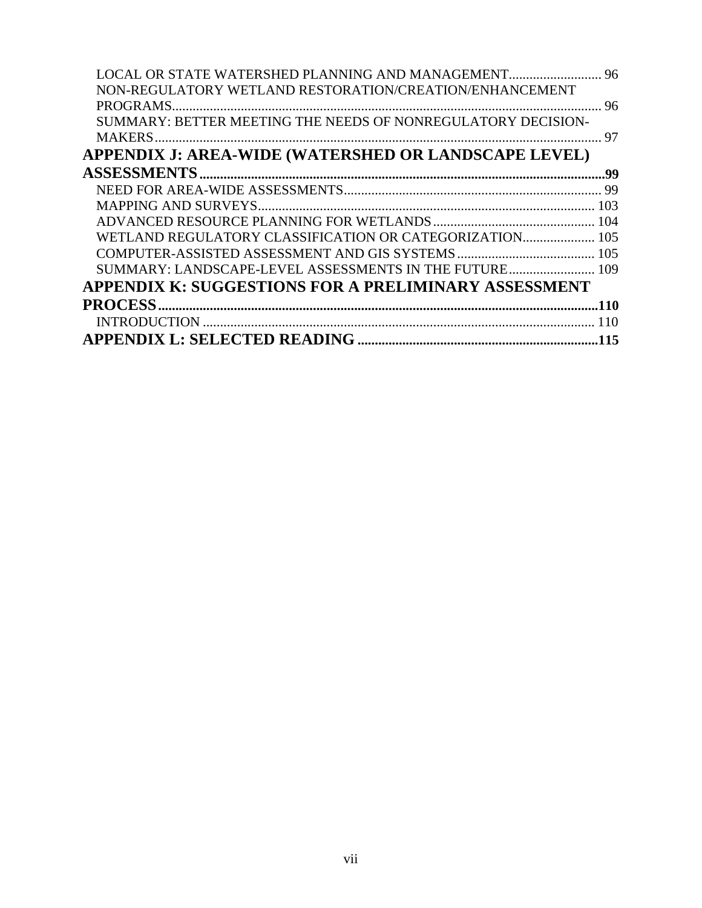LOCAL OR STATE WATERSHED PLANNING AND MANAGEMENT ........................... 96
NON-REGULATORY WETLAND RESTORATION/CREATION/ENHANCEMENT PROGRAMS ........................... 96
SUMMARY: BETTER MEETING THE NEEDS OF NONREGULATORY DECISION-MAKERS ........................... 97

**APPENDIX J: AREA-WIDE (WATERSHED OR LANDSCAPE LEVEL) ASSESSMENTS ........................... 99**

NEED FOR AREA-WIDE ASSESSMENTS ........................... 99
MAPPING AND SURVEYS ........................... 103
ADVANCED RESOURCE PLANNING FOR WETLANDS ........................... 104
WETLAND REGULATORY CLASSIFICATION OR CATEGORIZATION ........................... 105
COMPUTER-ASSISTED ASSESSMENT AND GIS SYSTEMS ........................... 105
SUMMARY: LANDSCAPE-LEVEL ASSESSMENTS IN THE FUTURE ........................... 109

**APPENDIX K: SUGGESTIONS FOR A PRELIMINARY ASSESSMENT PROCESS ........................... 110**

INTRODUCTION ........................... 110

**APPENDIX L: SELECTED READING ........................... 115**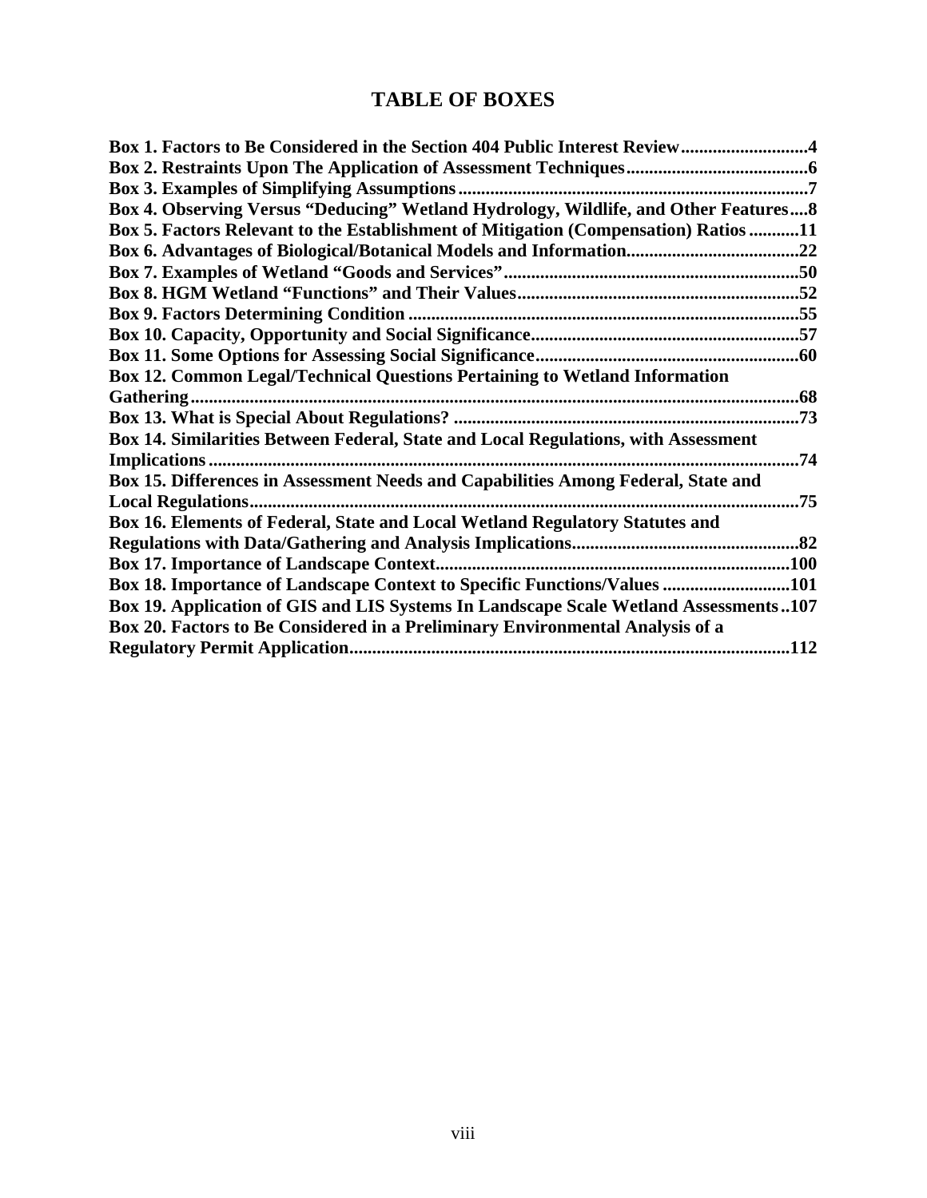# TABLE OF BOXES

**Box 1. Factors to Be Considered in the Section 404 Public Interest Review...........................4**
**Box 2. Restraints Upon The Application of Assessment Techniques.......................................6**
**Box 3. Examples of Simplifying Assumptions............................................................................7**
**Box 4. Observing Versus "Deducing" Wetland Hydrology, Wildlife, and Other Features....8**
**Box 5. Factors Relevant to the Establishment of Mitigation (Compensation) Ratios ...........11**
**Box 6. Advantages of Biological/Botanical Models and Information......................................22**
**Box 7. Examples of Wetland "Goods and Services"................................................................50**
**Box 8. HGM Wetland "Functions" and Their Values.............................................................52**
**Box 9. Factors Determining Condition ....................................................................................55**
**Box 10. Capacity, Opportunity and Social Significance..........................................................57**
**Box 11. Some Options for Assessing Social Significance.........................................................60**
**Box 12. Common Legal/Technical Questions Pertaining to Wetland Information Gathering....................................................................................................................................68**
**Box 13. What is Special About Regulations? ...........................................................................73**
**Box 14. Similarities Between Federal, State and Local Regulations, with Assessment Implications ................................................................................................................................74**
**Box 15. Differences in Assessment Needs and Capabilities Among Federal, State and Local Regulations.......................................................................................................................75**
**Box 16. Elements of Federal, State and Local Wetland Regulatory Statutes and Regulations with Data/Gathering and Analysis Implications.................................................82**
**Box 17. Importance of Landscape Context.............................................................................100**
**Box 18. Importance of Landscape Context to Specific Functions/Values ...........................101**
**Box 19. Application of GIS and LIS Systems In Landscape Scale Wetland Assessments..107**
**Box 20. Factors to Be Considered in a Preliminary Environmental Analysis of a Regulatory Permit Application...............................................................................................112**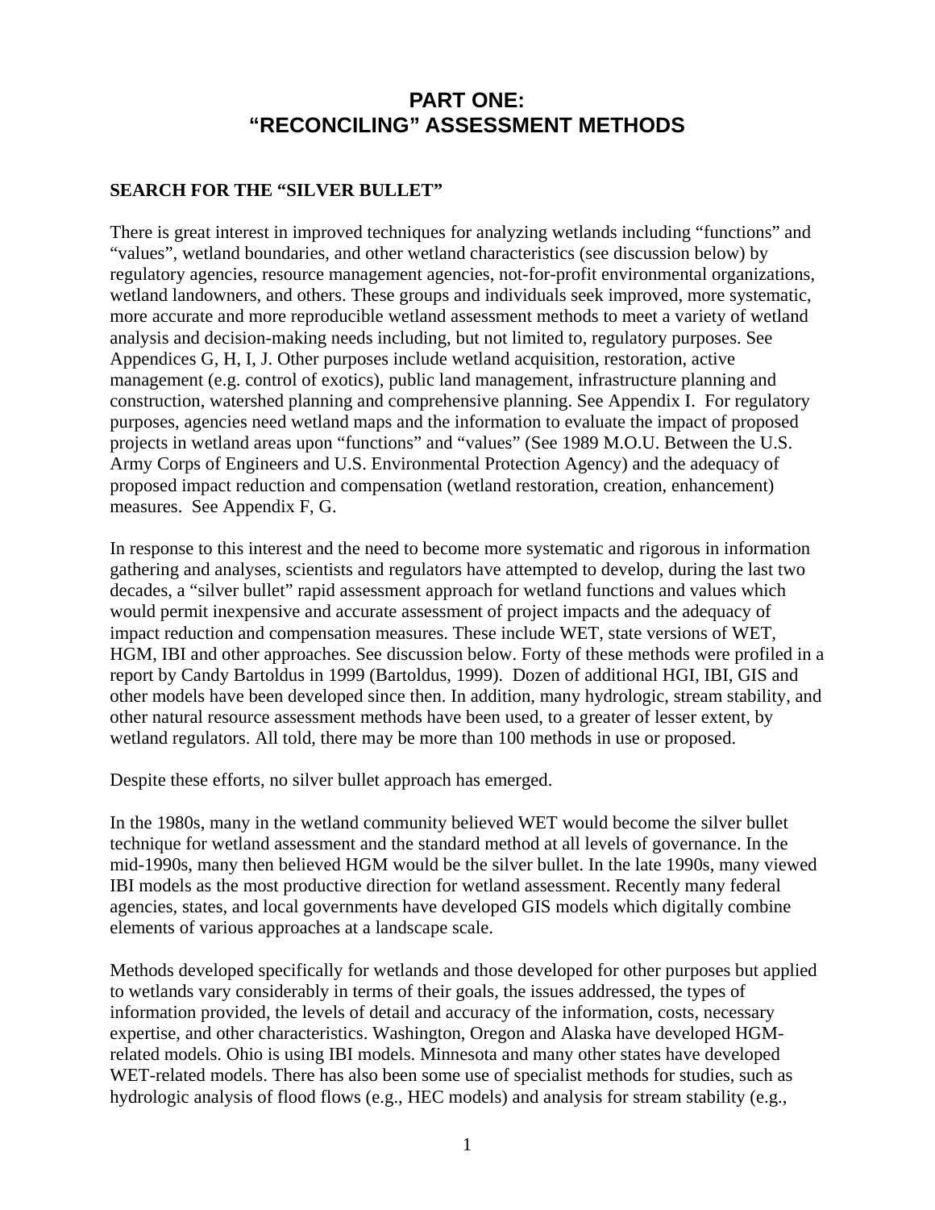# PART ONE: "RECONCILING" ASSESSMENT METHODS

## SEARCH FOR THE "SILVER BULLET"

There is great interest in improved techniques for analyzing wetlands including "functions" and "values", wetland boundaries, and other wetland characteristics (see discussion below) by regulatory agencies, resource management agencies, not-for-profit environmental organizations, wetland landowners, and others. These groups and individuals seek improved, more systematic, more accurate and more reproducible wetland assessment methods to meet a variety of wetland analysis and decision-making needs including, but not limited to, regulatory purposes. See Appendices G, H, I, J. Other purposes include wetland acquisition, restoration, active management (e.g. control of exotics), public land management, infrastructure planning and construction, watershed planning and comprehensive planning. See Appendix I. For regulatory purposes, agencies need wetland maps and the information to evaluate the impact of proposed projects in wetland areas upon "functions" and "values" (See 1989 M.O.U. Between the U.S. Army Corps of Engineers and U.S. Environmental Protection Agency) and the adequacy of proposed impact reduction and compensation (wetland restoration, creation, enhancement) measures. See Appendix F, G.

In response to this interest and the need to become more systematic and rigorous in information gathering and analyses, scientists and regulators have attempted to develop, during the last two decades, a "silver bullet" rapid assessment approach for wetland functions and values which would permit inexpensive and accurate assessment of project impacts and the adequacy of impact reduction and compensation measures. These include WET, state versions of WET, HGM, IBI and other approaches. See discussion below. Forty of these methods were profiled in a report by Candy Bartoldus in 1999 (Bartoldus, 1999). Dozen of additional HGI, IBI, GIS and other models have been developed since then. In addition, many hydrologic, stream stability, and other natural resource assessment methods have been used, to a greater of lesser extent, by wetland regulators. All told, there may be more than 100 methods in use or proposed.

Despite these efforts, no silver bullet approach has emerged.

In the 1980s, many in the wetland community believed WET would become the silver bullet technique for wetland assessment and the standard method at all levels of governance. In the mid-1990s, many then believed HGM would be the silver bullet. In the late 1990s, many viewed IBI models as the most productive direction for wetland assessment. Recently many federal agencies, states, and local governments have developed GIS models which digitally combine elements of various approaches at a landscape scale.

Methods developed specifically for wetlands and those developed for other purposes but applied to wetlands vary considerably in terms of their goals, the issues addressed, the types of information provided, the levels of detail and accuracy of the information, costs, necessary expertise, and other characteristics. Washington, Oregon and Alaska have developed HGM-related models. Ohio is using IBI models. Minnesota and many other states have developed WET-related models. There has also been some use of specialist methods for studies, such as hydrologic analysis of flood flows (e.g., HEC models) and analysis for stream stability (e.g.,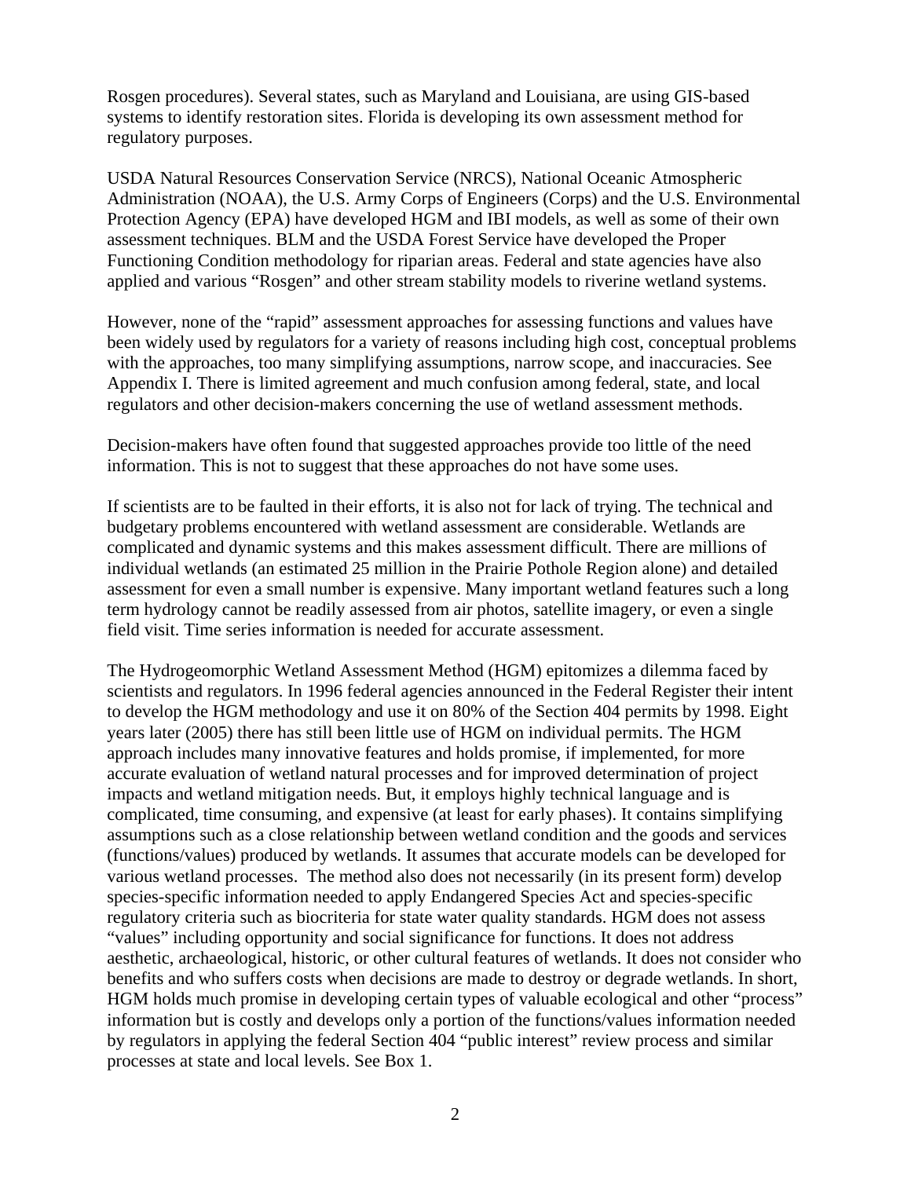Rosgen procedures). Several states, such as Maryland and Louisiana, are using GIS-based systems to identify restoration sites. Florida is developing its own assessment method for regulatory purposes.

USDA Natural Resources Conservation Service (NRCS), National Oceanic Atmospheric Administration (NOAA), the U.S. Army Corps of Engineers (Corps) and the U.S. Environmental Protection Agency (EPA) have developed HGM and IBI models, as well as some of their own assessment techniques. BLM and the USDA Forest Service have developed the Proper Functioning Condition methodology for riparian areas. Federal and state agencies have also applied and various "Rosgen" and other stream stability models to riverine wetland systems.

However, none of the "rapid" assessment approaches for assessing functions and values have been widely used by regulators for a variety of reasons including high cost, conceptual problems with the approaches, too many simplifying assumptions, narrow scope, and inaccuracies. See Appendix I. There is limited agreement and much confusion among federal, state, and local regulators and other decision-makers concerning the use of wetland assessment methods.

Decision-makers have often found that suggested approaches provide too little of the need information. This is not to suggest that these approaches do not have some uses.

If scientists are to be faulted in their efforts, it is also not for lack of trying. The technical and budgetary problems encountered with wetland assessment are considerable. Wetlands are complicated and dynamic systems and this makes assessment difficult. There are millions of individual wetlands (an estimated 25 million in the Prairie Pothole Region alone) and detailed assessment for even a small number is expensive. Many important wetland features such a long term hydrology cannot be readily assessed from air photos, satellite imagery, or even a single field visit. Time series information is needed for accurate assessment.

The Hydrogeomorphic Wetland Assessment Method (HGM) epitomizes a dilemma faced by scientists and regulators. In 1996 federal agencies announced in the Federal Register their intent to develop the HGM methodology and use it on 80% of the Section 404 permits by 1998. Eight years later (2005) there has still been little use of HGM on individual permits. The HGM approach includes many innovative features and holds promise, if implemented, for more accurate evaluation of wetland natural processes and for improved determination of project impacts and wetland mitigation needs. But, it employs highly technical language and is complicated, time consuming, and expensive (at least for early phases). It contains simplifying assumptions such as a close relationship between wetland condition and the goods and services (functions/values) produced by wetlands. It assumes that accurate models can be developed for various wetland processes. The method also does not necessarily (in its present form) develop species-specific information needed to apply Endangered Species Act and species-specific regulatory criteria such as biocriteria for state water quality standards. HGM does not assess "values" including opportunity and social significance for functions. It does not address aesthetic, archaeological, historic, or other cultural features of wetlands. It does not consider who benefits and who suffers costs when decisions are made to destroy or degrade wetlands. In short, HGM holds much promise in developing certain types of valuable ecological and other "process" information but is costly and develops only a portion of the functions/values information needed by regulators in applying the federal Section 404 "public interest" review process and similar processes at state and local levels. See Box 1.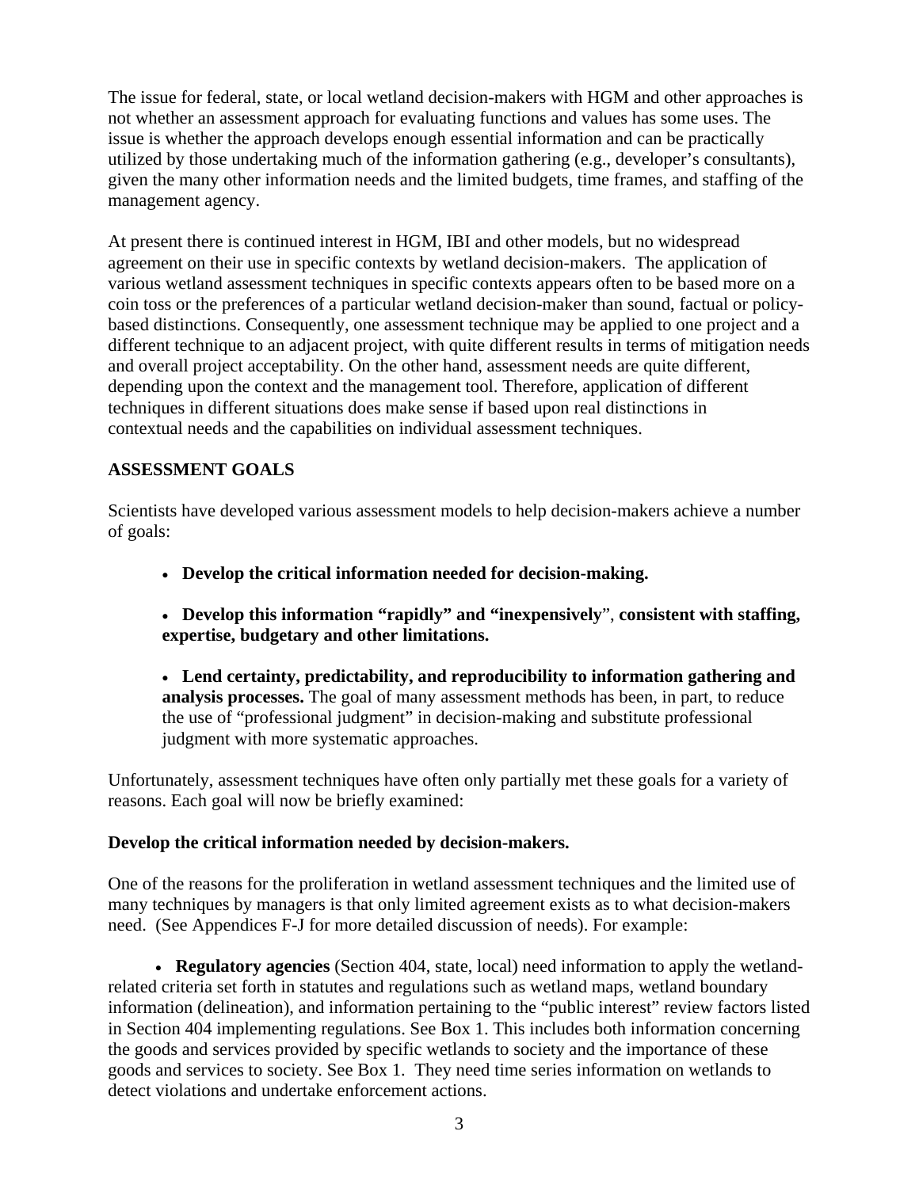The issue for federal, state, or local wetland decision-makers with HGM and other approaches is not whether an assessment approach for evaluating functions and values has some uses. The issue is whether the approach develops enough essential information and can be practically utilized by those undertaking much of the information gathering (e.g., developer's consultants), given the many other information needs and the limited budgets, time frames, and staffing of the management agency.

At present there is continued interest in HGM, IBI and other models, but no widespread agreement on their use in specific contexts by wetland decision-makers. The application of various wetland assessment techniques in specific contexts appears often to be based more on a coin toss or the preferences of a particular wetland decision-maker than sound, factual or policy-based distinctions. Consequently, one assessment technique may be applied to one project and a different technique to an adjacent project, with quite different results in terms of mitigation needs and overall project acceptability. On the other hand, assessment needs are quite different, depending upon the context and the management tool. Therefore, application of different techniques in different situations does make sense if based upon real distinctions in contextual needs and the capabilities on individual assessment techniques.

## ASSESSMENT GOALS

Scientists have developed various assessment models to help decision-makers achieve a number of goals:

- **Develop the critical information needed for decision-making.**
- **Develop this information "rapidly" and "inexpensively", consistent with staffing, expertise, budgetary and other limitations.**
- **Lend certainty, predictability, and reproducibility to information gathering and analysis processes.** The goal of many assessment methods has been, in part, to reduce the use of "professional judgment" in decision-making and substitute professional judgment with more systematic approaches.

Unfortunately, assessment techniques have often only partially met these goals for a variety of reasons. Each goal will now be briefly examined:

### Develop the critical information needed by decision-makers.

One of the reasons for the proliferation in wetland assessment techniques and the limited use of many techniques by managers is that only limited agreement exists as to what decision-makers need. (See Appendices F-J for more detailed discussion of needs). For example:

- **Regulatory agencies** (Section 404, state, local) need information to apply the wetland-related criteria set forth in statutes and regulations such as wetland maps, wetland boundary information (delineation), and information pertaining to the "public interest" review factors listed in Section 404 implementing regulations. See Box 1. This includes both information concerning the goods and services provided by specific wetlands to society and the importance of these goods and services to society. See Box 1. They need time series information on wetlands to detect violations and undertake enforcement actions.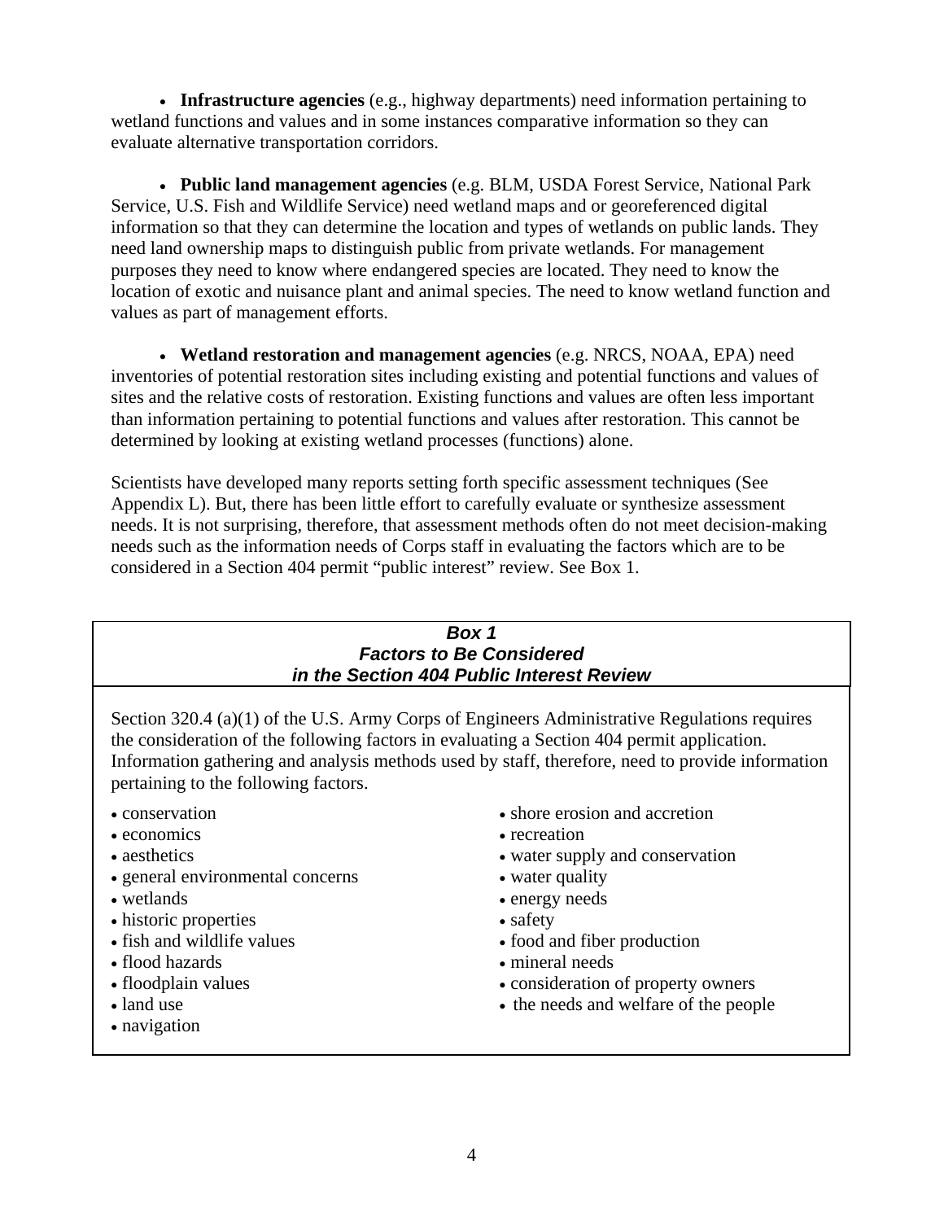- **Infrastructure agencies** (e.g., highway departments) need information pertaining to wetland functions and values and in some instances comparative information so they can evaluate alternative transportation corridors.

- **Public land management agencies** (e.g. BLM, USDA Forest Service, National Park Service, U.S. Fish and Wildlife Service) need wetland maps and or georeferenced digital information so that they can determine the location and types of wetlands on public lands. They need land ownership maps to distinguish public from private wetlands. For management purposes they need to know where endangered species are located. They need to know the location of exotic and nuisance plant and animal species. The need to know wetland function and values as part of management efforts.

- **Wetland restoration and management agencies** (e.g. NRCS, NOAA, EPA) need inventories of potential restoration sites including existing and potential functions and values of sites and the relative costs of restoration. Existing functions and values are often less important than information pertaining to potential functions and values after restoration. This cannot be determined by looking at existing wetland processes (functions) alone.

Scientists have developed many reports setting forth specific assessment techniques (See Appendix L). But, there has been little effort to carefully evaluate or synthesize assessment needs. It is not surprising, therefore, that assessment methods often do not meet decision-making needs such as the information needs of Corps staff in evaluating the factors which are to be considered in a Section 404 permit "public interest" review. See Box 1.

***Box 1***
***Factors to Be Considered in the Section 404 Public Interest Review***

Section 320.4 (a)(1) of the U.S. Army Corps of Engineers Administrative Regulations requires the consideration of the following factors in evaluating a Section 404 permit application. Information gathering and analysis methods used by staff, therefore, need to provide information pertaining to the following factors.

- conservation
- economics
- aesthetics
- general environmental concerns
- wetlands
- historic properties
- fish and wildlife values
- flood hazards
- floodplain values
- land use
- navigation
- shore erosion and accretion
- recreation
- water supply and conservation
- water quality
- energy needs
- safety
- food and fiber production
- mineral needs
- consideration of property owners
- the needs and welfare of the people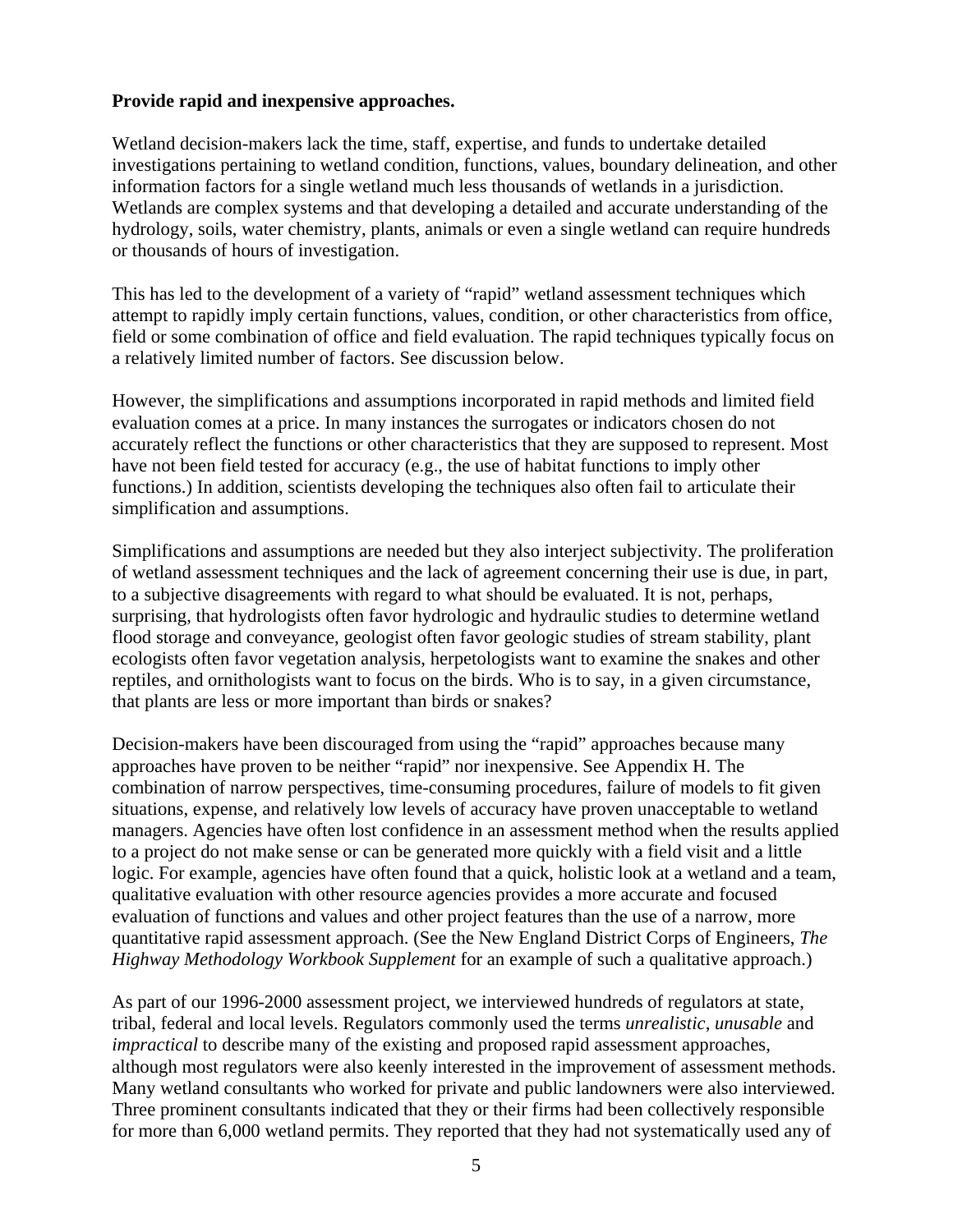**Provide rapid and inexpensive approaches.**

Wetland decision-makers lack the time, staff, expertise, and funds to undertake detailed investigations pertaining to wetland condition, functions, values, boundary delineation, and other information factors for a single wetland much less thousands of wetlands in a jurisdiction. Wetlands are complex systems and that developing a detailed and accurate understanding of the hydrology, soils, water chemistry, plants, animals or even a single wetland can require hundreds or thousands of hours of investigation.

This has led to the development of a variety of "rapid" wetland assessment techniques which attempt to rapidly imply certain functions, values, condition, or other characteristics from office, field or some combination of office and field evaluation. The rapid techniques typically focus on a relatively limited number of factors. See discussion below.

However, the simplifications and assumptions incorporated in rapid methods and limited field evaluation comes at a price. In many instances the surrogates or indicators chosen do not accurately reflect the functions or other characteristics that they are supposed to represent. Most have not been field tested for accuracy (e.g., the use of habitat functions to imply other functions.) In addition, scientists developing the techniques also often fail to articulate their simplification and assumptions.

Simplifications and assumptions are needed but they also interject subjectivity. The proliferation of wetland assessment techniques and the lack of agreement concerning their use is due, in part, to a subjective disagreements with regard to what should be evaluated. It is not, perhaps, surprising, that hydrologists often favor hydrologic and hydraulic studies to determine wetland flood storage and conveyance, geologist often favor geologic studies of stream stability, plant ecologists often favor vegetation analysis, herpetologists want to examine the snakes and other reptiles, and ornithologists want to focus on the birds. Who is to say, in a given circumstance, that plants are less or more important than birds or snakes?

Decision-makers have been discouraged from using the "rapid" approaches because many approaches have proven to be neither "rapid" nor inexpensive. See Appendix H. The combination of narrow perspectives, time-consuming procedures, failure of models to fit given situations, expense, and relatively low levels of accuracy have proven unacceptable to wetland managers. Agencies have often lost confidence in an assessment method when the results applied to a project do not make sense or can be generated more quickly with a field visit and a little logic. For example, agencies have often found that a quick, holistic look at a wetland and a team, qualitative evaluation with other resource agencies provides a more accurate and focused evaluation of functions and values and other project features than the use of a narrow, more quantitative rapid assessment approach. (See the New England District Corps of Engineers, *The Highway Methodology Workbook Supplement* for an example of such a qualitative approach.)

As part of our 1996-2000 assessment project, we interviewed hundreds of regulators at state, tribal, federal and local levels. Regulators commonly used the terms *unrealistic*, *unusable* and *impractical* to describe many of the existing and proposed rapid assessment approaches, although most regulators were also keenly interested in the improvement of assessment methods. Many wetland consultants who worked for private and public landowners were also interviewed. Three prominent consultants indicated that they or their firms had been collectively responsible for more than 6,000 wetland permits. They reported that they had not systematically used any of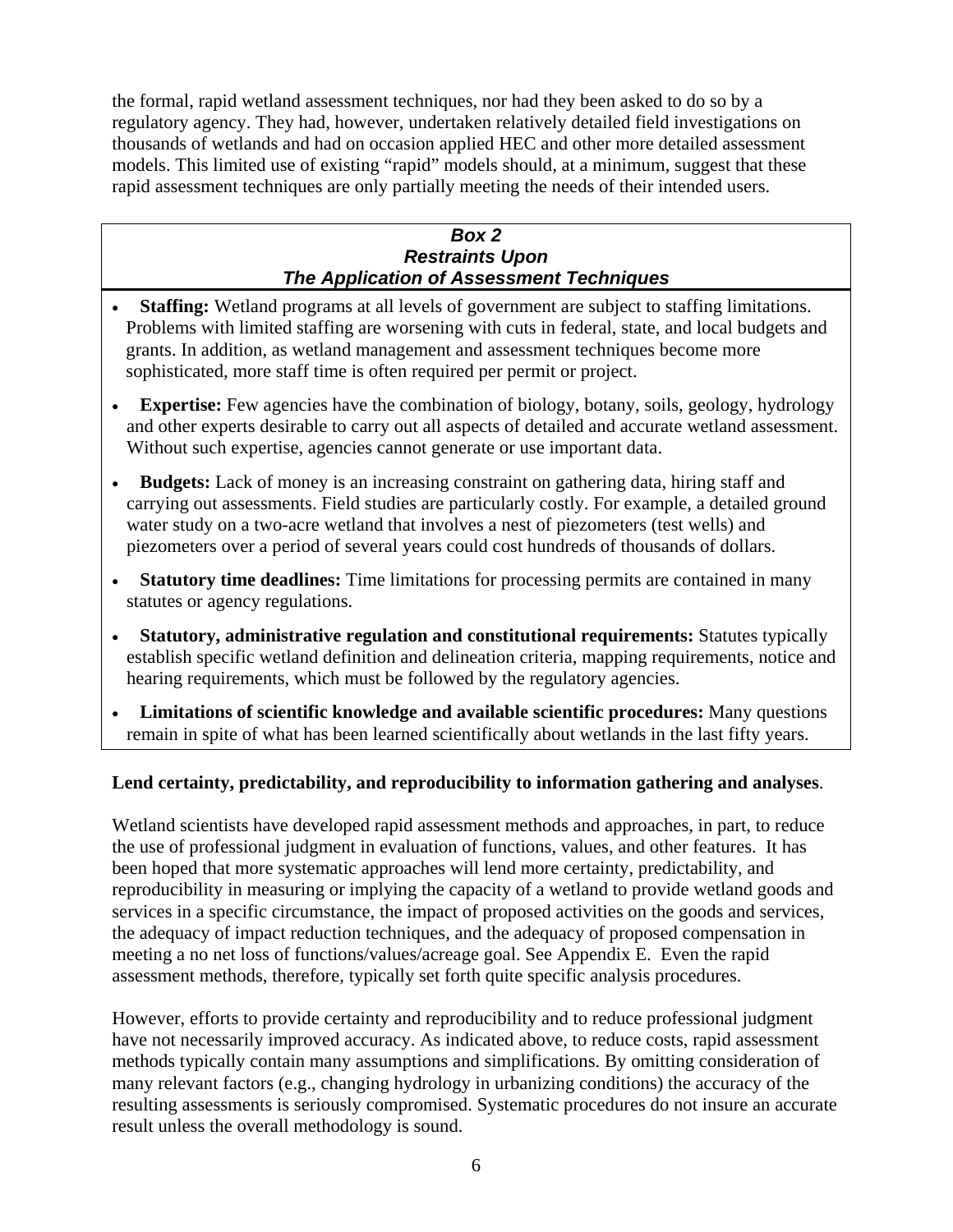the formal, rapid wetland assessment techniques, nor had they been asked to do so by a regulatory agency. They had, however, undertaken relatively detailed field investigations on thousands of wetlands and had on occasion applied HEC and other more detailed assessment models. This limited use of existing "rapid" models should, at a minimum, suggest that these rapid assessment techniques are only partially meeting the needs of their intended users.

> ***Box 2***
> ***Restraints Upon***
> ***The Application of Assessment Techniques***
>
> - **Staffing:** Wetland programs at all levels of government are subject to staffing limitations. Problems with limited staffing are worsening with cuts in federal, state, and local budgets and grants. In addition, as wetland management and assessment techniques become more sophisticated, more staff time is often required per permit or project.
> - **Expertise:** Few agencies have the combination of biology, botany, soils, geology, hydrology and other experts desirable to carry out all aspects of detailed and accurate wetland assessment. Without such expertise, agencies cannot generate or use important data.
> - **Budgets:** Lack of money is an increasing constraint on gathering data, hiring staff and carrying out assessments. Field studies are particularly costly. For example, a detailed ground water study on a two-acre wetland that involves a nest of piezometers (test wells) and piezometers over a period of several years could cost hundreds of thousands of dollars.
> - **Statutory time deadlines:** Time limitations for processing permits are contained in many statutes or agency regulations.
> - **Statutory, administrative regulation and constitutional requirements:** Statutes typically establish specific wetland definition and delineation criteria, mapping requirements, notice and hearing requirements, which must be followed by the regulatory agencies.
> - **Limitations of scientific knowledge and available scientific procedures:** Many questions remain in spite of what has been learned scientifically about wetlands in the last fifty years.

**Lend certainty, predictability, and reproducibility to information gathering and analyses**.

Wetland scientists have developed rapid assessment methods and approaches, in part, to reduce the use of professional judgment in evaluation of functions, values, and other features. It has been hoped that more systematic approaches will lend more certainty, predictability, and reproducibility in measuring or implying the capacity of a wetland to provide wetland goods and services in a specific circumstance, the impact of proposed activities on the goods and services, the adequacy of impact reduction techniques, and the adequacy of proposed compensation in meeting a no net loss of functions/values/acreage goal. See Appendix E. Even the rapid assessment methods, therefore, typically set forth quite specific analysis procedures.

However, efforts to provide certainty and reproducibility and to reduce professional judgment have not necessarily improved accuracy. As indicated above, to reduce costs, rapid assessment methods typically contain many assumptions and simplifications. By omitting consideration of many relevant factors (e.g., changing hydrology in urbanizing conditions) the accuracy of the resulting assessments is seriously compromised. Systematic procedures do not insure an accurate result unless the overall methodology is sound.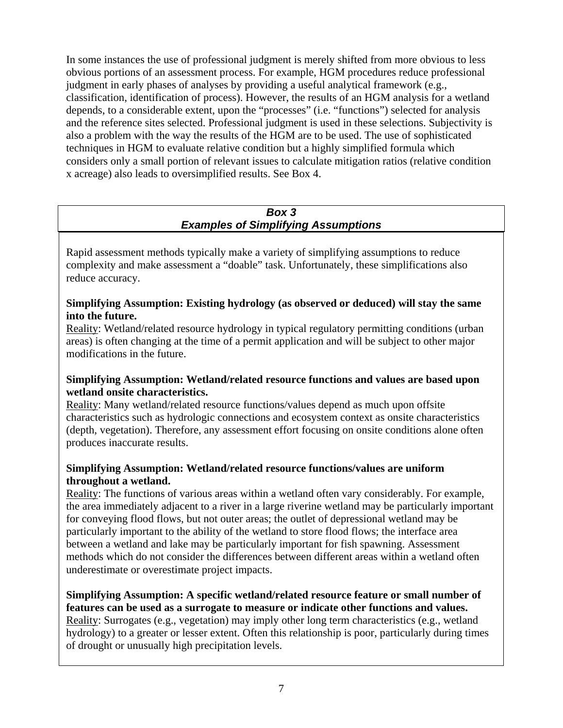In some instances the use of professional judgment is merely shifted from more obvious to less obvious portions of an assessment process. For example, HGM procedures reduce professional judgment in early phases of analyses by providing a useful analytical framework (e.g., classification, identification of process). However, the results of an HGM analysis for a wetland depends, to a considerable extent, upon the "processes" (i.e. "functions") selected for analysis and the reference sites selected. Professional judgment is used in these selections. Subjectivity is also a problem with the way the results of the HGM are to be used. The use of sophisticated techniques in HGM to evaluate relative condition but a highly simplified formula which considers only a small portion of relevant issues to calculate mitigation ratios (relative condition x acreage) also leads to oversimplified results. See Box 4.

***Box 3***
***Examples of Simplifying Assumptions***

Rapid assessment methods typically make a variety of simplifying assumptions to reduce complexity and make assessment a "doable" task. Unfortunately, these simplifications also reduce accuracy.

**Simplifying Assumption: Existing hydrology (as observed or deduced) will stay the same into the future.**
Reality: Wetland/related resource hydrology in typical regulatory permitting conditions (urban areas) is often changing at the time of a permit application and will be subject to other major modifications in the future.

**Simplifying Assumption: Wetland/related resource functions and values are based upon wetland onsite characteristics.**
Reality: Many wetland/related resource functions/values depend as much upon offsite characteristics such as hydrologic connections and ecosystem context as onsite characteristics (depth, vegetation). Therefore, any assessment effort focusing on onsite conditions alone often produces inaccurate results.

**Simplifying Assumption: Wetland/related resource functions/values are uniform throughout a wetland.**
Reality: The functions of various areas within a wetland often vary considerably. For example, the area immediately adjacent to a river in a large riverine wetland may be particularly important for conveying flood flows, but not outer areas; the outlet of depressional wetland may be particularly important to the ability of the wetland to store flood flows; the interface area between a wetland and lake may be particularly important for fish spawning. Assessment methods which do not consider the differences between different areas within a wetland often underestimate or overestimate project impacts.

**Simplifying Assumption: A specific wetland/related resource feature or small number of features can be used as a surrogate to measure or indicate other functions and values.**
Reality: Surrogates (e.g., vegetation) may imply other long term characteristics (e.g., wetland hydrology) to a greater or lesser extent. Often this relationship is poor, particularly during times of drought or unusually high precipitation levels.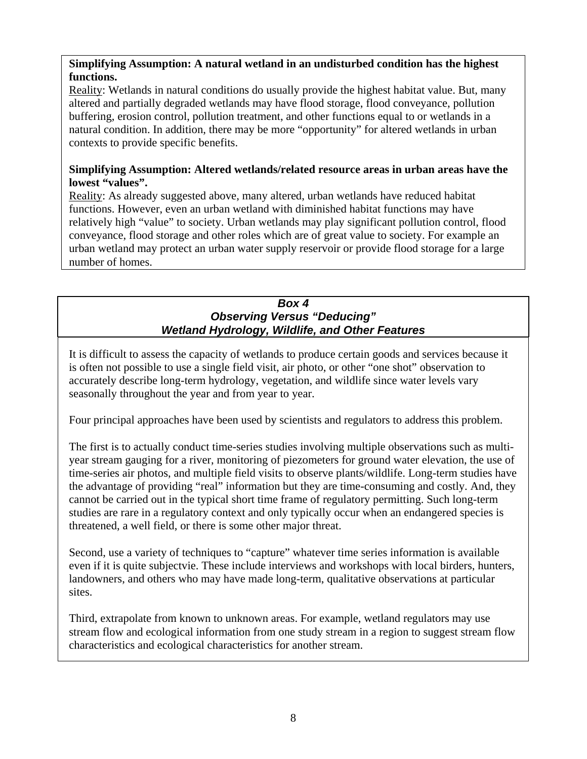**Simplifying Assumption: A natural wetland in an undisturbed condition has the highest functions.**

Reality: Wetlands in natural conditions do usually provide the highest habitat value. But, many altered and partially degraded wetlands may have flood storage, flood conveyance, pollution buffering, erosion control, pollution treatment, and other functions equal to or wetlands in a natural condition. In addition, there may be more "opportunity" for altered wetlands in urban contexts to provide specific benefits.

**Simplifying Assumption: Altered wetlands/related resource areas in urban areas have the lowest "values".**

Reality: As already suggested above, many altered, urban wetlands have reduced habitat functions. However, even an urban wetland with diminished habitat functions may have relatively high "value" to society. Urban wetlands may play significant pollution control, flood conveyance, flood storage and other roles which are of great value to society. For example an urban wetland may protect an urban water supply reservoir or provide flood storage for a large number of homes.

***Box 4***
***Observing Versus "Deducing"***
***Wetland Hydrology, Wildlife, and Other Features***

It is difficult to assess the capacity of wetlands to produce certain goods and services because it is often not possible to use a single field visit, air photo, or other "one shot" observation to accurately describe long-term hydrology, vegetation, and wildlife since water levels vary seasonally throughout the year and from year to year.

Four principal approaches have been used by scientists and regulators to address this problem.

The first is to actually conduct time-series studies involving multiple observations such as multi-year stream gauging for a river, monitoring of piezometers for ground water elevation, the use of time-series air photos, and multiple field visits to observe plants/wildlife. Long-term studies have the advantage of providing "real" information but they are time-consuming and costly. And, they cannot be carried out in the typical short time frame of regulatory permitting. Such long-term studies are rare in a regulatory context and only typically occur when an endangered species is threatened, a well field, or there is some other major threat.

Second, use a variety of techniques to "capture" whatever time series information is available even if it is quite subjectvie. These include interviews and workshops with local birders, hunters, landowners, and others who may have made long-term, qualitative observations at particular sites.

Third, extrapolate from known to unknown areas. For example, wetland regulators may use stream flow and ecological information from one study stream in a region to suggest stream flow characteristics and ecological characteristics for another stream.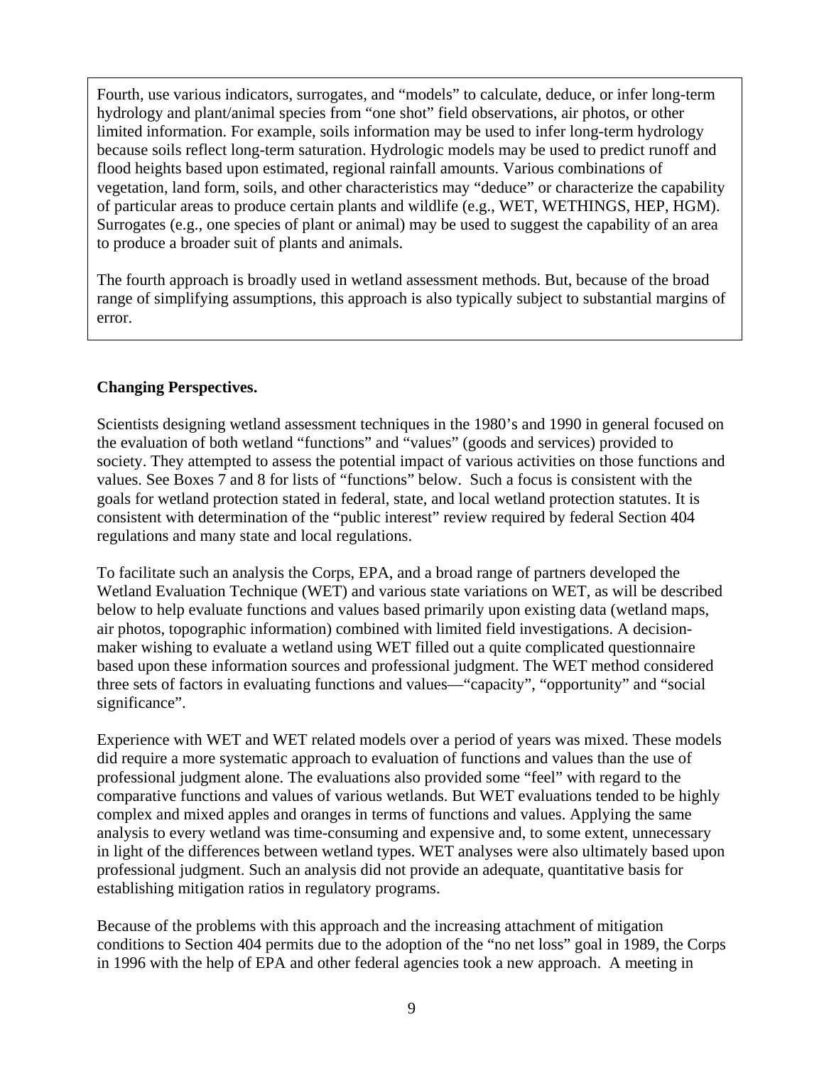Fourth, use various indicators, surrogates, and "models" to calculate, deduce, or infer long-term hydrology and plant/animal species from "one shot" field observations, air photos, or other limited information. For example, soils information may be used to infer long-term hydrology because soils reflect long-term saturation. Hydrologic models may be used to predict runoff and flood heights based upon estimated, regional rainfall amounts. Various combinations of vegetation, land form, soils, and other characteristics may "deduce" or characterize the capability of particular areas to produce certain plants and wildlife (e.g., WET, WETHINGS, HEP, HGM). Surrogates (e.g., one species of plant or animal) may be used to suggest the capability of an area to produce a broader suit of plants and animals.

The fourth approach is broadly used in wetland assessment methods. But, because of the broad range of simplifying assumptions, this approach is also typically subject to substantial margins of error.

**Changing Perspectives.**

Scientists designing wetland assessment techniques in the 1980's and 1990 in general focused on the evaluation of both wetland "functions" and "values" (goods and services) provided to society. They attempted to assess the potential impact of various activities on those functions and values. See Boxes 7 and 8 for lists of "functions" below. Such a focus is consistent with the goals for wetland protection stated in federal, state, and local wetland protection statutes. It is consistent with determination of the "public interest" review required by federal Section 404 regulations and many state and local regulations.

To facilitate such an analysis the Corps, EPA, and a broad range of partners developed the Wetland Evaluation Technique (WET) and various state variations on WET, as will be described below to help evaluate functions and values based primarily upon existing data (wetland maps, air photos, topographic information) combined with limited field investigations. A decision-maker wishing to evaluate a wetland using WET filled out a quite complicated questionnaire based upon these information sources and professional judgment. The WET method considered three sets of factors in evaluating functions and values—"capacity", "opportunity" and "social significance".

Experience with WET and WET related models over a period of years was mixed. These models did require a more systematic approach to evaluation of functions and values than the use of professional judgment alone. The evaluations also provided some "feel" with regard to the comparative functions and values of various wetlands. But WET evaluations tended to be highly complex and mixed apples and oranges in terms of functions and values. Applying the same analysis to every wetland was time-consuming and expensive and, to some extent, unnecessary in light of the differences between wetland types. WET analyses were also ultimately based upon professional judgment. Such an analysis did not provide an adequate, quantitative basis for establishing mitigation ratios in regulatory programs.

Because of the problems with this approach and the increasing attachment of mitigation conditions to Section 404 permits due to the adoption of the "no net loss" goal in 1989, the Corps in 1996 with the help of EPA and other federal agencies took a new approach. A meeting in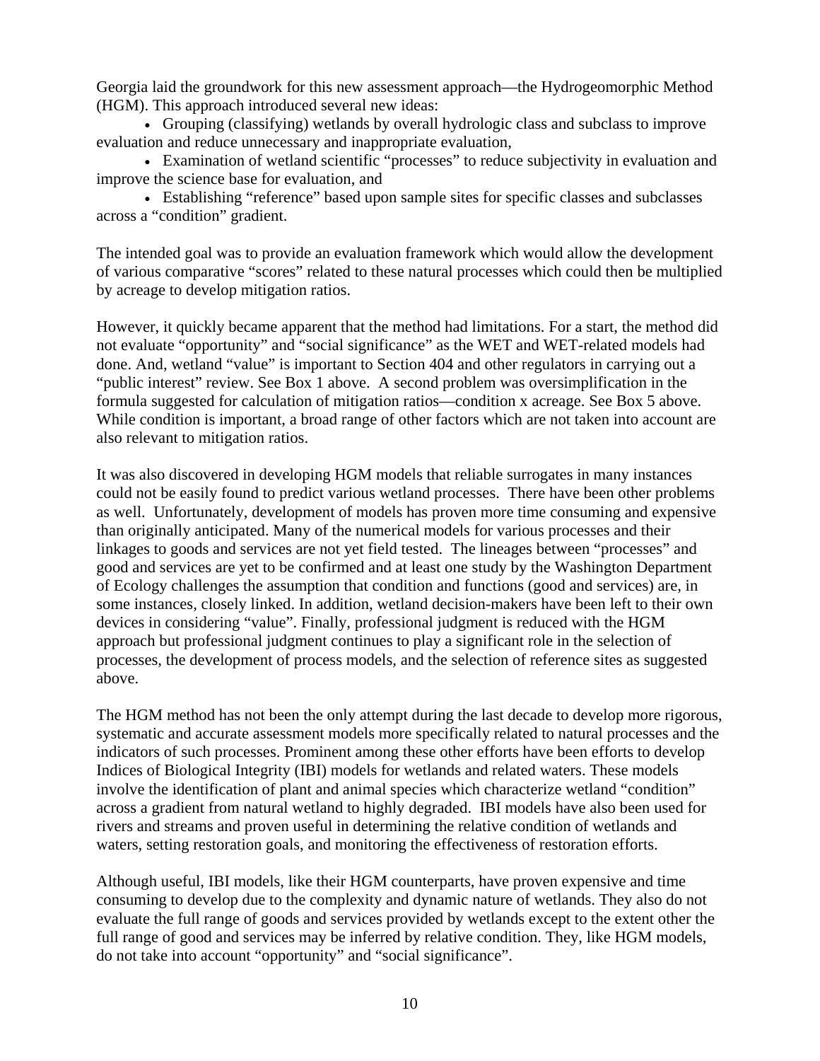Georgia laid the groundwork for this new assessment approach—the Hydrogeomorphic Method (HGM). This approach introduced several new ideas:

- Grouping (classifying) wetlands by overall hydrologic class and subclass to improve evaluation and reduce unnecessary and inappropriate evaluation,
- Examination of wetland scientific "processes" to reduce subjectivity in evaluation and improve the science base for evaluation, and
- Establishing "reference" based upon sample sites for specific classes and subclasses across a "condition" gradient.

The intended goal was to provide an evaluation framework which would allow the development of various comparative "scores" related to these natural processes which could then be multiplied by acreage to develop mitigation ratios.

However, it quickly became apparent that the method had limitations. For a start, the method did not evaluate "opportunity" and "social significance" as the WET and WET-related models had done. And, wetland "value" is important to Section 404 and other regulators in carrying out a "public interest" review. See Box 1 above. A second problem was oversimplification in the formula suggested for calculation of mitigation ratios—condition x acreage. See Box 5 above. While condition is important, a broad range of other factors which are not taken into account are also relevant to mitigation ratios.

It was also discovered in developing HGM models that reliable surrogates in many instances could not be easily found to predict various wetland processes. There have been other problems as well. Unfortunately, development of models has proven more time consuming and expensive than originally anticipated. Many of the numerical models for various processes and their linkages to goods and services are not yet field tested. The lineages between "processes" and good and services are yet to be confirmed and at least one study by the Washington Department of Ecology challenges the assumption that condition and functions (good and services) are, in some instances, closely linked. In addition, wetland decision-makers have been left to their own devices in considering "value". Finally, professional judgment is reduced with the HGM approach but professional judgment continues to play a significant role in the selection of processes, the development of process models, and the selection of reference sites as suggested above.

The HGM method has not been the only attempt during the last decade to develop more rigorous, systematic and accurate assessment models more specifically related to natural processes and the indicators of such processes. Prominent among these other efforts have been efforts to develop Indices of Biological Integrity (IBI) models for wetlands and related waters. These models involve the identification of plant and animal species which characterize wetland "condition" across a gradient from natural wetland to highly degraded. IBI models have also been used for rivers and streams and proven useful in determining the relative condition of wetlands and waters, setting restoration goals, and monitoring the effectiveness of restoration efforts.

Although useful, IBI models, like their HGM counterparts, have proven expensive and time consuming to develop due to the complexity and dynamic nature of wetlands. They also do not evaluate the full range of goods and services provided by wetlands except to the extent other the full range of good and services may be inferred by relative condition. They, like HGM models, do not take into account "opportunity" and "social significance".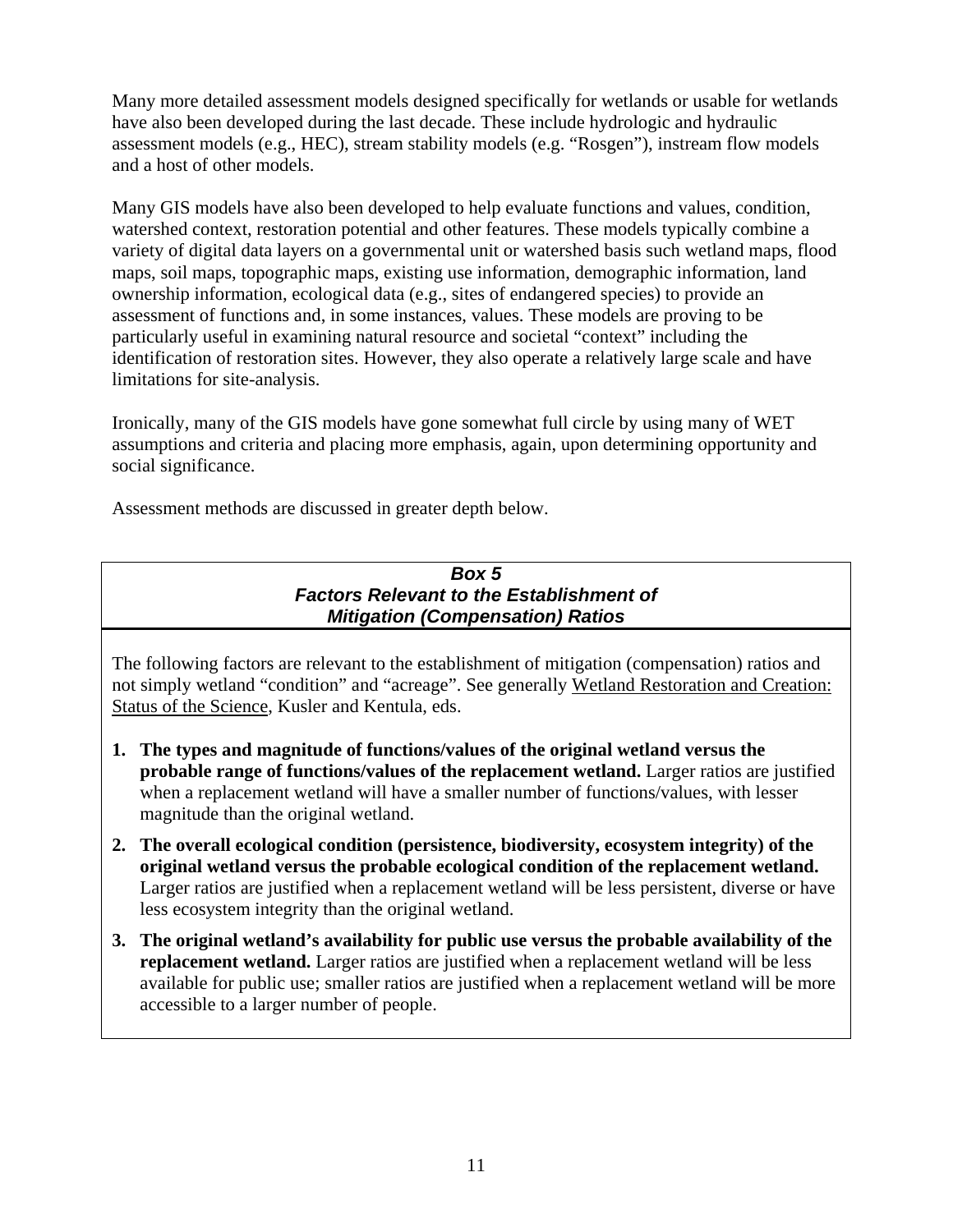Many more detailed assessment models designed specifically for wetlands or usable for wetlands have also been developed during the last decade. These include hydrologic and hydraulic assessment models (e.g., HEC), stream stability models (e.g. "Rosgen"), instream flow models and a host of other models.

Many GIS models have also been developed to help evaluate functions and values, condition, watershed context, restoration potential and other features. These models typically combine a variety of digital data layers on a governmental unit or watershed basis such wetland maps, flood maps, soil maps, topographic maps, existing use information, demographic information, land ownership information, ecological data (e.g., sites of endangered species) to provide an assessment of functions and, in some instances, values. These models are proving to be particularly useful in examining natural resource and societal "context" including the identification of restoration sites. However, they also operate a relatively large scale and have limitations for site-analysis.

Ironically, many of the GIS models have gone somewhat full circle by using many of WET assumptions and criteria and placing more emphasis, again, upon determining opportunity and social significance.

Assessment methods are discussed in greater depth below.

### *Box 5*
### *Factors Relevant to the Establishment of Mitigation (Compensation) Ratios*

The following factors are relevant to the establishment of mitigation (compensation) ratios and not simply wetland "condition" and "acreage". See generally Wetland Restoration and Creation: Status of the Science, Kusler and Kentula, eds.

1. **The types and magnitude of functions/values of the original wetland versus the probable range of functions/values of the replacement wetland.** Larger ratios are justified when a replacement wetland will have a smaller number of functions/values, with lesser magnitude than the original wetland.
2. **The overall ecological condition (persistence, biodiversity, ecosystem integrity) of the original wetland versus the probable ecological condition of the replacement wetland.** Larger ratios are justified when a replacement wetland will be less persistent, diverse or have less ecosystem integrity than the original wetland.
3. **The original wetland's availability for public use versus the probable availability of the replacement wetland.** Larger ratios are justified when a replacement wetland will be less available for public use; smaller ratios are justified when a replacement wetland will be more accessible to a larger number of people.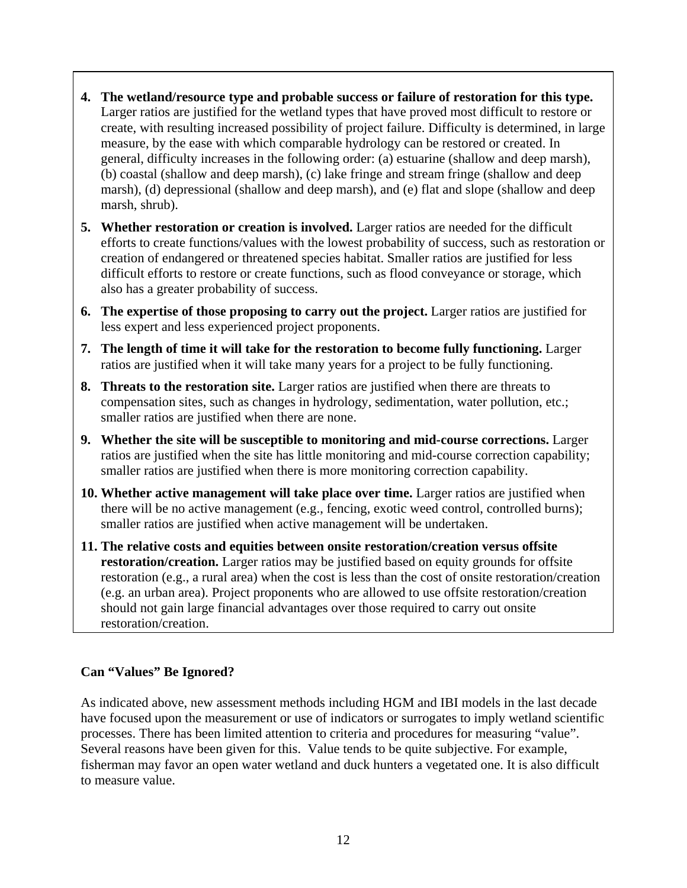4. **The wetland/resource type and probable success or failure of restoration for this type.** Larger ratios are justified for the wetland types that have proved most difficult to restore or create, with resulting increased possibility of project failure. Difficulty is determined, in large measure, by the ease with which comparable hydrology can be restored or created. In general, difficulty increases in the following order: (a) estuarine (shallow and deep marsh), (b) coastal (shallow and deep marsh), (c) lake fringe and stream fringe (shallow and deep marsh), (d) depressional (shallow and deep marsh), and (e) flat and slope (shallow and deep marsh, shrub).

5. **Whether restoration or creation is involved.** Larger ratios are needed for the difficult efforts to create functions/values with the lowest probability of success, such as restoration or creation of endangered or threatened species habitat. Smaller ratios are justified for less difficult efforts to restore or create functions, such as flood conveyance or storage, which also has a greater probability of success.

6. **The expertise of those proposing to carry out the project.** Larger ratios are justified for less expert and less experienced project proponents.

7. **The length of time it will take for the restoration to become fully functioning.** Larger ratios are justified when it will take many years for a project to be fully functioning.

8. **Threats to the restoration site.** Larger ratios are justified when there are threats to compensation sites, such as changes in hydrology, sedimentation, water pollution, etc.; smaller ratios are justified when there are none.

9. **Whether the site will be susceptible to monitoring and mid-course corrections.** Larger ratios are justified when the site has little monitoring and mid-course correction capability; smaller ratios are justified when there is more monitoring correction capability.

10. **Whether active management will take place over time.** Larger ratios are justified when there will be no active management (e.g., fencing, exotic weed control, controlled burns); smaller ratios are justified when active management will be undertaken.

11. **The relative costs and equities between onsite restoration/creation versus offsite restoration/creation.** Larger ratios may be justified based on equity grounds for offsite restoration (e.g., a rural area) when the cost is less than the cost of onsite restoration/creation (e.g. an urban area). Project proponents who are allowed to use offsite restoration/creation should not gain large financial advantages over those required to carry out onsite restoration/creation.

### Can "Values" Be Ignored?

As indicated above, new assessment methods including HGM and IBI models in the last decade have focused upon the measurement or use of indicators or surrogates to imply wetland scientific processes. There has been limited attention to criteria and procedures for measuring "value". Several reasons have been given for this. Value tends to be quite subjective. For example, fisherman may favor an open water wetland and duck hunters a vegetated one. It is also difficult to measure value.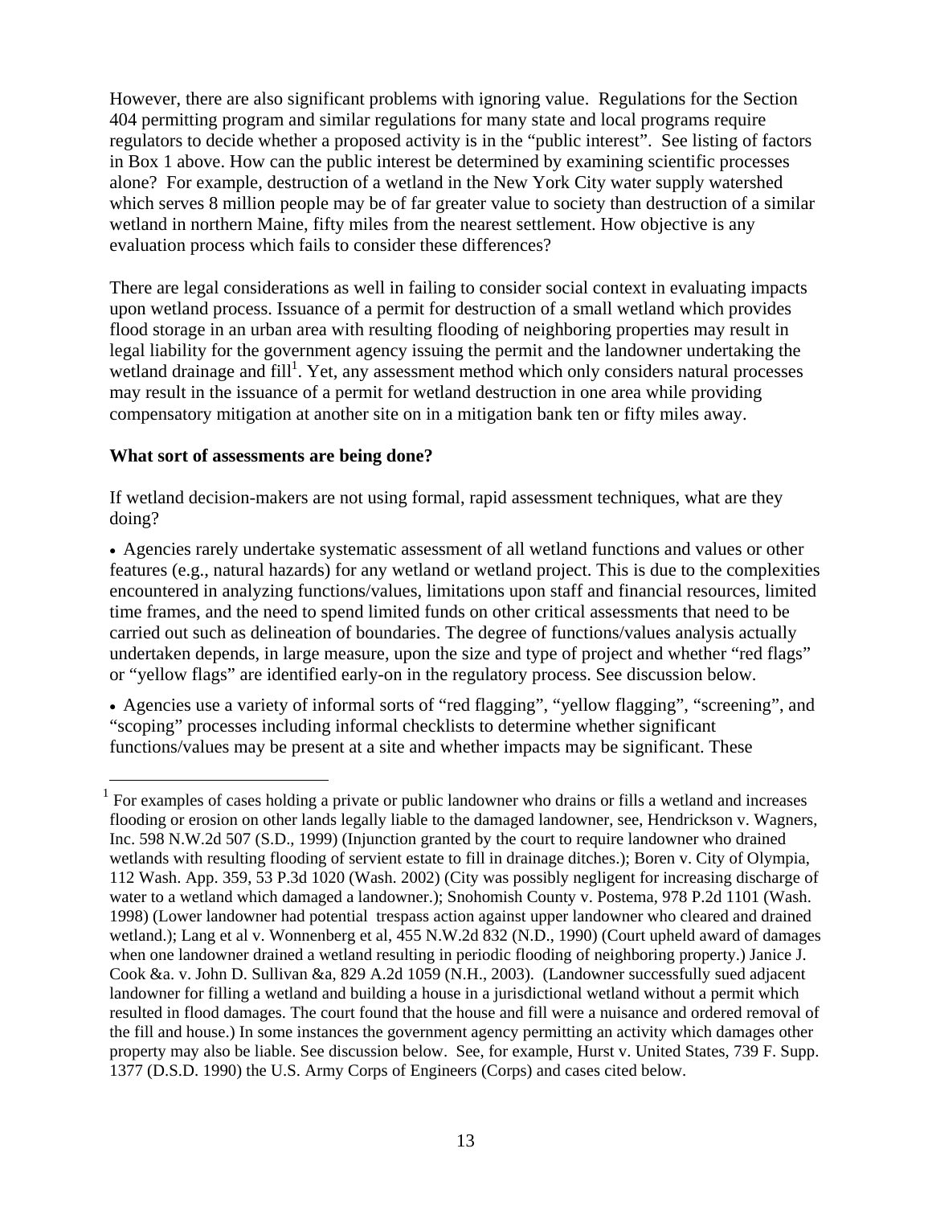However, there are also significant problems with ignoring value. Regulations for the Section 404 permitting program and similar regulations for many state and local programs require regulators to decide whether a proposed activity is in the "public interest". See listing of factors in Box 1 above. How can the public interest be determined by examining scientific processes alone? For example, destruction of a wetland in the New York City water supply watershed which serves 8 million people may be of far greater value to society than destruction of a similar wetland in northern Maine, fifty miles from the nearest settlement. How objective is any evaluation process which fails to consider these differences?

There are legal considerations as well in failing to consider social context in evaluating impacts upon wetland process. Issuance of a permit for destruction of a small wetland which provides flood storage in an urban area with resulting flooding of neighboring properties may result in legal liability for the government agency issuing the permit and the landowner undertaking the wetland drainage and fill[1]. Yet, any assessment method which only considers natural processes may result in the issuance of a permit for wetland destruction in one area while providing compensatory mitigation at another site on in a mitigation bank ten or fifty miles away.

**What sort of assessments are being done?**

If wetland decision-makers are not using formal, rapid assessment techniques, what are they doing?

- Agencies rarely undertake systematic assessment of all wetland functions and values or other features (e.g., natural hazards) for any wetland or wetland project. This is due to the complexities encountered in analyzing functions/values, limitations upon staff and financial resources, limited time frames, and the need to spend limited funds on other critical assessments that need to be carried out such as delineation of boundaries. The degree of functions/values analysis actually undertaken depends, in large measure, upon the size and type of project and whether "red flags" or "yellow flags" are identified early-on in the regulatory process. See discussion below.

- Agencies use a variety of informal sorts of "red flagging", "yellow flagging", "screening", and "scoping" processes including informal checklists to determine whether significant functions/values may be present at a site and whether impacts may be significant. These

---

[1] For examples of cases holding a private or public landowner who drains or fills a wetland and increases flooding or erosion on other lands legally liable to the damaged landowner, see, Hendrickson v. Wagners, Inc. 598 N.W.2d 507 (S.D., 1999) (Injunction granted by the court to require landowner who drained wetlands with resulting flooding of servient estate to fill in drainage ditches.); Boren v. City of Olympia, 112 Wash. App. 359, 53 P.3d 1020 (Wash. 2002) (City was possibly negligent for increasing discharge of water to a wetland which damaged a landowner.); Snohomish County v. Postema, 978 P.2d 1101 (Wash. 1998) (Lower landowner had potential trespass action against upper landowner who cleared and drained wetland.); Lang et al v. Wonnenberg et al, 455 N.W.2d 832 (N.D., 1990) (Court upheld award of damages when one landowner drained a wetland resulting in periodic flooding of neighboring property.) Janice J. Cook &a. v. John D. Sullivan &a, 829 A.2d 1059 (N.H., 2003). (Landowner successfully sued adjacent landowner for filling a wetland and building a house in a jurisdictional wetland without a permit which resulted in flood damages. The court found that the house and fill were a nuisance and ordered removal of the fill and house.) In some instances the government agency permitting an activity which damages other property may also be liable. See discussion below. See, for example, Hurst v. United States, 739 F. Supp. 1377 (D.S.D. 1990) the U.S. Army Corps of Engineers (Corps) and cases cited below.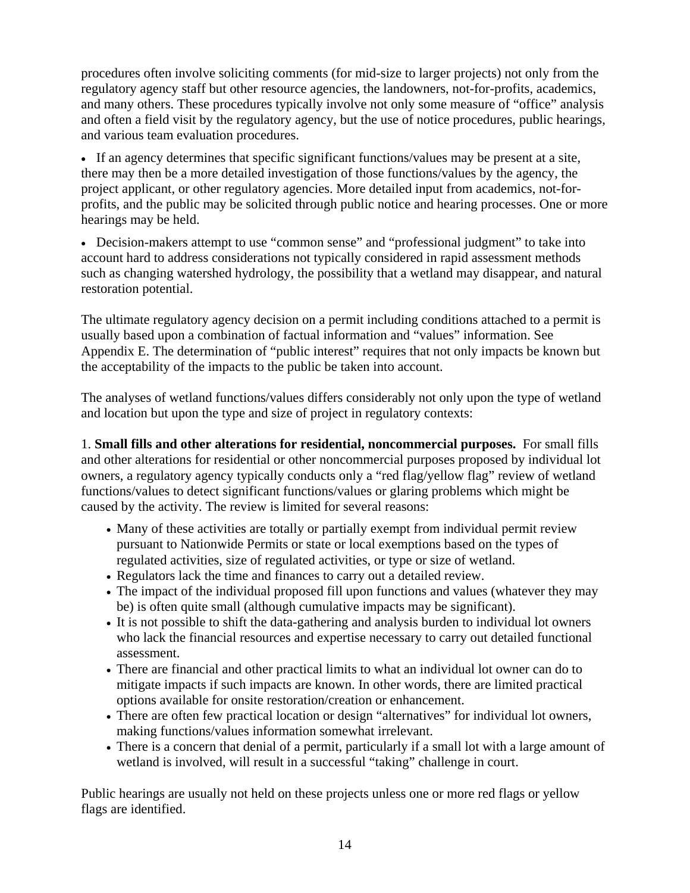procedures often involve soliciting comments (for mid-size to larger projects) not only from the regulatory agency staff but other resource agencies, the landowners, not-for-profits, academics, and many others. These procedures typically involve not only some measure of "office" analysis and often a field visit by the regulatory agency, but the use of notice procedures, public hearings, and various team evaluation procedures.

- If an agency determines that specific significant functions/values may be present at a site, there may then be a more detailed investigation of those functions/values by the agency, the project applicant, or other regulatory agencies. More detailed input from academics, not-for-profits, and the public may be solicited through public notice and hearing processes. One or more hearings may be held.

- Decision-makers attempt to use "common sense" and "professional judgment" to take into account hard to address considerations not typically considered in rapid assessment methods such as changing watershed hydrology, the possibility that a wetland may disappear, and natural restoration potential.

The ultimate regulatory agency decision on a permit including conditions attached to a permit is usually based upon a combination of factual information and "values" information. See Appendix E. The determination of "public interest" requires that not only impacts be known but the acceptability of the impacts to the public be taken into account.

The analyses of wetland functions/values differs considerably not only upon the type of wetland and location but upon the type and size of project in regulatory contexts:

1. **Small fills and other alterations for residential, noncommercial purposes.** For small fills and other alterations for residential or other noncommercial purposes proposed by individual lot owners, a regulatory agency typically conducts only a "red flag/yellow flag" review of wetland functions/values to detect significant functions/values or glaring problems which might be caused by the activity. The review is limited for several reasons:

- Many of these activities are totally or partially exempt from individual permit review pursuant to Nationwide Permits or state or local exemptions based on the types of regulated activities, size of regulated activities, or type or size of wetland.
- Regulators lack the time and finances to carry out a detailed review.
- The impact of the individual proposed fill upon functions and values (whatever they may be) is often quite small (although cumulative impacts may be significant).
- It is not possible to shift the data-gathering and analysis burden to individual lot owners who lack the financial resources and expertise necessary to carry out detailed functional assessment.
- There are financial and other practical limits to what an individual lot owner can do to mitigate impacts if such impacts are known. In other words, there are limited practical options available for onsite restoration/creation or enhancement.
- There are often few practical location or design "alternatives" for individual lot owners, making functions/values information somewhat irrelevant.
- There is a concern that denial of a permit, particularly if a small lot with a large amount of wetland is involved, will result in a successful "taking" challenge in court.

Public hearings are usually not held on these projects unless one or more red flags or yellow flags are identified.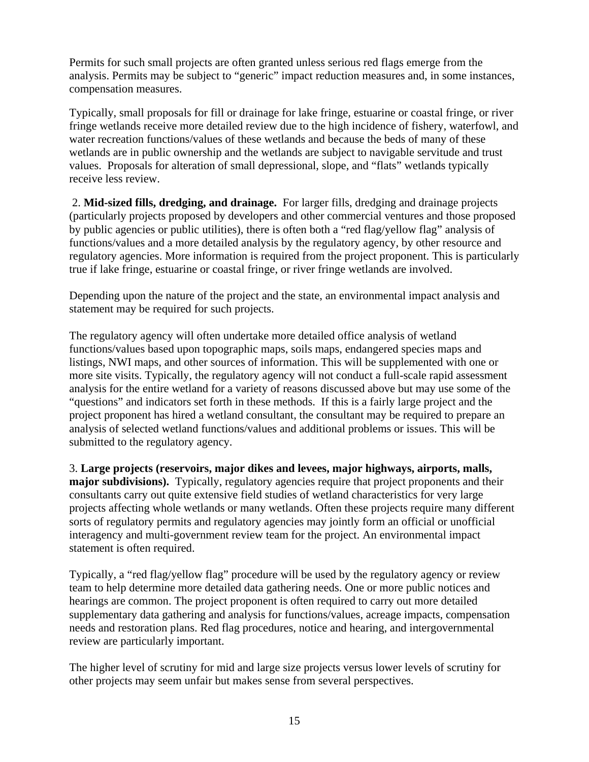Permits for such small projects are often granted unless serious red flags emerge from the analysis. Permits may be subject to "generic" impact reduction measures and, in some instances, compensation measures.

Typically, small proposals for fill or drainage for lake fringe, estuarine or coastal fringe, or river fringe wetlands receive more detailed review due to the high incidence of fishery, waterfowl, and water recreation functions/values of these wetlands and because the beds of many of these wetlands are in public ownership and the wetlands are subject to navigable servitude and trust values. Proposals for alteration of small depressional, slope, and "flats" wetlands typically receive less review.

2. **Mid-sized fills, dredging, and drainage.** For larger fills, dredging and drainage projects (particularly projects proposed by developers and other commercial ventures and those proposed by public agencies or public utilities), there is often both a "red flag/yellow flag" analysis of functions/values and a more detailed analysis by the regulatory agency, by other resource and regulatory agencies. More information is required from the project proponent. This is particularly true if lake fringe, estuarine or coastal fringe, or river fringe wetlands are involved.

Depending upon the nature of the project and the state, an environmental impact analysis and statement may be required for such projects.

The regulatory agency will often undertake more detailed office analysis of wetland functions/values based upon topographic maps, soils maps, endangered species maps and listings, NWI maps, and other sources of information. This will be supplemented with one or more site visits. Typically, the regulatory agency will not conduct a full-scale rapid assessment analysis for the entire wetland for a variety of reasons discussed above but may use some of the "questions" and indicators set forth in these methods. If this is a fairly large project and the project proponent has hired a wetland consultant, the consultant may be required to prepare an analysis of selected wetland functions/values and additional problems or issues. This will be submitted to the regulatory agency.

3. **Large projects (reservoirs, major dikes and levees, major highways, airports, malls, major subdivisions).** Typically, regulatory agencies require that project proponents and their consultants carry out quite extensive field studies of wetland characteristics for very large projects affecting whole wetlands or many wetlands. Often these projects require many different sorts of regulatory permits and regulatory agencies may jointly form an official or unofficial interagency and multi-government review team for the project. An environmental impact statement is often required.

Typically, a "red flag/yellow flag" procedure will be used by the regulatory agency or review team to help determine more detailed data gathering needs. One or more public notices and hearings are common. The project proponent is often required to carry out more detailed supplementary data gathering and analysis for functions/values, acreage impacts, compensation needs and restoration plans. Red flag procedures, notice and hearing, and intergovernmental review are particularly important.

The higher level of scrutiny for mid and large size projects versus lower levels of scrutiny for other projects may seem unfair but makes sense from several perspectives.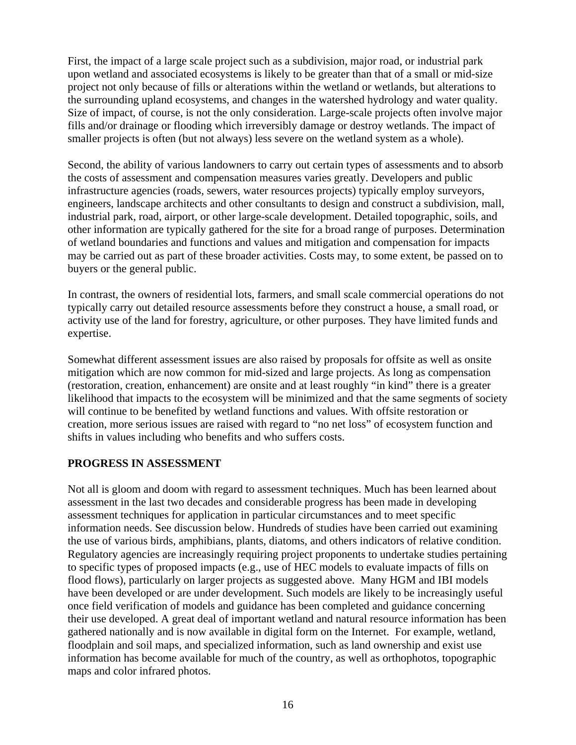First, the impact of a large scale project such as a subdivision, major road, or industrial park upon wetland and associated ecosystems is likely to be greater than that of a small or mid-size project not only because of fills or alterations within the wetland or wetlands, but alterations to the surrounding upland ecosystems, and changes in the watershed hydrology and water quality. Size of impact, of course, is not the only consideration. Large-scale projects often involve major fills and/or drainage or flooding which irreversibly damage or destroy wetlands. The impact of smaller projects is often (but not always) less severe on the wetland system as a whole).

Second, the ability of various landowners to carry out certain types of assessments and to absorb the costs of assessment and compensation measures varies greatly. Developers and public infrastructure agencies (roads, sewers, water resources projects) typically employ surveyors, engineers, landscape architects and other consultants to design and construct a subdivision, mall, industrial park, road, airport, or other large-scale development. Detailed topographic, soils, and other information are typically gathered for the site for a broad range of purposes. Determination of wetland boundaries and functions and values and mitigation and compensation for impacts may be carried out as part of these broader activities. Costs may, to some extent, be passed on to buyers or the general public.

In contrast, the owners of residential lots, farmers, and small scale commercial operations do not typically carry out detailed resource assessments before they construct a house, a small road, or activity use of the land for forestry, agriculture, or other purposes. They have limited funds and expertise.

Somewhat different assessment issues are also raised by proposals for offsite as well as onsite mitigation which are now common for mid-sized and large projects. As long as compensation (restoration, creation, enhancement) are onsite and at least roughly "in kind" there is a greater likelihood that impacts to the ecosystem will be minimized and that the same segments of society will continue to be benefited by wetland functions and values. With offsite restoration or creation, more serious issues are raised with regard to "no net loss" of ecosystem function and shifts in values including who benefits and who suffers costs.

## PROGRESS IN ASSESSMENT

Not all is gloom and doom with regard to assessment techniques. Much has been learned about assessment in the last two decades and considerable progress has been made in developing assessment techniques for application in particular circumstances and to meet specific information needs. See discussion below. Hundreds of studies have been carried out examining the use of various birds, amphibians, plants, diatoms, and others indicators of relative condition. Regulatory agencies are increasingly requiring project proponents to undertake studies pertaining to specific types of proposed impacts (e.g., use of HEC models to evaluate impacts of fills on flood flows), particularly on larger projects as suggested above. Many HGM and IBI models have been developed or are under development. Such models are likely to be increasingly useful once field verification of models and guidance has been completed and guidance concerning their use developed. A great deal of important wetland and natural resource information has been gathered nationally and is now available in digital form on the Internet. For example, wetland, floodplain and soil maps, and specialized information, such as land ownership and exist use information has become available for much of the country, as well as orthophotos, topographic maps and color infrared photos.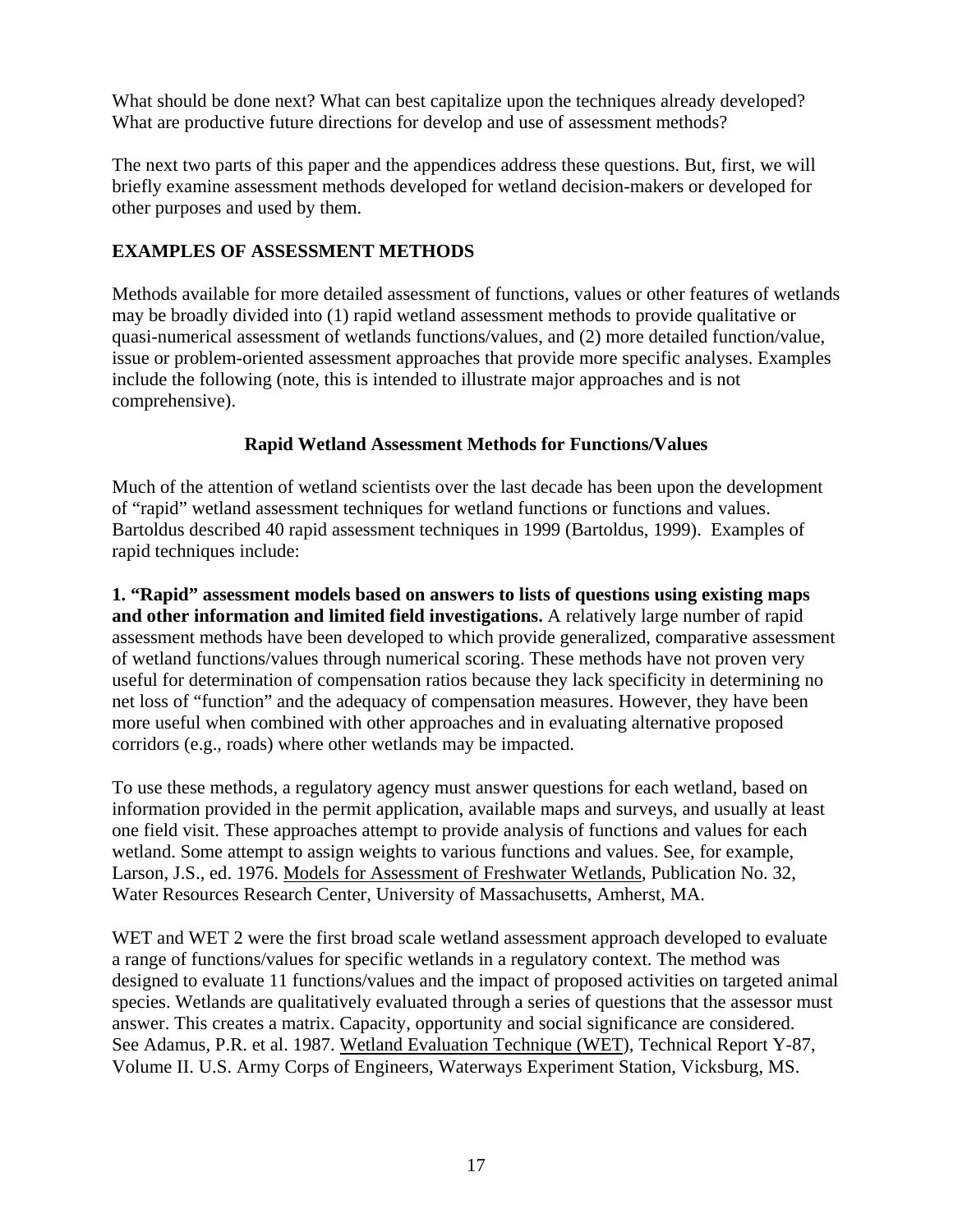What should be done next? What can best capitalize upon the techniques already developed? What are productive future directions for develop and use of assessment methods?

The next two parts of this paper and the appendices address these questions. But, first, we will briefly examine assessment methods developed for wetland decision-makers or developed for other purposes and used by them.

## EXAMPLES OF ASSESSMENT METHODS

Methods available for more detailed assessment of functions, values or other features of wetlands may be broadly divided into (1) rapid wetland assessment methods to provide qualitative or quasi-numerical assessment of wetlands functions/values, and (2) more detailed function/value, issue or problem-oriented assessment approaches that provide more specific analyses. Examples include the following (note, this is intended to illustrate major approaches and is not comprehensive).

### Rapid Wetland Assessment Methods for Functions/Values

Much of the attention of wetland scientists over the last decade has been upon the development of "rapid" wetland assessment techniques for wetland functions or functions and values. Bartoldus described 40 rapid assessment techniques in 1999 (Bartoldus, 1999). Examples of rapid techniques include:

**1. "Rapid" assessment models based on answers to lists of questions using existing maps and other information and limited field investigations.** A relatively large number of rapid assessment methods have been developed to which provide generalized, comparative assessment of wetland functions/values through numerical scoring. These methods have not proven very useful for determination of compensation ratios because they lack specificity in determining no net loss of "function" and the adequacy of compensation measures. However, they have been more useful when combined with other approaches and in evaluating alternative proposed corridors (e.g., roads) where other wetlands may be impacted.

To use these methods, a regulatory agency must answer questions for each wetland, based on information provided in the permit application, available maps and surveys, and usually at least one field visit. These approaches attempt to provide analysis of functions and values for each wetland. Some attempt to assign weights to various functions and values. See, for example, Larson, J.S., ed. 1976. Models for Assessment of Freshwater Wetlands, Publication No. 32, Water Resources Research Center, University of Massachusetts, Amherst, MA.

WET and WET 2 were the first broad scale wetland assessment approach developed to evaluate a range of functions/values for specific wetlands in a regulatory context. The method was designed to evaluate 11 functions/values and the impact of proposed activities on targeted animal species. Wetlands are qualitatively evaluated through a series of questions that the assessor must answer. This creates a matrix. Capacity, opportunity and social significance are considered. See Adamus, P.R. et al. 1987. Wetland Evaluation Technique (WET), Technical Report Y-87, Volume II. U.S. Army Corps of Engineers, Waterways Experiment Station, Vicksburg, MS.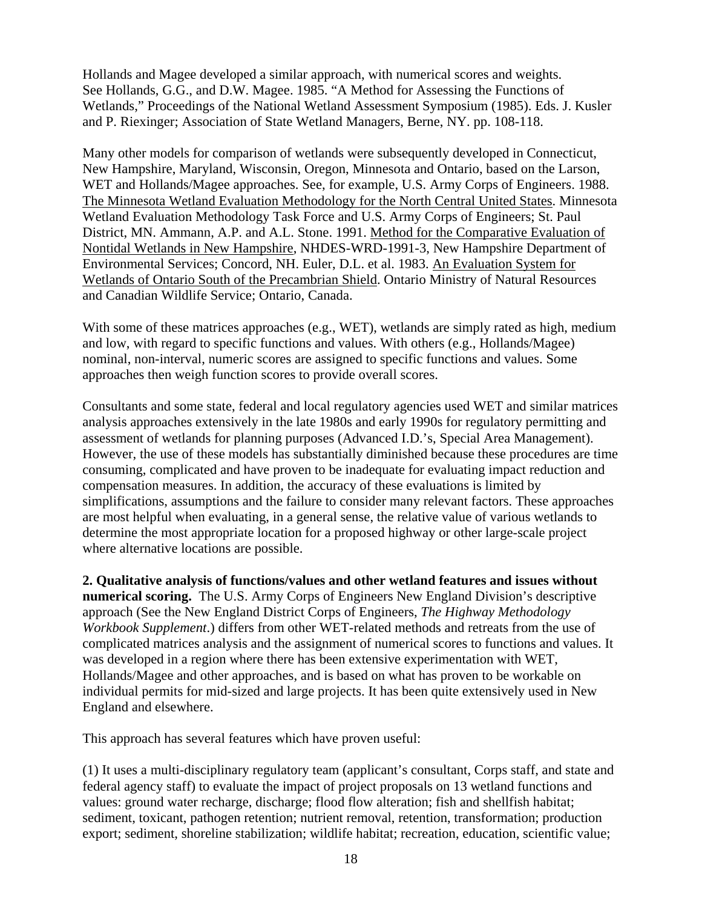Hollands and Magee developed a similar approach, with numerical scores and weights. See Hollands, G.G., and D.W. Magee. 1985. "A Method for Assessing the Functions of Wetlands," Proceedings of the National Wetland Assessment Symposium (1985). Eds. J. Kusler and P. Riexinger; Association of State Wetland Managers, Berne, NY. pp. 108-118.

Many other models for comparison of wetlands were subsequently developed in Connecticut, New Hampshire, Maryland, Wisconsin, Oregon, Minnesota and Ontario, based on the Larson, WET and Hollands/Magee approaches. See, for example, U.S. Army Corps of Engineers. 1988. The Minnesota Wetland Evaluation Methodology for the North Central United States. Minnesota Wetland Evaluation Methodology Task Force and U.S. Army Corps of Engineers; St. Paul District, MN. Ammann, A.P. and A.L. Stone. 1991. Method for the Comparative Evaluation of Nontidal Wetlands in New Hampshire, NHDES-WRD-1991-3, New Hampshire Department of Environmental Services; Concord, NH. Euler, D.L. et al. 1983. An Evaluation System for Wetlands of Ontario South of the Precambrian Shield. Ontario Ministry of Natural Resources and Canadian Wildlife Service; Ontario, Canada.

With some of these matrices approaches (e.g., WET), wetlands are simply rated as high, medium and low, with regard to specific functions and values. With others (e.g., Hollands/Magee) nominal, non-interval, numeric scores are assigned to specific functions and values. Some approaches then weigh function scores to provide overall scores.

Consultants and some state, federal and local regulatory agencies used WET and similar matrices analysis approaches extensively in the late 1980s and early 1990s for regulatory permitting and assessment of wetlands for planning purposes (Advanced I.D.'s, Special Area Management). However, the use of these models has substantially diminished because these procedures are time consuming, complicated and have proven to be inadequate for evaluating impact reduction and compensation measures. In addition, the accuracy of these evaluations is limited by simplifications, assumptions and the failure to consider many relevant factors. These approaches are most helpful when evaluating, in a general sense, the relative value of various wetlands to determine the most appropriate location for a proposed highway or other large-scale project where alternative locations are possible.

**2. Qualitative analysis of functions/values and other wetland features and issues without numerical scoring.** The U.S. Army Corps of Engineers New England Division's descriptive approach (See the New England District Corps of Engineers, *The Highway Methodology Workbook Supplement*.) differs from other WET-related methods and retreats from the use of complicated matrices analysis and the assignment of numerical scores to functions and values. It was developed in a region where there has been extensive experimentation with WET, Hollands/Magee and other approaches, and is based on what has proven to be workable on individual permits for mid-sized and large projects. It has been quite extensively used in New England and elsewhere.

This approach has several features which have proven useful:

(1) It uses a multi-disciplinary regulatory team (applicant's consultant, Corps staff, and state and federal agency staff) to evaluate the impact of project proposals on 13 wetland functions and values: ground water recharge, discharge; flood flow alteration; fish and shellfish habitat; sediment, toxicant, pathogen retention; nutrient removal, retention, transformation; production export; sediment, shoreline stabilization; wildlife habitat; recreation, education, scientific value;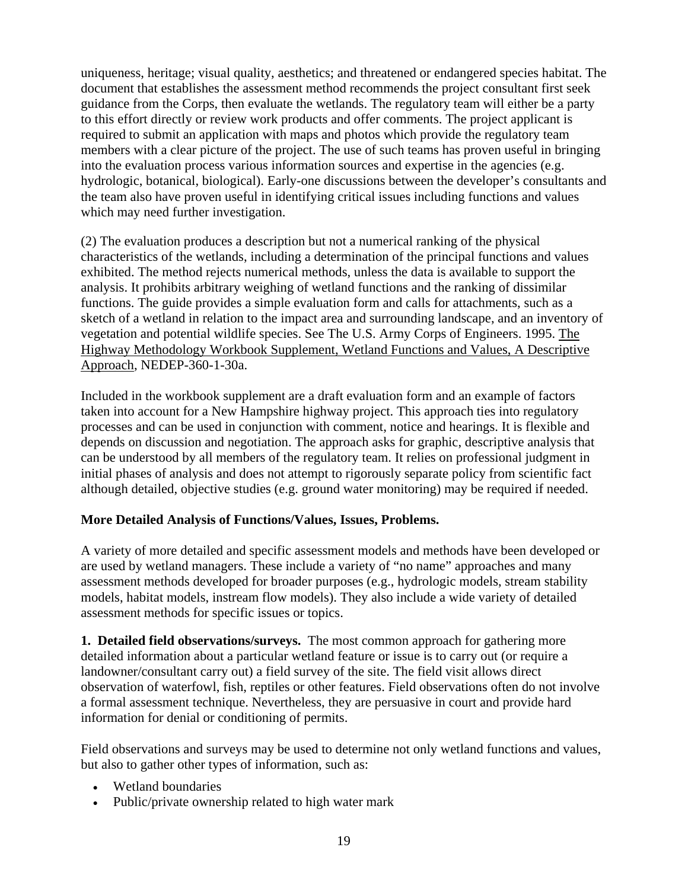uniqueness, heritage; visual quality, aesthetics; and threatened or endangered species habitat. The document that establishes the assessment method recommends the project consultant first seek guidance from the Corps, then evaluate the wetlands. The regulatory team will either be a party to this effort directly or review work products and offer comments. The project applicant is required to submit an application with maps and photos which provide the regulatory team members with a clear picture of the project. The use of such teams has proven useful in bringing into the evaluation process various information sources and expertise in the agencies (e.g. hydrologic, botanical, biological). Early-one discussions between the developer's consultants and the team also have proven useful in identifying critical issues including functions and values which may need further investigation.

(2) The evaluation produces a description but not a numerical ranking of the physical characteristics of the wetlands, including a determination of the principal functions and values exhibited. The method rejects numerical methods, unless the data is available to support the analysis. It prohibits arbitrary weighing of wetland functions and the ranking of dissimilar functions. The guide provides a simple evaluation form and calls for attachments, such as a sketch of a wetland in relation to the impact area and surrounding landscape, and an inventory of vegetation and potential wildlife species. See The U.S. Army Corps of Engineers. 1995. The Highway Methodology Workbook Supplement, Wetland Functions and Values, A Descriptive Approach, NEDEP-360-1-30a.

Included in the workbook supplement are a draft evaluation form and an example of factors taken into account for a New Hampshire highway project. This approach ties into regulatory processes and can be used in conjunction with comment, notice and hearings. It is flexible and depends on discussion and negotiation. The approach asks for graphic, descriptive analysis that can be understood by all members of the regulatory team. It relies on professional judgment in initial phases of analysis and does not attempt to rigorously separate policy from scientific fact although detailed, objective studies (e.g. ground water monitoring) may be required if needed.

**More Detailed Analysis of Functions/Values, Issues, Problems.**

A variety of more detailed and specific assessment models and methods have been developed or are used by wetland managers. These include a variety of "no name" approaches and many assessment methods developed for broader purposes (e.g., hydrologic models, stream stability models, habitat models, instream flow models). They also include a wide variety of detailed assessment methods for specific issues or topics.

**1. Detailed field observations/surveys.** The most common approach for gathering more detailed information about a particular wetland feature or issue is to carry out (or require a landowner/consultant carry out) a field survey of the site. The field visit allows direct observation of waterfowl, fish, reptiles or other features. Field observations often do not involve a formal assessment technique. Nevertheless, they are persuasive in court and provide hard information for denial or conditioning of permits.

Field observations and surveys may be used to determine not only wetland functions and values, but also to gather other types of information, such as:

- Wetland boundaries
- Public/private ownership related to high water mark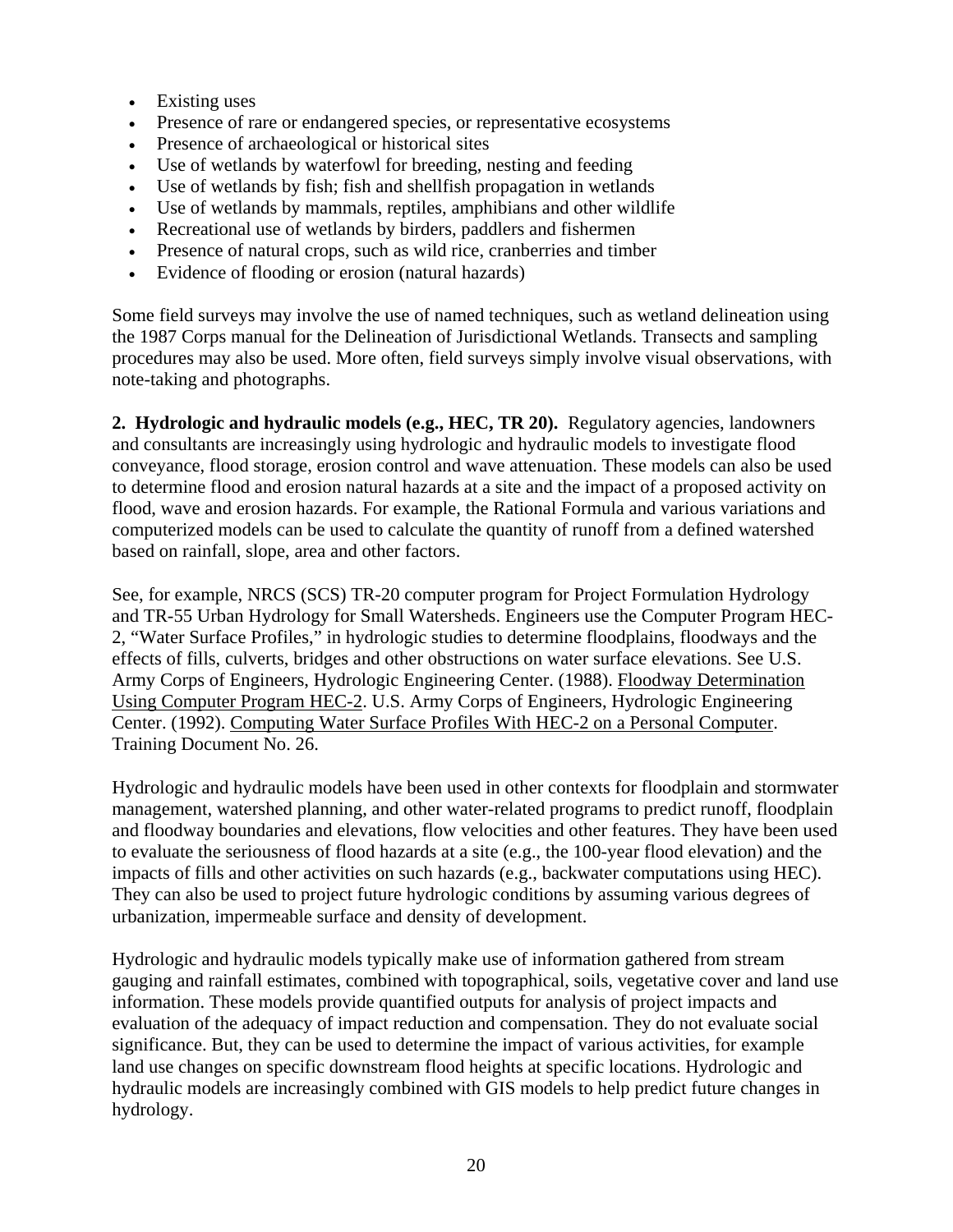- Existing uses
- Presence of rare or endangered species, or representative ecosystems
- Presence of archaeological or historical sites
- Use of wetlands by waterfowl for breeding, nesting and feeding
- Use of wetlands by fish; fish and shellfish propagation in wetlands
- Use of wetlands by mammals, reptiles, amphibians and other wildlife
- Recreational use of wetlands by birders, paddlers and fishermen
- Presence of natural crops, such as wild rice, cranberries and timber
- Evidence of flooding or erosion (natural hazards)

Some field surveys may involve the use of named techniques, such as wetland delineation using the 1987 Corps manual for the Delineation of Jurisdictional Wetlands. Transects and sampling procedures may also be used. More often, field surveys simply involve visual observations, with note-taking and photographs.

**2. Hydrologic and hydraulic models (e.g., HEC, TR 20).** Regulatory agencies, landowners and consultants are increasingly using hydrologic and hydraulic models to investigate flood conveyance, flood storage, erosion control and wave attenuation. These models can also be used to determine flood and erosion natural hazards at a site and the impact of a proposed activity on flood, wave and erosion hazards. For example, the Rational Formula and various variations and computerized models can be used to calculate the quantity of runoff from a defined watershed based on rainfall, slope, area and other factors.

See, for example, NRCS (SCS) TR-20 computer program for Project Formulation Hydrology and TR-55 Urban Hydrology for Small Watersheds. Engineers use the Computer Program HEC-2, "Water Surface Profiles," in hydrologic studies to determine floodplains, floodways and the effects of fills, culverts, bridges and other obstructions on water surface elevations. See U.S. Army Corps of Engineers, Hydrologic Engineering Center. (1988). Floodway Determination Using Computer Program HEC-2. U.S. Army Corps of Engineers, Hydrologic Engineering Center. (1992). Computing Water Surface Profiles With HEC-2 on a Personal Computer. Training Document No. 26.

Hydrologic and hydraulic models have been used in other contexts for floodplain and stormwater management, watershed planning, and other water-related programs to predict runoff, floodplain and floodway boundaries and elevations, flow velocities and other features. They have been used to evaluate the seriousness of flood hazards at a site (e.g., the 100-year flood elevation) and the impacts of fills and other activities on such hazards (e.g., backwater computations using HEC). They can also be used to project future hydrologic conditions by assuming various degrees of urbanization, impermeable surface and density of development.

Hydrologic and hydraulic models typically make use of information gathered from stream gauging and rainfall estimates, combined with topographical, soils, vegetative cover and land use information. These models provide quantified outputs for analysis of project impacts and evaluation of the adequacy of impact reduction and compensation. They do not evaluate social significance. But, they can be used to determine the impact of various activities, for example land use changes on specific downstream flood heights at specific locations. Hydrologic and hydraulic models are increasingly combined with GIS models to help predict future changes in hydrology.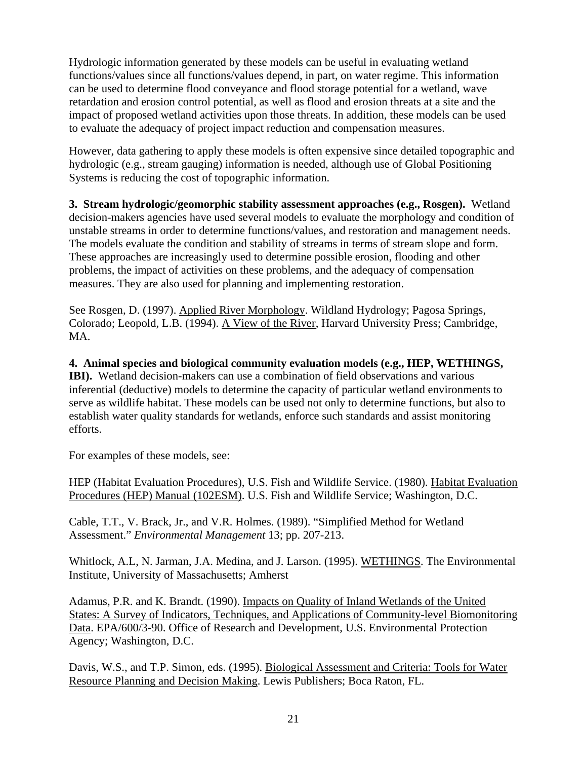Hydrologic information generated by these models can be useful in evaluating wetland functions/values since all functions/values depend, in part, on water regime. This information can be used to determine flood conveyance and flood storage potential for a wetland, wave retardation and erosion control potential, as well as flood and erosion threats at a site and the impact of proposed wetland activities upon those threats. In addition, these models can be used to evaluate the adequacy of project impact reduction and compensation measures.

However, data gathering to apply these models is often expensive since detailed topographic and hydrologic (e.g., stream gauging) information is needed, although use of Global Positioning Systems is reducing the cost of topographic information.

**3. Stream hydrologic/geomorphic stability assessment approaches (e.g., Rosgen).** Wetland decision-makers agencies have used several models to evaluate the morphology and condition of unstable streams in order to determine functions/values, and restoration and management needs. The models evaluate the condition and stability of streams in terms of stream slope and form. These approaches are increasingly used to determine possible erosion, flooding and other problems, the impact of activities on these problems, and the adequacy of compensation measures. They are also used for planning and implementing restoration.

See Rosgen, D. (1997). Applied River Morphology. Wildland Hydrology; Pagosa Springs, Colorado; Leopold, L.B. (1994). A View of the River, Harvard University Press; Cambridge, MA.

**4. Animal species and biological community evaluation models (e.g., HEP, WETHINGS, IBI).** Wetland decision-makers can use a combination of field observations and various inferential (deductive) models to determine the capacity of particular wetland environments to serve as wildlife habitat. These models can be used not only to determine functions, but also to establish water quality standards for wetlands, enforce such standards and assist monitoring efforts.

For examples of these models, see:

HEP (Habitat Evaluation Procedures), U.S. Fish and Wildlife Service. (1980). Habitat Evaluation Procedures (HEP) Manual (102ESM). U.S. Fish and Wildlife Service; Washington, D.C.

Cable, T.T., V. Brack, Jr., and V.R. Holmes. (1989). "Simplified Method for Wetland Assessment." *Environmental Management* 13; pp. 207-213.

Whitlock, A.L, N. Jarman, J.A. Medina, and J. Larson. (1995). WETHINGS. The Environmental Institute, University of Massachusetts; Amherst

Adamus, P.R. and K. Brandt. (1990). Impacts on Quality of Inland Wetlands of the United States: A Survey of Indicators, Techniques, and Applications of Community-level Biomonitoring Data. EPA/600/3-90. Office of Research and Development, U.S. Environmental Protection Agency; Washington, D.C.

Davis, W.S., and T.P. Simon, eds. (1995). Biological Assessment and Criteria: Tools for Water Resource Planning and Decision Making. Lewis Publishers; Boca Raton, FL.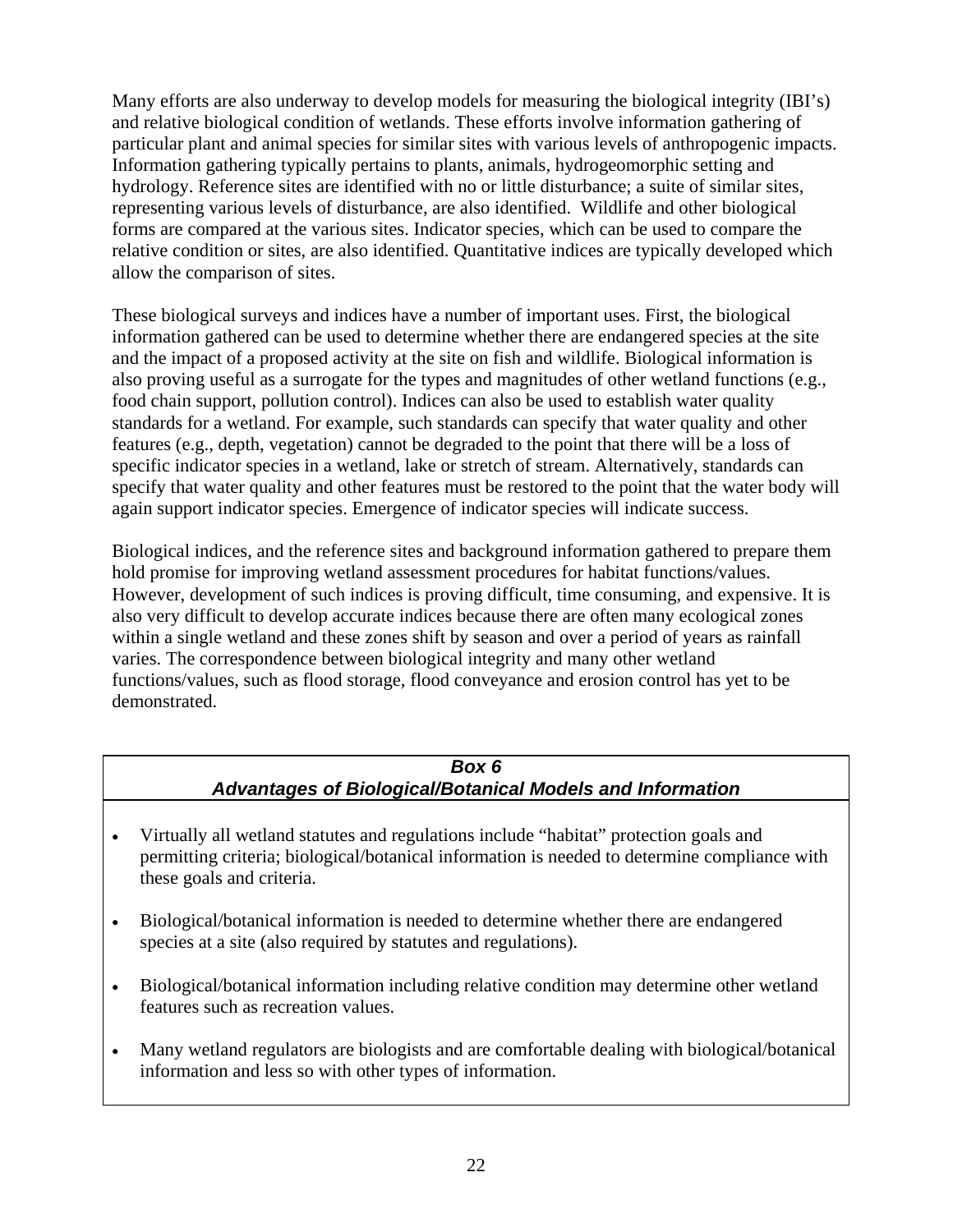Many efforts are also underway to develop models for measuring the biological integrity (IBI's) and relative biological condition of wetlands. These efforts involve information gathering of particular plant and animal species for similar sites with various levels of anthropogenic impacts. Information gathering typically pertains to plants, animals, hydrogeomorphic setting and hydrology. Reference sites are identified with no or little disturbance; a suite of similar sites, representing various levels of disturbance, are also identified. Wildlife and other biological forms are compared at the various sites. Indicator species, which can be used to compare the relative condition or sites, are also identified. Quantitative indices are typically developed which allow the comparison of sites.

These biological surveys and indices have a number of important uses. First, the biological information gathered can be used to determine whether there are endangered species at the site and the impact of a proposed activity at the site on fish and wildlife. Biological information is also proving useful as a surrogate for the types and magnitudes of other wetland functions (e.g., food chain support, pollution control). Indices can also be used to establish water quality standards for a wetland. For example, such standards can specify that water quality and other features (e.g., depth, vegetation) cannot be degraded to the point that there will be a loss of specific indicator species in a wetland, lake or stretch of stream. Alternatively, standards can specify that water quality and other features must be restored to the point that the water body will again support indicator species. Emergence of indicator species will indicate success.

Biological indices, and the reference sites and background information gathered to prepare them hold promise for improving wetland assessment procedures for habitat functions/values. However, development of such indices is proving difficult, time consuming, and expensive. It is also very difficult to develop accurate indices because there are often many ecological zones within a single wetland and these zones shift by season and over a period of years as rainfall varies. The correspondence between biological integrity and many other wetland functions/values, such as flood storage, flood conveyance and erosion control has yet to be demonstrated.

### *Box 6*
### *Advantages of Biological/Botanical Models and Information*

- Virtually all wetland statutes and regulations include "habitat" protection goals and permitting criteria; biological/botanical information is needed to determine compliance with these goals and criteria.

- Biological/botanical information is needed to determine whether there are endangered species at a site (also required by statutes and regulations).

- Biological/botanical information including relative condition may determine other wetland features such as recreation values.

- Many wetland regulators are biologists and are comfortable dealing with biological/botanical information and less so with other types of information.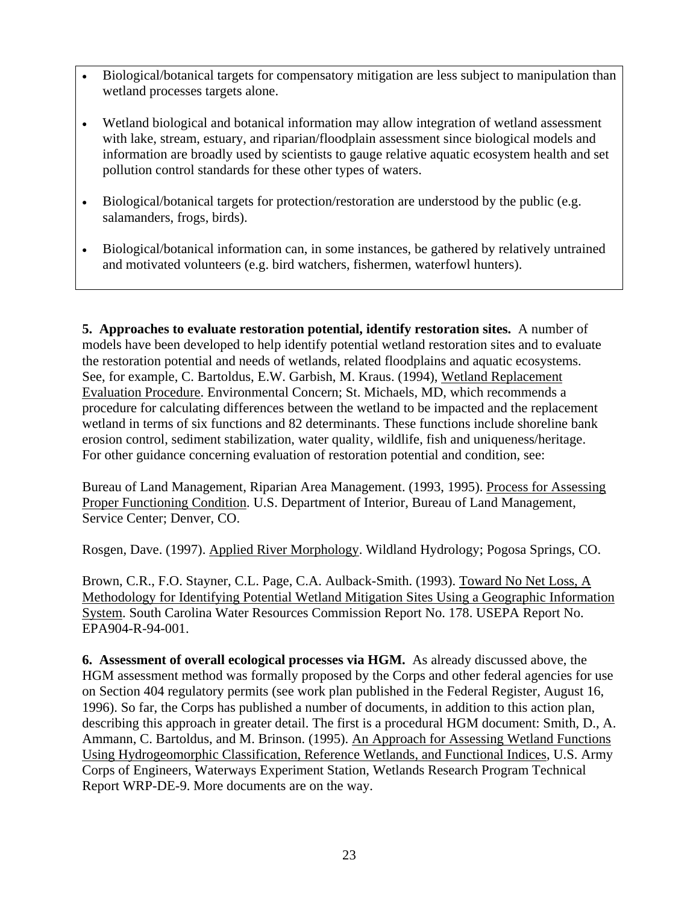- Biological/botanical targets for compensatory mitigation are less subject to manipulation than wetland processes targets alone.

- Wetland biological and botanical information may allow integration of wetland assessment with lake, stream, estuary, and riparian/floodplain assessment since biological models and information are broadly used by scientists to gauge relative aquatic ecosystem health and set pollution control standards for these other types of waters.

- Biological/botanical targets for protection/restoration are understood by the public (e.g. salamanders, frogs, birds).

- Biological/botanical information can, in some instances, be gathered by relatively untrained and motivated volunteers (e.g. bird watchers, fishermen, waterfowl hunters).

**5. Approaches to evaluate restoration potential, identify restoration sites.** A number of models have been developed to help identify potential wetland restoration sites and to evaluate the restoration potential and needs of wetlands, related floodplains and aquatic ecosystems. See, for example, C. Bartoldus, E.W. Garbish, M. Kraus. (1994), Wetland Replacement Evaluation Procedure. Environmental Concern; St. Michaels, MD, which recommends a procedure for calculating differences between the wetland to be impacted and the replacement wetland in terms of six functions and 82 determinants. These functions include shoreline bank erosion control, sediment stabilization, water quality, wildlife, fish and uniqueness/heritage. For other guidance concerning evaluation of restoration potential and condition, see:

Bureau of Land Management, Riparian Area Management. (1993, 1995). Process for Assessing Proper Functioning Condition. U.S. Department of Interior, Bureau of Land Management, Service Center; Denver, CO.

Rosgen, Dave. (1997). Applied River Morphology. Wildland Hydrology; Pogosa Springs, CO.

Brown, C.R., F.O. Stayner, C.L. Page, C.A. Aulback-Smith. (1993). Toward No Net Loss, A Methodology for Identifying Potential Wetland Mitigation Sites Using a Geographic Information System. South Carolina Water Resources Commission Report No. 178. USEPA Report No. EPA904-R-94-001.

**6. Assessment of overall ecological processes via HGM.** As already discussed above, the HGM assessment method was formally proposed by the Corps and other federal agencies for use on Section 404 regulatory permits (see work plan published in the Federal Register, August 16, 1996). So far, the Corps has published a number of documents, in addition to this action plan, describing this approach in greater detail. The first is a procedural HGM document: Smith, D., A. Ammann, C. Bartoldus, and M. Brinson. (1995). An Approach for Assessing Wetland Functions Using Hydrogeomorphic Classification, Reference Wetlands, and Functional Indices, U.S. Army Corps of Engineers, Waterways Experiment Station, Wetlands Research Program Technical Report WRP-DE-9. More documents are on the way.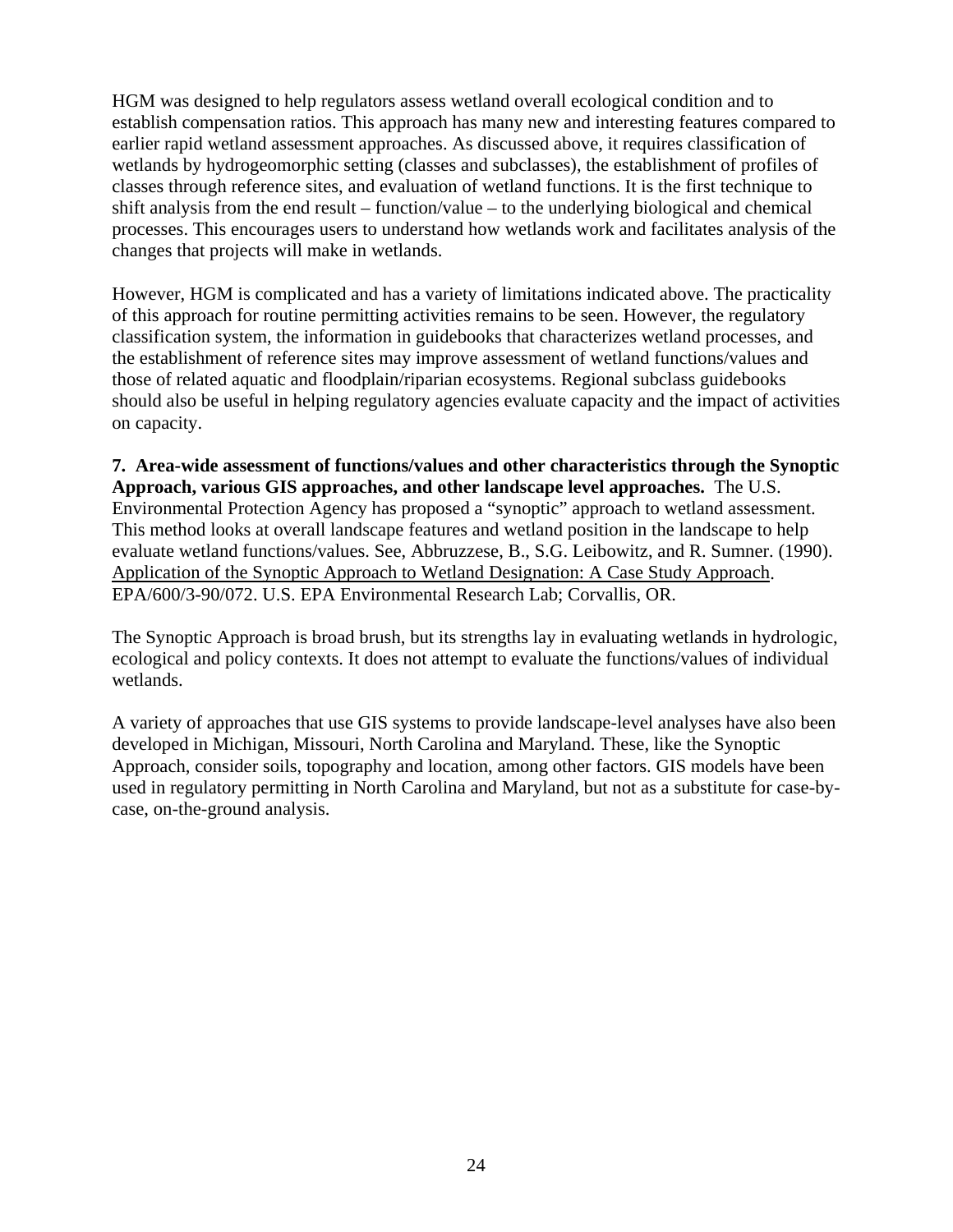HGM was designed to help regulators assess wetland overall ecological condition and to establish compensation ratios. This approach has many new and interesting features compared to earlier rapid wetland assessment approaches. As discussed above, it requires classification of wetlands by hydrogeomorphic setting (classes and subclasses), the establishment of profiles of classes through reference sites, and evaluation of wetland functions. It is the first technique to shift analysis from the end result – function/value – to the underlying biological and chemical processes. This encourages users to understand how wetlands work and facilitates analysis of the changes that projects will make in wetlands.

However, HGM is complicated and has a variety of limitations indicated above. The practicality of this approach for routine permitting activities remains to be seen. However, the regulatory classification system, the information in guidebooks that characterizes wetland processes, and the establishment of reference sites may improve assessment of wetland functions/values and those of related aquatic and floodplain/riparian ecosystems. Regional subclass guidebooks should also be useful in helping regulatory agencies evaluate capacity and the impact of activities on capacity.

**7. Area-wide assessment of functions/values and other characteristics through the Synoptic Approach, various GIS approaches, and other landscape level approaches.** The U.S. Environmental Protection Agency has proposed a "synoptic" approach to wetland assessment. This method looks at overall landscape features and wetland position in the landscape to help evaluate wetland functions/values. See, Abbruzzese, B., S.G. Leibowitz, and R. Sumner. (1990). Application of the Synoptic Approach to Wetland Designation: A Case Study Approach. EPA/600/3-90/072. U.S. EPA Environmental Research Lab; Corvallis, OR.

The Synoptic Approach is broad brush, but its strengths lay in evaluating wetlands in hydrologic, ecological and policy contexts. It does not attempt to evaluate the functions/values of individual wetlands.

A variety of approaches that use GIS systems to provide landscape-level analyses have also been developed in Michigan, Missouri, North Carolina and Maryland. These, like the Synoptic Approach, consider soils, topography and location, among other factors. GIS models have been used in regulatory permitting in North Carolina and Maryland, but not as a substitute for case-by-case, on-the-ground analysis.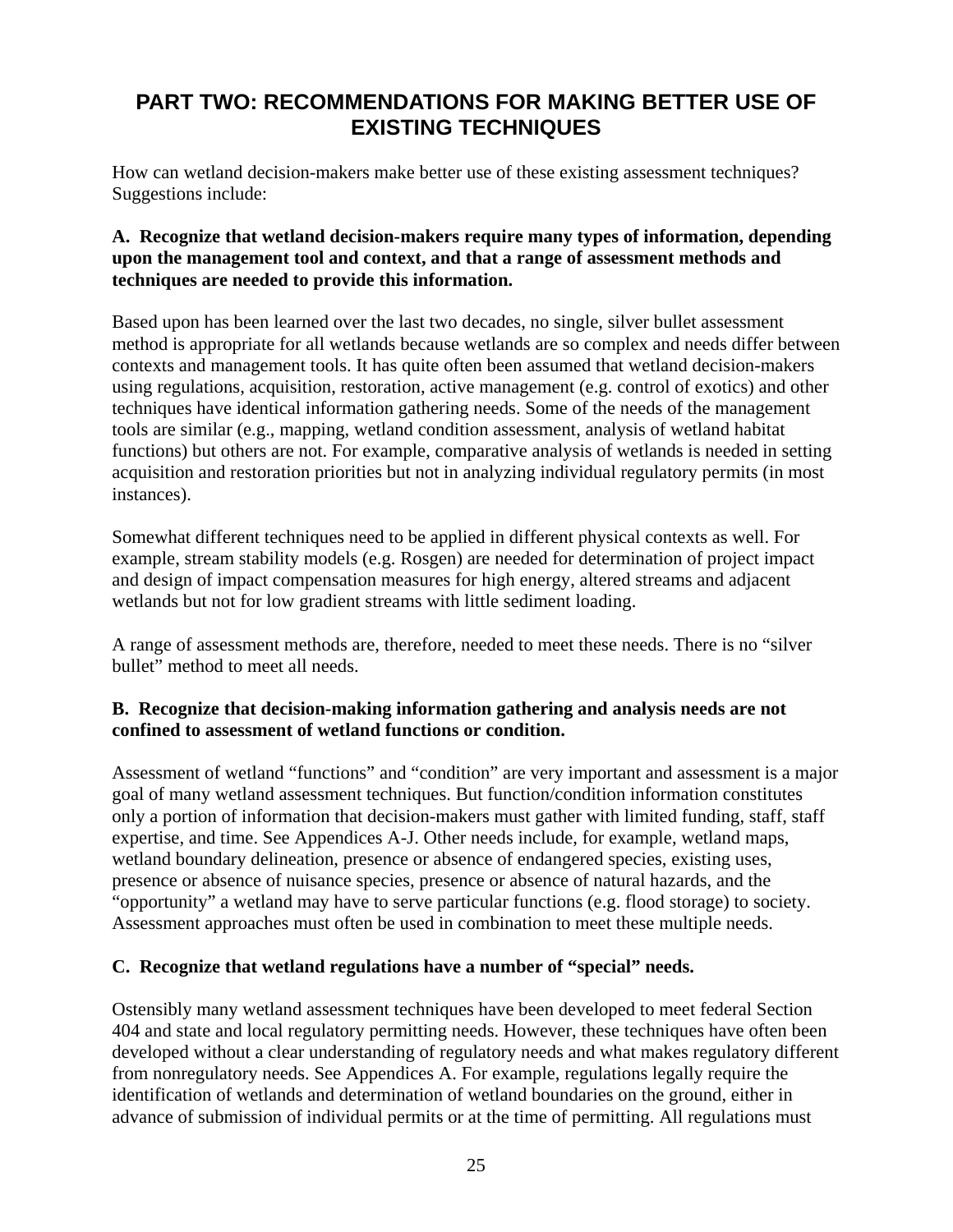# PART TWO: RECOMMENDATIONS FOR MAKING BETTER USE OF EXISTING TECHNIQUES

How can wetland decision-makers make better use of these existing assessment techniques? Suggestions include:

**A. Recognize that wetland decision-makers require many types of information, depending upon the management tool and context, and that a range of assessment methods and techniques are needed to provide this information.**

Based upon has been learned over the last two decades, no single, silver bullet assessment method is appropriate for all wetlands because wetlands are so complex and needs differ between contexts and management tools. It has quite often been assumed that wetland decision-makers using regulations, acquisition, restoration, active management (e.g. control of exotics) and other techniques have identical information gathering needs. Some of the needs of the management tools are similar (e.g., mapping, wetland condition assessment, analysis of wetland habitat functions) but others are not. For example, comparative analysis of wetlands is needed in setting acquisition and restoration priorities but not in analyzing individual regulatory permits (in most instances).

Somewhat different techniques need to be applied in different physical contexts as well. For example, stream stability models (e.g. Rosgen) are needed for determination of project impact and design of impact compensation measures for high energy, altered streams and adjacent wetlands but not for low gradient streams with little sediment loading.

A range of assessment methods are, therefore, needed to meet these needs. There is no "silver bullet" method to meet all needs.

**B. Recognize that decision-making information gathering and analysis needs are not confined to assessment of wetland functions or condition.**

Assessment of wetland "functions" and "condition" are very important and assessment is a major goal of many wetland assessment techniques. But function/condition information constitutes only a portion of information that decision-makers must gather with limited funding, staff, staff expertise, and time. See Appendices A-J. Other needs include, for example, wetland maps, wetland boundary delineation, presence or absence of endangered species, existing uses, presence or absence of nuisance species, presence or absence of natural hazards, and the "opportunity" a wetland may have to serve particular functions (e.g. flood storage) to society. Assessment approaches must often be used in combination to meet these multiple needs.

**C. Recognize that wetland regulations have a number of "special" needs.**

Ostensibly many wetland assessment techniques have been developed to meet federal Section 404 and state and local regulatory permitting needs. However, these techniques have often been developed without a clear understanding of regulatory needs and what makes regulatory different from nonregulatory needs. See Appendices A. For example, regulations legally require the identification of wetlands and determination of wetland boundaries on the ground, either in advance of submission of individual permits or at the time of permitting. All regulations must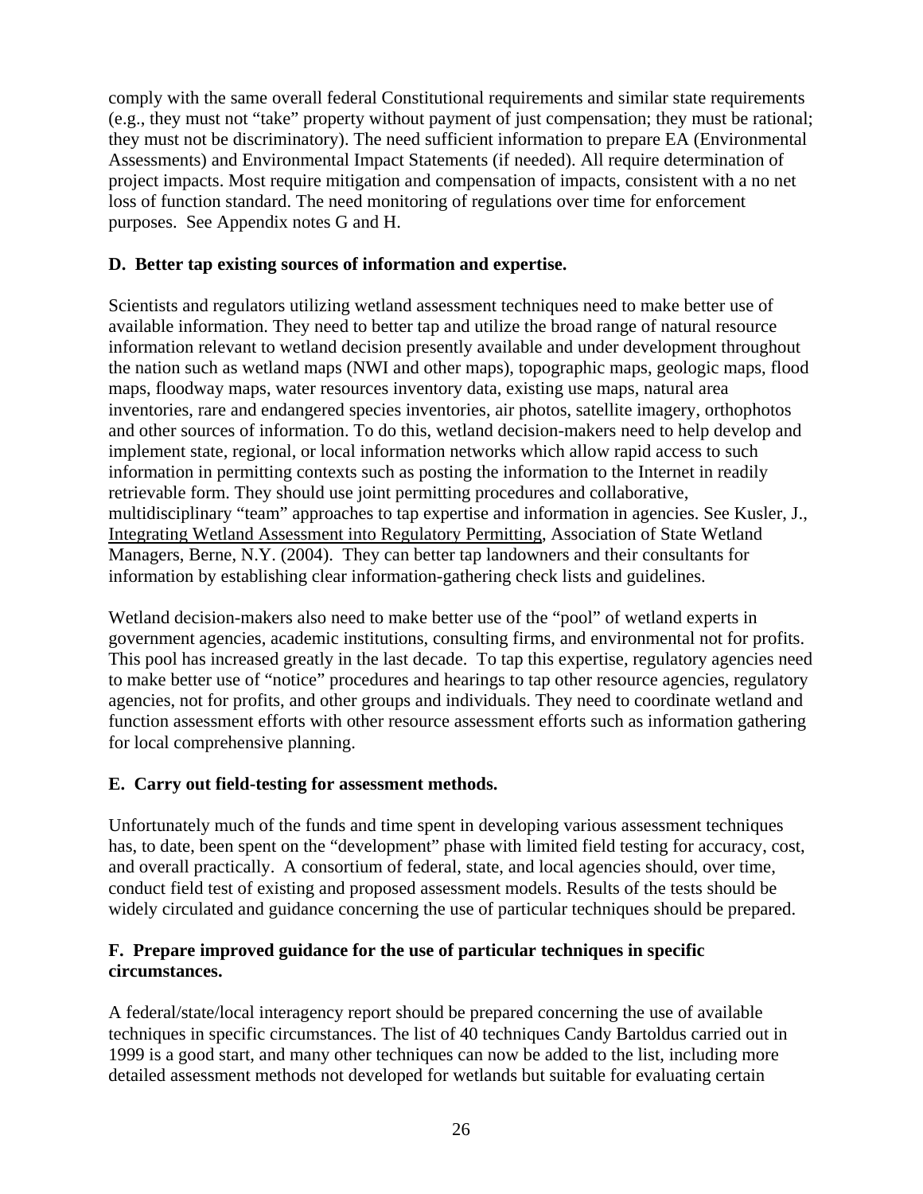comply with the same overall federal Constitutional requirements and similar state requirements (e.g., they must not "take" property without payment of just compensation; they must be rational; they must not be discriminatory). The need sufficient information to prepare EA (Environmental Assessments) and Environmental Impact Statements (if needed). All require determination of project impacts. Most require mitigation and compensation of impacts, consistent with a no net loss of function standard. The need monitoring of regulations over time for enforcement purposes. See Appendix notes G and H.

**D. Better tap existing sources of information and expertise.**

Scientists and regulators utilizing wetland assessment techniques need to make better use of available information. They need to better tap and utilize the broad range of natural resource information relevant to wetland decision presently available and under development throughout the nation such as wetland maps (NWI and other maps), topographic maps, geologic maps, flood maps, floodway maps, water resources inventory data, existing use maps, natural area inventories, rare and endangered species inventories, air photos, satellite imagery, orthophotos and other sources of information. To do this, wetland decision-makers need to help develop and implement state, regional, or local information networks which allow rapid access to such information in permitting contexts such as posting the information to the Internet in readily retrievable form. They should use joint permitting procedures and collaborative, multidisciplinary "team" approaches to tap expertise and information in agencies. See Kusler, J., Integrating Wetland Assessment into Regulatory Permitting, Association of State Wetland Managers, Berne, N.Y. (2004). They can better tap landowners and their consultants for information by establishing clear information-gathering check lists and guidelines.

Wetland decision-makers also need to make better use of the "pool" of wetland experts in government agencies, academic institutions, consulting firms, and environmental not for profits. This pool has increased greatly in the last decade. To tap this expertise, regulatory agencies need to make better use of "notice" procedures and hearings to tap other resource agencies, regulatory agencies, not for profits, and other groups and individuals. They need to coordinate wetland and function assessment efforts with other resource assessment efforts such as information gathering for local comprehensive planning.

**E. Carry out field-testing for assessment methods.**

Unfortunately much of the funds and time spent in developing various assessment techniques has, to date, been spent on the "development" phase with limited field testing for accuracy, cost, and overall practically. A consortium of federal, state, and local agencies should, over time, conduct field test of existing and proposed assessment models. Results of the tests should be widely circulated and guidance concerning the use of particular techniques should be prepared.

**F. Prepare improved guidance for the use of particular techniques in specific circumstances.**

A federal/state/local interagency report should be prepared concerning the use of available techniques in specific circumstances. The list of 40 techniques Candy Bartoldus carried out in 1999 is a good start, and many other techniques can now be added to the list, including more detailed assessment methods not developed for wetlands but suitable for evaluating certain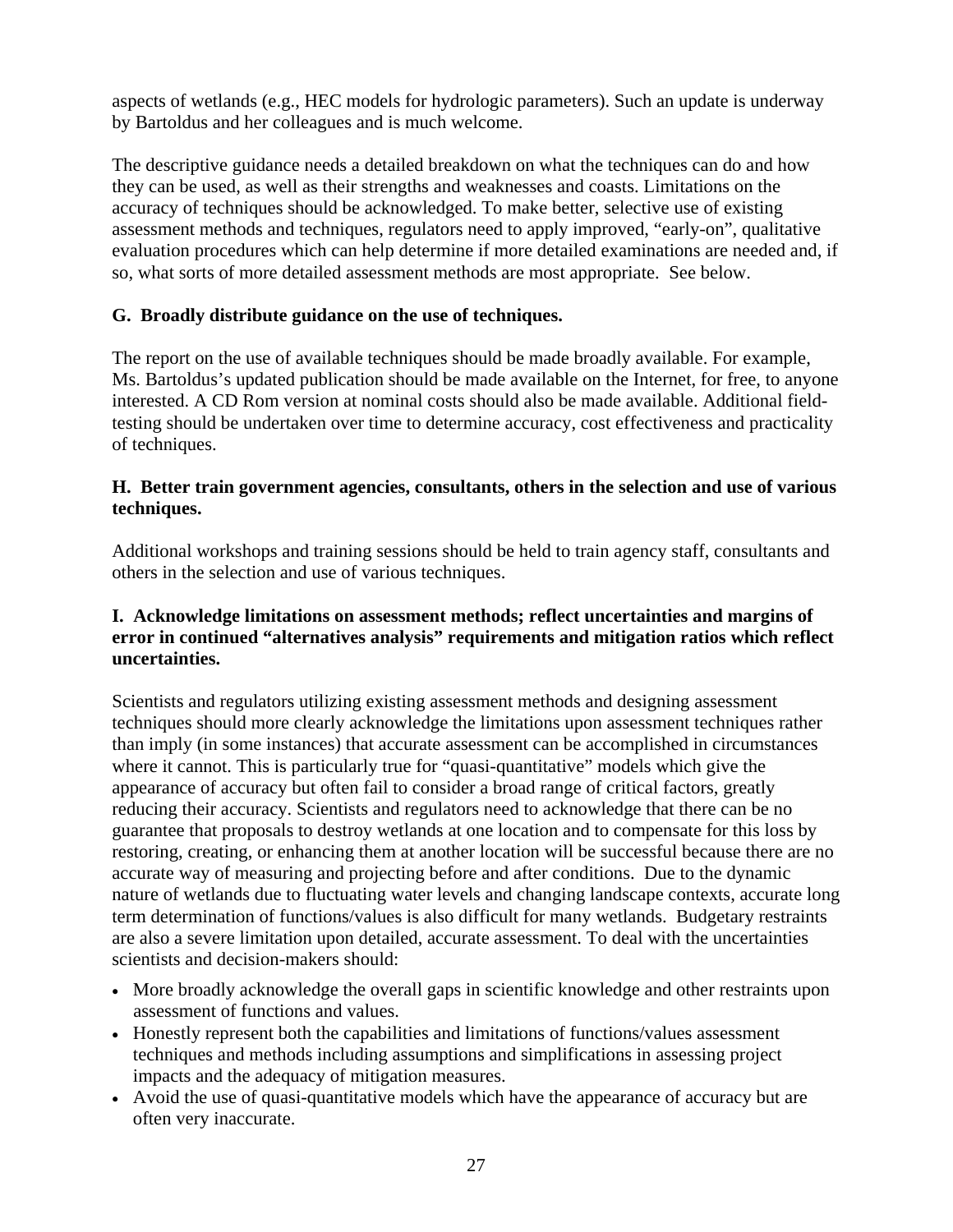aspects of wetlands (e.g., HEC models for hydrologic parameters). Such an update is underway by Bartoldus and her colleagues and is much welcome.

The descriptive guidance needs a detailed breakdown on what the techniques can do and how they can be used, as well as their strengths and weaknesses and coasts. Limitations on the accuracy of techniques should be acknowledged. To make better, selective use of existing assessment methods and techniques, regulators need to apply improved, "early-on", qualitative evaluation procedures which can help determine if more detailed examinations are needed and, if so, what sorts of more detailed assessment methods are most appropriate. See below.

**G. Broadly distribute guidance on the use of techniques.**

The report on the use of available techniques should be made broadly available. For example, Ms. Bartoldus's updated publication should be made available on the Internet, for free, to anyone interested. A CD Rom version at nominal costs should also be made available. Additional field-testing should be undertaken over time to determine accuracy, cost effectiveness and practicality of techniques.

**H. Better train government agencies, consultants, others in the selection and use of various techniques.**

Additional workshops and training sessions should be held to train agency staff, consultants and others in the selection and use of various techniques.

**I. Acknowledge limitations on assessment methods; reflect uncertainties and margins of error in continued "alternatives analysis" requirements and mitigation ratios which reflect uncertainties.**

Scientists and regulators utilizing existing assessment methods and designing assessment techniques should more clearly acknowledge the limitations upon assessment techniques rather than imply (in some instances) that accurate assessment can be accomplished in circumstances where it cannot. This is particularly true for "quasi-quantitative" models which give the appearance of accuracy but often fail to consider a broad range of critical factors, greatly reducing their accuracy. Scientists and regulators need to acknowledge that there can be no guarantee that proposals to destroy wetlands at one location and to compensate for this loss by restoring, creating, or enhancing them at another location will be successful because there are no accurate way of measuring and projecting before and after conditions. Due to the dynamic nature of wetlands due to fluctuating water levels and changing landscape contexts, accurate long term determination of functions/values is also difficult for many wetlands. Budgetary restraints are also a severe limitation upon detailed, accurate assessment. To deal with the uncertainties scientists and decision-makers should:

- More broadly acknowledge the overall gaps in scientific knowledge and other restraints upon assessment of functions and values.
- Honestly represent both the capabilities and limitations of functions/values assessment techniques and methods including assumptions and simplifications in assessing project impacts and the adequacy of mitigation measures.
- Avoid the use of quasi-quantitative models which have the appearance of accuracy but are often very inaccurate.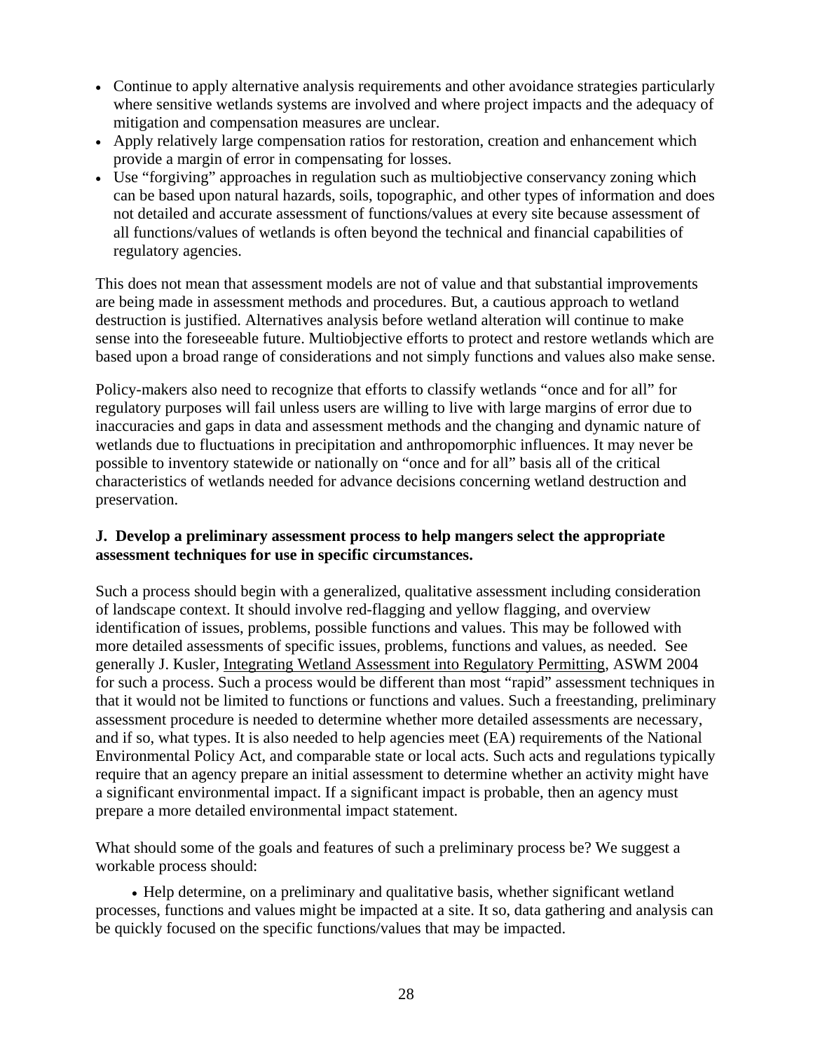- Continue to apply alternative analysis requirements and other avoidance strategies particularly where sensitive wetlands systems are involved and where project impacts and the adequacy of mitigation and compensation measures are unclear.
- Apply relatively large compensation ratios for restoration, creation and enhancement which provide a margin of error in compensating for losses.
- Use "forgiving" approaches in regulation such as multiobjective conservancy zoning which can be based upon natural hazards, soils, topographic, and other types of information and does not detailed and accurate assessment of functions/values at every site because assessment of all functions/values of wetlands is often beyond the technical and financial capabilities of regulatory agencies.

This does not mean that assessment models are not of value and that substantial improvements are being made in assessment methods and procedures. But, a cautious approach to wetland destruction is justified. Alternatives analysis before wetland alteration will continue to make sense into the foreseeable future. Multiobjective efforts to protect and restore wetlands which are based upon a broad range of considerations and not simply functions and values also make sense.

Policy-makers also need to recognize that efforts to classify wetlands "once and for all" for regulatory purposes will fail unless users are willing to live with large margins of error due to inaccuracies and gaps in data and assessment methods and the changing and dynamic nature of wetlands due to fluctuations in precipitation and anthropomorphic influences. It may never be possible to inventory statewide or nationally on "once and for all" basis all of the critical characteristics of wetlands needed for advance decisions concerning wetland destruction and preservation.

**J. Develop a preliminary assessment process to help mangers select the appropriate assessment techniques for use in specific circumstances.**

Such a process should begin with a generalized, qualitative assessment including consideration of landscape context. It should involve red-flagging and yellow flagging, and overview identification of issues, problems, possible functions and values. This may be followed with more detailed assessments of specific issues, problems, functions and values, as needed. See generally J. Kusler, Integrating Wetland Assessment into Regulatory Permitting, ASWM 2004 for such a process. Such a process would be different than most "rapid" assessment techniques in that it would not be limited to functions or functions and values. Such a freestanding, preliminary assessment procedure is needed to determine whether more detailed assessments are necessary, and if so, what types. It is also needed to help agencies meet (EA) requirements of the National Environmental Policy Act, and comparable state or local acts. Such acts and regulations typically require that an agency prepare an initial assessment to determine whether an activity might have a significant environmental impact. If a significant impact is probable, then an agency must prepare a more detailed environmental impact statement.

What should some of the goals and features of such a preliminary process be? We suggest a workable process should:

- Help determine, on a preliminary and qualitative basis, whether significant wetland processes, functions and values might be impacted at a site. It so, data gathering and analysis can be quickly focused on the specific functions/values that may be impacted.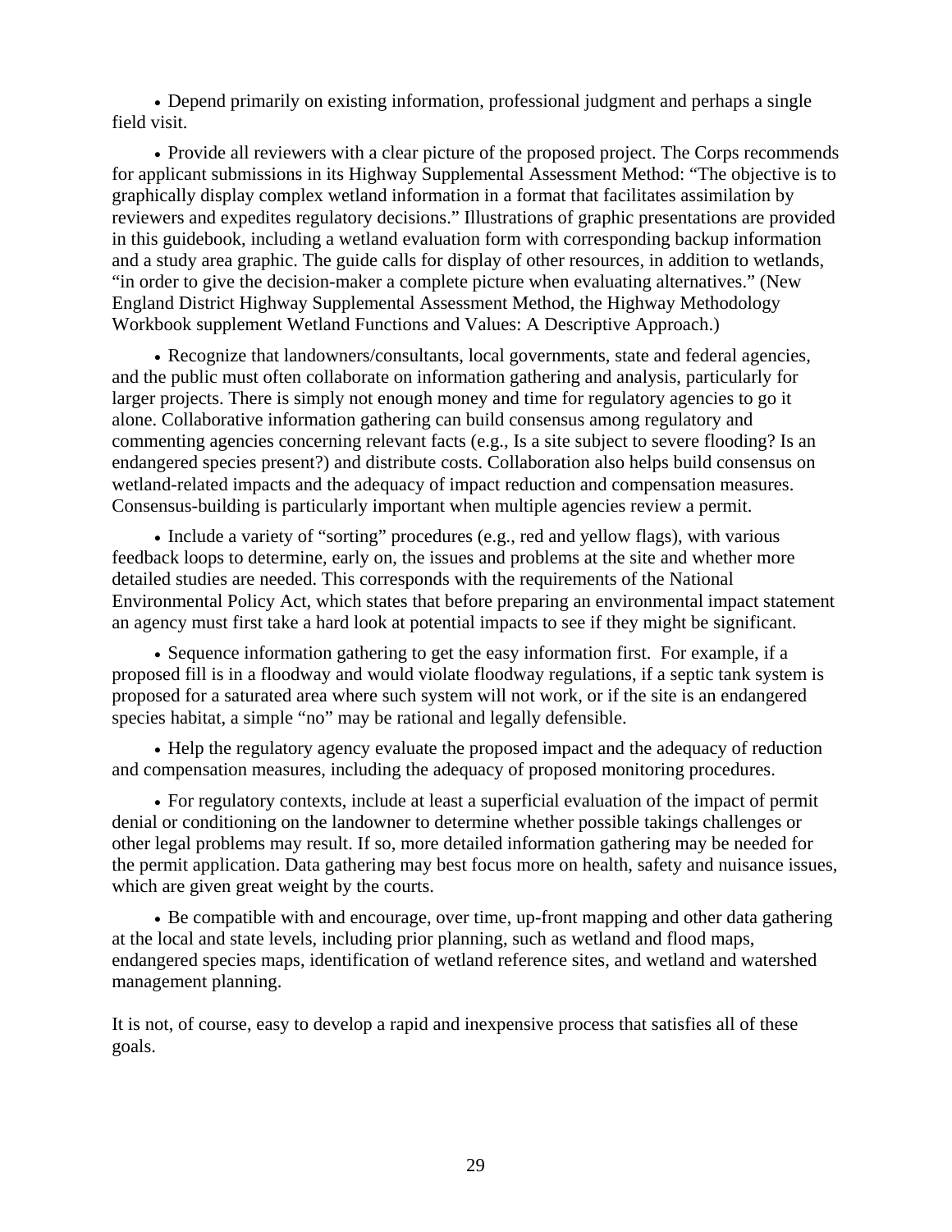- Depend primarily on existing information, professional judgment and perhaps a single field visit.

- Provide all reviewers with a clear picture of the proposed project. The Corps recommends for applicant submissions in its Highway Supplemental Assessment Method: "The objective is to graphically display complex wetland information in a format that facilitates assimilation by reviewers and expedites regulatory decisions." Illustrations of graphic presentations are provided in this guidebook, including a wetland evaluation form with corresponding backup information and a study area graphic. The guide calls for display of other resources, in addition to wetlands, "in order to give the decision-maker a complete picture when evaluating alternatives." (New England District Highway Supplemental Assessment Method, the Highway Methodology Workbook supplement Wetland Functions and Values: A Descriptive Approach.)

- Recognize that landowners/consultants, local governments, state and federal agencies, and the public must often collaborate on information gathering and analysis, particularly for larger projects. There is simply not enough money and time for regulatory agencies to go it alone. Collaborative information gathering can build consensus among regulatory and commenting agencies concerning relevant facts (e.g., Is a site subject to severe flooding? Is an endangered species present?) and distribute costs. Collaboration also helps build consensus on wetland-related impacts and the adequacy of impact reduction and compensation measures. Consensus-building is particularly important when multiple agencies review a permit.

- Include a variety of "sorting" procedures (e.g., red and yellow flags), with various feedback loops to determine, early on, the issues and problems at the site and whether more detailed studies are needed. This corresponds with the requirements of the National Environmental Policy Act, which states that before preparing an environmental impact statement an agency must first take a hard look at potential impacts to see if they might be significant.

- Sequence information gathering to get the easy information first. For example, if a proposed fill is in a floodway and would violate floodway regulations, if a septic tank system is proposed for a saturated area where such system will not work, or if the site is an endangered species habitat, a simple "no" may be rational and legally defensible.

- Help the regulatory agency evaluate the proposed impact and the adequacy of reduction and compensation measures, including the adequacy of proposed monitoring procedures.

- For regulatory contexts, include at least a superficial evaluation of the impact of permit denial or conditioning on the landowner to determine whether possible takings challenges or other legal problems may result. If so, more detailed information gathering may be needed for the permit application. Data gathering may best focus more on health, safety and nuisance issues, which are given great weight by the courts.

- Be compatible with and encourage, over time, up-front mapping and other data gathering at the local and state levels, including prior planning, such as wetland and flood maps, endangered species maps, identification of wetland reference sites, and wetland and watershed management planning.

It is not, of course, easy to develop a rapid and inexpensive process that satisfies all of these goals.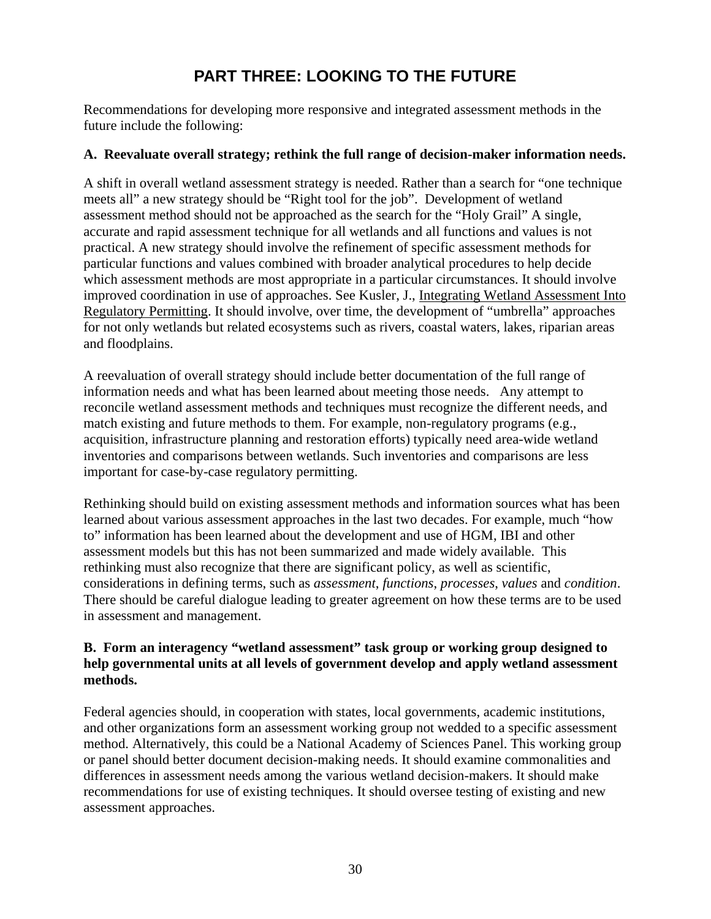# PART THREE: LOOKING TO THE FUTURE

Recommendations for developing more responsive and integrated assessment methods in the future include the following:

**A. Reevaluate overall strategy; rethink the full range of decision-maker information needs.**

A shift in overall wetland assessment strategy is needed. Rather than a search for "one technique meets all" a new strategy should be "Right tool for the job". Development of wetland assessment method should not be approached as the search for the "Holy Grail" A single, accurate and rapid assessment technique for all wetlands and all functions and values is not practical. A new strategy should involve the refinement of specific assessment methods for particular functions and values combined with broader analytical procedures to help decide which assessment methods are most appropriate in a particular circumstances. It should involve improved coordination in use of approaches. See Kusler, J., Integrating Wetland Assessment Into Regulatory Permitting. It should involve, over time, the development of "umbrella" approaches for not only wetlands but related ecosystems such as rivers, coastal waters, lakes, riparian areas and floodplains.

A reevaluation of overall strategy should include better documentation of the full range of information needs and what has been learned about meeting those needs. Any attempt to reconcile wetland assessment methods and techniques must recognize the different needs, and match existing and future methods to them. For example, non-regulatory programs (e.g., acquisition, infrastructure planning and restoration efforts) typically need area-wide wetland inventories and comparisons between wetlands. Such inventories and comparisons are less important for case-by-case regulatory permitting.

Rethinking should build on existing assessment methods and information sources what has been learned about various assessment approaches in the last two decades. For example, much "how to" information has been learned about the development and use of HGM, IBI and other assessment models but this has not been summarized and made widely available. This rethinking must also recognize that there are significant policy, as well as scientific, considerations in defining terms, such as *assessment*, *functions*, *processes*, *values* and *condition*. There should be careful dialogue leading to greater agreement on how these terms are to be used in assessment and management.

**B. Form an interagency "wetland assessment" task group or working group designed to help governmental units at all levels of government develop and apply wetland assessment methods.**

Federal agencies should, in cooperation with states, local governments, academic institutions, and other organizations form an assessment working group not wedded to a specific assessment method. Alternatively, this could be a National Academy of Sciences Panel. This working group or panel should better document decision-making needs. It should examine commonalities and differences in assessment needs among the various wetland decision-makers. It should make recommendations for use of existing techniques. It should oversee testing of existing and new assessment approaches.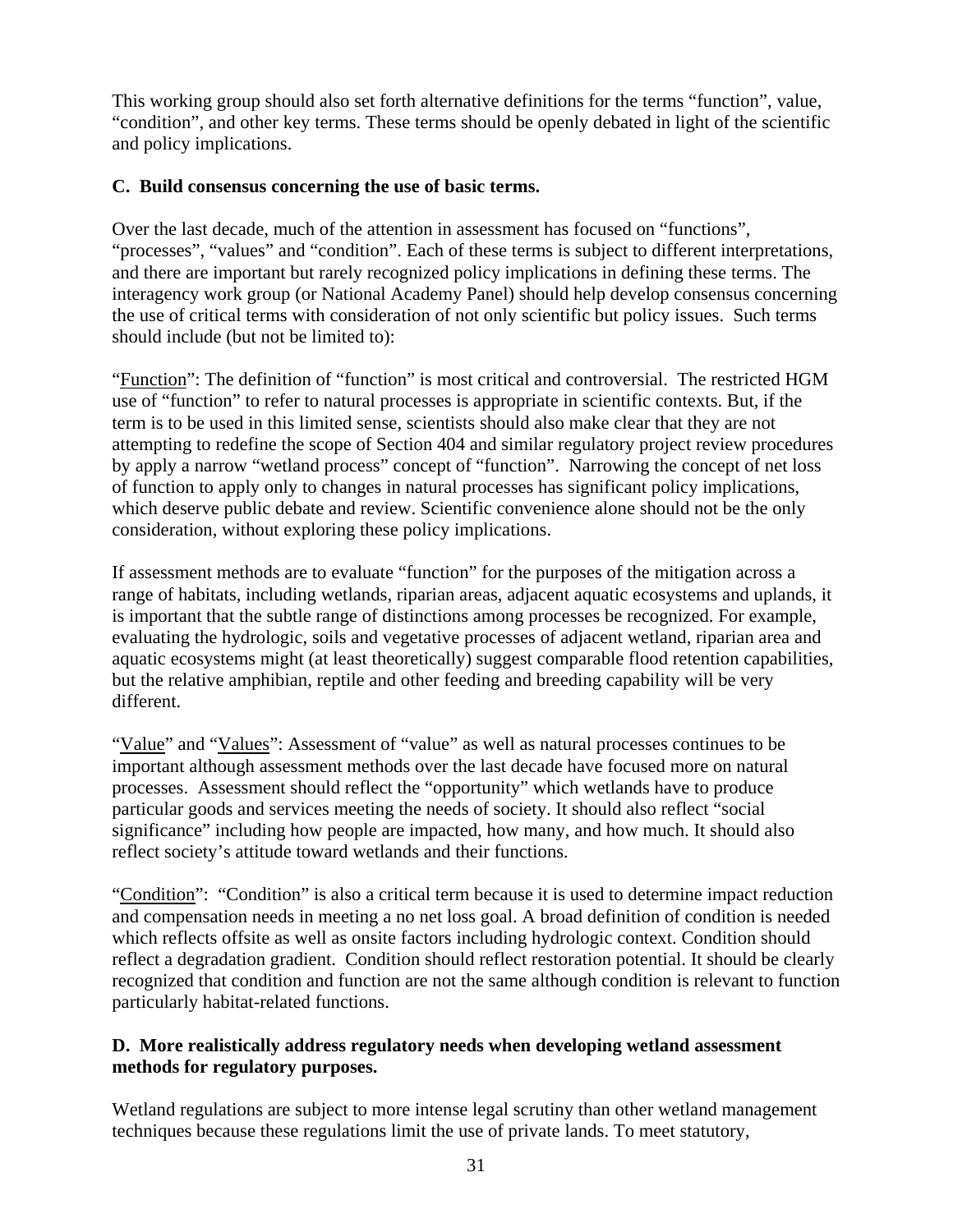This working group should also set forth alternative definitions for the terms "function", value, "condition", and other key terms. These terms should be openly debated in light of the scientific and policy implications.

**C. Build consensus concerning the use of basic terms.**

Over the last decade, much of the attention in assessment has focused on "functions", "processes", "values" and "condition". Each of these terms is subject to different interpretations, and there are important but rarely recognized policy implications in defining these terms. The interagency work group (or National Academy Panel) should help develop consensus concerning the use of critical terms with consideration of not only scientific but policy issues. Such terms should include (but not be limited to):

"Function": The definition of "function" is most critical and controversial. The restricted HGM use of "function" to refer to natural processes is appropriate in scientific contexts. But, if the term is to be used in this limited sense, scientists should also make clear that they are not attempting to redefine the scope of Section 404 and similar regulatory project review procedures by apply a narrow "wetland process" concept of "function". Narrowing the concept of net loss of function to apply only to changes in natural processes has significant policy implications, which deserve public debate and review. Scientific convenience alone should not be the only consideration, without exploring these policy implications.

If assessment methods are to evaluate "function" for the purposes of the mitigation across a range of habitats, including wetlands, riparian areas, adjacent aquatic ecosystems and uplands, it is important that the subtle range of distinctions among processes be recognized. For example, evaluating the hydrologic, soils and vegetative processes of adjacent wetland, riparian area and aquatic ecosystems might (at least theoretically) suggest comparable flood retention capabilities, but the relative amphibian, reptile and other feeding and breeding capability will be very different.

"Value" and "Values": Assessment of "value" as well as natural processes continues to be important although assessment methods over the last decade have focused more on natural processes. Assessment should reflect the "opportunity" which wetlands have to produce particular goods and services meeting the needs of society. It should also reflect "social significance" including how people are impacted, how many, and how much. It should also reflect society's attitude toward wetlands and their functions.

"Condition": "Condition" is also a critical term because it is used to determine impact reduction and compensation needs in meeting a no net loss goal. A broad definition of condition is needed which reflects offsite as well as onsite factors including hydrologic context. Condition should reflect a degradation gradient. Condition should reflect restoration potential. It should be clearly recognized that condition and function are not the same although condition is relevant to function particularly habitat-related functions.

**D. More realistically address regulatory needs when developing wetland assessment methods for regulatory purposes.**

Wetland regulations are subject to more intense legal scrutiny than other wetland management techniques because these regulations limit the use of private lands. To meet statutory,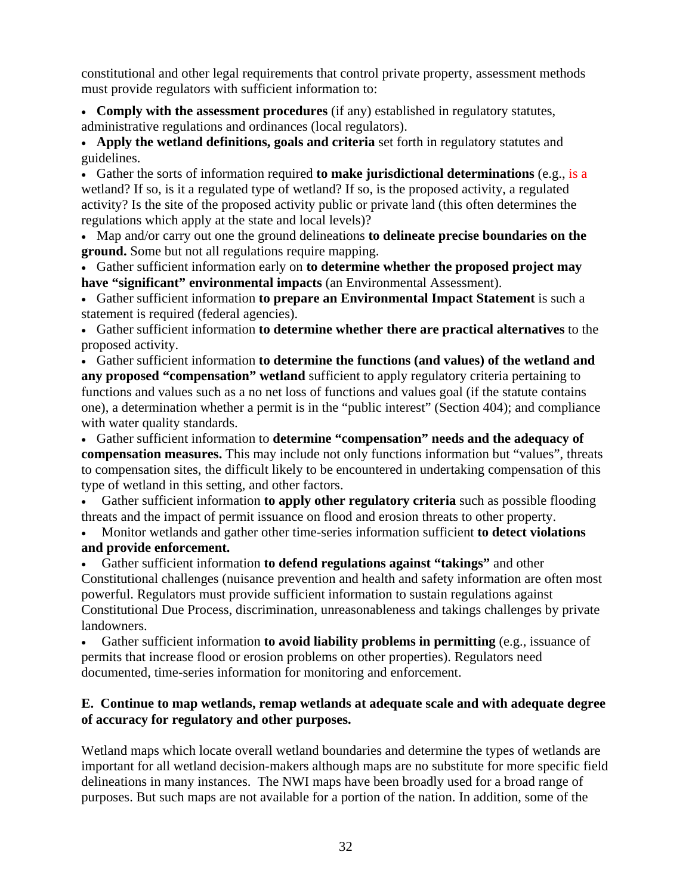constitutional and other legal requirements that control private property, assessment methods must provide regulators with sufficient information to:

- **Comply with the assessment procedures** (if any) established in regulatory statutes, administrative regulations and ordinances (local regulators).
- **Apply the wetland definitions, goals and criteria** set forth in regulatory statutes and guidelines.
- Gather the sorts of information required **to make jurisdictional determinations** (e.g., is a wetland? If so, is it a regulated type of wetland? If so, is the proposed activity, a regulated activity? Is the site of the proposed activity public or private land (this often determines the regulations which apply at the state and local levels)?
- Map and/or carry out one the ground delineations **to delineate precise boundaries on the ground.** Some but not all regulations require mapping.
- Gather sufficient information early on **to determine whether the proposed project may have "significant" environmental impacts** (an Environmental Assessment).
- Gather sufficient information **to prepare an Environmental Impact Statement** is such a statement is required (federal agencies).
- Gather sufficient information **to determine whether there are practical alternatives** to the proposed activity.
- Gather sufficient information **to determine the functions (and values) of the wetland and any proposed "compensation" wetland** sufficient to apply regulatory criteria pertaining to functions and values such as a no net loss of functions and values goal (if the statute contains one), a determination whether a permit is in the "public interest" (Section 404); and compliance with water quality standards.
- Gather sufficient information to **determine "compensation" needs and the adequacy of compensation measures.** This may include not only functions information but "values", threats to compensation sites, the difficult likely to be encountered in undertaking compensation of this type of wetland in this setting, and other factors.
- Gather sufficient information **to apply other regulatory criteria** such as possible flooding threats and the impact of permit issuance on flood and erosion threats to other property.
- Monitor wetlands and gather other time-series information sufficient **to detect violations and provide enforcement.**
- Gather sufficient information **to defend regulations against "takings"** and other Constitutional challenges (nuisance prevention and health and safety information are often most powerful. Regulators must provide sufficient information to sustain regulations against Constitutional Due Process, discrimination, unreasonableness and takings challenges by private landowners.
- Gather sufficient information **to avoid liability problems in permitting** (e.g., issuance of permits that increase flood or erosion problems on other properties). Regulators need documented, time-series information for monitoring and enforcement.

**E. Continue to map wetlands, remap wetlands at adequate scale and with adequate degree of accuracy for regulatory and other purposes.**

Wetland maps which locate overall wetland boundaries and determine the types of wetlands are important for all wetland decision-makers although maps are no substitute for more specific field delineations in many instances. The NWI maps have been broadly used for a broad range of purposes. But such maps are not available for a portion of the nation. In addition, some of the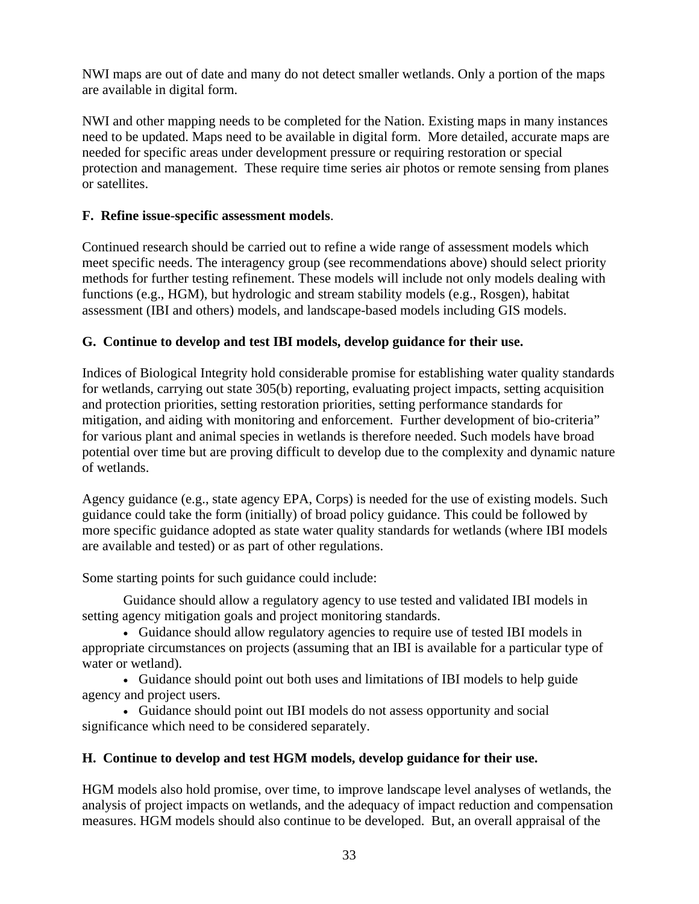NWI maps are out of date and many do not detect smaller wetlands. Only a portion of the maps are available in digital form.

NWI and other mapping needs to be completed for the Nation. Existing maps in many instances need to be updated. Maps need to be available in digital form. More detailed, accurate maps are needed for specific areas under development pressure or requiring restoration or special protection and management. These require time series air photos or remote sensing from planes or satellites.

**F. Refine issue-specific assessment models**.

Continued research should be carried out to refine a wide range of assessment models which meet specific needs. The interagency group (see recommendations above) should select priority methods for further testing refinement. These models will include not only models dealing with functions (e.g., HGM), but hydrologic and stream stability models (e.g., Rosgen), habitat assessment (IBI and others) models, and landscape-based models including GIS models.

**G. Continue to develop and test IBI models, develop guidance for their use.**

Indices of Biological Integrity hold considerable promise for establishing water quality standards for wetlands, carrying out state 305(b) reporting, evaluating project impacts, setting acquisition and protection priorities, setting restoration priorities, setting performance standards for mitigation, and aiding with monitoring and enforcement. Further development of bio-criteria" for various plant and animal species in wetlands is therefore needed. Such models have broad potential over time but are proving difficult to develop due to the complexity and dynamic nature of wetlands.

Agency guidance (e.g., state agency EPA, Corps) is needed for the use of existing models. Such guidance could take the form (initially) of broad policy guidance. This could be followed by more specific guidance adopted as state water quality standards for wetlands (where IBI models are available and tested) or as part of other regulations.

Some starting points for such guidance could include:

Guidance should allow a regulatory agency to use tested and validated IBI models in setting agency mitigation goals and project monitoring standards.

- Guidance should allow regulatory agencies to require use of tested IBI models in appropriate circumstances on projects (assuming that an IBI is available for a particular type of water or wetland).
- Guidance should point out both uses and limitations of IBI models to help guide agency and project users.
- Guidance should point out IBI models do not assess opportunity and social significance which need to be considered separately.

**H. Continue to develop and test HGM models, develop guidance for their use.**

HGM models also hold promise, over time, to improve landscape level analyses of wetlands, the analysis of project impacts on wetlands, and the adequacy of impact reduction and compensation measures. HGM models should also continue to be developed. But, an overall appraisal of the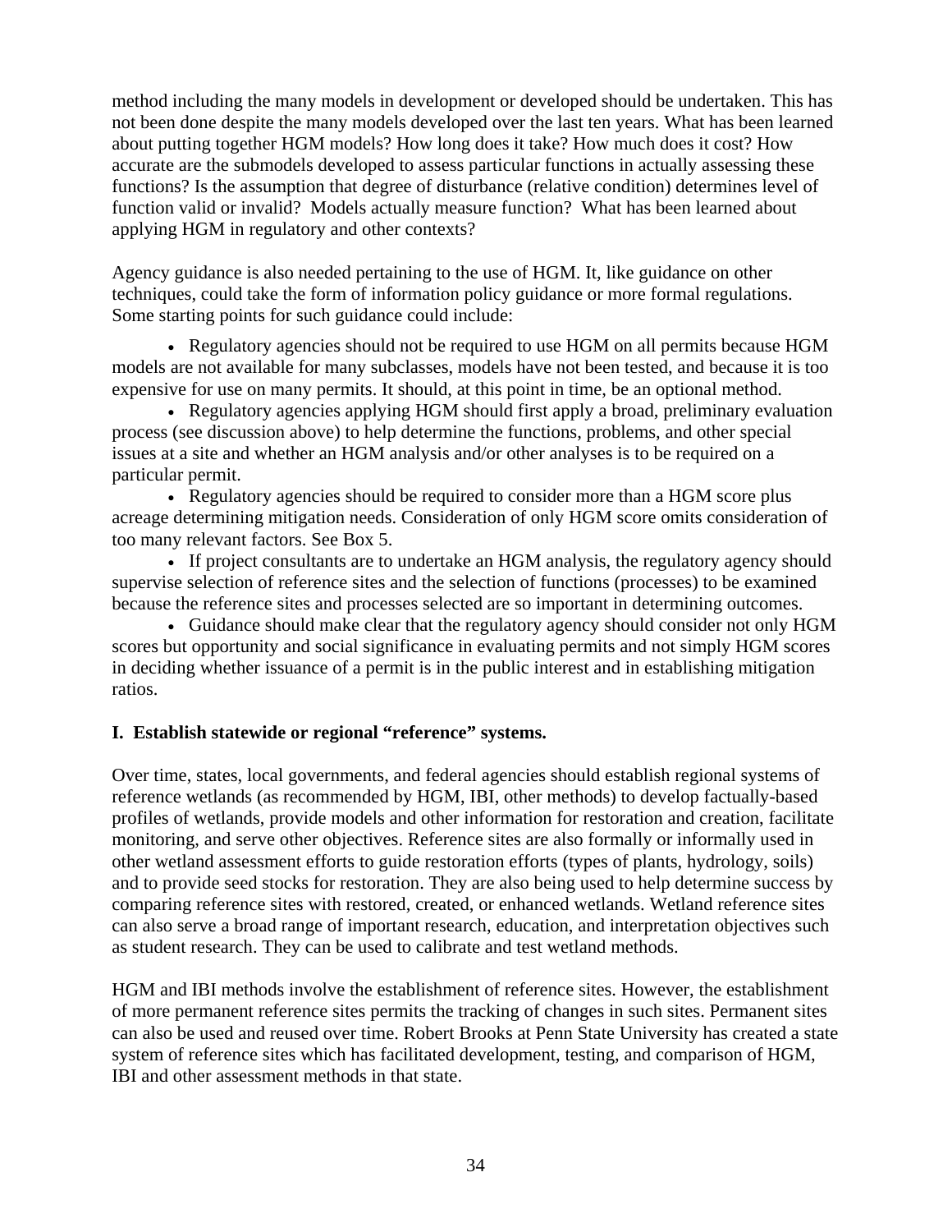method including the many models in development or developed should be undertaken. This has not been done despite the many models developed over the last ten years. What has been learned about putting together HGM models? How long does it take? How much does it cost? How accurate are the submodels developed to assess particular functions in actually assessing these functions? Is the assumption that degree of disturbance (relative condition) determines level of function valid or invalid? Models actually measure function? What has been learned about applying HGM in regulatory and other contexts?

Agency guidance is also needed pertaining to the use of HGM. It, like guidance on other techniques, could take the form of information policy guidance or more formal regulations. Some starting points for such guidance could include:

- Regulatory agencies should not be required to use HGM on all permits because HGM models are not available for many subclasses, models have not been tested, and because it is too expensive for use on many permits. It should, at this point in time, be an optional method.
- Regulatory agencies applying HGM should first apply a broad, preliminary evaluation process (see discussion above) to help determine the functions, problems, and other special issues at a site and whether an HGM analysis and/or other analyses is to be required on a particular permit.
- Regulatory agencies should be required to consider more than a HGM score plus acreage determining mitigation needs. Consideration of only HGM score omits consideration of too many relevant factors. See Box 5.
- If project consultants are to undertake an HGM analysis, the regulatory agency should supervise selection of reference sites and the selection of functions (processes) to be examined because the reference sites and processes selected are so important in determining outcomes.
- Guidance should make clear that the regulatory agency should consider not only HGM scores but opportunity and social significance in evaluating permits and not simply HGM scores in deciding whether issuance of a permit is in the public interest and in establishing mitigation ratios.

**I. Establish statewide or regional "reference" systems.**

Over time, states, local governments, and federal agencies should establish regional systems of reference wetlands (as recommended by HGM, IBI, other methods) to develop factually-based profiles of wetlands, provide models and other information for restoration and creation, facilitate monitoring, and serve other objectives. Reference sites are also formally or informally used in other wetland assessment efforts to guide restoration efforts (types of plants, hydrology, soils) and to provide seed stocks for restoration. They are also being used to help determine success by comparing reference sites with restored, created, or enhanced wetlands. Wetland reference sites can also serve a broad range of important research, education, and interpretation objectives such as student research. They can be used to calibrate and test wetland methods.

HGM and IBI methods involve the establishment of reference sites. However, the establishment of more permanent reference sites permits the tracking of changes in such sites. Permanent sites can also be used and reused over time. Robert Brooks at Penn State University has created a state system of reference sites which has facilitated development, testing, and comparison of HGM, IBI and other assessment methods in that state.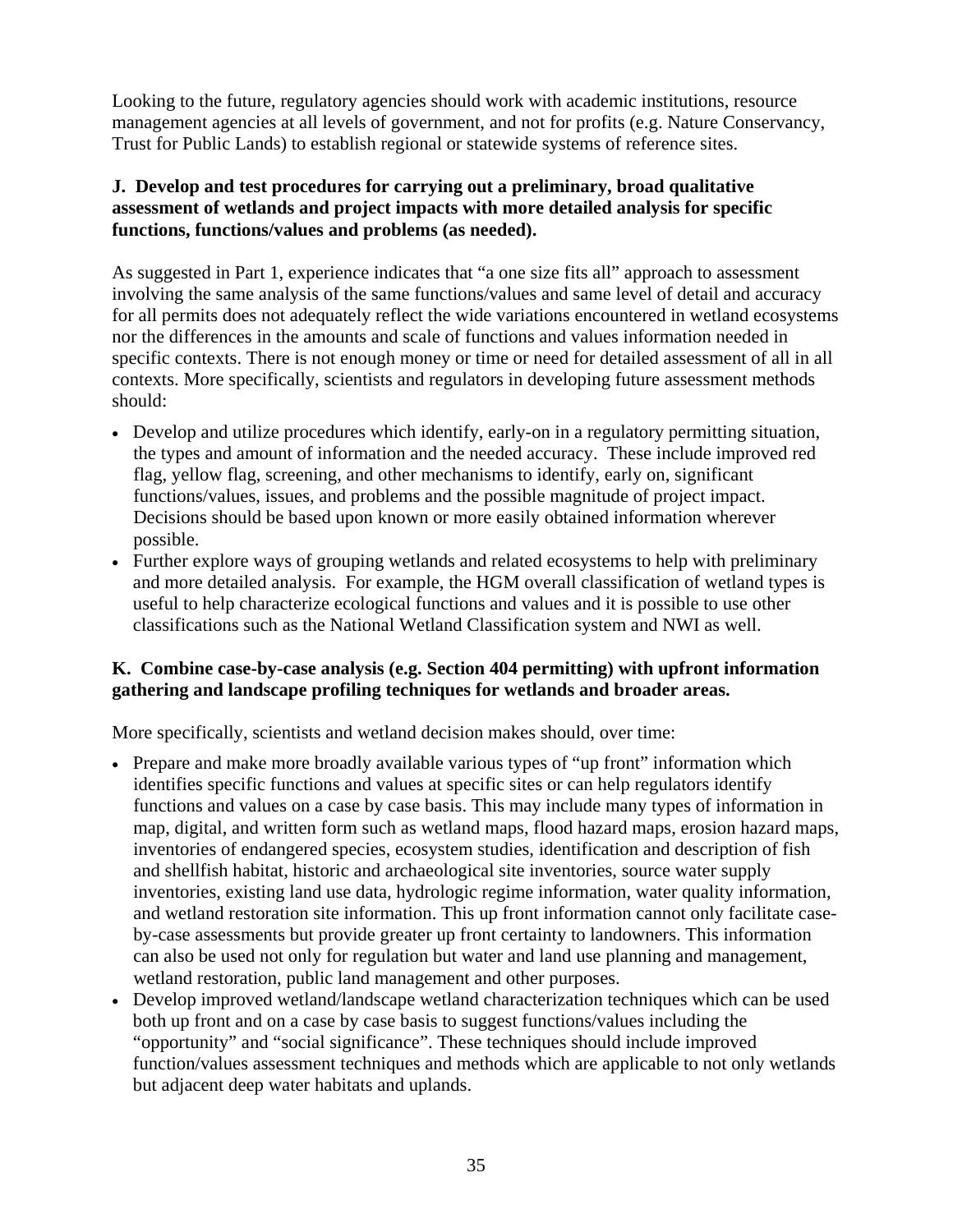Looking to the future, regulatory agencies should work with academic institutions, resource management agencies at all levels of government, and not for profits (e.g. Nature Conservancy, Trust for Public Lands) to establish regional or statewide systems of reference sites.

**J. Develop and test procedures for carrying out a preliminary, broad qualitative assessment of wetlands and project impacts with more detailed analysis for specific functions, functions/values and problems (as needed).**

As suggested in Part 1, experience indicates that "a one size fits all" approach to assessment involving the same analysis of the same functions/values and same level of detail and accuracy for all permits does not adequately reflect the wide variations encountered in wetland ecosystems nor the differences in the amounts and scale of functions and values information needed in specific contexts. There is not enough money or time or need for detailed assessment of all in all contexts. More specifically, scientists and regulators in developing future assessment methods should:

- Develop and utilize procedures which identify, early-on in a regulatory permitting situation, the types and amount of information and the needed accuracy. These include improved red flag, yellow flag, screening, and other mechanisms to identify, early on, significant functions/values, issues, and problems and the possible magnitude of project impact. Decisions should be based upon known or more easily obtained information wherever possible.
- Further explore ways of grouping wetlands and related ecosystems to help with preliminary and more detailed analysis. For example, the HGM overall classification of wetland types is useful to help characterize ecological functions and values and it is possible to use other classifications such as the National Wetland Classification system and NWI as well.

**K. Combine case-by-case analysis (e.g. Section 404 permitting) with upfront information gathering and landscape profiling techniques for wetlands and broader areas.**

More specifically, scientists and wetland decision makes should, over time:

- Prepare and make more broadly available various types of "up front" information which identifies specific functions and values at specific sites or can help regulators identify functions and values on a case by case basis. This may include many types of information in map, digital, and written form such as wetland maps, flood hazard maps, erosion hazard maps, inventories of endangered species, ecosystem studies, identification and description of fish and shellfish habitat, historic and archaeological site inventories, source water supply inventories, existing land use data, hydrologic regime information, water quality information, and wetland restoration site information. This up front information cannot only facilitate case-by-case assessments but provide greater up front certainty to landowners. This information can also be used not only for regulation but water and land use planning and management, wetland restoration, public land management and other purposes.
- Develop improved wetland/landscape wetland characterization techniques which can be used both up front and on a case by case basis to suggest functions/values including the "opportunity" and "social significance". These techniques should include improved function/values assessment techniques and methods which are applicable to not only wetlands but adjacent deep water habitats and uplands.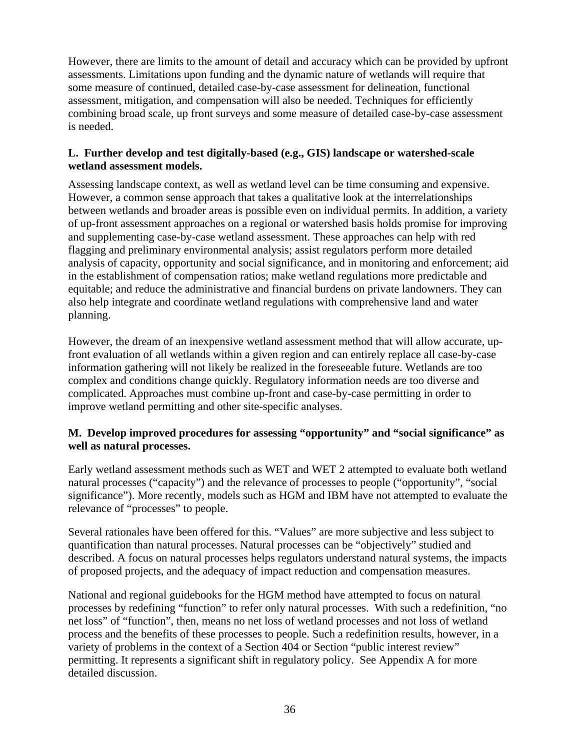However, there are limits to the amount of detail and accuracy which can be provided by upfront assessments. Limitations upon funding and the dynamic nature of wetlands will require that some measure of continued, detailed case-by-case assessment for delineation, functional assessment, mitigation, and compensation will also be needed. Techniques for efficiently combining broad scale, up front surveys and some measure of detailed case-by-case assessment is needed.

**L. Further develop and test digitally-based (e.g., GIS) landscape or watershed-scale wetland assessment models.**

Assessing landscape context, as well as wetland level can be time consuming and expensive. However, a common sense approach that takes a qualitative look at the interrelationships between wetlands and broader areas is possible even on individual permits. In addition, a variety of up-front assessment approaches on a regional or watershed basis holds promise for improving and supplementing case-by-case wetland assessment. These approaches can help with red flagging and preliminary environmental analysis; assist regulators perform more detailed analysis of capacity, opportunity and social significance, and in monitoring and enforcement; aid in the establishment of compensation ratios; make wetland regulations more predictable and equitable; and reduce the administrative and financial burdens on private landowners. They can also help integrate and coordinate wetland regulations with comprehensive land and water planning.

However, the dream of an inexpensive wetland assessment method that will allow accurate, up-front evaluation of all wetlands within a given region and can entirely replace all case-by-case information gathering will not likely be realized in the foreseeable future. Wetlands are too complex and conditions change quickly. Regulatory information needs are too diverse and complicated. Approaches must combine up-front and case-by-case permitting in order to improve wetland permitting and other site-specific analyses.

**M. Develop improved procedures for assessing "opportunity" and "social significance" as well as natural processes.**

Early wetland assessment methods such as WET and WET 2 attempted to evaluate both wetland natural processes ("capacity") and the relevance of processes to people ("opportunity", "social significance"). More recently, models such as HGM and IBM have not attempted to evaluate the relevance of "processes" to people.

Several rationales have been offered for this. "Values" are more subjective and less subject to quantification than natural processes. Natural processes can be "objectively" studied and described. A focus on natural processes helps regulators understand natural systems, the impacts of proposed projects, and the adequacy of impact reduction and compensation measures.

National and regional guidebooks for the HGM method have attempted to focus on natural processes by redefining "function" to refer only natural processes. With such a redefinition, "no net loss" of "function", then, means no net loss of wetland processes and not loss of wetland process and the benefits of these processes to people. Such a redefinition results, however, in a variety of problems in the context of a Section 404 or Section "public interest review" permitting. It represents a significant shift in regulatory policy. See Appendix A for more detailed discussion.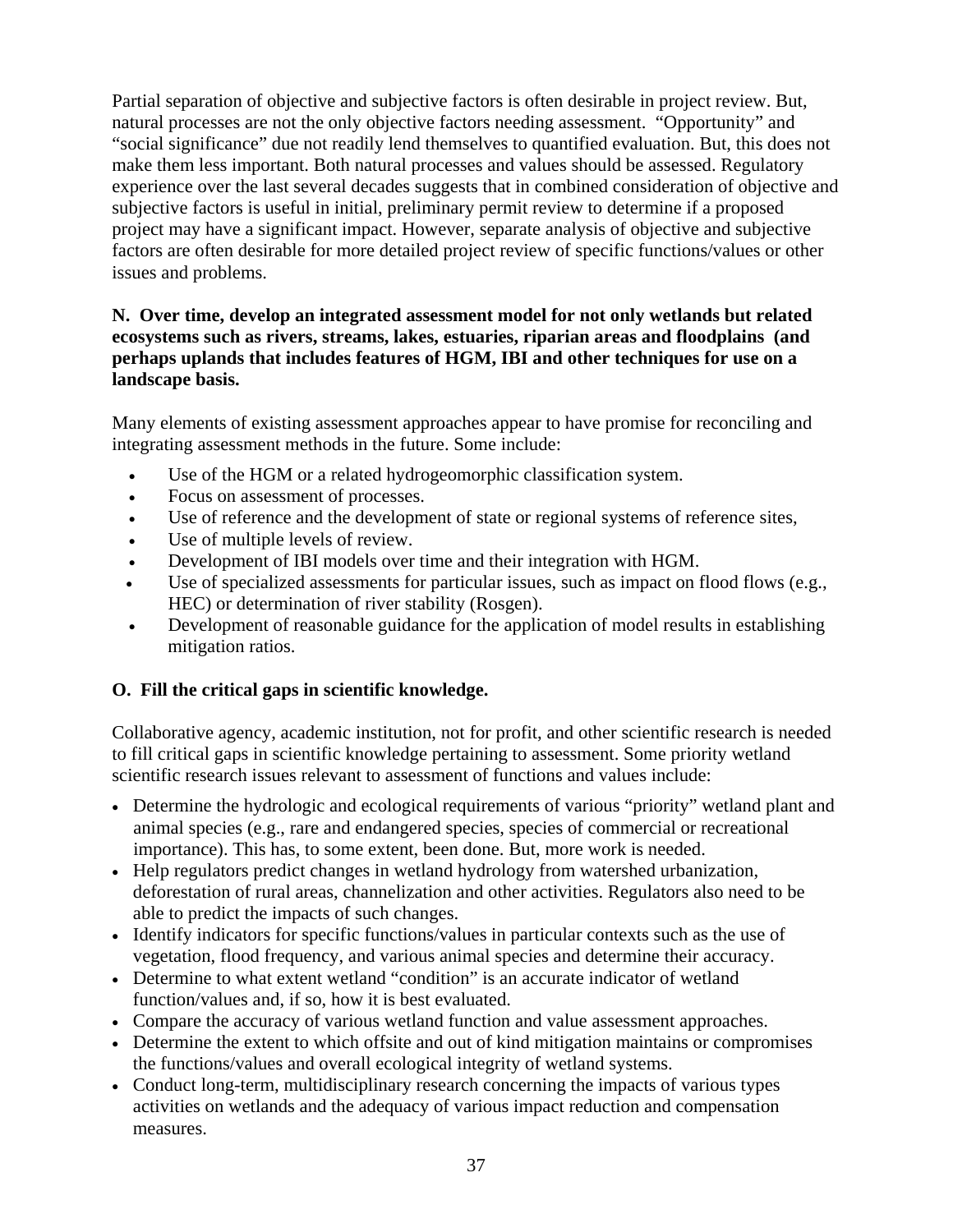Partial separation of objective and subjective factors is often desirable in project review. But, natural processes are not the only objective factors needing assessment. "Opportunity" and "social significance" due not readily lend themselves to quantified evaluation. But, this does not make them less important. Both natural processes and values should be assessed. Regulatory experience over the last several decades suggests that in combined consideration of objective and subjective factors is useful in initial, preliminary permit review to determine if a proposed project may have a significant impact. However, separate analysis of objective and subjective factors are often desirable for more detailed project review of specific functions/values or other issues and problems.

**N. Over time, develop an integrated assessment model for not only wetlands but related ecosystems such as rivers, streams, lakes, estuaries, riparian areas and floodplains (and perhaps uplands that includes features of HGM, IBI and other techniques for use on a landscape basis.**

Many elements of existing assessment approaches appear to have promise for reconciling and integrating assessment methods in the future. Some include:

- Use of the HGM or a related hydrogeomorphic classification system.
- Focus on assessment of processes.
- Use of reference and the development of state or regional systems of reference sites,
- Use of multiple levels of review.
- Development of IBI models over time and their integration with HGM.
- Use of specialized assessments for particular issues, such as impact on flood flows (e.g., HEC) or determination of river stability (Rosgen).
- Development of reasonable guidance for the application of model results in establishing mitigation ratios.

**O. Fill the critical gaps in scientific knowledge.**

Collaborative agency, academic institution, not for profit, and other scientific research is needed to fill critical gaps in scientific knowledge pertaining to assessment. Some priority wetland scientific research issues relevant to assessment of functions and values include:

- Determine the hydrologic and ecological requirements of various "priority" wetland plant and animal species (e.g., rare and endangered species, species of commercial or recreational importance). This has, to some extent, been done. But, more work is needed.
- Help regulators predict changes in wetland hydrology from watershed urbanization, deforestation of rural areas, channelization and other activities. Regulators also need to be able to predict the impacts of such changes.
- Identify indicators for specific functions/values in particular contexts such as the use of vegetation, flood frequency, and various animal species and determine their accuracy.
- Determine to what extent wetland "condition" is an accurate indicator of wetland function/values and, if so, how it is best evaluated.
- Compare the accuracy of various wetland function and value assessment approaches.
- Determine the extent to which offsite and out of kind mitigation maintains or compromises the functions/values and overall ecological integrity of wetland systems.
- Conduct long-term, multidisciplinary research concerning the impacts of various types activities on wetlands and the adequacy of various impact reduction and compensation measures.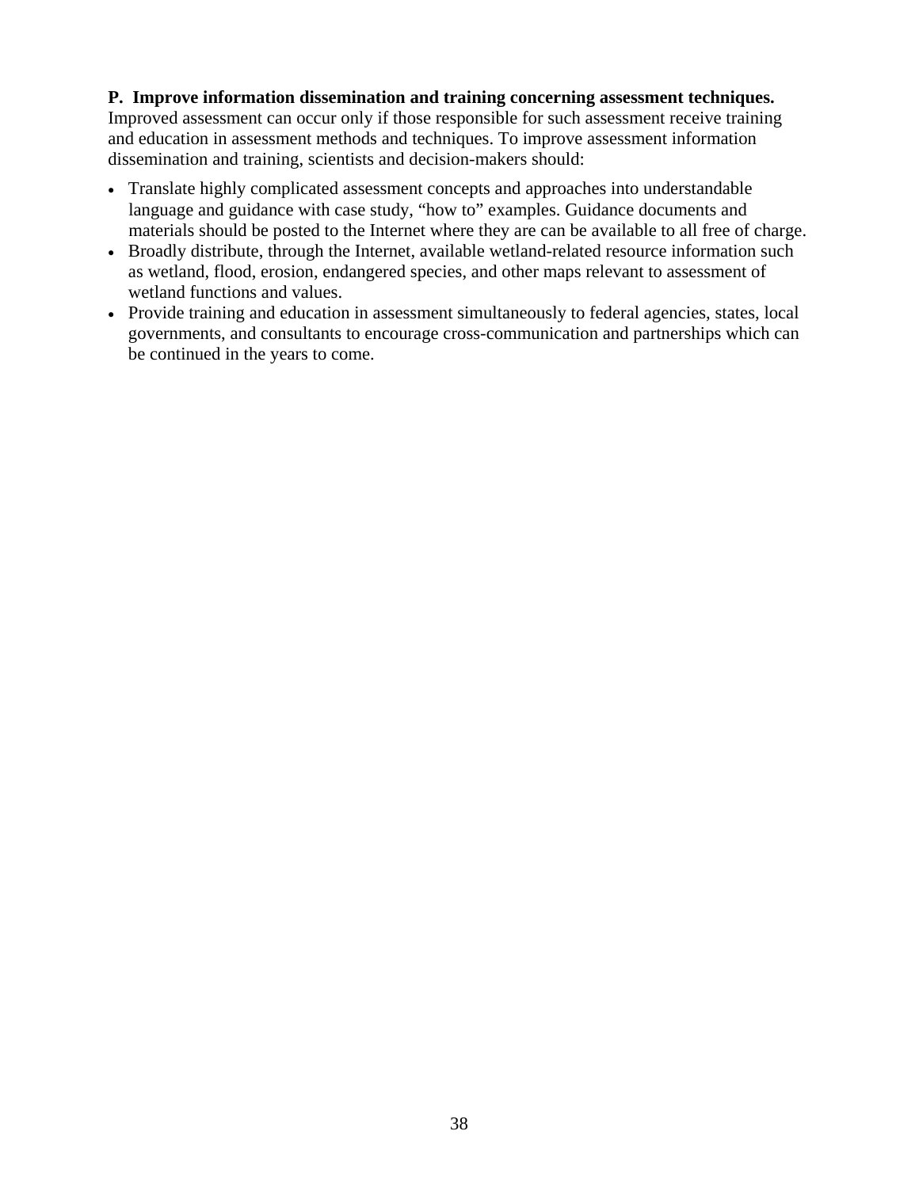**P. Improve information dissemination and training concerning assessment techniques.** Improved assessment can occur only if those responsible for such assessment receive training and education in assessment methods and techniques. To improve assessment information dissemination and training, scientists and decision-makers should:

- Translate highly complicated assessment concepts and approaches into understandable language and guidance with case study, "how to" examples. Guidance documents and materials should be posted to the Internet where they are can be available to all free of charge.
- Broadly distribute, through the Internet, available wetland-related resource information such as wetland, flood, erosion, endangered species, and other maps relevant to assessment of wetland functions and values.
- Provide training and education in assessment simultaneously to federal agencies, states, local governments, and consultants to encourage cross-communication and partnerships which can be continued in the years to come.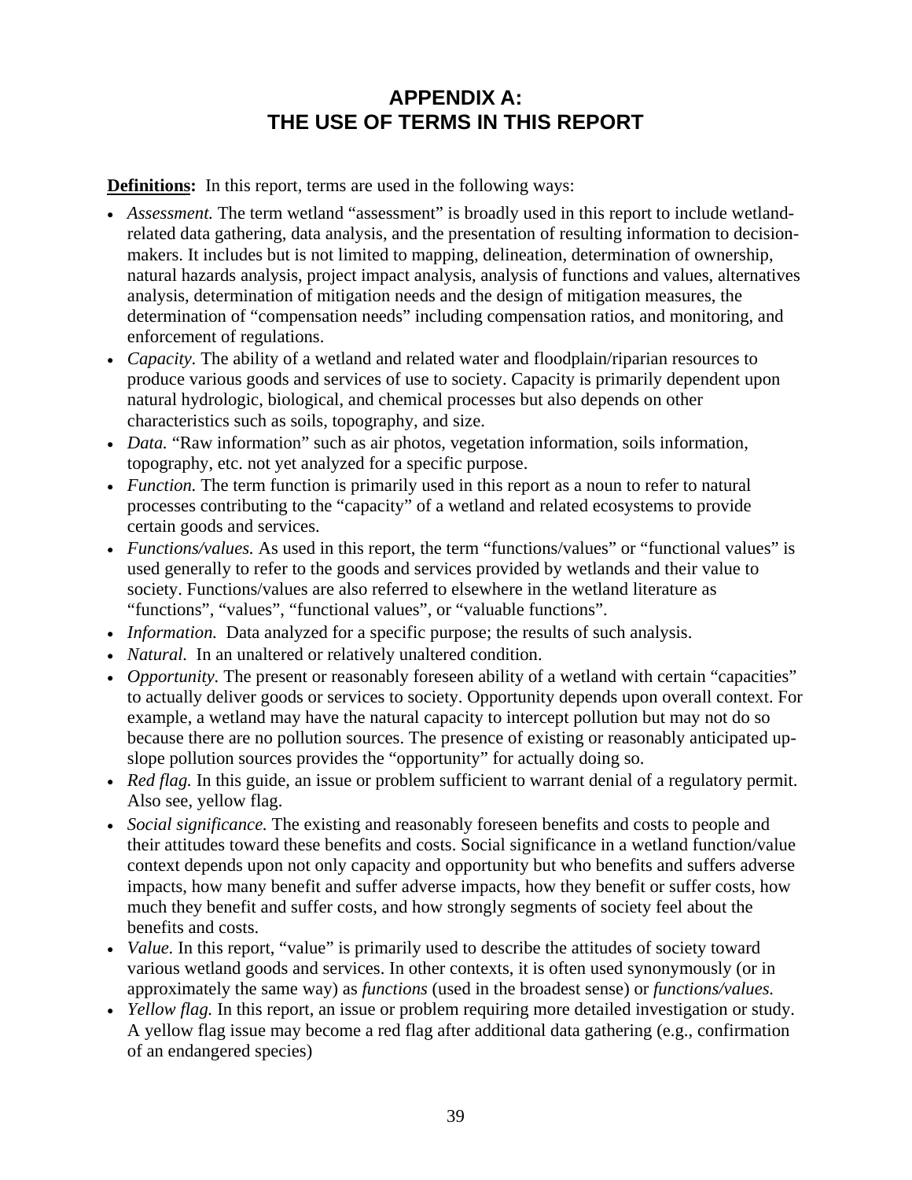# APPENDIX A: THE USE OF TERMS IN THIS REPORT

**Definitions:** In this report, terms are used in the following ways:

- *Assessment.* The term wetland "assessment" is broadly used in this report to include wetland-related data gathering, data analysis, and the presentation of resulting information to decision-makers. It includes but is not limited to mapping, delineation, determination of ownership, natural hazards analysis, project impact analysis, analysis of functions and values, alternatives analysis, determination of mitigation needs and the design of mitigation measures, the determination of "compensation needs" including compensation ratios, and monitoring, and enforcement of regulations.
- *Capacity.* The ability of a wetland and related water and floodplain/riparian resources to produce various goods and services of use to society. Capacity is primarily dependent upon natural hydrologic, biological, and chemical processes but also depends on other characteristics such as soils, topography, and size.
- *Data.* "Raw information" such as air photos, vegetation information, soils information, topography, etc. not yet analyzed for a specific purpose.
- *Function.* The term function is primarily used in this report as a noun to refer to natural processes contributing to the "capacity" of a wetland and related ecosystems to provide certain goods and services.
- *Functions/values.* As used in this report, the term "functions/values" or "functional values" is used generally to refer to the goods and services provided by wetlands and their value to society. Functions/values are also referred to elsewhere in the wetland literature as "functions", "values", "functional values", or "valuable functions".
- *Information.* Data analyzed for a specific purpose; the results of such analysis.
- *Natural.* In an unaltered or relatively unaltered condition.
- *Opportunity.* The present or reasonably foreseen ability of a wetland with certain "capacities" to actually deliver goods or services to society. Opportunity depends upon overall context. For example, a wetland may have the natural capacity to intercept pollution but may not do so because there are no pollution sources. The presence of existing or reasonably anticipated up-slope pollution sources provides the "opportunity" for actually doing so.
- *Red flag.* In this guide, an issue or problem sufficient to warrant denial of a regulatory permit. Also see, yellow flag.
- *Social significance.* The existing and reasonably foreseen benefits and costs to people and their attitudes toward these benefits and costs. Social significance in a wetland function/value context depends upon not only capacity and opportunity but who benefits and suffers adverse impacts, how many benefit and suffer adverse impacts, how they benefit or suffer costs, how much they benefit and suffer costs, and how strongly segments of society feel about the benefits and costs.
- *Value.* In this report, "value" is primarily used to describe the attitudes of society toward various wetland goods and services. In other contexts, it is often used synonymously (or in approximately the same way) as *functions* (used in the broadest sense) or *functions/values.*
- *Yellow flag.* In this report, an issue or problem requiring more detailed investigation or study. A yellow flag issue may become a red flag after additional data gathering (e.g., confirmation of an endangered species)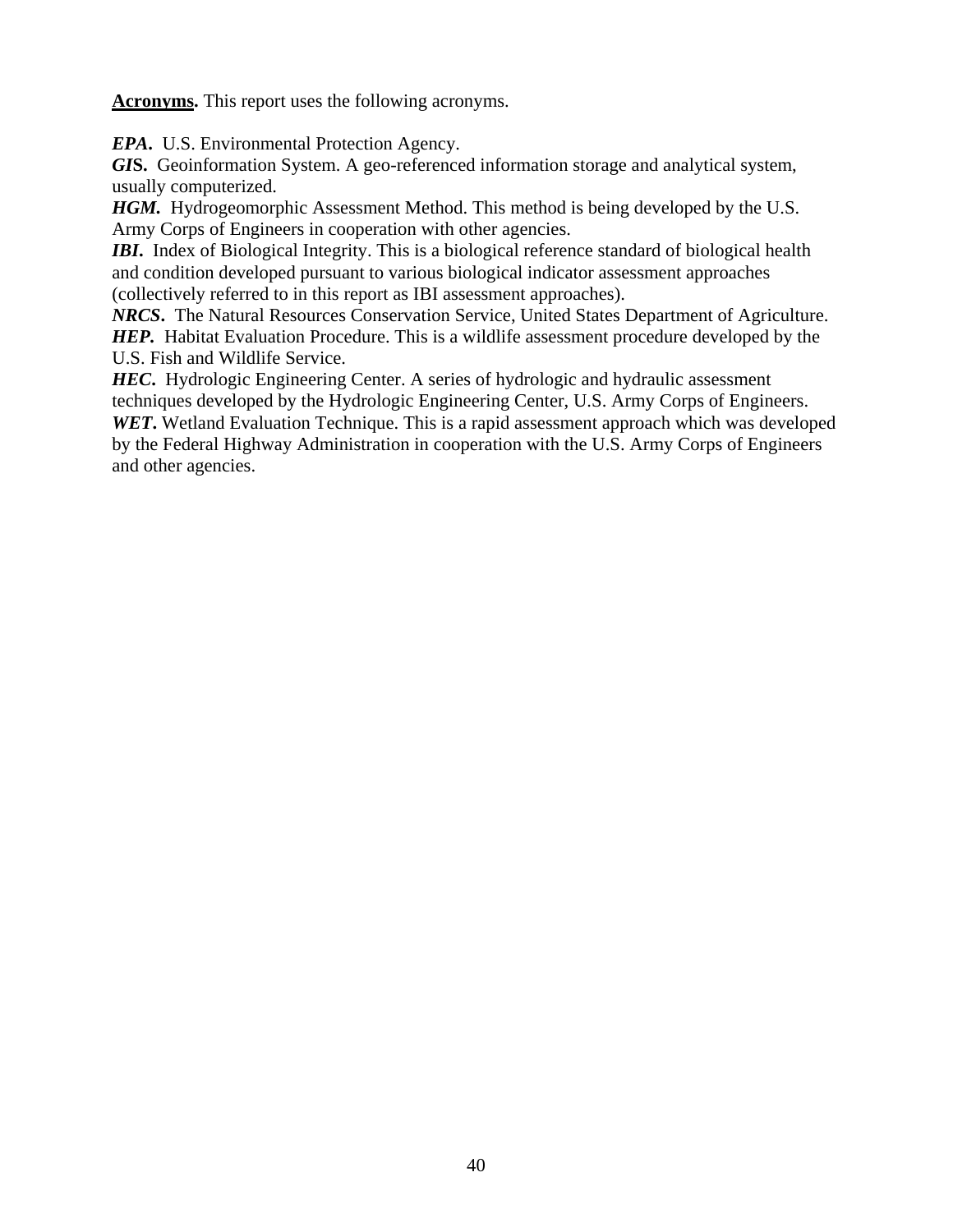**Acronyms.** This report uses the following acronyms.

***EPA***. U.S. Environmental Protection Agency.
***GIS.*** Geoinformation System. A geo-referenced information storage and analytical system, usually computerized.
***HGM.*** Hydrogeomorphic Assessment Method. This method is being developed by the U.S. Army Corps of Engineers in cooperation with other agencies.
***IBI***. Index of Biological Integrity. This is a biological reference standard of biological health and condition developed pursuant to various biological indicator assessment approaches (collectively referred to in this report as IBI assessment approaches).
***NRCS***. The Natural Resources Conservation Service, United States Department of Agriculture.
***HEP.*** Habitat Evaluation Procedure. This is a wildlife assessment procedure developed by the U.S. Fish and Wildlife Service.
***HEC.*** Hydrologic Engineering Center. A series of hydrologic and hydraulic assessment techniques developed by the Hydrologic Engineering Center, U.S. Army Corps of Engineers.
***WET***. Wetland Evaluation Technique. This is a rapid assessment approach which was developed by the Federal Highway Administration in cooperation with the U.S. Army Corps of Engineers and other agencies.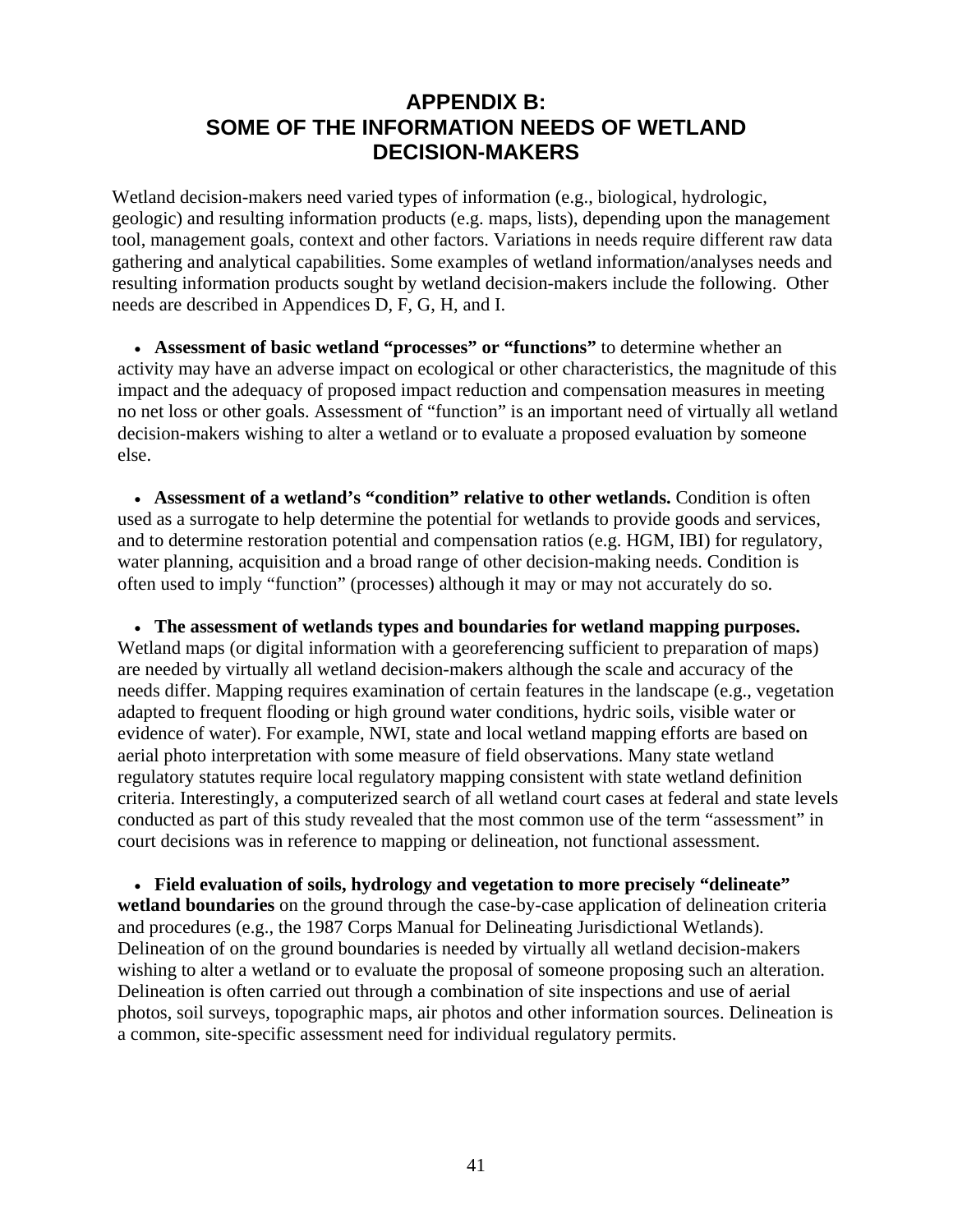# APPENDIX B: SOME OF THE INFORMATION NEEDS OF WETLAND DECISION-MAKERS

Wetland decision-makers need varied types of information (e.g., biological, hydrologic, geologic) and resulting information products (e.g. maps, lists), depending upon the management tool, management goals, context and other factors. Variations in needs require different raw data gathering and analytical capabilities. Some examples of wetland information/analyses needs and resulting information products sought by wetland decision-makers include the following. Other needs are described in Appendices D, F, G, H, and I.

- **Assessment of basic wetland "processes" or "functions"** to determine whether an activity may have an adverse impact on ecological or other characteristics, the magnitude of this impact and the adequacy of proposed impact reduction and compensation measures in meeting no net loss or other goals. Assessment of "function" is an important need of virtually all wetland decision-makers wishing to alter a wetland or to evaluate a proposed evaluation by someone else.

- **Assessment of a wetland's "condition" relative to other wetlands.** Condition is often used as a surrogate to help determine the potential for wetlands to provide goods and services, and to determine restoration potential and compensation ratios (e.g. HGM, IBI) for regulatory, water planning, acquisition and a broad range of other decision-making needs. Condition is often used to imply "function" (processes) although it may or may not accurately do so.

- **The assessment of wetlands types and boundaries for wetland mapping purposes.** Wetland maps (or digital information with a georeferencing sufficient to preparation of maps) are needed by virtually all wetland decision-makers although the scale and accuracy of the needs differ. Mapping requires examination of certain features in the landscape (e.g., vegetation adapted to frequent flooding or high ground water conditions, hydric soils, visible water or evidence of water). For example, NWI, state and local wetland mapping efforts are based on aerial photo interpretation with some measure of field observations. Many state wetland regulatory statutes require local regulatory mapping consistent with state wetland definition criteria. Interestingly, a computerized search of all wetland court cases at federal and state levels conducted as part of this study revealed that the most common use of the term "assessment" in court decisions was in reference to mapping or delineation, not functional assessment.

- **Field evaluation of soils, hydrology and vegetation to more precisely "delineate" wetland boundaries** on the ground through the case-by-case application of delineation criteria and procedures (e.g., the 1987 Corps Manual for Delineating Jurisdictional Wetlands). Delineation of on the ground boundaries is needed by virtually all wetland decision-makers wishing to alter a wetland or to evaluate the proposal of someone proposing such an alteration. Delineation is often carried out through a combination of site inspections and use of aerial photos, soil surveys, topographic maps, air photos and other information sources. Delineation is a common, site-specific assessment need for individual regulatory permits.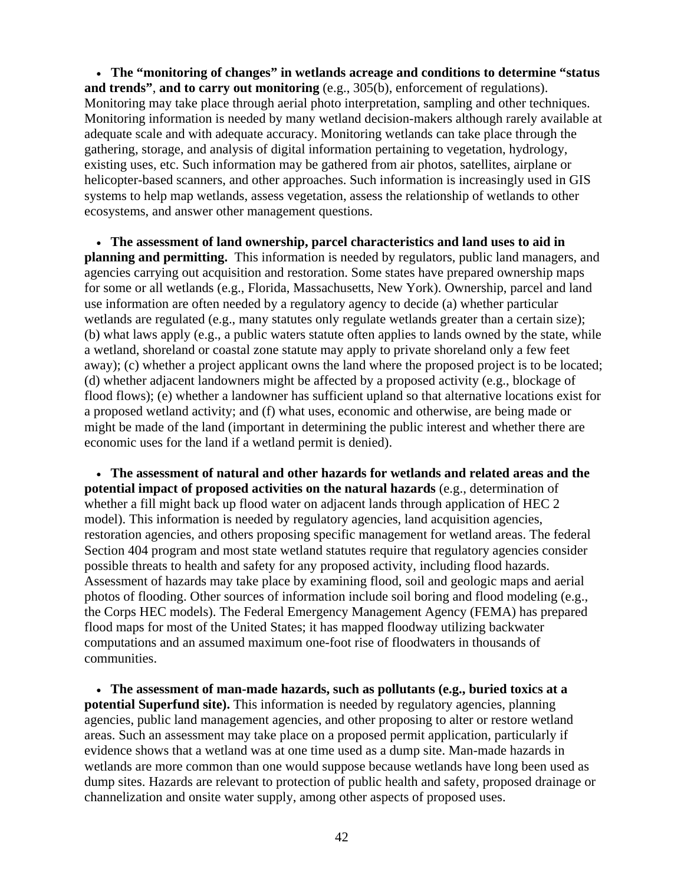- **The "monitoring of changes" in wetlands acreage and conditions to determine "status and trends"**, **and to carry out monitoring** (e.g., 305(b), enforcement of regulations). Monitoring may take place through aerial photo interpretation, sampling and other techniques. Monitoring information is needed by many wetland decision-makers although rarely available at adequate scale and with adequate accuracy. Monitoring wetlands can take place through the gathering, storage, and analysis of digital information pertaining to vegetation, hydrology, existing uses, etc. Such information may be gathered from air photos, satellites, airplane or helicopter-based scanners, and other approaches. Such information is increasingly used in GIS systems to help map wetlands, assess vegetation, assess the relationship of wetlands to other ecosystems, and answer other management questions.

- **The assessment of land ownership, parcel characteristics and land uses to aid in planning and permitting.** This information is needed by regulators, public land managers, and agencies carrying out acquisition and restoration. Some states have prepared ownership maps for some or all wetlands (e.g., Florida, Massachusetts, New York). Ownership, parcel and land use information are often needed by a regulatory agency to decide (a) whether particular wetlands are regulated (e.g., many statutes only regulate wetlands greater than a certain size); (b) what laws apply (e.g., a public waters statute often applies to lands owned by the state, while a wetland, shoreland or coastal zone statute may apply to private shoreland only a few feet away); (c) whether a project applicant owns the land where the proposed project is to be located; (d) whether adjacent landowners might be affected by a proposed activity (e.g., blockage of flood flows); (e) whether a landowner has sufficient upland so that alternative locations exist for a proposed wetland activity; and (f) what uses, economic and otherwise, are being made or might be made of the land (important in determining the public interest and whether there are economic uses for the land if a wetland permit is denied).

- **The assessment of natural and other hazards for wetlands and related areas and the potential impact of proposed activities on the natural hazards** (e.g., determination of whether a fill might back up flood water on adjacent lands through application of HEC 2 model). This information is needed by regulatory agencies, land acquisition agencies, restoration agencies, and others proposing specific management for wetland areas. The federal Section 404 program and most state wetland statutes require that regulatory agencies consider possible threats to health and safety for any proposed activity, including flood hazards. Assessment of hazards may take place by examining flood, soil and geologic maps and aerial photos of flooding. Other sources of information include soil boring and flood modeling (e.g., the Corps HEC models). The Federal Emergency Management Agency (FEMA) has prepared flood maps for most of the United States; it has mapped floodway utilizing backwater computations and an assumed maximum one-foot rise of floodwaters in thousands of communities.

- **The assessment of man-made hazards, such as pollutants (e.g., buried toxics at a potential Superfund site).** This information is needed by regulatory agencies, planning agencies, public land management agencies, and other proposing to alter or restore wetland areas. Such an assessment may take place on a proposed permit application, particularly if evidence shows that a wetland was at one time used as a dump site. Man-made hazards in wetlands are more common than one would suppose because wetlands have long been used as dump sites. Hazards are relevant to protection of public health and safety, proposed drainage or channelization and onsite water supply, among other aspects of proposed uses.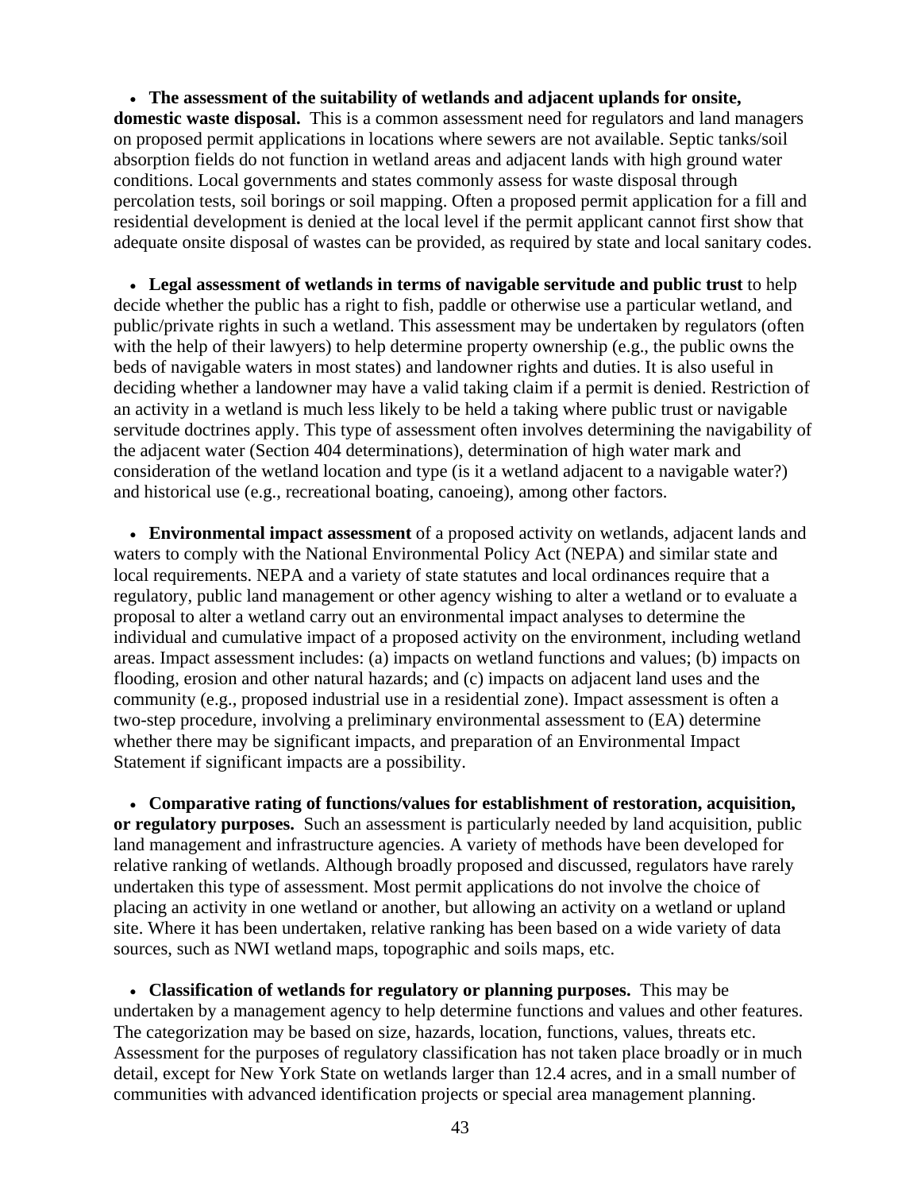- **The assessment of the suitability of wetlands and adjacent uplands for onsite, domestic waste disposal.** This is a common assessment need for regulators and land managers on proposed permit applications in locations where sewers are not available. Septic tanks/soil absorption fields do not function in wetland areas and adjacent lands with high ground water conditions. Local governments and states commonly assess for waste disposal through percolation tests, soil borings or soil mapping. Often a proposed permit application for a fill and residential development is denied at the local level if the permit applicant cannot first show that adequate onsite disposal of wastes can be provided, as required by state and local sanitary codes.

- **Legal assessment of wetlands in terms of navigable servitude and public trust** to help decide whether the public has a right to fish, paddle or otherwise use a particular wetland, and public/private rights in such a wetland. This assessment may be undertaken by regulators (often with the help of their lawyers) to help determine property ownership (e.g., the public owns the beds of navigable waters in most states) and landowner rights and duties. It is also useful in deciding whether a landowner may have a valid taking claim if a permit is denied. Restriction of an activity in a wetland is much less likely to be held a taking where public trust or navigable servitude doctrines apply. This type of assessment often involves determining the navigability of the adjacent water (Section 404 determinations), determination of high water mark and consideration of the wetland location and type (is it a wetland adjacent to a navigable water?) and historical use (e.g., recreational boating, canoeing), among other factors.

- **Environmental impact assessment** of a proposed activity on wetlands, adjacent lands and waters to comply with the National Environmental Policy Act (NEPA) and similar state and local requirements. NEPA and a variety of state statutes and local ordinances require that a regulatory, public land management or other agency wishing to alter a wetland or to evaluate a proposal to alter a wetland carry out an environmental impact analyses to determine the individual and cumulative impact of a proposed activity on the environment, including wetland areas. Impact assessment includes: (a) impacts on wetland functions and values; (b) impacts on flooding, erosion and other natural hazards; and (c) impacts on adjacent land uses and the community (e.g., proposed industrial use in a residential zone). Impact assessment is often a two-step procedure, involving a preliminary environmental assessment to (EA) determine whether there may be significant impacts, and preparation of an Environmental Impact Statement if significant impacts are a possibility.

- **Comparative rating of functions/values for establishment of restoration, acquisition, or regulatory purposes.** Such an assessment is particularly needed by land acquisition, public land management and infrastructure agencies. A variety of methods have been developed for relative ranking of wetlands. Although broadly proposed and discussed, regulators have rarely undertaken this type of assessment. Most permit applications do not involve the choice of placing an activity in one wetland or another, but allowing an activity on a wetland or upland site. Where it has been undertaken, relative ranking has been based on a wide variety of data sources, such as NWI wetland maps, topographic and soils maps, etc.

- **Classification of wetlands for regulatory or planning purposes.** This may be undertaken by a management agency to help determine functions and values and other features. The categorization may be based on size, hazards, location, functions, values, threats etc. Assessment for the purposes of regulatory classification has not taken place broadly or in much detail, except for New York State on wetlands larger than 12.4 acres, and in a small number of communities with advanced identification projects or special area management planning.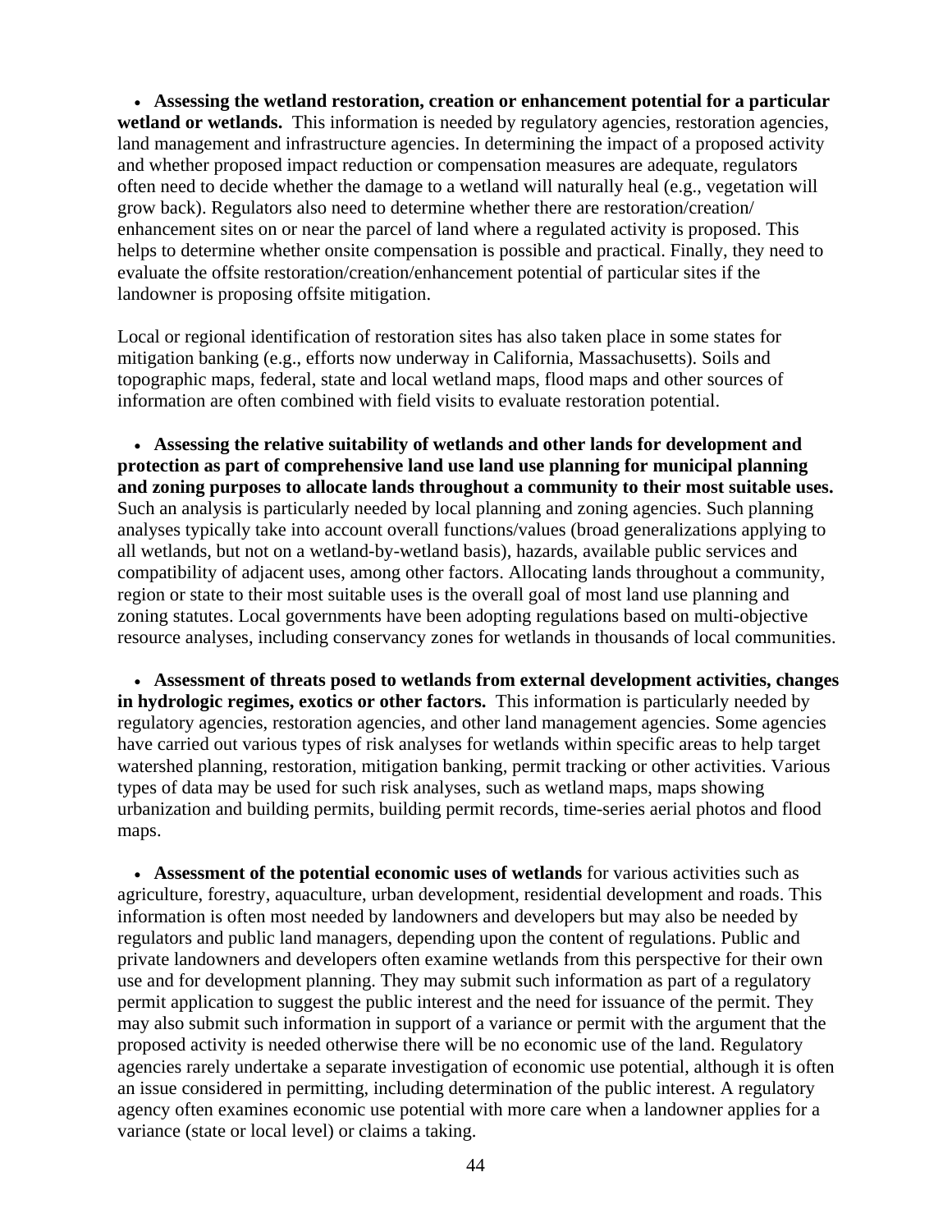- **Assessing the wetland restoration, creation or enhancement potential for a particular wetland or wetlands.** This information is needed by regulatory agencies, restoration agencies, land management and infrastructure agencies. In determining the impact of a proposed activity and whether proposed impact reduction or compensation measures are adequate, regulators often need to decide whether the damage to a wetland will naturally heal (e.g., vegetation will grow back). Regulators also need to determine whether there are restoration/creation/ enhancement sites on or near the parcel of land where a regulated activity is proposed. This helps to determine whether onsite compensation is possible and practical. Finally, they need to evaluate the offsite restoration/creation/enhancement potential of particular sites if the landowner is proposing offsite mitigation.

Local or regional identification of restoration sites has also taken place in some states for mitigation banking (e.g., efforts now underway in California, Massachusetts). Soils and topographic maps, federal, state and local wetland maps, flood maps and other sources of information are often combined with field visits to evaluate restoration potential.

- **Assessing the relative suitability of wetlands and other lands for development and protection as part of comprehensive land use land use planning for municipal planning and zoning purposes to allocate lands throughout a community to their most suitable uses.** Such an analysis is particularly needed by local planning and zoning agencies. Such planning analyses typically take into account overall functions/values (broad generalizations applying to all wetlands, but not on a wetland-by-wetland basis), hazards, available public services and compatibility of adjacent uses, among other factors. Allocating lands throughout a community, region or state to their most suitable uses is the overall goal of most land use planning and zoning statutes. Local governments have been adopting regulations based on multi-objective resource analyses, including conservancy zones for wetlands in thousands of local communities.

- **Assessment of threats posed to wetlands from external development activities, changes in hydrologic regimes, exotics or other factors.** This information is particularly needed by regulatory agencies, restoration agencies, and other land management agencies. Some agencies have carried out various types of risk analyses for wetlands within specific areas to help target watershed planning, restoration, mitigation banking, permit tracking or other activities. Various types of data may be used for such risk analyses, such as wetland maps, maps showing urbanization and building permits, building permit records, time-series aerial photos and flood maps.

- **Assessment of the potential economic uses of wetlands** for various activities such as agriculture, forestry, aquaculture, urban development, residential development and roads. This information is often most needed by landowners and developers but may also be needed by regulators and public land managers, depending upon the content of regulations. Public and private landowners and developers often examine wetlands from this perspective for their own use and for development planning. They may submit such information as part of a regulatory permit application to suggest the public interest and the need for issuance of the permit. They may also submit such information in support of a variance or permit with the argument that the proposed activity is needed otherwise there will be no economic use of the land. Regulatory agencies rarely undertake a separate investigation of economic use potential, although it is often an issue considered in permitting, including determination of the public interest. A regulatory agency often examines economic use potential with more care when a landowner applies for a variance (state or local level) or claims a taking.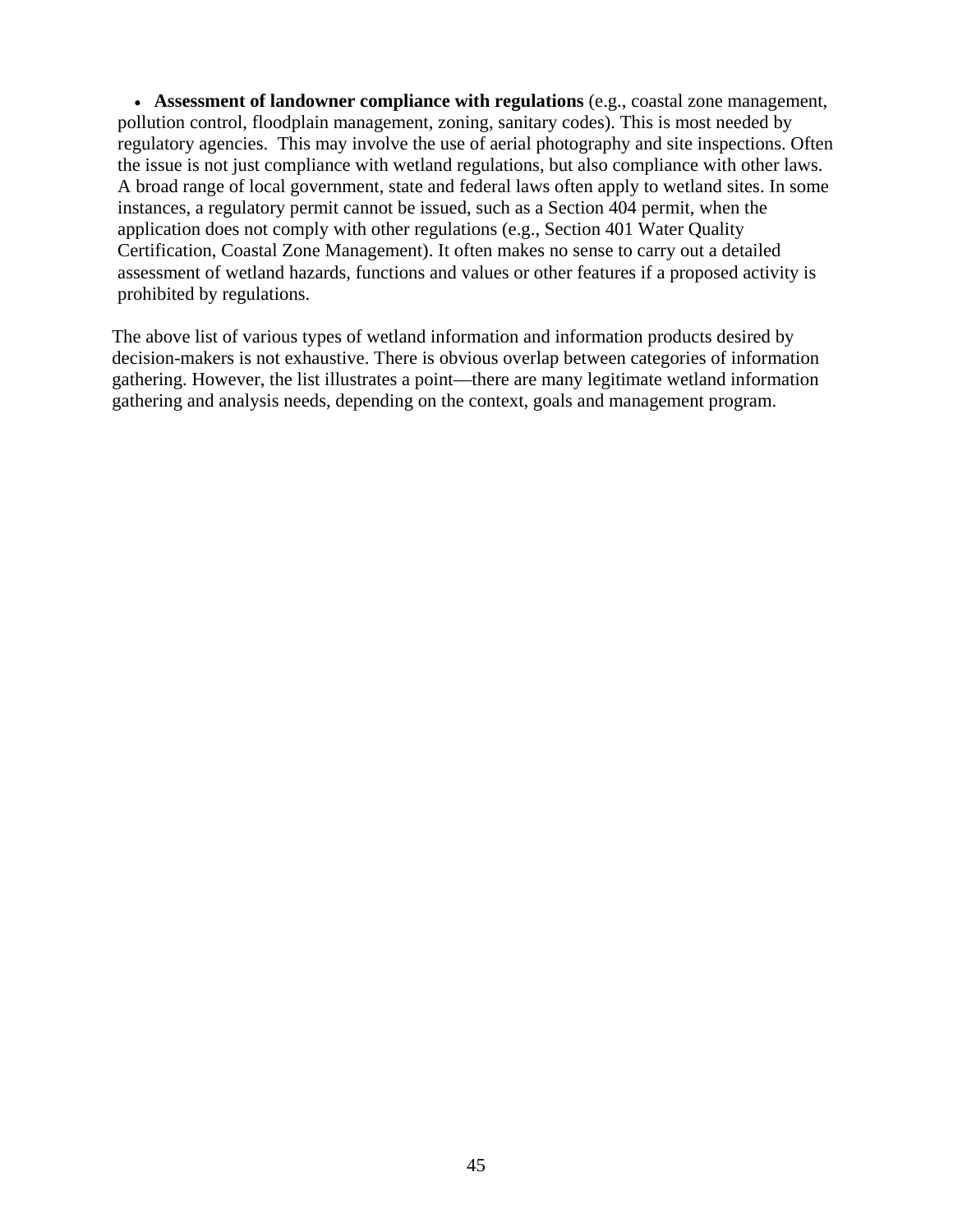- **Assessment of landowner compliance with regulations** (e.g., coastal zone management, pollution control, floodplain management, zoning, sanitary codes). This is most needed by regulatory agencies. This may involve the use of aerial photography and site inspections. Often the issue is not just compliance with wetland regulations, but also compliance with other laws. A broad range of local government, state and federal laws often apply to wetland sites. In some instances, a regulatory permit cannot be issued, such as a Section 404 permit, when the application does not comply with other regulations (e.g., Section 401 Water Quality Certification, Coastal Zone Management). It often makes no sense to carry out a detailed assessment of wetland hazards, functions and values or other features if a proposed activity is prohibited by regulations.

The above list of various types of wetland information and information products desired by decision-makers is not exhaustive. There is obvious overlap between categories of information gathering. However, the list illustrates a point—there are many legitimate wetland information gathering and analysis needs, depending on the context, goals and management program.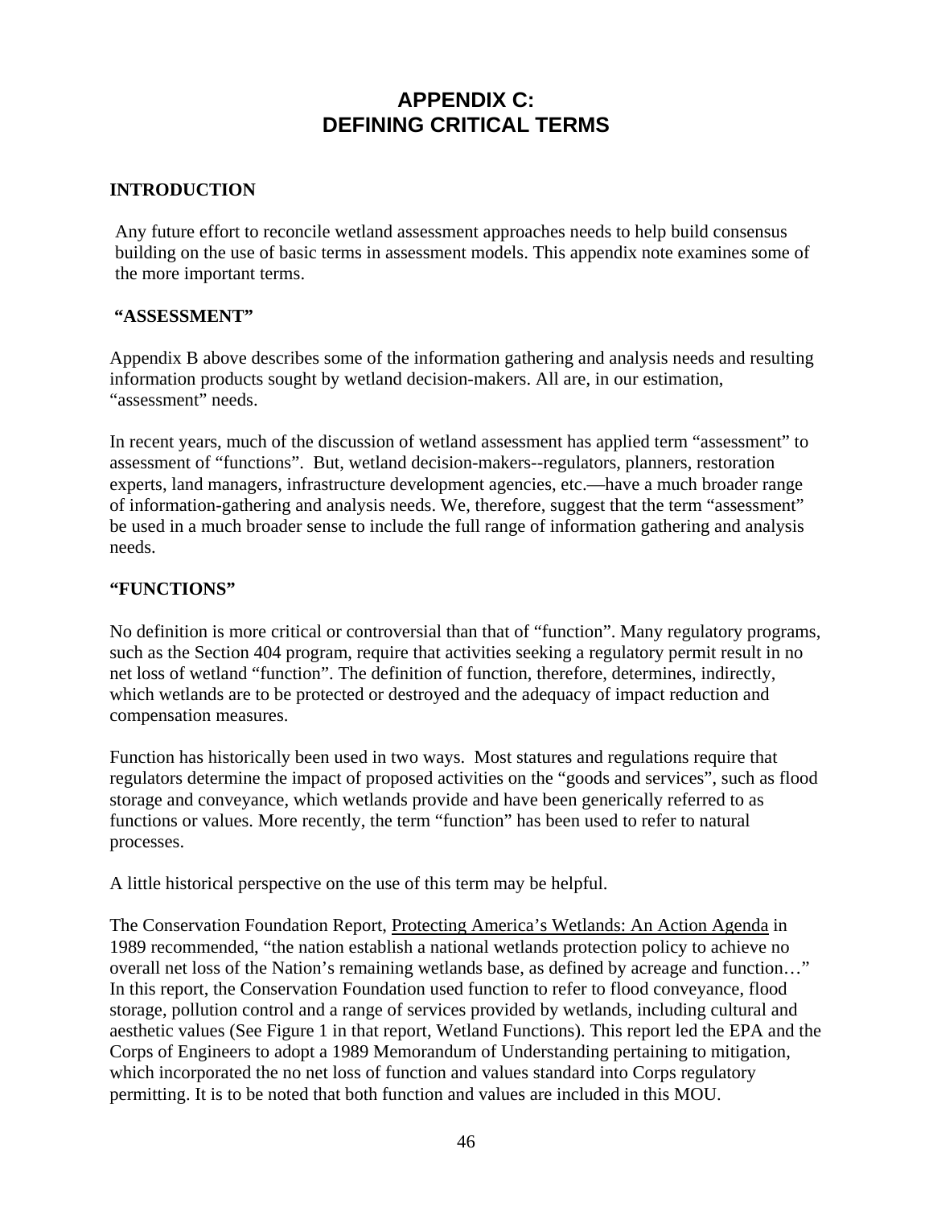# APPENDIX C:
# DEFINING CRITICAL TERMS

## INTRODUCTION

Any future effort to reconcile wetland assessment approaches needs to help build consensus building on the use of basic terms in assessment models. This appendix note examines some of the more important terms.

## "ASSESSMENT"

Appendix B above describes some of the information gathering and analysis needs and resulting information products sought by wetland decision-makers. All are, in our estimation, "assessment" needs.

In recent years, much of the discussion of wetland assessment has applied term "assessment" to assessment of "functions". But, wetland decision-makers--regulators, planners, restoration experts, land managers, infrastructure development agencies, etc.—have a much broader range of information-gathering and analysis needs. We, therefore, suggest that the term "assessment" be used in a much broader sense to include the full range of information gathering and analysis needs.

## "FUNCTIONS"

No definition is more critical or controversial than that of "function". Many regulatory programs, such as the Section 404 program, require that activities seeking a regulatory permit result in no net loss of wetland "function". The definition of function, therefore, determines, indirectly, which wetlands are to be protected or destroyed and the adequacy of impact reduction and compensation measures.

Function has historically been used in two ways. Most statures and regulations require that regulators determine the impact of proposed activities on the "goods and services", such as flood storage and conveyance, which wetlands provide and have been generically referred to as functions or values. More recently, the term "function" has been used to refer to natural processes.

A little historical perspective on the use of this term may be helpful.

The Conservation Foundation Report, Protecting America's Wetlands: An Action Agenda in 1989 recommended, "the nation establish a national wetlands protection policy to achieve no overall net loss of the Nation's remaining wetlands base, as defined by acreage and function…" In this report, the Conservation Foundation used function to refer to flood conveyance, flood storage, pollution control and a range of services provided by wetlands, including cultural and aesthetic values (See Figure 1 in that report, Wetland Functions). This report led the EPA and the Corps of Engineers to adopt a 1989 Memorandum of Understanding pertaining to mitigation, which incorporated the no net loss of function and values standard into Corps regulatory permitting. It is to be noted that both function and values are included in this MOU.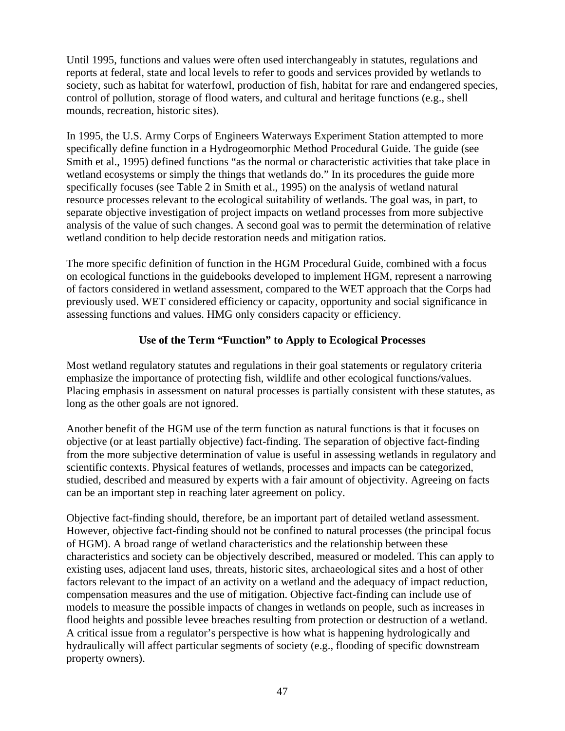Until 1995, functions and values were often used interchangeably in statutes, regulations and reports at federal, state and local levels to refer to goods and services provided by wetlands to society, such as habitat for waterfowl, production of fish, habitat for rare and endangered species, control of pollution, storage of flood waters, and cultural and heritage functions (e.g., shell mounds, recreation, historic sites).

In 1995, the U.S. Army Corps of Engineers Waterways Experiment Station attempted to more specifically define function in a Hydrogeomorphic Method Procedural Guide. The guide (see Smith et al., 1995) defined functions "as the normal or characteristic activities that take place in wetland ecosystems or simply the things that wetlands do." In its procedures the guide more specifically focuses (see Table 2 in Smith et al., 1995) on the analysis of wetland natural resource processes relevant to the ecological suitability of wetlands. The goal was, in part, to separate objective investigation of project impacts on wetland processes from more subjective analysis of the value of such changes. A second goal was to permit the determination of relative wetland condition to help decide restoration needs and mitigation ratios.

The more specific definition of function in the HGM Procedural Guide, combined with a focus on ecological functions in the guidebooks developed to implement HGM, represent a narrowing of factors considered in wetland assessment, compared to the WET approach that the Corps had previously used. WET considered efficiency or capacity, opportunity and social significance in assessing functions and values. HMG only considers capacity or efficiency.

## Use of the Term "Function" to Apply to Ecological Processes

Most wetland regulatory statutes and regulations in their goal statements or regulatory criteria emphasize the importance of protecting fish, wildlife and other ecological functions/values. Placing emphasis in assessment on natural processes is partially consistent with these statutes, as long as the other goals are not ignored.

Another benefit of the HGM use of the term function as natural functions is that it focuses on objective (or at least partially objective) fact-finding. The separation of objective fact-finding from the more subjective determination of value is useful in assessing wetlands in regulatory and scientific contexts. Physical features of wetlands, processes and impacts can be categorized, studied, described and measured by experts with a fair amount of objectivity. Agreeing on facts can be an important step in reaching later agreement on policy.

Objective fact-finding should, therefore, be an important part of detailed wetland assessment. However, objective fact-finding should not be confined to natural processes (the principal focus of HGM). A broad range of wetland characteristics and the relationship between these characteristics and society can be objectively described, measured or modeled. This can apply to existing uses, adjacent land uses, threats, historic sites, archaeological sites and a host of other factors relevant to the impact of an activity on a wetland and the adequacy of impact reduction, compensation measures and the use of mitigation. Objective fact-finding can include use of models to measure the possible impacts of changes in wetlands on people, such as increases in flood heights and possible levee breaches resulting from protection or destruction of a wetland. A critical issue from a regulator's perspective is how what is happening hydrologically and hydraulically will affect particular segments of society (e.g., flooding of specific downstream property owners).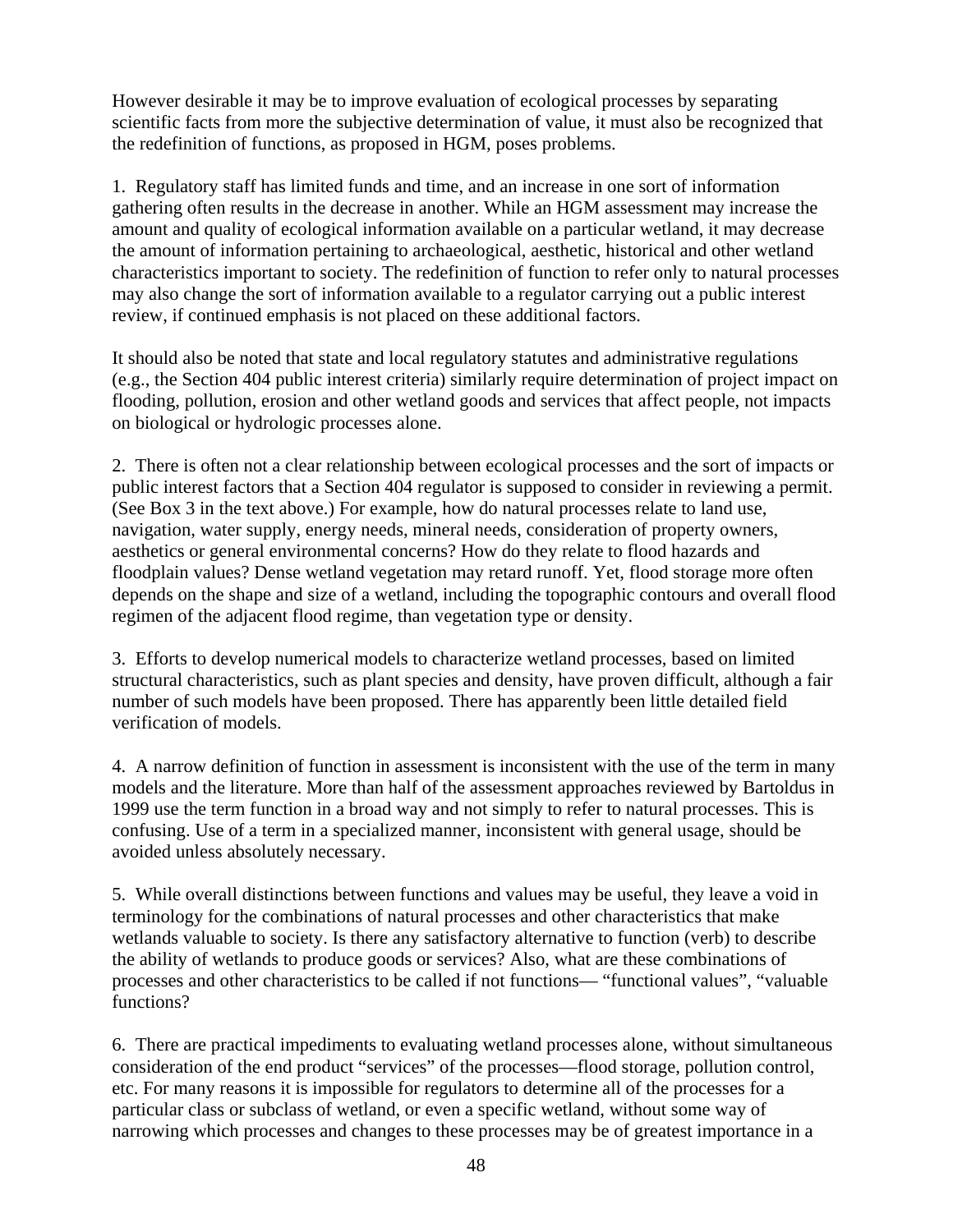However desirable it may be to improve evaluation of ecological processes by separating scientific facts from more the subjective determination of value, it must also be recognized that the redefinition of functions, as proposed in HGM, poses problems.

1. Regulatory staff has limited funds and time, and an increase in one sort of information gathering often results in the decrease in another. While an HGM assessment may increase the amount and quality of ecological information available on a particular wetland, it may decrease the amount of information pertaining to archaeological, aesthetic, historical and other wetland characteristics important to society. The redefinition of function to refer only to natural processes may also change the sort of information available to a regulator carrying out a public interest review, if continued emphasis is not placed on these additional factors.

It should also be noted that state and local regulatory statutes and administrative regulations (e.g., the Section 404 public interest criteria) similarly require determination of project impact on flooding, pollution, erosion and other wetland goods and services that affect people, not impacts on biological or hydrologic processes alone.

2. There is often not a clear relationship between ecological processes and the sort of impacts or public interest factors that a Section 404 regulator is supposed to consider in reviewing a permit. (See Box 3 in the text above.) For example, how do natural processes relate to land use, navigation, water supply, energy needs, mineral needs, consideration of property owners, aesthetics or general environmental concerns? How do they relate to flood hazards and floodplain values? Dense wetland vegetation may retard runoff. Yet, flood storage more often depends on the shape and size of a wetland, including the topographic contours and overall flood regimen of the adjacent flood regime, than vegetation type or density.

3. Efforts to develop numerical models to characterize wetland processes, based on limited structural characteristics, such as plant species and density, have proven difficult, although a fair number of such models have been proposed. There has apparently been little detailed field verification of models.

4. A narrow definition of function in assessment is inconsistent with the use of the term in many models and the literature. More than half of the assessment approaches reviewed by Bartoldus in 1999 use the term function in a broad way and not simply to refer to natural processes. This is confusing. Use of a term in a specialized manner, inconsistent with general usage, should be avoided unless absolutely necessary.

5. While overall distinctions between functions and values may be useful, they leave a void in terminology for the combinations of natural processes and other characteristics that make wetlands valuable to society. Is there any satisfactory alternative to function (verb) to describe the ability of wetlands to produce goods or services? Also, what are these combinations of processes and other characteristics to be called if not functions— "functional values", "valuable functions?

6. There are practical impediments to evaluating wetland processes alone, without simultaneous consideration of the end product "services" of the processes—flood storage, pollution control, etc. For many reasons it is impossible for regulators to determine all of the processes for a particular class or subclass of wetland, or even a specific wetland, without some way of narrowing which processes and changes to these processes may be of greatest importance in a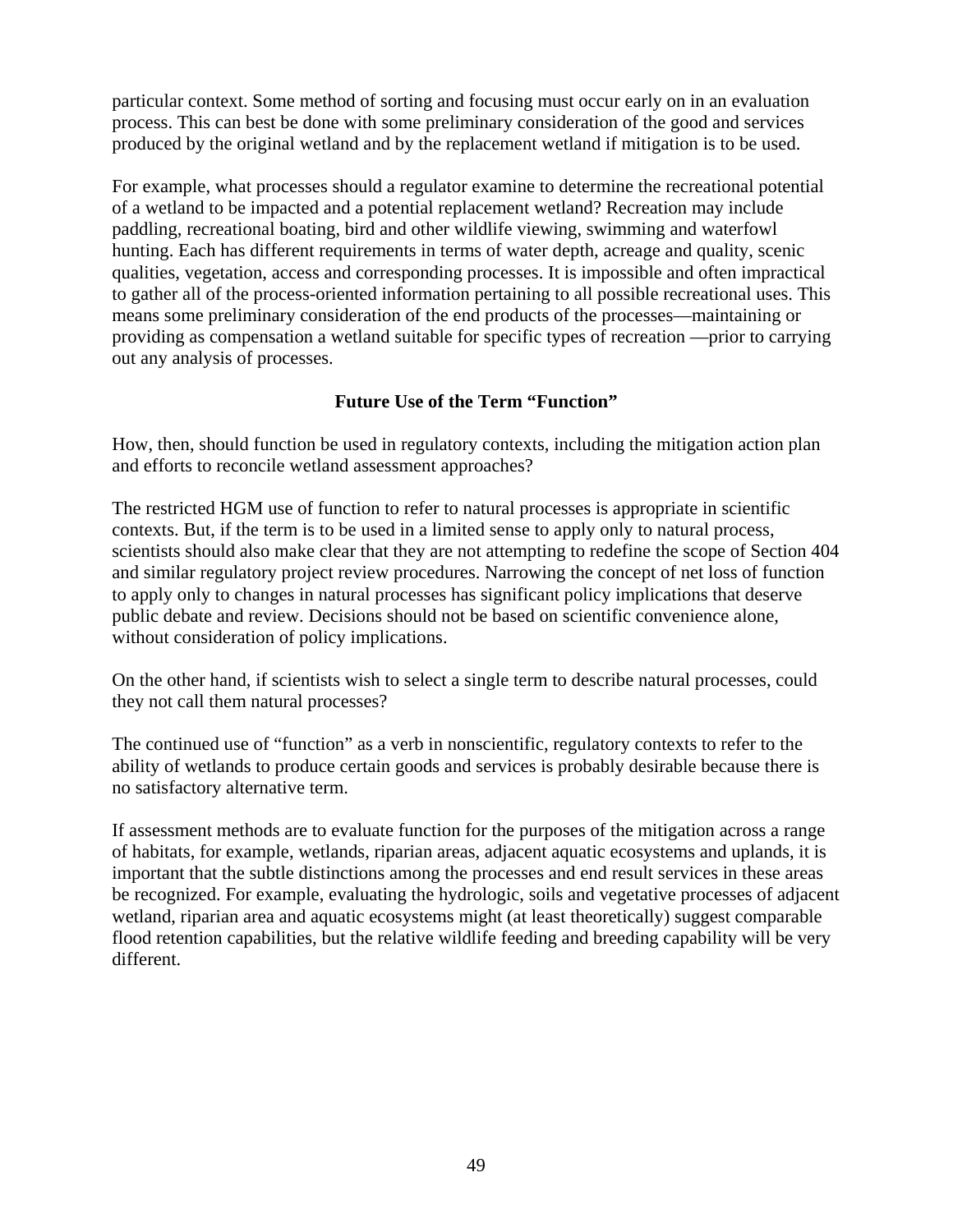particular context. Some method of sorting and focusing must occur early on in an evaluation process. This can best be done with some preliminary consideration of the good and services produced by the original wetland and by the replacement wetland if mitigation is to be used.

For example, what processes should a regulator examine to determine the recreational potential of a wetland to be impacted and a potential replacement wetland? Recreation may include paddling, recreational boating, bird and other wildlife viewing, swimming and waterfowl hunting. Each has different requirements in terms of water depth, acreage and quality, scenic qualities, vegetation, access and corresponding processes. It is impossible and often impractical to gather all of the process-oriented information pertaining to all possible recreational uses. This means some preliminary consideration of the end products of the processes—maintaining or providing as compensation a wetland suitable for specific types of recreation —prior to carrying out any analysis of processes.

## Future Use of the Term "Function"

How, then, should function be used in regulatory contexts, including the mitigation action plan and efforts to reconcile wetland assessment approaches?

The restricted HGM use of function to refer to natural processes is appropriate in scientific contexts. But, if the term is to be used in a limited sense to apply only to natural process, scientists should also make clear that they are not attempting to redefine the scope of Section 404 and similar regulatory project review procedures. Narrowing the concept of net loss of function to apply only to changes in natural processes has significant policy implications that deserve public debate and review. Decisions should not be based on scientific convenience alone, without consideration of policy implications.

On the other hand, if scientists wish to select a single term to describe natural processes, could they not call them natural processes?

The continued use of "function" as a verb in nonscientific, regulatory contexts to refer to the ability of wetlands to produce certain goods and services is probably desirable because there is no satisfactory alternative term.

If assessment methods are to evaluate function for the purposes of the mitigation across a range of habitats, for example, wetlands, riparian areas, adjacent aquatic ecosystems and uplands, it is important that the subtle distinctions among the processes and end result services in these areas be recognized. For example, evaluating the hydrologic, soils and vegetative processes of adjacent wetland, riparian area and aquatic ecosystems might (at least theoretically) suggest comparable flood retention capabilities, but the relative wildlife feeding and breeding capability will be very different.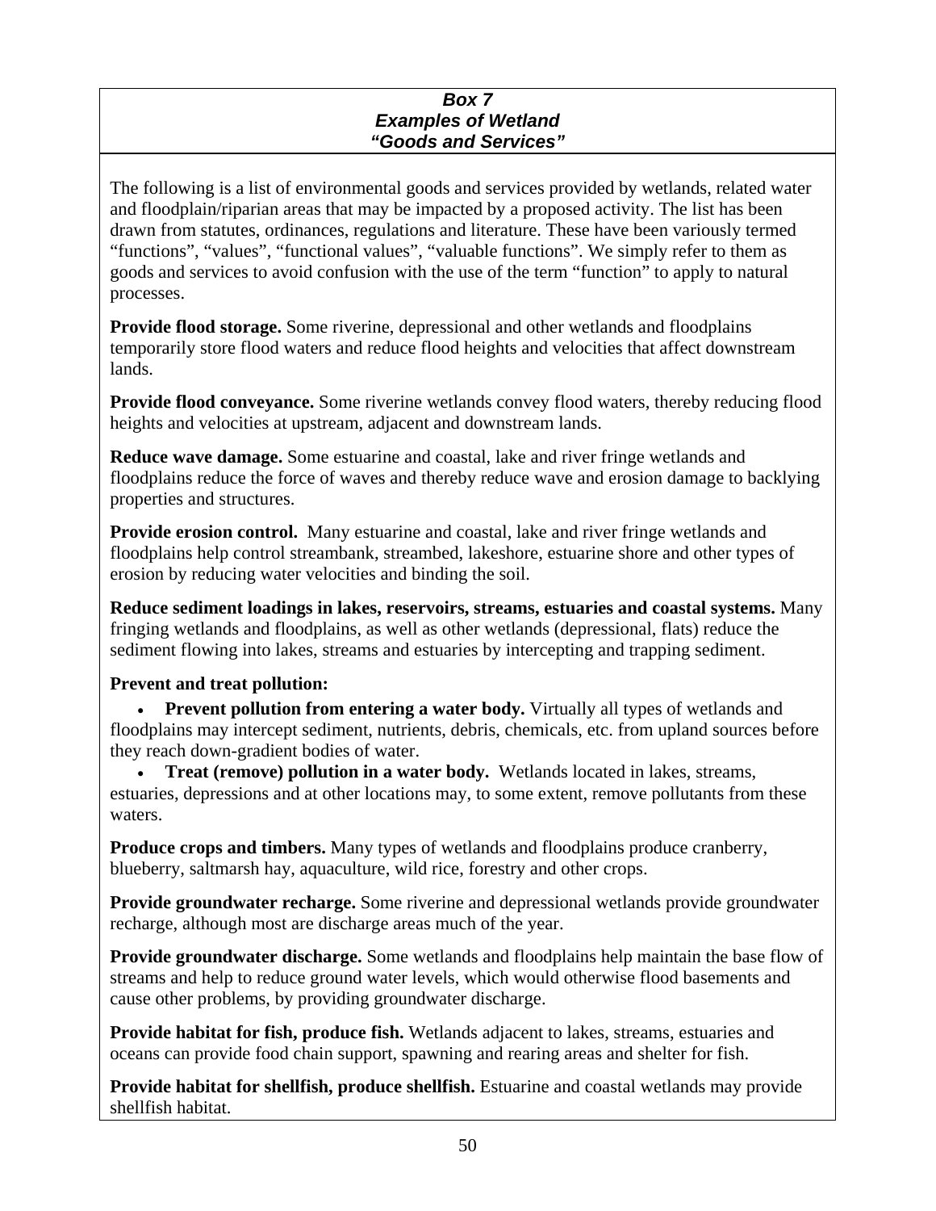### *Box 7*
### *Examples of Wetland*
### *"Goods and Services"*

The following is a list of environmental goods and services provided by wetlands, related water and floodplain/riparian areas that may be impacted by a proposed activity. The list has been drawn from statutes, ordinances, regulations and literature. These have been variously termed "functions", "values", "functional values", "valuable functions". We simply refer to them as goods and services to avoid confusion with the use of the term "function" to apply to natural processes.

**Provide flood storage.** Some riverine, depressional and other wetlands and floodplains temporarily store flood waters and reduce flood heights and velocities that affect downstream lands.

**Provide flood conveyance.** Some riverine wetlands convey flood waters, thereby reducing flood heights and velocities at upstream, adjacent and downstream lands.

**Reduce wave damage.** Some estuarine and coastal, lake and river fringe wetlands and floodplains reduce the force of waves and thereby reduce wave and erosion damage to backlying properties and structures.

**Provide erosion control.** Many estuarine and coastal, lake and river fringe wetlands and floodplains help control streambank, streambed, lakeshore, estuarine shore and other types of erosion by reducing water velocities and binding the soil.

**Reduce sediment loadings in lakes, reservoirs, streams, estuaries and coastal systems.** Many fringing wetlands and floodplains, as well as other wetlands (depressional, flats) reduce the sediment flowing into lakes, streams and estuaries by intercepting and trapping sediment.

**Prevent and treat pollution:**

- **Prevent pollution from entering a water body.** Virtually all types of wetlands and floodplains may intercept sediment, nutrients, debris, chemicals, etc. from upland sources before they reach down-gradient bodies of water.
- **Treat (remove) pollution in a water body.** Wetlands located in lakes, streams, estuaries, depressions and at other locations may, to some extent, remove pollutants from these waters.

**Produce crops and timbers.** Many types of wetlands and floodplains produce cranberry, blueberry, saltmarsh hay, aquaculture, wild rice, forestry and other crops.

**Provide groundwater recharge.** Some riverine and depressional wetlands provide groundwater recharge, although most are discharge areas much of the year.

**Provide groundwater discharge.** Some wetlands and floodplains help maintain the base flow of streams and help to reduce ground water levels, which would otherwise flood basements and cause other problems, by providing groundwater discharge.

**Provide habitat for fish, produce fish.** Wetlands adjacent to lakes, streams, estuaries and oceans can provide food chain support, spawning and rearing areas and shelter for fish.

**Provide habitat for shellfish, produce shellfish.** Estuarine and coastal wetlands may provide shellfish habitat.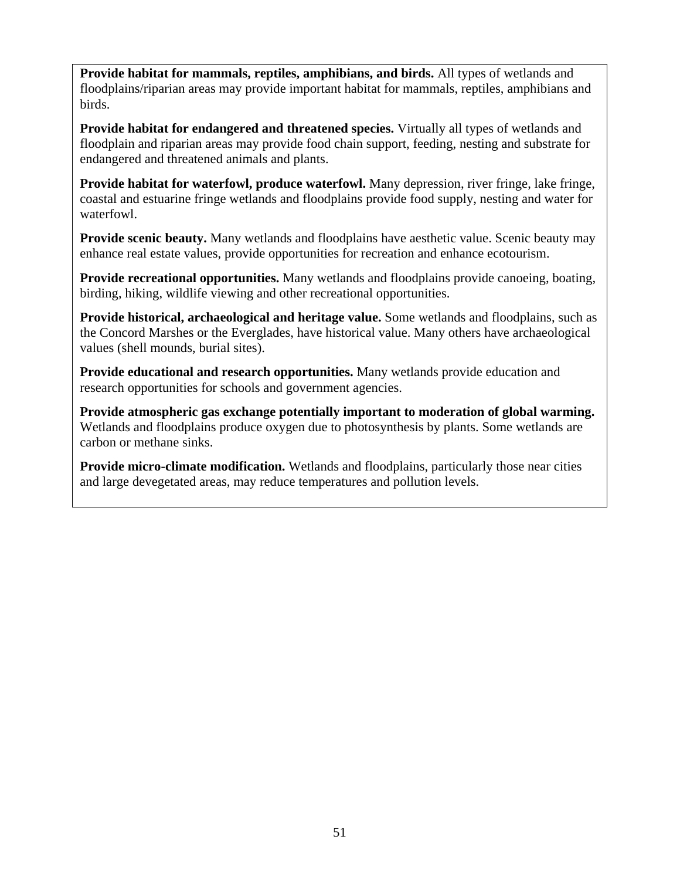**Provide habitat for mammals, reptiles, amphibians, and birds.** All types of wetlands and floodplains/riparian areas may provide important habitat for mammals, reptiles, amphibians and birds.

**Provide habitat for endangered and threatened species.** Virtually all types of wetlands and floodplain and riparian areas may provide food chain support, feeding, nesting and substrate for endangered and threatened animals and plants.

**Provide habitat for waterfowl, produce waterfowl.** Many depression, river fringe, lake fringe, coastal and estuarine fringe wetlands and floodplains provide food supply, nesting and water for waterfowl.

**Provide scenic beauty.** Many wetlands and floodplains have aesthetic value. Scenic beauty may enhance real estate values, provide opportunities for recreation and enhance ecotourism.

**Provide recreational opportunities.** Many wetlands and floodplains provide canoeing, boating, birding, hiking, wildlife viewing and other recreational opportunities.

**Provide historical, archaeological and heritage value.** Some wetlands and floodplains, such as the Concord Marshes or the Everglades, have historical value. Many others have archaeological values (shell mounds, burial sites).

**Provide educational and research opportunities.** Many wetlands provide education and research opportunities for schools and government agencies.

**Provide atmospheric gas exchange potentially important to moderation of global warming.** Wetlands and floodplains produce oxygen due to photosynthesis by plants. Some wetlands are carbon or methane sinks.

**Provide micro-climate modification.** Wetlands and floodplains, particularly those near cities and large devegetated areas, may reduce temperatures and pollution levels.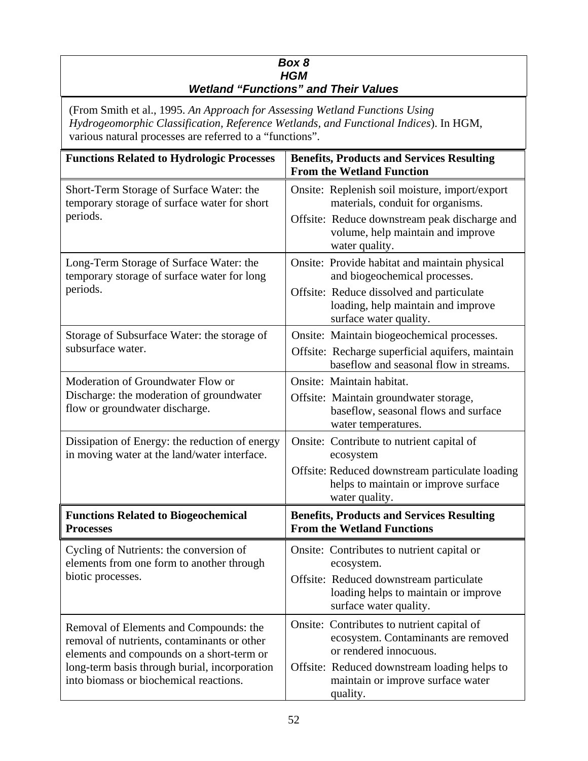**Box 8**
**HGM**
***Wetland "Functions" and Their Values***

(From Smith et al., 1995. *An Approach for Assessing Wetland Functions Using Hydrogeomorphic Classification, Reference Wetlands, and Functional Indices*). In HGM, various natural processes are referred to a "functions".

| **Functions Related to Hydrologic Processes** | **Benefits, Products and Services Resulting From the Wetland Function** |
|---|---|
| Short-Term Storage of Surface Water: the temporary storage of surface water for short periods. | Onsite: Replenish soil moisture, import/export materials, conduit for organisms.<br>Offsite: Reduce downstream peak discharge and volume, help maintain and improve water quality. |
| Long-Term Storage of Surface Water: the temporary storage of surface water for long periods. | Onsite: Provide habitat and maintain physical and biogeochemical processes.<br>Offsite: Reduce dissolved and particulate loading, help maintain and improve surface water quality. |
| Storage of Subsurface Water: the storage of subsurface water. | Onsite: Maintain biogeochemical processes.<br>Offsite: Recharge superficial aquifers, maintain baseflow and seasonal flow in streams. |
| Moderation of Groundwater Flow or Discharge: the moderation of groundwater flow or groundwater discharge. | Onsite: Maintain habitat.<br>Offsite: Maintain groundwater storage, baseflow, seasonal flows and surface water temperatures. |
| Dissipation of Energy: the reduction of energy in moving water at the land/water interface. | Onsite: Contribute to nutrient capital of ecosystem<br>Offsite: Reduced downstream particulate loading helps to maintain or improve surface water quality. |
| **Functions Related to Biogeochemical Processes** | **Benefits, Products and Services Resulting From the Wetland Functions** |
| Cycling of Nutrients: the conversion of elements from one form to another through biotic processes. | Onsite: Contributes to nutrient capital or ecosystem.<br>Offsite: Reduced downstream particulate loading helps to maintain or improve surface water quality. |
| Removal of Elements and Compounds: the removal of nutrients, contaminants or other elements and compounds on a short-term or long-term basis through burial, incorporation into biomass or biochemical reactions. | Onsite: Contributes to nutrient capital of ecosystem. Contaminants are removed or rendered innocuous.<br>Offsite: Reduced downstream loading helps to maintain or improve surface water quality. |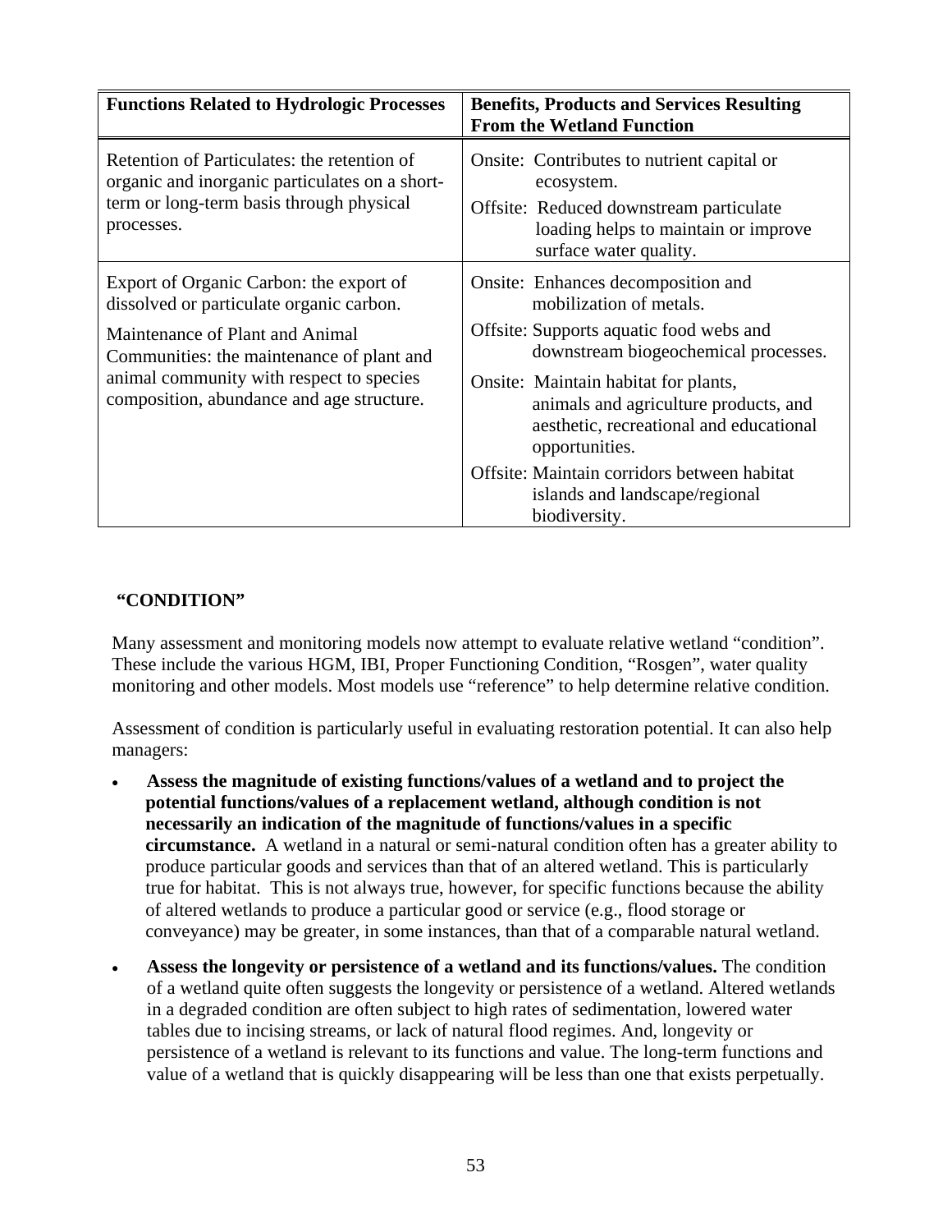| Functions Related to Hydrologic Processes | Benefits, Products and Services Resulting From the Wetland Function |
|---|---|
| Retention of Particulates: the retention of organic and inorganic particulates on a short-term or long-term basis through physical processes. | Onsite: Contributes to nutrient capital or ecosystem.<br>Offsite: Reduced downstream particulate loading helps to maintain or improve surface water quality. |
| Export of Organic Carbon: the export of dissolved or particulate organic carbon.<br><br>Maintenance of Plant and Animal Communities: the maintenance of plant and animal community with respect to species composition, abundance and age structure. | Onsite: Enhances decomposition and mobilization of metals.<br>Offsite: Supports aquatic food webs and downstream biogeochemical processes.<br>Onsite: Maintain habitat for plants, animals and agriculture products, and aesthetic, recreational and educational opportunities.<br>Offsite: Maintain corridors between habitat islands and landscape/regional biodiversity. |

## "CONDITION"

Many assessment and monitoring models now attempt to evaluate relative wetland "condition". These include the various HGM, IBI, Proper Functioning Condition, "Rosgen", water quality monitoring and other models. Most models use "reference" to help determine relative condition.

Assessment of condition is particularly useful in evaluating restoration potential. It can also help managers:

- **Assess the magnitude of existing functions/values of a wetland and to project the potential functions/values of a replacement wetland, although condition is not necessarily an indication of the magnitude of functions/values in a specific circumstance.** A wetland in a natural or semi-natural condition often has a greater ability to produce particular goods and services than that of an altered wetland. This is particularly true for habitat. This is not always true, however, for specific functions because the ability of altered wetlands to produce a particular good or service (e.g., flood storage or conveyance) may be greater, in some instances, than that of a comparable natural wetland.
- **Assess the longevity or persistence of a wetland and its functions/values.** The condition of a wetland quite often suggests the longevity or persistence of a wetland. Altered wetlands in a degraded condition are often subject to high rates of sedimentation, lowered water tables due to incising streams, or lack of natural flood regimes. And, longevity or persistence of a wetland is relevant to its functions and value. The long-term functions and value of a wetland that is quickly disappearing will be less than one that exists perpetually.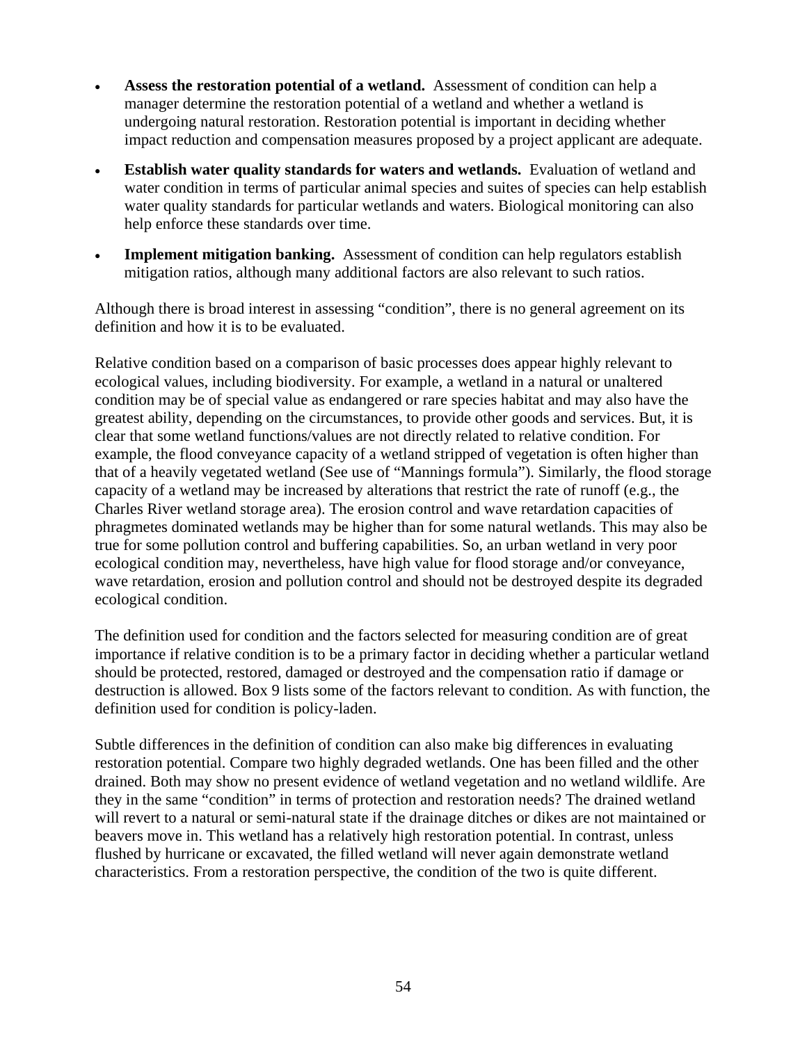- **Assess the restoration potential of a wetland.** Assessment of condition can help a manager determine the restoration potential of a wetland and whether a wetland is undergoing natural restoration. Restoration potential is important in deciding whether impact reduction and compensation measures proposed by a project applicant are adequate.
- **Establish water quality standards for waters and wetlands.** Evaluation of wetland and water condition in terms of particular animal species and suites of species can help establish water quality standards for particular wetlands and waters. Biological monitoring can also help enforce these standards over time.
- **Implement mitigation banking.** Assessment of condition can help regulators establish mitigation ratios, although many additional factors are also relevant to such ratios.

Although there is broad interest in assessing "condition", there is no general agreement on its definition and how it is to be evaluated.

Relative condition based on a comparison of basic processes does appear highly relevant to ecological values, including biodiversity. For example, a wetland in a natural or unaltered condition may be of special value as endangered or rare species habitat and may also have the greatest ability, depending on the circumstances, to provide other goods and services. But, it is clear that some wetland functions/values are not directly related to relative condition. For example, the flood conveyance capacity of a wetland stripped of vegetation is often higher than that of a heavily vegetated wetland (See use of "Mannings formula"). Similarly, the flood storage capacity of a wetland may be increased by alterations that restrict the rate of runoff (e.g., the Charles River wetland storage area). The erosion control and wave retardation capacities of phragmetes dominated wetlands may be higher than for some natural wetlands. This may also be true for some pollution control and buffering capabilities. So, an urban wetland in very poor ecological condition may, nevertheless, have high value for flood storage and/or conveyance, wave retardation, erosion and pollution control and should not be destroyed despite its degraded ecological condition.

The definition used for condition and the factors selected for measuring condition are of great importance if relative condition is to be a primary factor in deciding whether a particular wetland should be protected, restored, damaged or destroyed and the compensation ratio if damage or destruction is allowed. Box 9 lists some of the factors relevant to condition. As with function, the definition used for condition is policy-laden.

Subtle differences in the definition of condition can also make big differences in evaluating restoration potential. Compare two highly degraded wetlands. One has been filled and the other drained. Both may show no present evidence of wetland vegetation and no wetland wildlife. Are they in the same "condition" in terms of protection and restoration needs? The drained wetland will revert to a natural or semi-natural state if the drainage ditches or dikes are not maintained or beavers move in. This wetland has a relatively high restoration potential. In contrast, unless flushed by hurricane or excavated, the filled wetland will never again demonstrate wetland characteristics. From a restoration perspective, the condition of the two is quite different.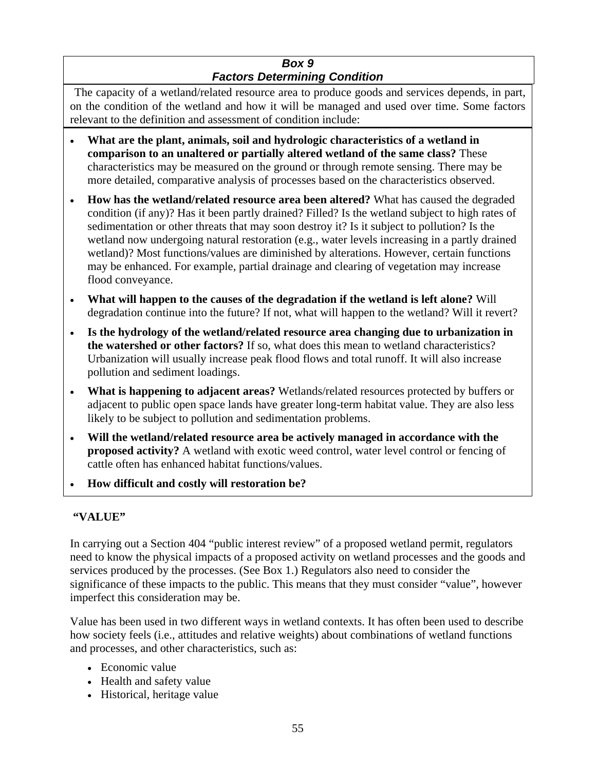***Box 9***
***Factors Determining Condition***

The capacity of a wetland/related resource area to produce goods and services depends, in part, on the condition of the wetland and how it will be managed and used over time. Some factors relevant to the definition and assessment of condition include:

- **What are the plant, animals, soil and hydrologic characteristics of a wetland in comparison to an unaltered or partially altered wetland of the same class?** These characteristics may be measured on the ground or through remote sensing. There may be more detailed, comparative analysis of processes based on the characteristics observed.
- **How has the wetland/related resource area been altered?** What has caused the degraded condition (if any)? Has it been partly drained? Filled? Is the wetland subject to high rates of sedimentation or other threats that may soon destroy it? Is it subject to pollution? Is the wetland now undergoing natural restoration (e.g., water levels increasing in a partly drained wetland)? Most functions/values are diminished by alterations. However, certain functions may be enhanced. For example, partial drainage and clearing of vegetation may increase flood conveyance.
- **What will happen to the causes of the degradation if the wetland is left alone?** Will degradation continue into the future? If not, what will happen to the wetland? Will it revert?
- **Is the hydrology of the wetland/related resource area changing due to urbanization in the watershed or other factors?** If so, what does this mean to wetland characteristics? Urbanization will usually increase peak flood flows and total runoff. It will also increase pollution and sediment loadings.
- **What is happening to adjacent areas?** Wetlands/related resources protected by buffers or adjacent to public open space lands have greater long-term habitat value. They are also less likely to be subject to pollution and sedimentation problems.
- **Will the wetland/related resource area be actively managed in accordance with the proposed activity?** A wetland with exotic weed control, water level control or fencing of cattle often has enhanced habitat functions/values.
- **How difficult and costly will restoration be?**

**"VALUE"**

In carrying out a Section 404 "public interest review" of a proposed wetland permit, regulators need to know the physical impacts of a proposed activity on wetland processes and the goods and services produced by the processes. (See Box 1.) Regulators also need to consider the significance of these impacts to the public. This means that they must consider "value", however imperfect this consideration may be.

Value has been used in two different ways in wetland contexts. It has often been used to describe how society feels (i.e., attitudes and relative weights) about combinations of wetland functions and processes, and other characteristics, such as:

- Economic value
- Health and safety value
- Historical, heritage value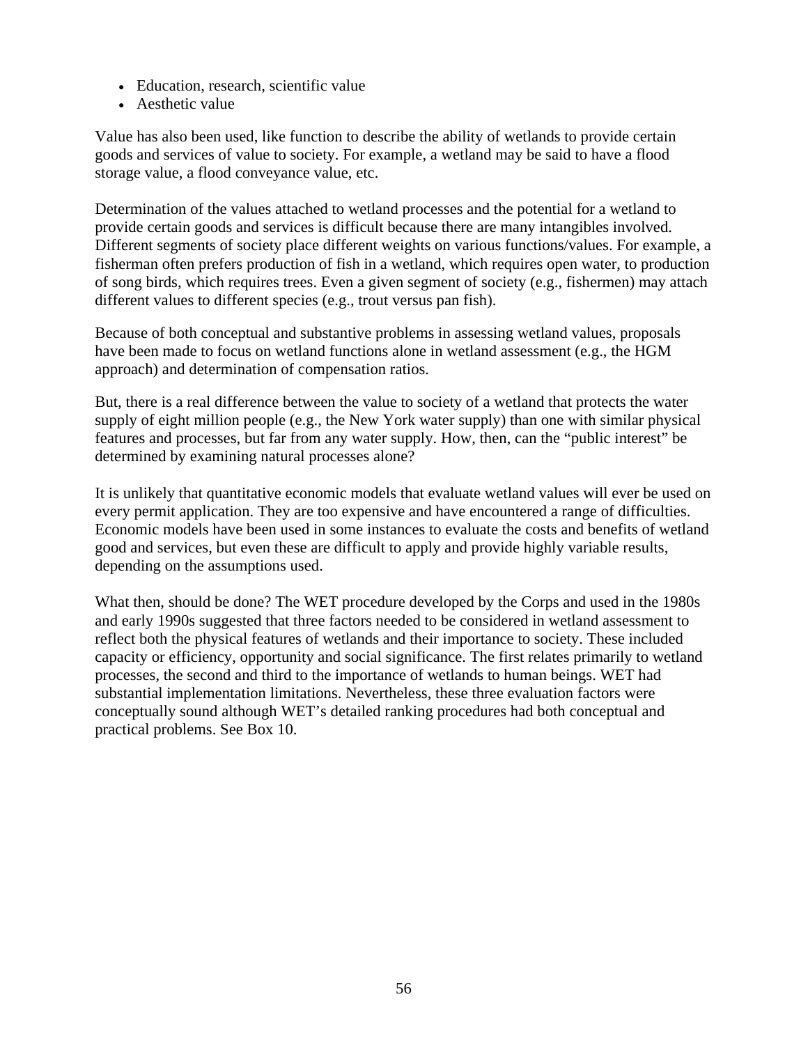- Education, research, scientific value
- Aesthetic value

Value has also been used, like function to describe the ability of wetlands to provide certain goods and services of value to society. For example, a wetland may be said to have a flood storage value, a flood conveyance value, etc.

Determination of the values attached to wetland processes and the potential for a wetland to provide certain goods and services is difficult because there are many intangibles involved. Different segments of society place different weights on various functions/values. For example, a fisherman often prefers production of fish in a wetland, which requires open water, to production of song birds, which requires trees. Even a given segment of society (e.g., fishermen) may attach different values to different species (e.g., trout versus pan fish).

Because of both conceptual and substantive problems in assessing wetland values, proposals have been made to focus on wetland functions alone in wetland assessment (e.g., the HGM approach) and determination of compensation ratios.

But, there is a real difference between the value to society of a wetland that protects the water supply of eight million people (e.g., the New York water supply) than one with similar physical features and processes, but far from any water supply. How, then, can the "public interest" be determined by examining natural processes alone?

It is unlikely that quantitative economic models that evaluate wetland values will ever be used on every permit application. They are too expensive and have encountered a range of difficulties. Economic models have been used in some instances to evaluate the costs and benefits of wetland good and services, but even these are difficult to apply and provide highly variable results, depending on the assumptions used.

What then, should be done? The WET procedure developed by the Corps and used in the 1980s and early 1990s suggested that three factors needed to be considered in wetland assessment to reflect both the physical features of wetlands and their importance to society. These included capacity or efficiency, opportunity and social significance. The first relates primarily to wetland processes, the second and third to the importance of wetlands to human beings. WET had substantial implementation limitations. Nevertheless, these three evaluation factors were conceptually sound although WET's detailed ranking procedures had both conceptual and practical problems. See Box 10.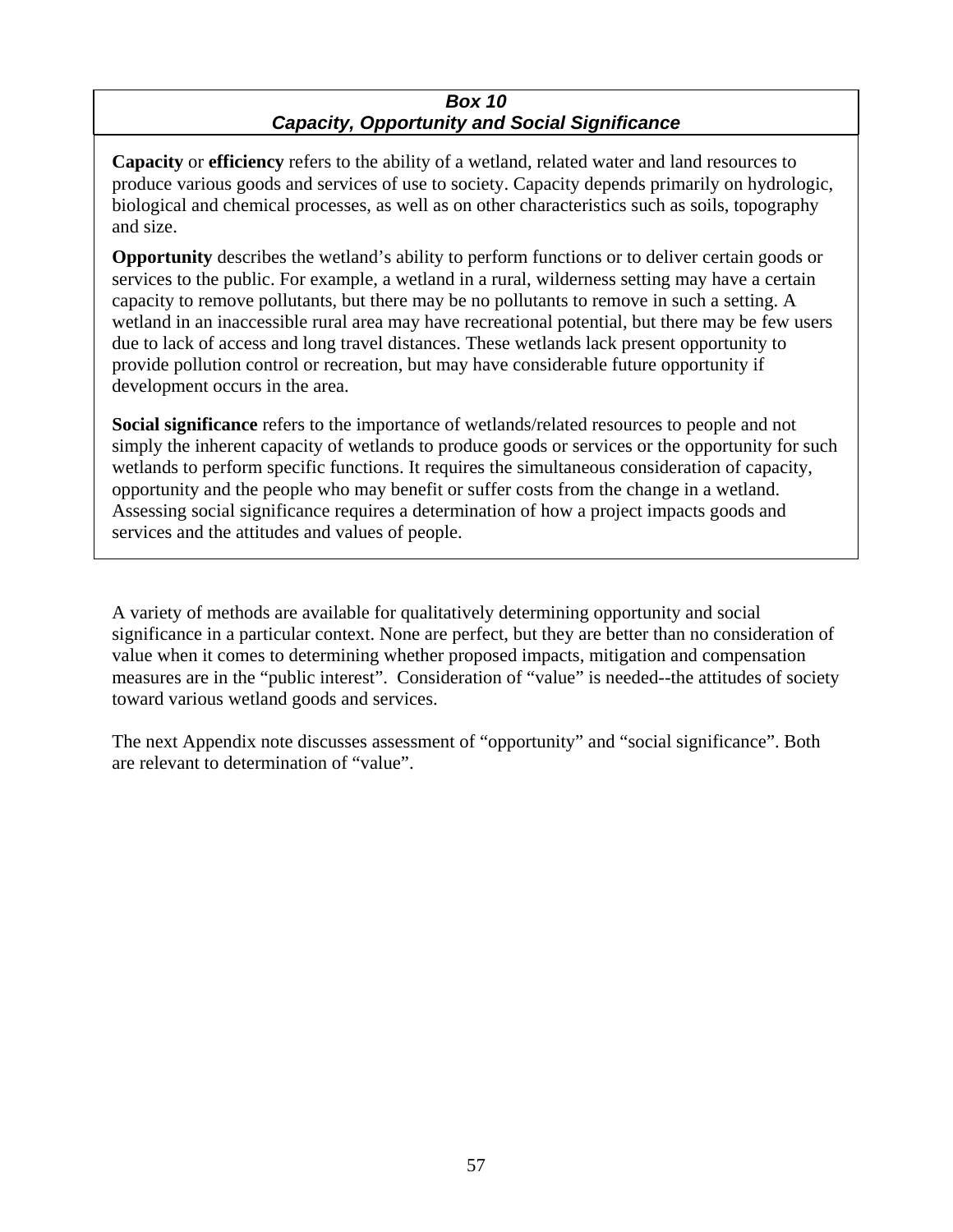**_Box 10_**
**_Capacity, Opportunity and Social Significance_**

**Capacity** or **efficiency** refers to the ability of a wetland, related water and land resources to produce various goods and services of use to society. Capacity depends primarily on hydrologic, biological and chemical processes, as well as on other characteristics such as soils, topography and size.

**Opportunity** describes the wetland's ability to perform functions or to deliver certain goods or services to the public. For example, a wetland in a rural, wilderness setting may have a certain capacity to remove pollutants, but there may be no pollutants to remove in such a setting. A wetland in an inaccessible rural area may have recreational potential, but there may be few users due to lack of access and long travel distances. These wetlands lack present opportunity to provide pollution control or recreation, but may have considerable future opportunity if development occurs in the area.

**Social significance** refers to the importance of wetlands/related resources to people and not simply the inherent capacity of wetlands to produce goods or services or the opportunity for such wetlands to perform specific functions. It requires the simultaneous consideration of capacity, opportunity and the people who may benefit or suffer costs from the change in a wetland. Assessing social significance requires a determination of how a project impacts goods and services and the attitudes and values of people.

A variety of methods are available for qualitatively determining opportunity and social significance in a particular context. None are perfect, but they are better than no consideration of value when it comes to determining whether proposed impacts, mitigation and compensation measures are in the "public interest". Consideration of "value" is needed--the attitudes of society toward various wetland goods and services.

The next Appendix note discusses assessment of "opportunity" and "social significance". Both are relevant to determination of "value".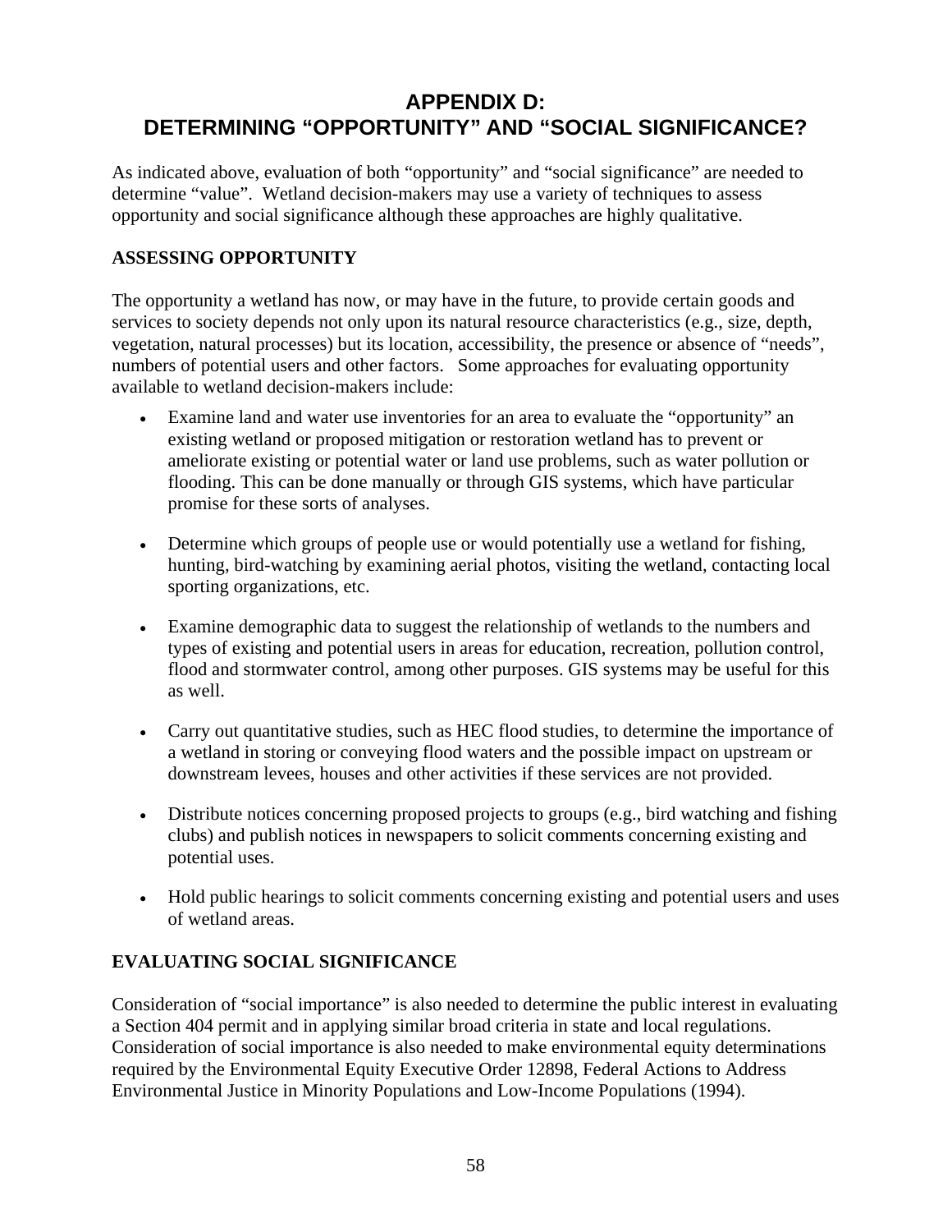# APPENDIX D: DETERMINING "OPPORTUNITY" AND "SOCIAL SIGNIFICANCE?

As indicated above, evaluation of both "opportunity" and "social significance" are needed to determine "value". Wetland decision-makers may use a variety of techniques to assess opportunity and social significance although these approaches are highly qualitative.

## ASSESSING OPPORTUNITY

The opportunity a wetland has now, or may have in the future, to provide certain goods and services to society depends not only upon its natural resource characteristics (e.g., size, depth, vegetation, natural processes) but its location, accessibility, the presence or absence of "needs", numbers of potential users and other factors. Some approaches for evaluating opportunity available to wetland decision-makers include:

- Examine land and water use inventories for an area to evaluate the "opportunity" an existing wetland or proposed mitigation or restoration wetland has to prevent or ameliorate existing or potential water or land use problems, such as water pollution or flooding. This can be done manually or through GIS systems, which have particular promise for these sorts of analyses.

- Determine which groups of people use or would potentially use a wetland for fishing, hunting, bird-watching by examining aerial photos, visiting the wetland, contacting local sporting organizations, etc.

- Examine demographic data to suggest the relationship of wetlands to the numbers and types of existing and potential users in areas for education, recreation, pollution control, flood and stormwater control, among other purposes. GIS systems may be useful for this as well.

- Carry out quantitative studies, such as HEC flood studies, to determine the importance of a wetland in storing or conveying flood waters and the possible impact on upstream or downstream levees, houses and other activities if these services are not provided.

- Distribute notices concerning proposed projects to groups (e.g., bird watching and fishing clubs) and publish notices in newspapers to solicit comments concerning existing and potential uses.

- Hold public hearings to solicit comments concerning existing and potential users and uses of wetland areas.

## EVALUATING SOCIAL SIGNIFICANCE

Consideration of "social importance" is also needed to determine the public interest in evaluating a Section 404 permit and in applying similar broad criteria in state and local regulations. Consideration of social importance is also needed to make environmental equity determinations required by the Environmental Equity Executive Order 12898, Federal Actions to Address Environmental Justice in Minority Populations and Low-Income Populations (1994).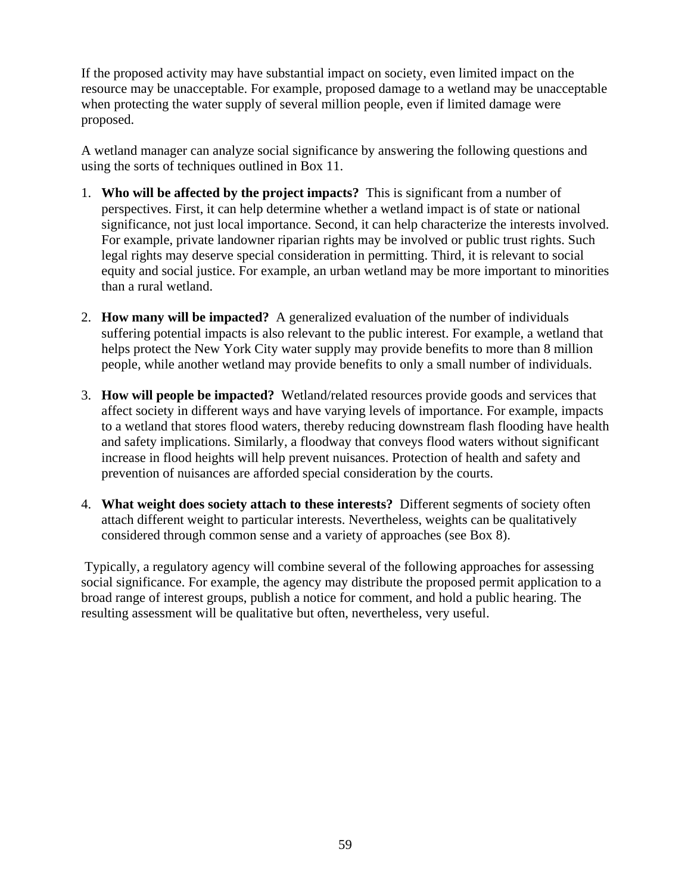If the proposed activity may have substantial impact on society, even limited impact on the resource may be unacceptable. For example, proposed damage to a wetland may be unacceptable when protecting the water supply of several million people, even if limited damage were proposed.

A wetland manager can analyze social significance by answering the following questions and using the sorts of techniques outlined in Box 11.

1. **Who will be affected by the project impacts?** This is significant from a number of perspectives. First, it can help determine whether a wetland impact is of state or national significance, not just local importance. Second, it can help characterize the interests involved. For example, private landowner riparian rights may be involved or public trust rights. Such legal rights may deserve special consideration in permitting. Third, it is relevant to social equity and social justice. For example, an urban wetland may be more important to minorities than a rural wetland.

2. **How many will be impacted?** A generalized evaluation of the number of individuals suffering potential impacts is also relevant to the public interest. For example, a wetland that helps protect the New York City water supply may provide benefits to more than 8 million people, while another wetland may provide benefits to only a small number of individuals.

3. **How will people be impacted?** Wetland/related resources provide goods and services that affect society in different ways and have varying levels of importance. For example, impacts to a wetland that stores flood waters, thereby reducing downstream flash flooding have health and safety implications. Similarly, a floodway that conveys flood waters without significant increase in flood heights will help prevent nuisances. Protection of health and safety and prevention of nuisances are afforded special consideration by the courts.

4. **What weight does society attach to these interests?** Different segments of society often attach different weight to particular interests. Nevertheless, weights can be qualitatively considered through common sense and a variety of approaches (see Box 8).

Typically, a regulatory agency will combine several of the following approaches for assessing social significance. For example, the agency may distribute the proposed permit application to a broad range of interest groups, publish a notice for comment, and hold a public hearing. The resulting assessment will be qualitative but often, nevertheless, very useful.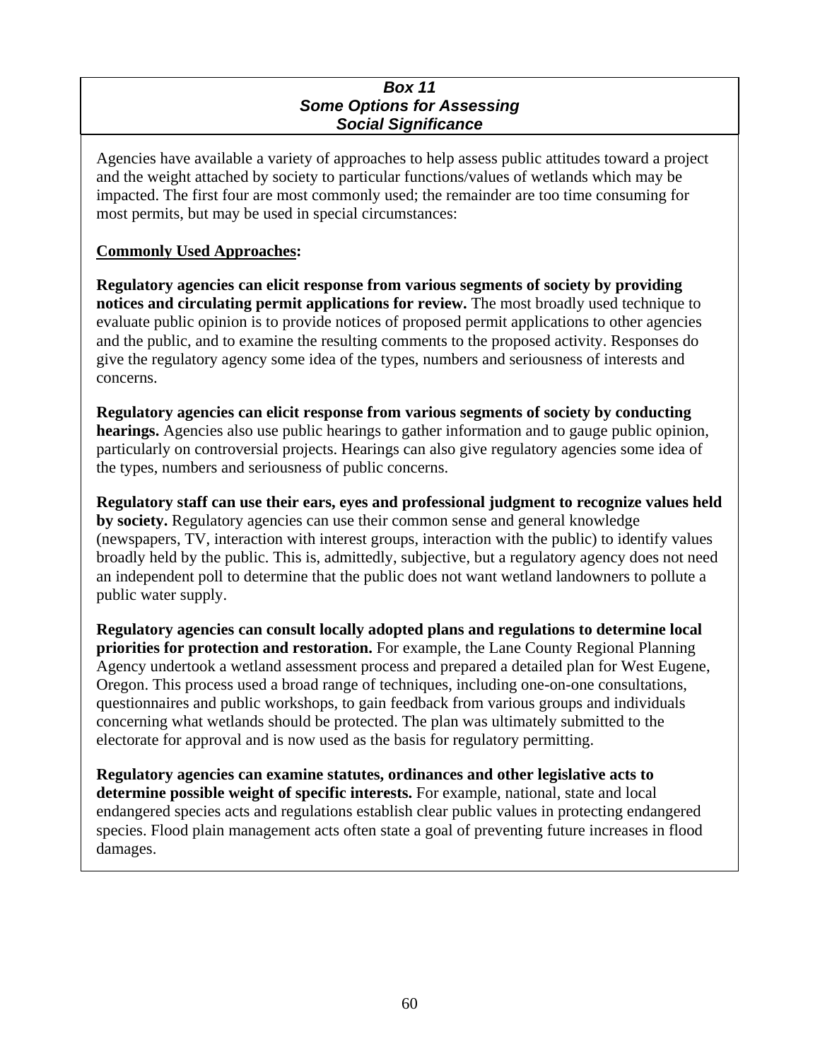### *Box 11*
### *Some Options for Assessing Social Significance*

Agencies have available a variety of approaches to help assess public attitudes toward a project and the weight attached by society to particular functions/values of wetlands which may be impacted. The first four are most commonly used; the remainder are too time consuming for most permits, but may be used in special circumstances:

**Commonly Used Approaches:**

**Regulatory agencies can elicit response from various segments of society by providing notices and circulating permit applications for review.** The most broadly used technique to evaluate public opinion is to provide notices of proposed permit applications to other agencies and the public, and to examine the resulting comments to the proposed activity. Responses do give the regulatory agency some idea of the types, numbers and seriousness of interests and concerns.

**Regulatory agencies can elicit response from various segments of society by conducting hearings.** Agencies also use public hearings to gather information and to gauge public opinion, particularly on controversial projects. Hearings can also give regulatory agencies some idea of the types, numbers and seriousness of public concerns.

**Regulatory staff can use their ears, eyes and professional judgment to recognize values held by society.** Regulatory agencies can use their common sense and general knowledge (newspapers, TV, interaction with interest groups, interaction with the public) to identify values broadly held by the public. This is, admittedly, subjective, but a regulatory agency does not need an independent poll to determine that the public does not want wetland landowners to pollute a public water supply.

**Regulatory agencies can consult locally adopted plans and regulations to determine local priorities for protection and restoration.** For example, the Lane County Regional Planning Agency undertook a wetland assessment process and prepared a detailed plan for West Eugene, Oregon. This process used a broad range of techniques, including one-on-one consultations, questionnaires and public workshops, to gain feedback from various groups and individuals concerning what wetlands should be protected. The plan was ultimately submitted to the electorate for approval and is now used as the basis for regulatory permitting.

**Regulatory agencies can examine statutes, ordinances and other legislative acts to determine possible weight of specific interests.** For example, national, state and local endangered species acts and regulations establish clear public values in protecting endangered species. Flood plain management acts often state a goal of preventing future increases in flood damages.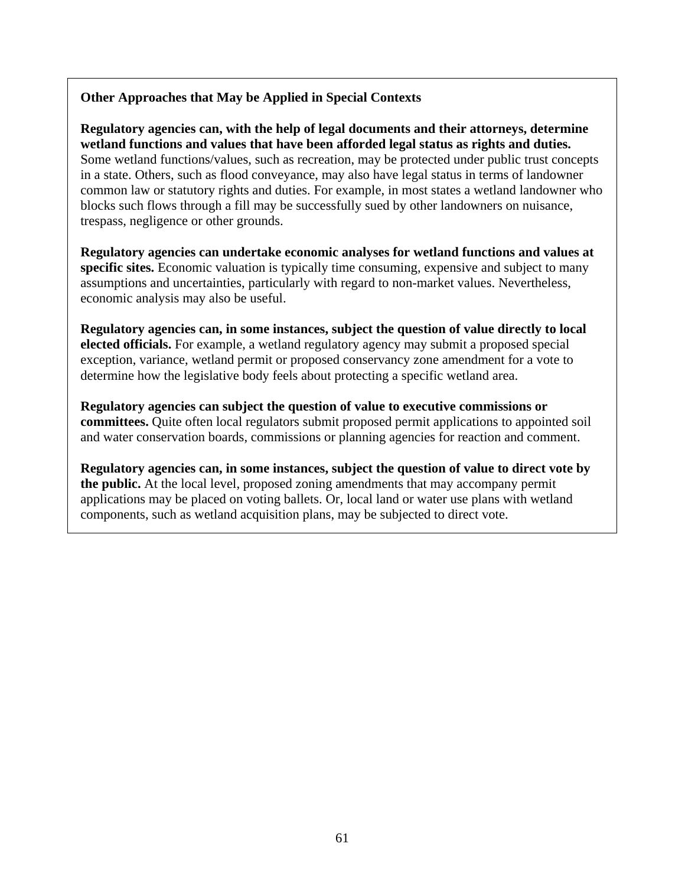**Other Approaches that May be Applied in Special Contexts**

**Regulatory agencies can, with the help of legal documents and their attorneys, determine wetland functions and values that have been afforded legal status as rights and duties.** Some wetland functions/values, such as recreation, may be protected under public trust concepts in a state. Others, such as flood conveyance, may also have legal status in terms of landowner common law or statutory rights and duties. For example, in most states a wetland landowner who blocks such flows through a fill may be successfully sued by other landowners on nuisance, trespass, negligence or other grounds.

**Regulatory agencies can undertake economic analyses for wetland functions and values at specific sites.** Economic valuation is typically time consuming, expensive and subject to many assumptions and uncertainties, particularly with regard to non-market values. Nevertheless, economic analysis may also be useful.

**Regulatory agencies can, in some instances, subject the question of value directly to local elected officials.** For example, a wetland regulatory agency may submit a proposed special exception, variance, wetland permit or proposed conservancy zone amendment for a vote to determine how the legislative body feels about protecting a specific wetland area.

**Regulatory agencies can subject the question of value to executive commissions or committees.** Quite often local regulators submit proposed permit applications to appointed soil and water conservation boards, commissions or planning agencies for reaction and comment.

**Regulatory agencies can, in some instances, subject the question of value to direct vote by the public.** At the local level, proposed zoning amendments that may accompany permit applications may be placed on voting ballets. Or, local land or water use plans with wetland components, such as wetland acquisition plans, may be subjected to direct vote.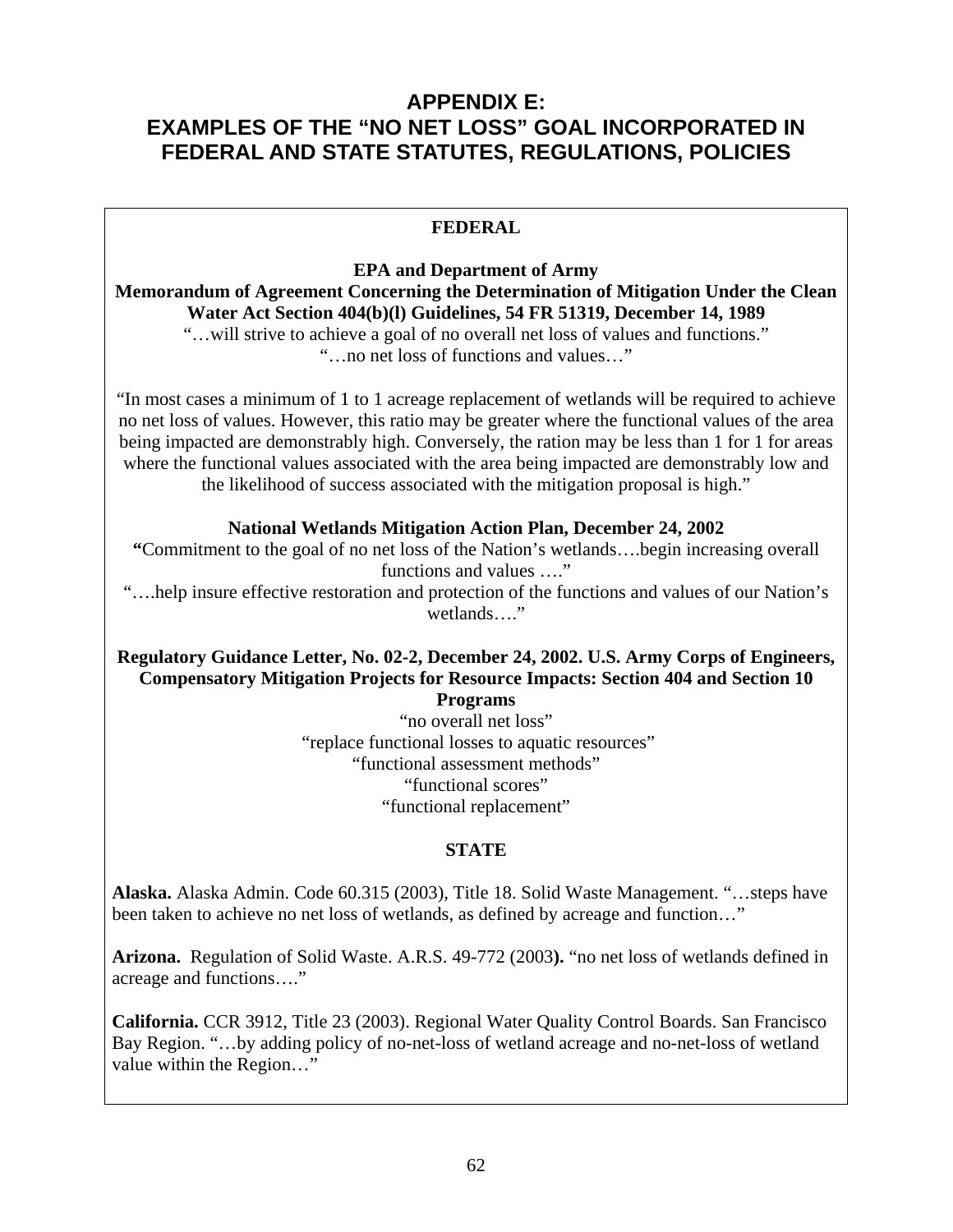# APPENDIX E: EXAMPLES OF THE "NO NET LOSS" GOAL INCORPORATED IN FEDERAL AND STATE STATUTES, REGULATIONS, POLICIES

## FEDERAL

**EPA and Department of Army**
**Memorandum of Agreement Concerning the Determination of Mitigation Under the Clean Water Act Section 404(b)(l) Guidelines, 54 FR 51319, December 14, 1989**

"…will strive to achieve a goal of no overall net loss of values and functions."
"…no net loss of functions and values…"

"In most cases a minimum of 1 to 1 acreage replacement of wetlands will be required to achieve no net loss of values. However, this ratio may be greater where the functional values of the area being impacted are demonstrably high. Conversely, the ration may be less than 1 for 1 for areas where the functional values associated with the area being impacted are demonstrably low and the likelihood of success associated with the mitigation proposal is high."

**National Wetlands Mitigation Action Plan, December 24, 2002**

**"**Commitment to the goal of no net loss of the Nation's wetlands….begin increasing overall functions and values …."
"….help insure effective restoration and protection of the functions and values of our Nation's wetlands…."

**Regulatory Guidance Letter, No. 02-2, December 24, 2002. U.S. Army Corps of Engineers, Compensatory Mitigation Projects for Resource Impacts: Section 404 and Section 10 Programs**

"no overall net loss"
"replace functional losses to aquatic resources"
"functional assessment methods"
"functional scores"
"functional replacement"

## STATE

**Alaska.** Alaska Admin. Code 60.315 (2003), Title 18. Solid Waste Management. "…steps have been taken to achieve no net loss of wetlands, as defined by acreage and function…"

**Arizona.** Regulation of Solid Waste. A.R.S. 49-772 (2003**).** "no net loss of wetlands defined in acreage and functions…."

**California.** CCR 3912, Title 23 (2003). Regional Water Quality Control Boards. San Francisco Bay Region. "…by adding policy of no-net-loss of wetland acreage and no-net-loss of wetland value within the Region…"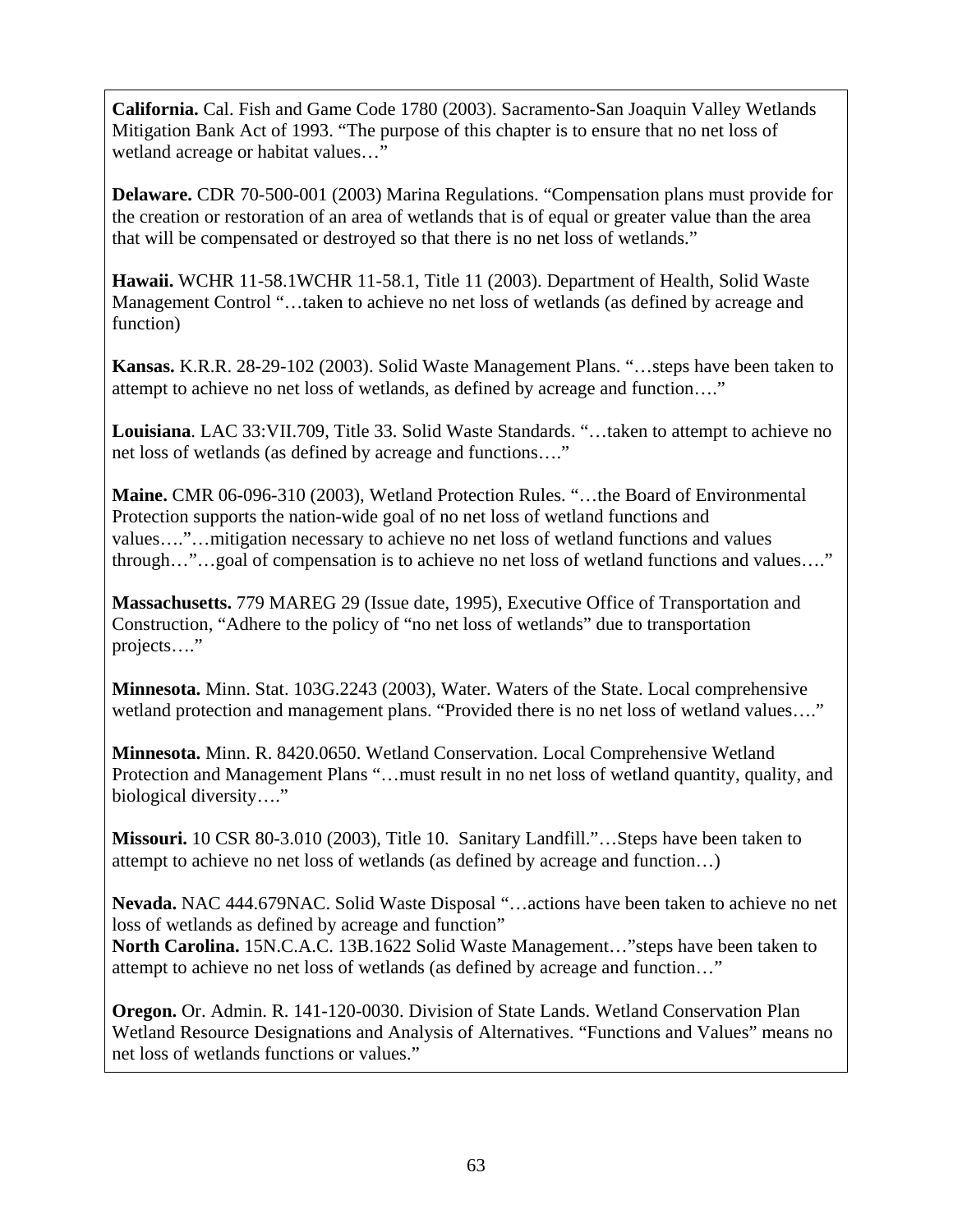**California.** Cal. Fish and Game Code 1780 (2003). Sacramento-San Joaquin Valley Wetlands Mitigation Bank Act of 1993. "The purpose of this chapter is to ensure that no net loss of wetland acreage or habitat values…"

**Delaware.** CDR 70-500-001 (2003) Marina Regulations. "Compensation plans must provide for the creation or restoration of an area of wetlands that is of equal or greater value than the area that will be compensated or destroyed so that there is no net loss of wetlands."

**Hawaii.** WCHR 11-58.1WCHR 11-58.1, Title 11 (2003). Department of Health, Solid Waste Management Control "…taken to achieve no net loss of wetlands (as defined by acreage and function)

**Kansas.** K.R.R. 28-29-102 (2003). Solid Waste Management Plans. "…steps have been taken to attempt to achieve no net loss of wetlands, as defined by acreage and function…."

**Louisiana**. LAC 33:VII.709, Title 33. Solid Waste Standards. "…taken to attempt to achieve no net loss of wetlands (as defined by acreage and functions…."

**Maine.** CMR 06-096-310 (2003), Wetland Protection Rules. "…the Board of Environmental Protection supports the nation-wide goal of no net loss of wetland functions and values…."…mitigation necessary to achieve no net loss of wetland functions and values through…"…goal of compensation is to achieve no net loss of wetland functions and values…."

**Massachusetts.** 779 MAREG 29 (Issue date, 1995), Executive Office of Transportation and Construction, "Adhere to the policy of "no net loss of wetlands" due to transportation projects…."

**Minnesota.** Minn. Stat. 103G.2243 (2003), Water. Waters of the State. Local comprehensive wetland protection and management plans. "Provided there is no net loss of wetland values…."

**Minnesota.** Minn. R. 8420.0650. Wetland Conservation. Local Comprehensive Wetland Protection and Management Plans "…must result in no net loss of wetland quantity, quality, and biological diversity…."

**Missouri.** 10 CSR 80-3.010 (2003), Title 10. Sanitary Landfill."…Steps have been taken to attempt to achieve no net loss of wetlands (as defined by acreage and function…)

**Nevada.** NAC 444.679NAC. Solid Waste Disposal "…actions have been taken to achieve no net loss of wetlands as defined by acreage and function"

**North Carolina.** 15N.C.A.C. 13B.1622 Solid Waste Management…"steps have been taken to attempt to achieve no net loss of wetlands (as defined by acreage and function…"

**Oregon.** Or. Admin. R. 141-120-0030. Division of State Lands. Wetland Conservation Plan Wetland Resource Designations and Analysis of Alternatives. "Functions and Values" means no net loss of wetlands functions or values."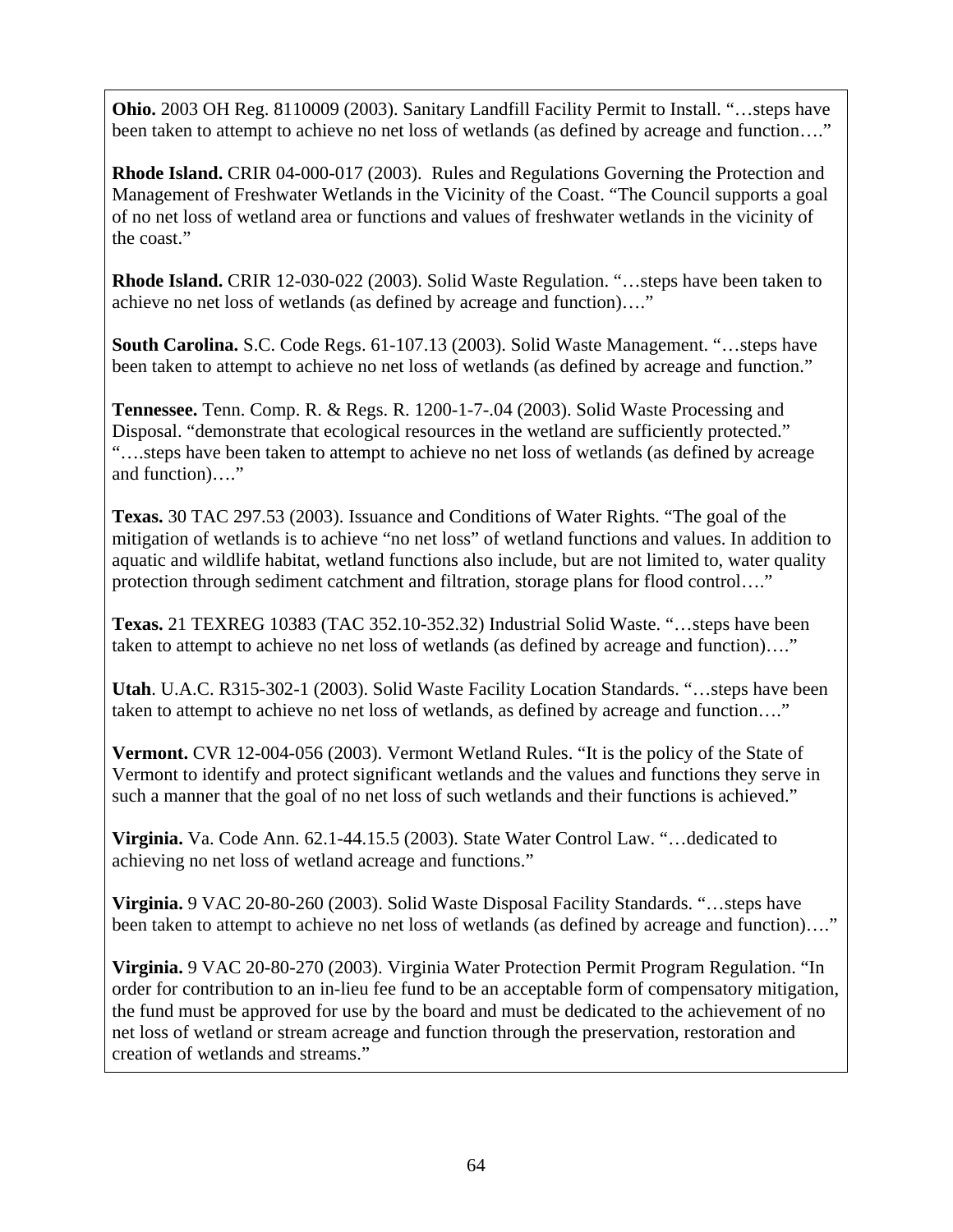**Ohio.** 2003 OH Reg. 8110009 (2003). Sanitary Landfill Facility Permit to Install. "…steps have been taken to attempt to achieve no net loss of wetlands (as defined by acreage and function…."

**Rhode Island.** CRIR 04-000-017 (2003). Rules and Regulations Governing the Protection and Management of Freshwater Wetlands in the Vicinity of the Coast. "The Council supports a goal of no net loss of wetland area or functions and values of freshwater wetlands in the vicinity of the coast."

**Rhode Island.** CRIR 12-030-022 (2003). Solid Waste Regulation. "…steps have been taken to achieve no net loss of wetlands (as defined by acreage and function)…."

**South Carolina.** S.C. Code Regs. 61-107.13 (2003). Solid Waste Management. "…steps have been taken to attempt to achieve no net loss of wetlands (as defined by acreage and function."

**Tennessee.** Tenn. Comp. R. & Regs. R. 1200-1-7-.04 (2003). Solid Waste Processing and Disposal. "demonstrate that ecological resources in the wetland are sufficiently protected." "….steps have been taken to attempt to achieve no net loss of wetlands (as defined by acreage and function)…."

**Texas.** 30 TAC 297.53 (2003). Issuance and Conditions of Water Rights. "The goal of the mitigation of wetlands is to achieve "no net loss" of wetland functions and values. In addition to aquatic and wildlife habitat, wetland functions also include, but are not limited to, water quality protection through sediment catchment and filtration, storage plans for flood control…."

**Texas.** 21 TEXREG 10383 (TAC 352.10-352.32) Industrial Solid Waste. "…steps have been taken to attempt to achieve no net loss of wetlands (as defined by acreage and function)…."

**Utah**. U.A.C. R315-302-1 (2003). Solid Waste Facility Location Standards. "…steps have been taken to attempt to achieve no net loss of wetlands, as defined by acreage and function…."

**Vermont.** CVR 12-004-056 (2003). Vermont Wetland Rules. "It is the policy of the State of Vermont to identify and protect significant wetlands and the values and functions they serve in such a manner that the goal of no net loss of such wetlands and their functions is achieved."

**Virginia.** Va. Code Ann. 62.1-44.15.5 (2003). State Water Control Law. "…dedicated to achieving no net loss of wetland acreage and functions."

**Virginia.** 9 VAC 20-80-260 (2003). Solid Waste Disposal Facility Standards. "…steps have been taken to attempt to achieve no net loss of wetlands (as defined by acreage and function)…."

**Virginia.** 9 VAC 20-80-270 (2003). Virginia Water Protection Permit Program Regulation. "In order for contribution to an in-lieu fee fund to be an acceptable form of compensatory mitigation, the fund must be approved for use by the board and must be dedicated to the achievement of no net loss of wetland or stream acreage and function through the preservation, restoration and creation of wetlands and streams."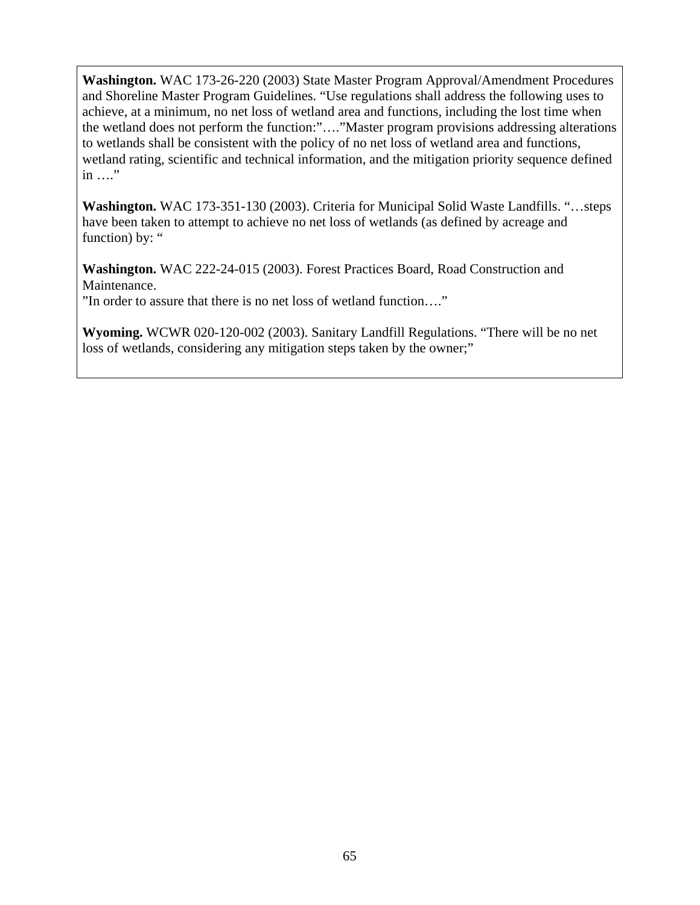**Washington.** WAC 173-26-220 (2003) State Master Program Approval/Amendment Procedures and Shoreline Master Program Guidelines. "Use regulations shall address the following uses to achieve, at a minimum, no net loss of wetland area and functions, including the lost time when the wetland does not perform the function:"…."Master program provisions addressing alterations to wetlands shall be consistent with the policy of no net loss of wetland area and functions, wetland rating, scientific and technical information, and the mitigation priority sequence defined in …."

**Washington.** WAC 173-351-130 (2003). Criteria for Municipal Solid Waste Landfills. "…steps have been taken to attempt to achieve no net loss of wetlands (as defined by acreage and function) by: "

**Washington.** WAC 222-24-015 (2003). Forest Practices Board, Road Construction and Maintenance.
"In order to assure that there is no net loss of wetland function…."

**Wyoming.** WCWR 020-120-002 (2003). Sanitary Landfill Regulations. "There will be no net loss of wetlands, considering any mitigation steps taken by the owner;"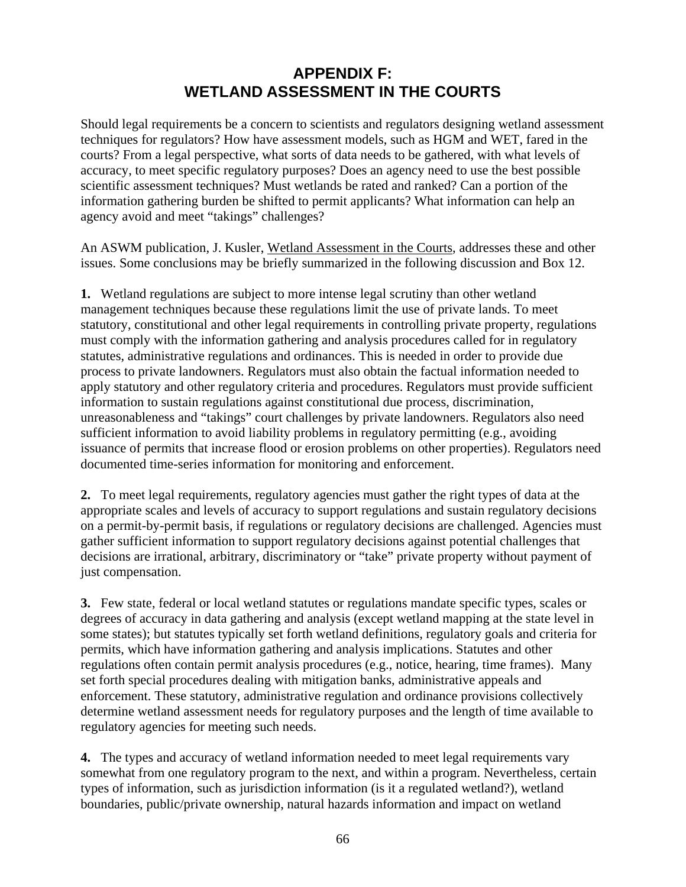# APPENDIX F: WETLAND ASSESSMENT IN THE COURTS

Should legal requirements be a concern to scientists and regulators designing wetland assessment techniques for regulators? How have assessment models, such as HGM and WET, fared in the courts? From a legal perspective, what sorts of data needs to be gathered, with what levels of accuracy, to meet specific regulatory purposes? Does an agency need to use the best possible scientific assessment techniques? Must wetlands be rated and ranked? Can a portion of the information gathering burden be shifted to permit applicants? What information can help an agency avoid and meet "takings" challenges?

An ASWM publication, J. Kusler, Wetland Assessment in the Courts, addresses these and other issues. Some conclusions may be briefly summarized in the following discussion and Box 12.

**1.** Wetland regulations are subject to more intense legal scrutiny than other wetland management techniques because these regulations limit the use of private lands. To meet statutory, constitutional and other legal requirements in controlling private property, regulations must comply with the information gathering and analysis procedures called for in regulatory statutes, administrative regulations and ordinances. This is needed in order to provide due process to private landowners. Regulators must also obtain the factual information needed to apply statutory and other regulatory criteria and procedures. Regulators must provide sufficient information to sustain regulations against constitutional due process, discrimination, unreasonableness and "takings" court challenges by private landowners. Regulators also need sufficient information to avoid liability problems in regulatory permitting (e.g., avoiding issuance of permits that increase flood or erosion problems on other properties). Regulators need documented time-series information for monitoring and enforcement.

**2.** To meet legal requirements, regulatory agencies must gather the right types of data at the appropriate scales and levels of accuracy to support regulations and sustain regulatory decisions on a permit-by-permit basis, if regulations or regulatory decisions are challenged. Agencies must gather sufficient information to support regulatory decisions against potential challenges that decisions are irrational, arbitrary, discriminatory or "take" private property without payment of just compensation.

**3.** Few state, federal or local wetland statutes or regulations mandate specific types, scales or degrees of accuracy in data gathering and analysis (except wetland mapping at the state level in some states); but statutes typically set forth wetland definitions, regulatory goals and criteria for permits, which have information gathering and analysis implications. Statutes and other regulations often contain permit analysis procedures (e.g., notice, hearing, time frames). Many set forth special procedures dealing with mitigation banks, administrative appeals and enforcement. These statutory, administrative regulation and ordinance provisions collectively determine wetland assessment needs for regulatory purposes and the length of time available to regulatory agencies for meeting such needs.

**4.** The types and accuracy of wetland information needed to meet legal requirements vary somewhat from one regulatory program to the next, and within a program. Nevertheless, certain types of information, such as jurisdiction information (is it a regulated wetland?), wetland boundaries, public/private ownership, natural hazards information and impact on wetland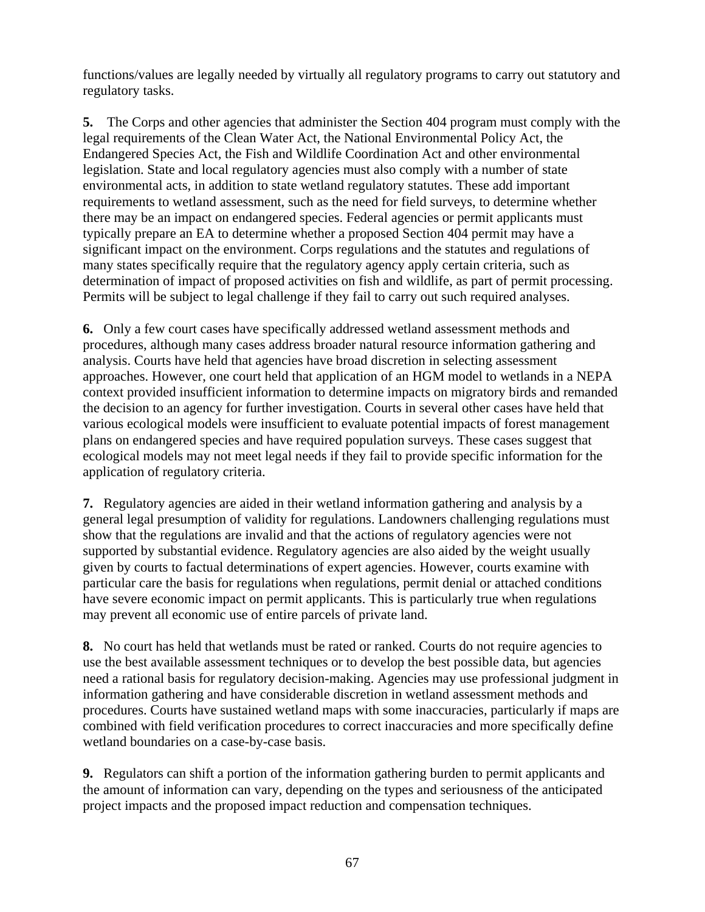functions/values are legally needed by virtually all regulatory programs to carry out statutory and regulatory tasks.

**5.** The Corps and other agencies that administer the Section 404 program must comply with the legal requirements of the Clean Water Act, the National Environmental Policy Act, the Endangered Species Act, the Fish and Wildlife Coordination Act and other environmental legislation. State and local regulatory agencies must also comply with a number of state environmental acts, in addition to state wetland regulatory statutes. These add important requirements to wetland assessment, such as the need for field surveys, to determine whether there may be an impact on endangered species. Federal agencies or permit applicants must typically prepare an EA to determine whether a proposed Section 404 permit may have a significant impact on the environment. Corps regulations and the statutes and regulations of many states specifically require that the regulatory agency apply certain criteria, such as determination of impact of proposed activities on fish and wildlife, as part of permit processing. Permits will be subject to legal challenge if they fail to carry out such required analyses.

**6.** Only a few court cases have specifically addressed wetland assessment methods and procedures, although many cases address broader natural resource information gathering and analysis. Courts have held that agencies have broad discretion in selecting assessment approaches. However, one court held that application of an HGM model to wetlands in a NEPA context provided insufficient information to determine impacts on migratory birds and remanded the decision to an agency for further investigation. Courts in several other cases have held that various ecological models were insufficient to evaluate potential impacts of forest management plans on endangered species and have required population surveys. These cases suggest that ecological models may not meet legal needs if they fail to provide specific information for the application of regulatory criteria.

**7.** Regulatory agencies are aided in their wetland information gathering and analysis by a general legal presumption of validity for regulations. Landowners challenging regulations must show that the regulations are invalid and that the actions of regulatory agencies were not supported by substantial evidence. Regulatory agencies are also aided by the weight usually given by courts to factual determinations of expert agencies. However, courts examine with particular care the basis for regulations when regulations, permit denial or attached conditions have severe economic impact on permit applicants. This is particularly true when regulations may prevent all economic use of entire parcels of private land.

**8.** No court has held that wetlands must be rated or ranked. Courts do not require agencies to use the best available assessment techniques or to develop the best possible data, but agencies need a rational basis for regulatory decision-making. Agencies may use professional judgment in information gathering and have considerable discretion in wetland assessment methods and procedures. Courts have sustained wetland maps with some inaccuracies, particularly if maps are combined with field verification procedures to correct inaccuracies and more specifically define wetland boundaries on a case-by-case basis.

**9.** Regulators can shift a portion of the information gathering burden to permit applicants and the amount of information can vary, depending on the types and seriousness of the anticipated project impacts and the proposed impact reduction and compensation techniques.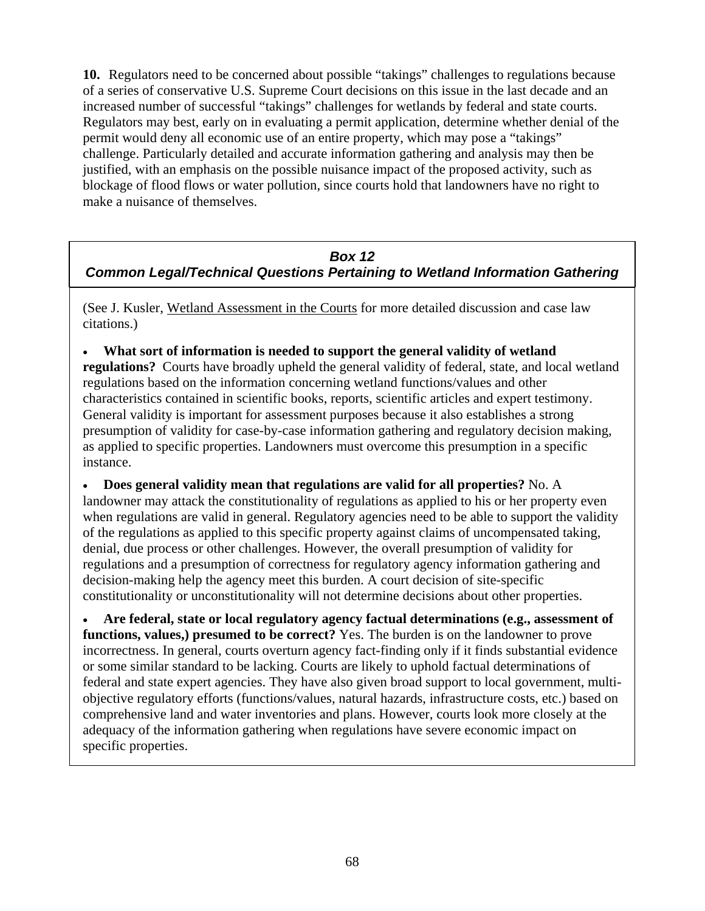**10.** Regulators need to be concerned about possible "takings" challenges to regulations because of a series of conservative U.S. Supreme Court decisions on this issue in the last decade and an increased number of successful "takings" challenges for wetlands by federal and state courts. Regulators may best, early on in evaluating a permit application, determine whether denial of the permit would deny all economic use of an entire property, which may pose a "takings" challenge. Particularly detailed and accurate information gathering and analysis may then be justified, with an emphasis on the possible nuisance impact of the proposed activity, such as blockage of flood flows or water pollution, since courts hold that landowners have no right to make a nuisance of themselves.

### *Box 12*
### *Common Legal/Technical Questions Pertaining to Wetland Information Gathering*

(See J. Kusler, Wetland Assessment in the Courts for more detailed discussion and case law citations.)

- **What sort of information is needed to support the general validity of wetland regulations?** Courts have broadly upheld the general validity of federal, state, and local wetland regulations based on the information concerning wetland functions/values and other characteristics contained in scientific books, reports, scientific articles and expert testimony. General validity is important for assessment purposes because it also establishes a strong presumption of validity for case-by-case information gathering and regulatory decision making, as applied to specific properties. Landowners must overcome this presumption in a specific instance.

- **Does general validity mean that regulations are valid for all properties?** No. A landowner may attack the constitutionality of regulations as applied to his or her property even when regulations are valid in general. Regulatory agencies need to be able to support the validity of the regulations as applied to this specific property against claims of uncompensated taking, denial, due process or other challenges. However, the overall presumption of validity for regulations and a presumption of correctness for regulatory agency information gathering and decision-making help the agency meet this burden. A court decision of site-specific constitutionality or unconstitutionality will not determine decisions about other properties.

- **Are federal, state or local regulatory agency factual determinations (e.g., assessment of functions, values,) presumed to be correct?** Yes. The burden is on the landowner to prove incorrectness. In general, courts overturn agency fact-finding only if it finds substantial evidence or some similar standard to be lacking. Courts are likely to uphold factual determinations of federal and state expert agencies. They have also given broad support to local government, multi-objective regulatory efforts (functions/values, natural hazards, infrastructure costs, etc.) based on comprehensive land and water inventories and plans. However, courts look more closely at the adequacy of the information gathering when regulations have severe economic impact on specific properties.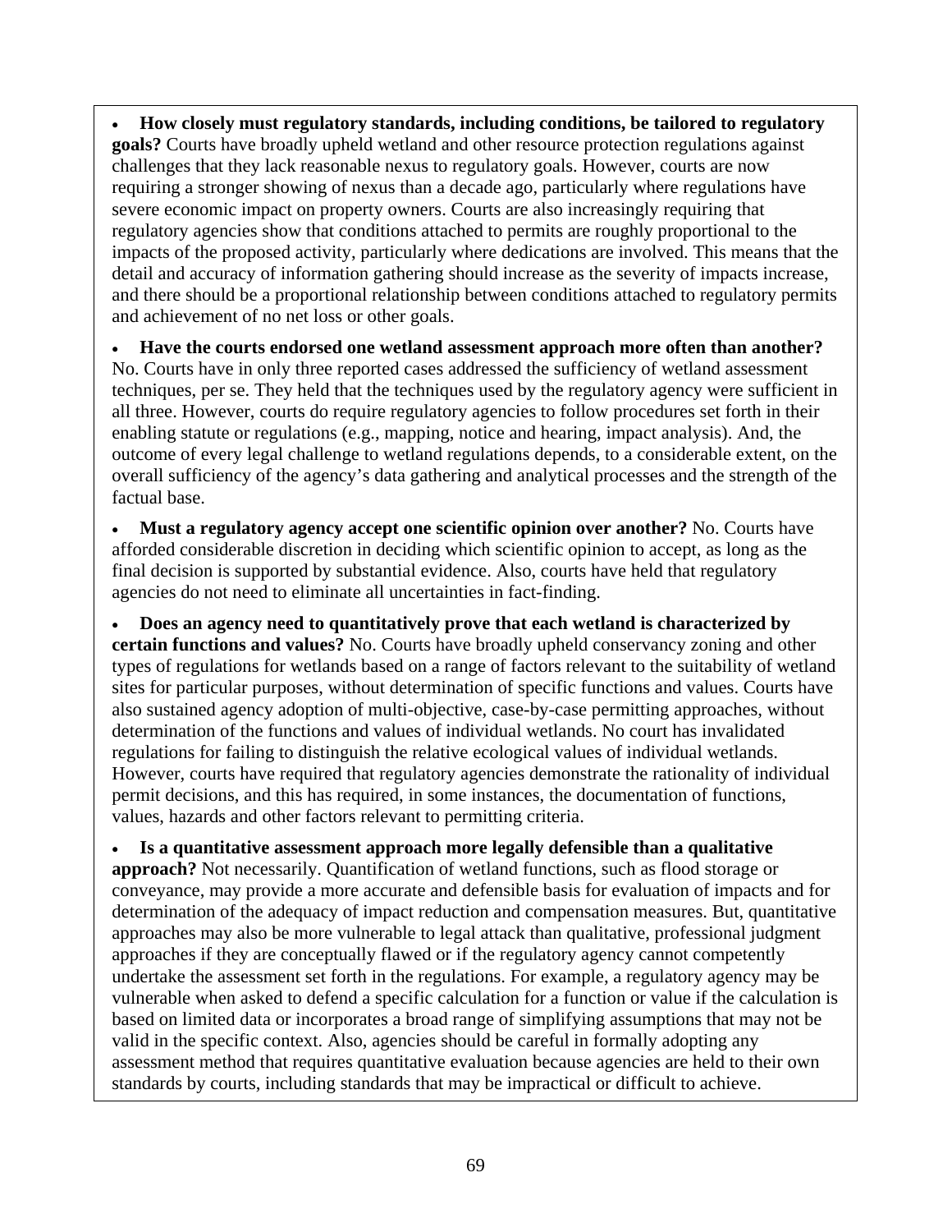- **How closely must regulatory standards, including conditions, be tailored to regulatory goals?** Courts have broadly upheld wetland and other resource protection regulations against challenges that they lack reasonable nexus to regulatory goals. However, courts are now requiring a stronger showing of nexus than a decade ago, particularly where regulations have severe economic impact on property owners. Courts are also increasingly requiring that regulatory agencies show that conditions attached to permits are roughly proportional to the impacts of the proposed activity, particularly where dedications are involved. This means that the detail and accuracy of information gathering should increase as the severity of impacts increase, and there should be a proportional relationship between conditions attached to regulatory permits and achievement of no net loss or other goals.

- **Have the courts endorsed one wetland assessment approach more often than another?** No. Courts have in only three reported cases addressed the sufficiency of wetland assessment techniques, per se. They held that the techniques used by the regulatory agency were sufficient in all three. However, courts do require regulatory agencies to follow procedures set forth in their enabling statute or regulations (e.g., mapping, notice and hearing, impact analysis). And, the outcome of every legal challenge to wetland regulations depends, to a considerable extent, on the overall sufficiency of the agency's data gathering and analytical processes and the strength of the factual base.

- **Must a regulatory agency accept one scientific opinion over another?** No. Courts have afforded considerable discretion in deciding which scientific opinion to accept, as long as the final decision is supported by substantial evidence. Also, courts have held that regulatory agencies do not need to eliminate all uncertainties in fact-finding.

- **Does an agency need to quantitatively prove that each wetland is characterized by certain functions and values?** No. Courts have broadly upheld conservancy zoning and other types of regulations for wetlands based on a range of factors relevant to the suitability of wetland sites for particular purposes, without determination of specific functions and values. Courts have also sustained agency adoption of multi-objective, case-by-case permitting approaches, without determination of the functions and values of individual wetlands. No court has invalidated regulations for failing to distinguish the relative ecological values of individual wetlands. However, courts have required that regulatory agencies demonstrate the rationality of individual permit decisions, and this has required, in some instances, the documentation of functions, values, hazards and other factors relevant to permitting criteria.

- **Is a quantitative assessment approach more legally defensible than a qualitative approach?** Not necessarily. Quantification of wetland functions, such as flood storage or conveyance, may provide a more accurate and defensible basis for evaluation of impacts and for determination of the adequacy of impact reduction and compensation measures. But, quantitative approaches may also be more vulnerable to legal attack than qualitative, professional judgment approaches if they are conceptually flawed or if the regulatory agency cannot competently undertake the assessment set forth in the regulations. For example, a regulatory agency may be vulnerable when asked to defend a specific calculation for a function or value if the calculation is based on limited data or incorporates a broad range of simplifying assumptions that may not be valid in the specific context. Also, agencies should be careful in formally adopting any assessment method that requires quantitative evaluation because agencies are held to their own standards by courts, including standards that may be impractical or difficult to achieve.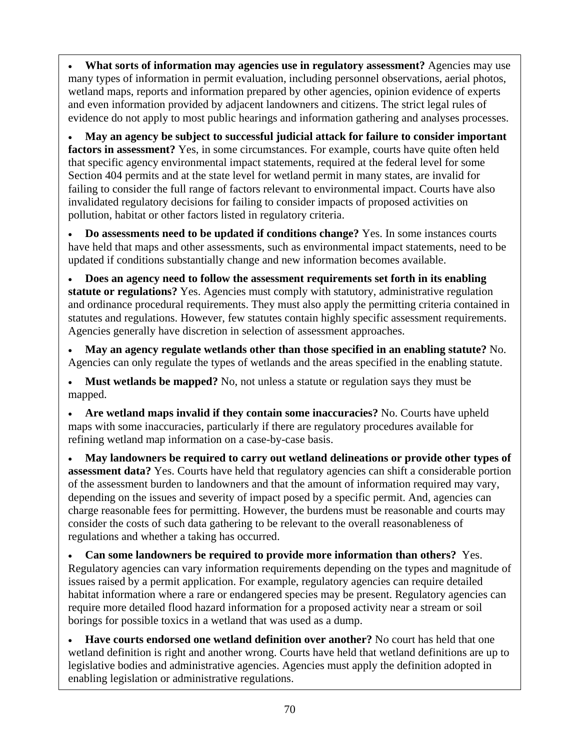- **What sorts of information may agencies use in regulatory assessment?** Agencies may use many types of information in permit evaluation, including personnel observations, aerial photos, wetland maps, reports and information prepared by other agencies, opinion evidence of experts and even information provided by adjacent landowners and citizens. The strict legal rules of evidence do not apply to most public hearings and information gathering and analyses processes.

- **May an agency be subject to successful judicial attack for failure to consider important factors in assessment?** Yes, in some circumstances. For example, courts have quite often held that specific agency environmental impact statements, required at the federal level for some Section 404 permits and at the state level for wetland permit in many states, are invalid for failing to consider the full range of factors relevant to environmental impact. Courts have also invalidated regulatory decisions for failing to consider impacts of proposed activities on pollution, habitat or other factors listed in regulatory criteria.

- **Do assessments need to be updated if conditions change?** Yes. In some instances courts have held that maps and other assessments, such as environmental impact statements, need to be updated if conditions substantially change and new information becomes available.

- **Does an agency need to follow the assessment requirements set forth in its enabling statute or regulations?** Yes. Agencies must comply with statutory, administrative regulation and ordinance procedural requirements. They must also apply the permitting criteria contained in statutes and regulations. However, few statutes contain highly specific assessment requirements. Agencies generally have discretion in selection of assessment approaches.

- **May an agency regulate wetlands other than those specified in an enabling statute?** No. Agencies can only regulate the types of wetlands and the areas specified in the enabling statute.

- **Must wetlands be mapped?** No, not unless a statute or regulation says they must be mapped.

- **Are wetland maps invalid if they contain some inaccuracies?** No. Courts have upheld maps with some inaccuracies, particularly if there are regulatory procedures available for refining wetland map information on a case-by-case basis.

- **May landowners be required to carry out wetland delineations or provide other types of assessment data?** Yes. Courts have held that regulatory agencies can shift a considerable portion of the assessment burden to landowners and that the amount of information required may vary, depending on the issues and severity of impact posed by a specific permit. And, agencies can charge reasonable fees for permitting. However, the burdens must be reasonable and courts may consider the costs of such data gathering to be relevant to the overall reasonableness of regulations and whether a taking has occurred.

- **Can some landowners be required to provide more information than others?** Yes. Regulatory agencies can vary information requirements depending on the types and magnitude of issues raised by a permit application. For example, regulatory agencies can require detailed habitat information where a rare or endangered species may be present. Regulatory agencies can require more detailed flood hazard information for a proposed activity near a stream or soil borings for possible toxics in a wetland that was used as a dump.

- **Have courts endorsed one wetland definition over another?** No court has held that one wetland definition is right and another wrong. Courts have held that wetland definitions are up to legislative bodies and administrative agencies. Agencies must apply the definition adopted in enabling legislation or administrative regulations.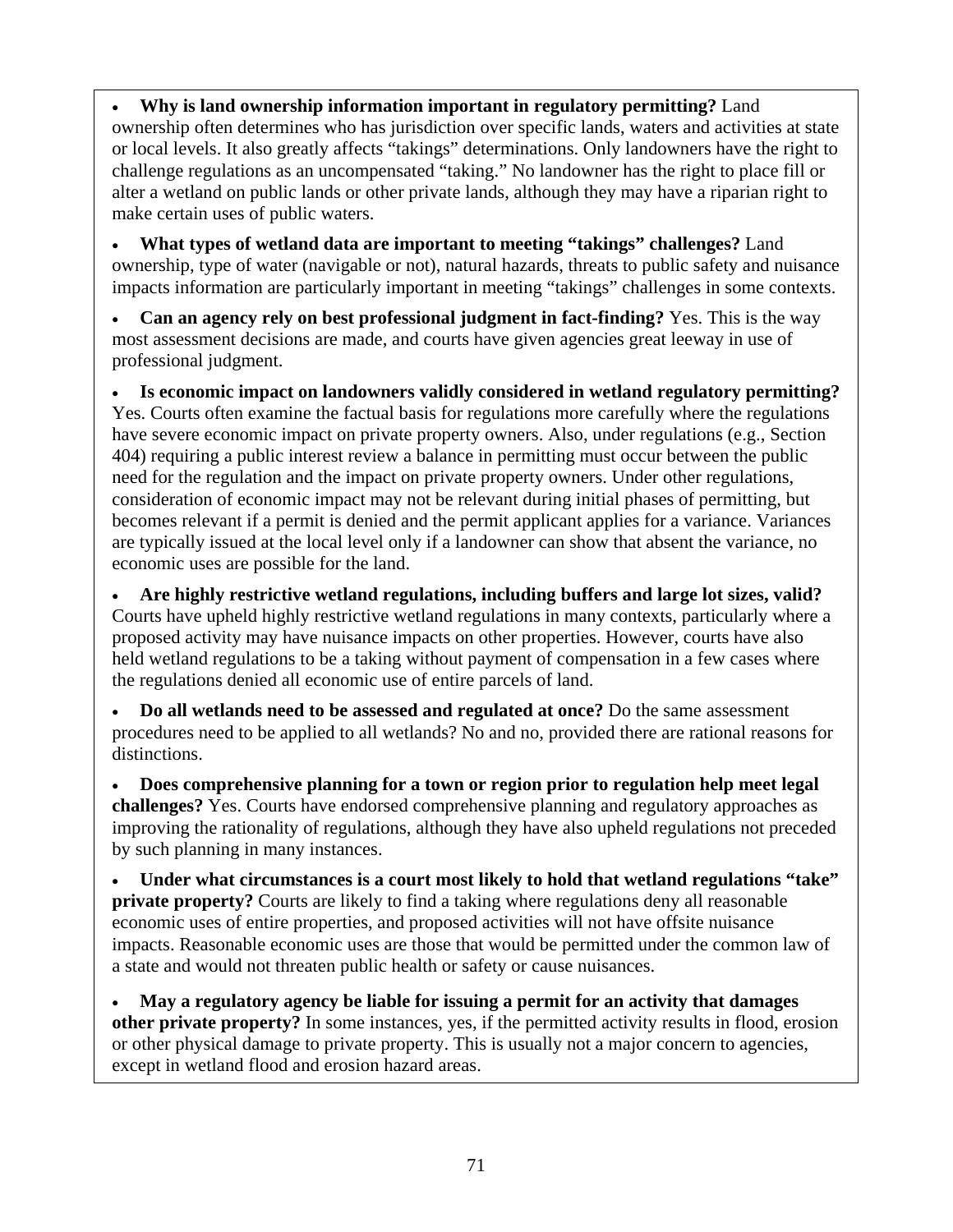- **Why is land ownership information important in regulatory permitting?** Land ownership often determines who has jurisdiction over specific lands, waters and activities at state or local levels. It also greatly affects "takings" determinations. Only landowners have the right to challenge regulations as an uncompensated "taking." No landowner has the right to place fill or alter a wetland on public lands or other private lands, although they may have a riparian right to make certain uses of public waters.

- **What types of wetland data are important to meeting "takings" challenges?** Land ownership, type of water (navigable or not), natural hazards, threats to public safety and nuisance impacts information are particularly important in meeting "takings" challenges in some contexts.

- **Can an agency rely on best professional judgment in fact-finding?** Yes. This is the way most assessment decisions are made, and courts have given agencies great leeway in use of professional judgment.

- **Is economic impact on landowners validly considered in wetland regulatory permitting?** Yes. Courts often examine the factual basis for regulations more carefully where the regulations have severe economic impact on private property owners. Also, under regulations (e.g., Section 404) requiring a public interest review a balance in permitting must occur between the public need for the regulation and the impact on private property owners. Under other regulations, consideration of economic impact may not be relevant during initial phases of permitting, but becomes relevant if a permit is denied and the permit applicant applies for a variance. Variances are typically issued at the local level only if a landowner can show that absent the variance, no economic uses are possible for the land.

- **Are highly restrictive wetland regulations, including buffers and large lot sizes, valid?** Courts have upheld highly restrictive wetland regulations in many contexts, particularly where a proposed activity may have nuisance impacts on other properties. However, courts have also held wetland regulations to be a taking without payment of compensation in a few cases where the regulations denied all economic use of entire parcels of land.

- **Do all wetlands need to be assessed and regulated at once?** Do the same assessment procedures need to be applied to all wetlands? No and no, provided there are rational reasons for distinctions.

- **Does comprehensive planning for a town or region prior to regulation help meet legal challenges?** Yes. Courts have endorsed comprehensive planning and regulatory approaches as improving the rationality of regulations, although they have also upheld regulations not preceded by such planning in many instances.

- **Under what circumstances is a court most likely to hold that wetland regulations "take" private property?** Courts are likely to find a taking where regulations deny all reasonable economic uses of entire properties, and proposed activities will not have offsite nuisance impacts. Reasonable economic uses are those that would be permitted under the common law of a state and would not threaten public health or safety or cause nuisances.

- **May a regulatory agency be liable for issuing a permit for an activity that damages other private property?** In some instances, yes, if the permitted activity results in flood, erosion or other physical damage to private property. This is usually not a major concern to agencies, except in wetland flood and erosion hazard areas.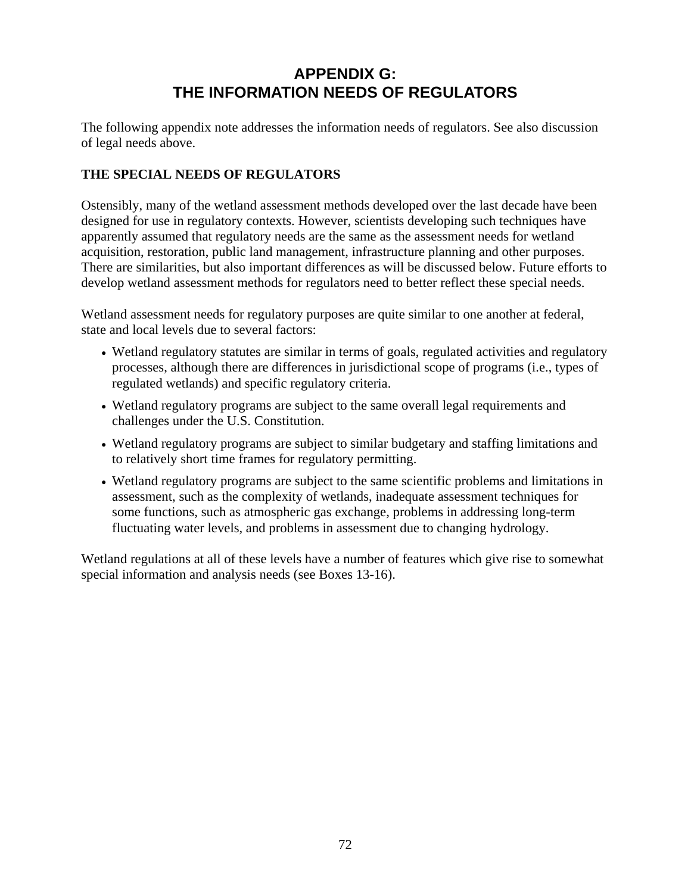# APPENDIX G: THE INFORMATION NEEDS OF REGULATORS

The following appendix note addresses the information needs of regulators. See also discussion of legal needs above.

## THE SPECIAL NEEDS OF REGULATORS

Ostensibly, many of the wetland assessment methods developed over the last decade have been designed for use in regulatory contexts. However, scientists developing such techniques have apparently assumed that regulatory needs are the same as the assessment needs for wetland acquisition, restoration, public land management, infrastructure planning and other purposes. There are similarities, but also important differences as will be discussed below. Future efforts to develop wetland assessment methods for regulators need to better reflect these special needs.

Wetland assessment needs for regulatory purposes are quite similar to one another at federal, state and local levels due to several factors:

- Wetland regulatory statutes are similar in terms of goals, regulated activities and regulatory processes, although there are differences in jurisdictional scope of programs (i.e., types of regulated wetlands) and specific regulatory criteria.
- Wetland regulatory programs are subject to the same overall legal requirements and challenges under the U.S. Constitution.
- Wetland regulatory programs are subject to similar budgetary and staffing limitations and to relatively short time frames for regulatory permitting.
- Wetland regulatory programs are subject to the same scientific problems and limitations in assessment, such as the complexity of wetlands, inadequate assessment techniques for some functions, such as atmospheric gas exchange, problems in addressing long-term fluctuating water levels, and problems in assessment due to changing hydrology.

Wetland regulations at all of these levels have a number of features which give rise to somewhat special information and analysis needs (see Boxes 13-16).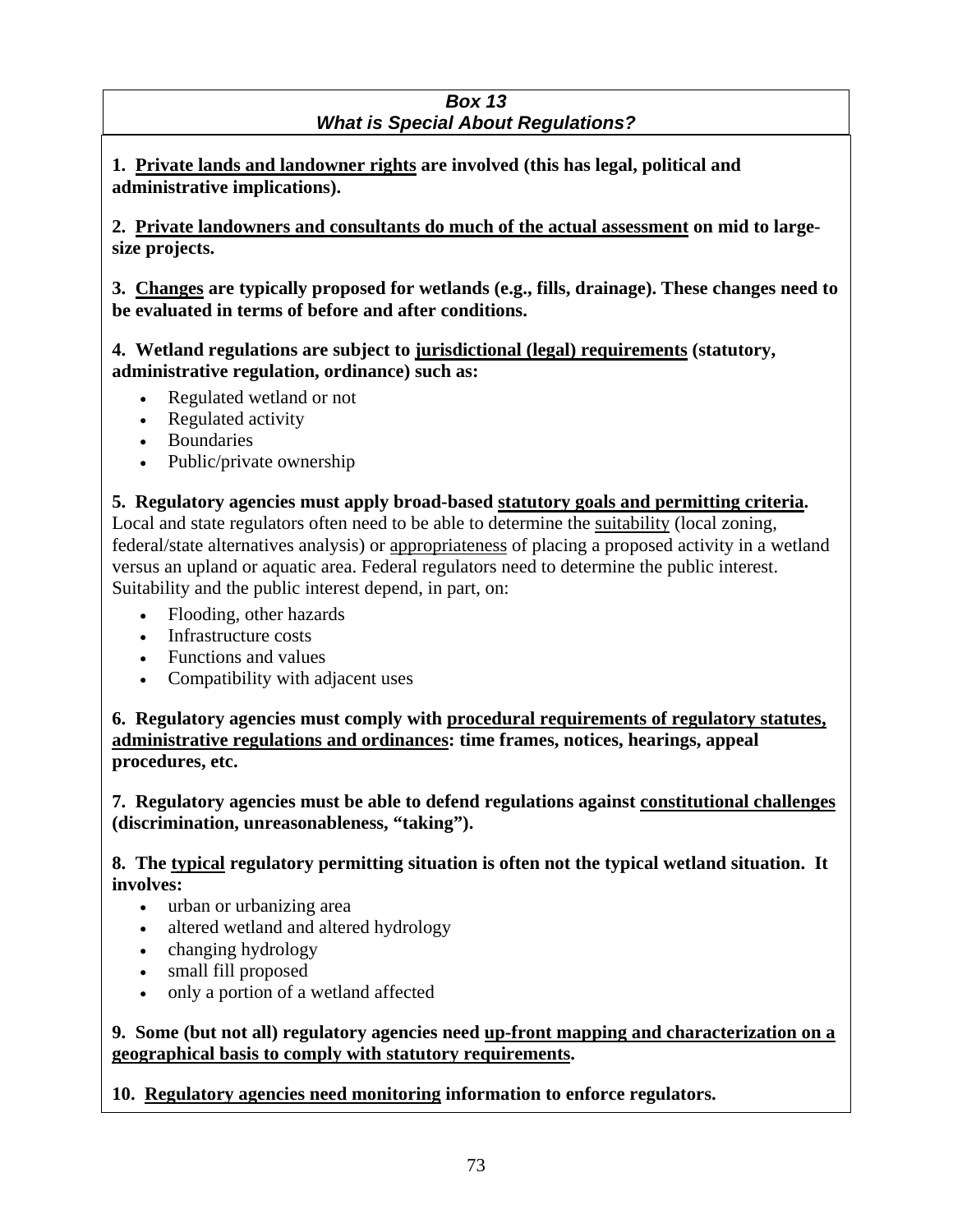### *Box 13*
### *What is Special About Regulations?*

**1. <u>Private lands and landowner rights</u> are involved (this has legal, political and administrative implications).**

**2. <u>Private landowners and consultants do much of the actual assessment</u> on mid to large-size projects.**

**3. <u>Changes</u> are typically proposed for wetlands (e.g., fills, drainage). These changes need to be evaluated in terms of before and after conditions.**

**4. Wetland regulations are subject to <u>jurisdictional (legal) requirements</u> (statutory, administrative regulation, ordinance) such as:**

- Regulated wetland or not
- Regulated activity
- Boundaries
- Public/private ownership

**5. Regulatory agencies must apply broad-based <u>statutory goals and permitting criteria</u>.** Local and state regulators often need to be able to determine the <u>suitability</u> (local zoning, federal/state alternatives analysis) or <u>appropriateness</u> of placing a proposed activity in a wetland versus an upland or aquatic area. Federal regulators need to determine the public interest. Suitability and the public interest depend, in part, on:

- Flooding, other hazards
- Infrastructure costs
- Functions and values
- Compatibility with adjacent uses

**6. Regulatory agencies must comply with <u>procedural requirements of regulatory statutes, administrative regulations and ordinances</u>: time frames, notices, hearings, appeal procedures, etc.**

**7. Regulatory agencies must be able to defend regulations against <u>constitutional challenges</u> (discrimination, unreasonableness, "taking").**

**8. The <u>typical</u> regulatory permitting situation is often not the typical wetland situation. It involves:**

- urban or urbanizing area
- altered wetland and altered hydrology
- changing hydrology
- small fill proposed
- only a portion of a wetland affected

**9. Some (but not all) regulatory agencies need <u>up-front mapping and characterization on a geographical basis to comply with statutory requirements</u>.**

**10. <u>Regulatory agencies need monitoring</u> information to enforce regulators.**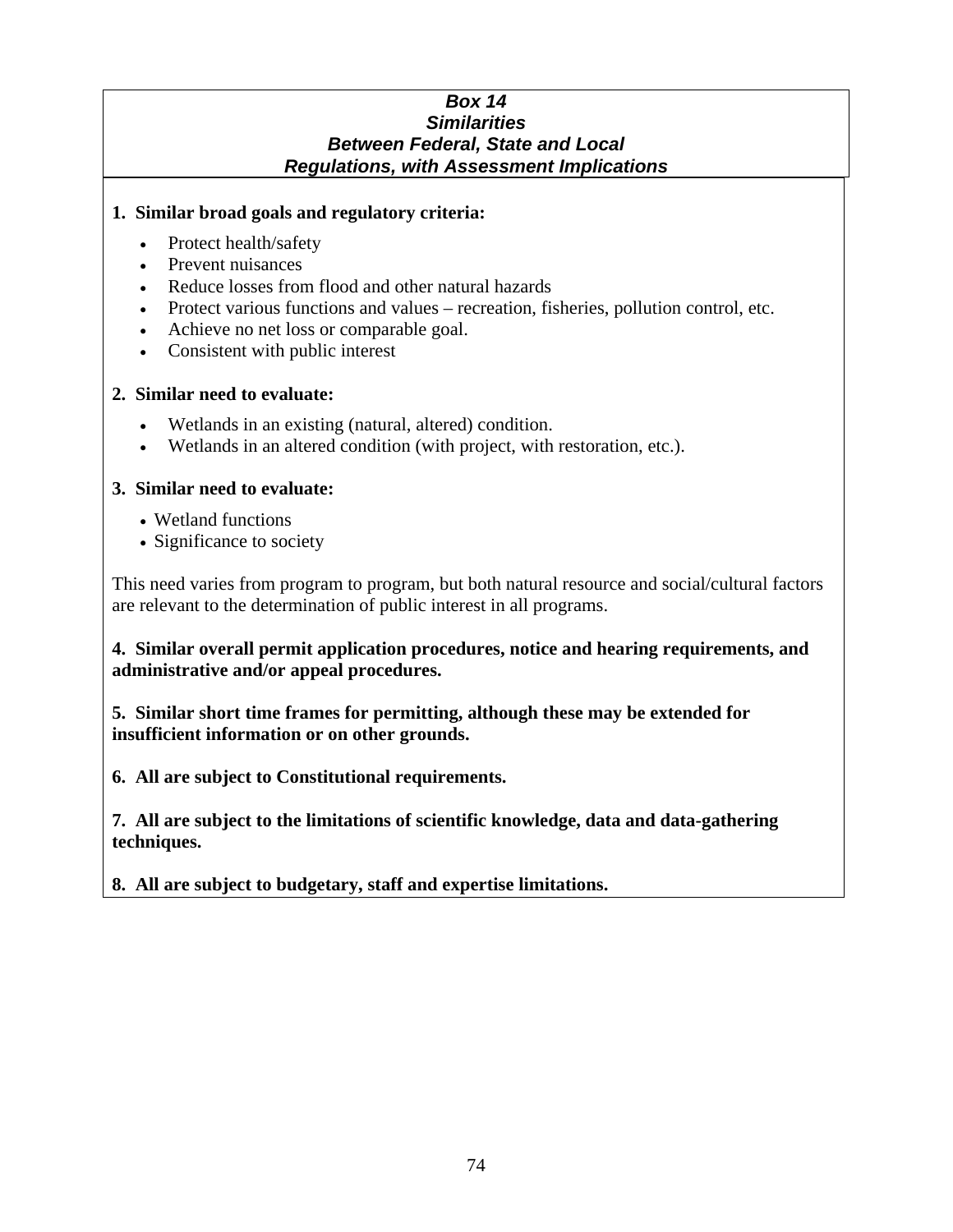### *Box 14*
### *Similarities*
### *Between Federal, State and Local*
### *Regulations, with Assessment Implications*

**1. Similar broad goals and regulatory criteria:**

- Protect health/safety
- Prevent nuisances
- Reduce losses from flood and other natural hazards
- Protect various functions and values – recreation, fisheries, pollution control, etc.
- Achieve no net loss or comparable goal.
- Consistent with public interest

**2. Similar need to evaluate:**

- Wetlands in an existing (natural, altered) condition.
- Wetlands in an altered condition (with project, with restoration, etc.).

**3. Similar need to evaluate:**

- Wetland functions
- Significance to society

This need varies from program to program, but both natural resource and social/cultural factors are relevant to the determination of public interest in all programs.

**4. Similar overall permit application procedures, notice and hearing requirements, and administrative and/or appeal procedures.**

**5. Similar short time frames for permitting, although these may be extended for insufficient information or on other grounds.**

**6. All are subject to Constitutional requirements.**

**7. All are subject to the limitations of scientific knowledge, data and data-gathering techniques.**

**8. All are subject to budgetary, staff and expertise limitations.**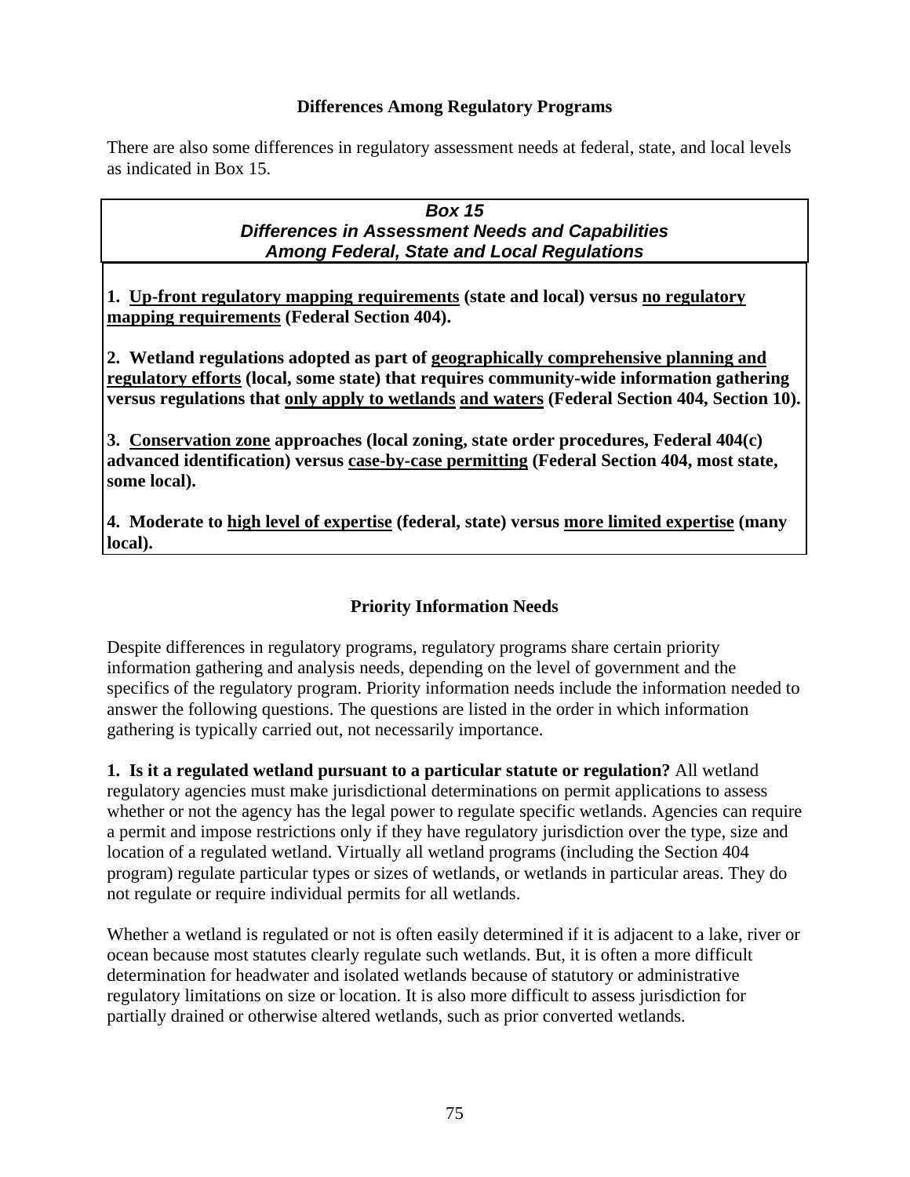### Differences Among Regulatory Programs

There are also some differences in regulatory assessment needs at federal, state, and local levels as indicated in Box 15.

***Box 15***
***Differences in Assessment Needs and Capabilities Among Federal, State and Local Regulations***

**1. <u>Up-front regulatory mapping requirements</u> (state and local) versus <u>no regulatory mapping requirements</u> (Federal Section 404).**

**2. Wetland regulations adopted as part of <u>geographically comprehensive planning and regulatory efforts</u> (local, some state) that requires community-wide information gathering versus regulations that <u>only apply to wetlands</u> <u>and waters</u> (Federal Section 404, Section 10).**

**3. <u>Conservation zone</u> approaches (local zoning, state order procedures, Federal 404(c) advanced identification) versus <u>case-by-case permitting</u> (Federal Section 404, most state, some local).**

**4. Moderate to <u>high level of expertise</u> (federal, state) versus <u>more limited expertise</u> (many local).**

### Priority Information Needs

Despite differences in regulatory programs, regulatory programs share certain priority information gathering and analysis needs, depending on the level of government and the specifics of the regulatory program. Priority information needs include the information needed to answer the following questions. The questions are listed in the order in which information gathering is typically carried out, not necessarily importance.

**1. Is it a regulated wetland pursuant to a particular statute or regulation?** All wetland regulatory agencies must make jurisdictional determinations on permit applications to assess whether or not the agency has the legal power to regulate specific wetlands. Agencies can require a permit and impose restrictions only if they have regulatory jurisdiction over the type, size and location of a regulated wetland. Virtually all wetland programs (including the Section 404 program) regulate particular types or sizes of wetlands, or wetlands in particular areas. They do not regulate or require individual permits for all wetlands.

Whether a wetland is regulated or not is often easily determined if it is adjacent to a lake, river or ocean because most statutes clearly regulate such wetlands. But, it is often a more difficult determination for headwater and isolated wetlands because of statutory or administrative regulatory limitations on size or location. It is also more difficult to assess jurisdiction for partially drained or otherwise altered wetlands, such as prior converted wetlands.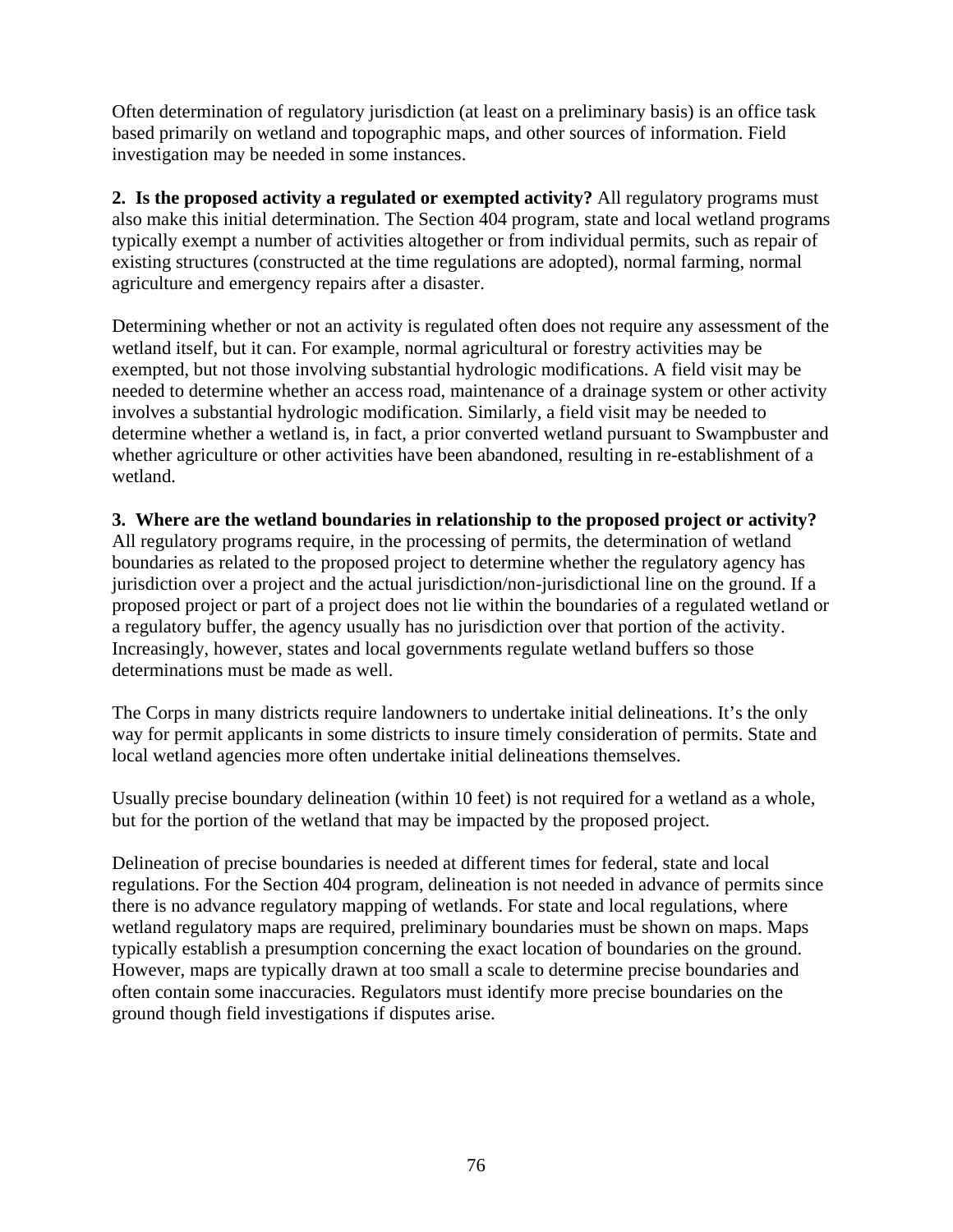Often determination of regulatory jurisdiction (at least on a preliminary basis) is an office task based primarily on wetland and topographic maps, and other sources of information. Field investigation may be needed in some instances.

**2. Is the proposed activity a regulated or exempted activity?** All regulatory programs must also make this initial determination. The Section 404 program, state and local wetland programs typically exempt a number of activities altogether or from individual permits, such as repair of existing structures (constructed at the time regulations are adopted), normal farming, normal agriculture and emergency repairs after a disaster.

Determining whether or not an activity is regulated often does not require any assessment of the wetland itself, but it can. For example, normal agricultural or forestry activities may be exempted, but not those involving substantial hydrologic modifications. A field visit may be needed to determine whether an access road, maintenance of a drainage system or other activity involves a substantial hydrologic modification. Similarly, a field visit may be needed to determine whether a wetland is, in fact, a prior converted wetland pursuant to Swampbuster and whether agriculture or other activities have been abandoned, resulting in re-establishment of a wetland.

**3. Where are the wetland boundaries in relationship to the proposed project or activity?** All regulatory programs require, in the processing of permits, the determination of wetland boundaries as related to the proposed project to determine whether the regulatory agency has jurisdiction over a project and the actual jurisdiction/non-jurisdictional line on the ground. If a proposed project or part of a project does not lie within the boundaries of a regulated wetland or a regulatory buffer, the agency usually has no jurisdiction over that portion of the activity. Increasingly, however, states and local governments regulate wetland buffers so those determinations must be made as well.

The Corps in many districts require landowners to undertake initial delineations. It's the only way for permit applicants in some districts to insure timely consideration of permits. State and local wetland agencies more often undertake initial delineations themselves.

Usually precise boundary delineation (within 10 feet) is not required for a wetland as a whole, but for the portion of the wetland that may be impacted by the proposed project.

Delineation of precise boundaries is needed at different times for federal, state and local regulations. For the Section 404 program, delineation is not needed in advance of permits since there is no advance regulatory mapping of wetlands. For state and local regulations, where wetland regulatory maps are required, preliminary boundaries must be shown on maps. Maps typically establish a presumption concerning the exact location of boundaries on the ground. However, maps are typically drawn at too small a scale to determine precise boundaries and often contain some inaccuracies. Regulators must identify more precise boundaries on the ground though field investigations if disputes arise.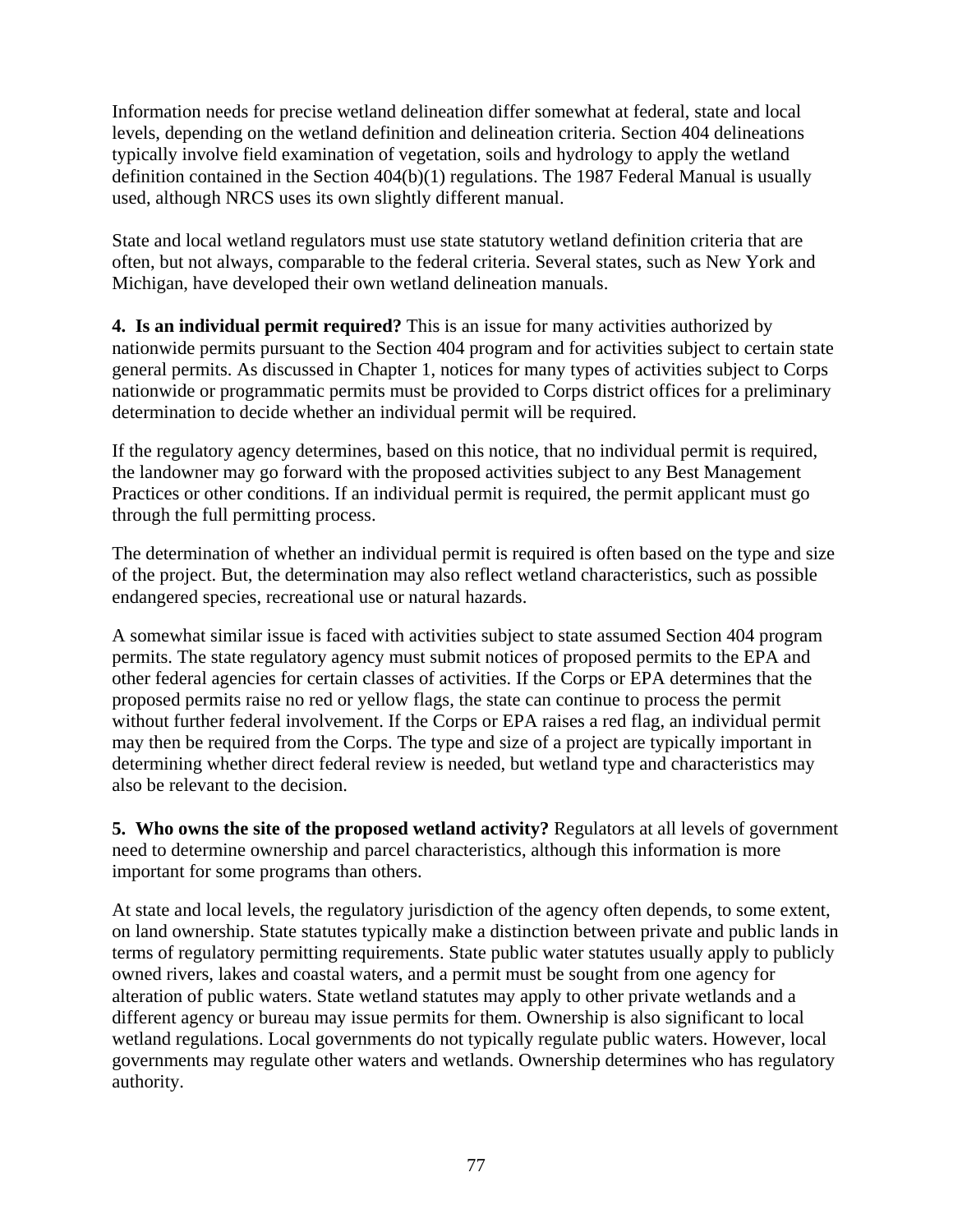Information needs for precise wetland delineation differ somewhat at federal, state and local levels, depending on the wetland definition and delineation criteria. Section 404 delineations typically involve field examination of vegetation, soils and hydrology to apply the wetland definition contained in the Section 404(b)(1) regulations. The 1987 Federal Manual is usually used, although NRCS uses its own slightly different manual.

State and local wetland regulators must use state statutory wetland definition criteria that are often, but not always, comparable to the federal criteria. Several states, such as New York and Michigan, have developed their own wetland delineation manuals.

**4. Is an individual permit required?** This is an issue for many activities authorized by nationwide permits pursuant to the Section 404 program and for activities subject to certain state general permits. As discussed in Chapter 1, notices for many types of activities subject to Corps nationwide or programmatic permits must be provided to Corps district offices for a preliminary determination to decide whether an individual permit will be required.

If the regulatory agency determines, based on this notice, that no individual permit is required, the landowner may go forward with the proposed activities subject to any Best Management Practices or other conditions. If an individual permit is required, the permit applicant must go through the full permitting process.

The determination of whether an individual permit is required is often based on the type and size of the project. But, the determination may also reflect wetland characteristics, such as possible endangered species, recreational use or natural hazards.

A somewhat similar issue is faced with activities subject to state assumed Section 404 program permits. The state regulatory agency must submit notices of proposed permits to the EPA and other federal agencies for certain classes of activities. If the Corps or EPA determines that the proposed permits raise no red or yellow flags, the state can continue to process the permit without further federal involvement. If the Corps or EPA raises a red flag, an individual permit may then be required from the Corps. The type and size of a project are typically important in determining whether direct federal review is needed, but wetland type and characteristics may also be relevant to the decision.

**5. Who owns the site of the proposed wetland activity?** Regulators at all levels of government need to determine ownership and parcel characteristics, although this information is more important for some programs than others.

At state and local levels, the regulatory jurisdiction of the agency often depends, to some extent, on land ownership. State statutes typically make a distinction between private and public lands in terms of regulatory permitting requirements. State public water statutes usually apply to publicly owned rivers, lakes and coastal waters, and a permit must be sought from one agency for alteration of public waters. State wetland statutes may apply to other private wetlands and a different agency or bureau may issue permits for them. Ownership is also significant to local wetland regulations. Local governments do not typically regulate public waters. However, local governments may regulate other waters and wetlands. Ownership determines who has regulatory authority.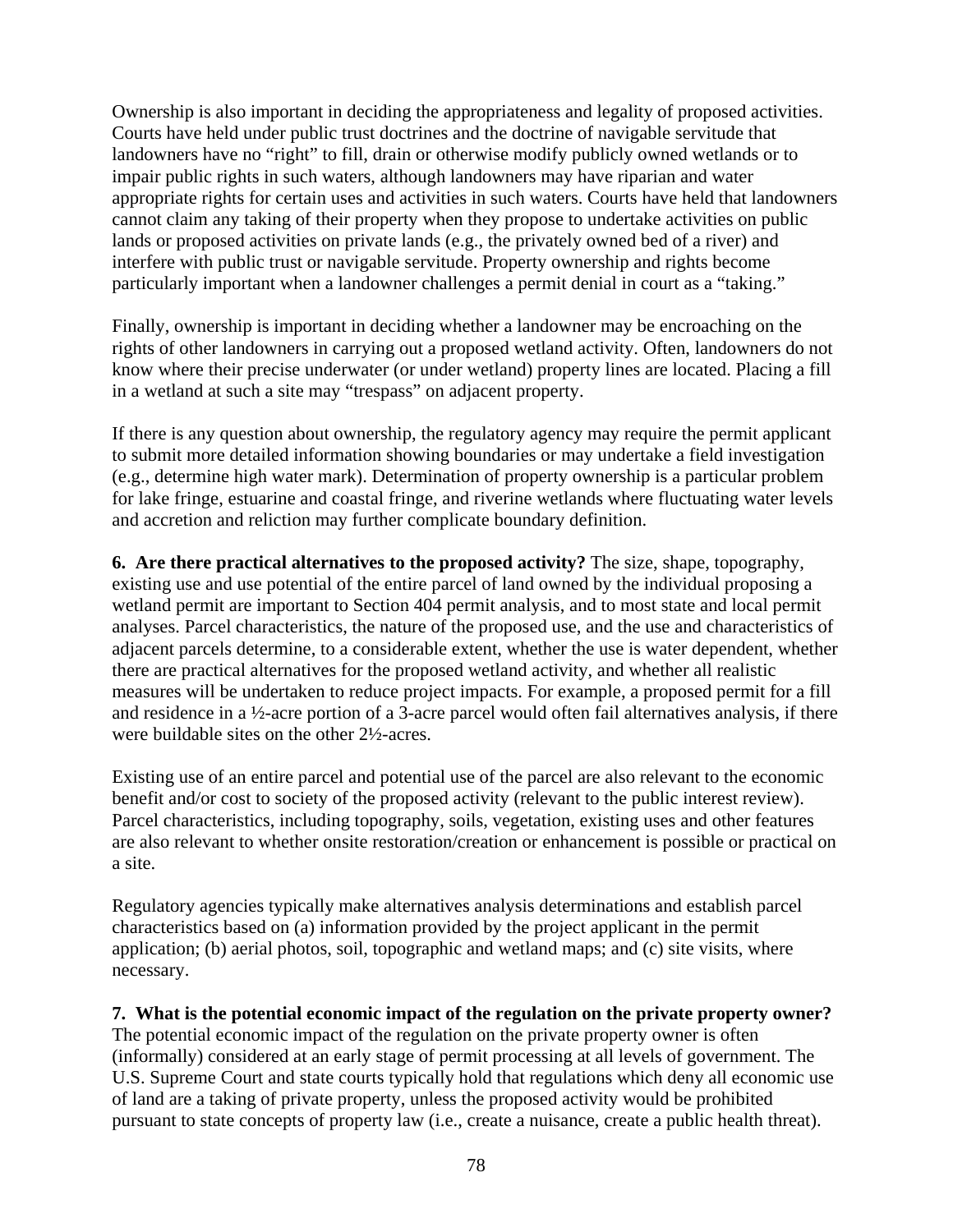Ownership is also important in deciding the appropriateness and legality of proposed activities. Courts have held under public trust doctrines and the doctrine of navigable servitude that landowners have no "right" to fill, drain or otherwise modify publicly owned wetlands or to impair public rights in such waters, although landowners may have riparian and water appropriate rights for certain uses and activities in such waters. Courts have held that landowners cannot claim any taking of their property when they propose to undertake activities on public lands or proposed activities on private lands (e.g., the privately owned bed of a river) and interfere with public trust or navigable servitude. Property ownership and rights become particularly important when a landowner challenges a permit denial in court as a "taking."

Finally, ownership is important in deciding whether a landowner may be encroaching on the rights of other landowners in carrying out a proposed wetland activity. Often, landowners do not know where their precise underwater (or under wetland) property lines are located. Placing a fill in a wetland at such a site may "trespass" on adjacent property.

If there is any question about ownership, the regulatory agency may require the permit applicant to submit more detailed information showing boundaries or may undertake a field investigation (e.g., determine high water mark). Determination of property ownership is a particular problem for lake fringe, estuarine and coastal fringe, and riverine wetlands where fluctuating water levels and accretion and reliction may further complicate boundary definition.

**6. Are there practical alternatives to the proposed activity?** The size, shape, topography, existing use and use potential of the entire parcel of land owned by the individual proposing a wetland permit are important to Section 404 permit analysis, and to most state and local permit analyses. Parcel characteristics, the nature of the proposed use, and the use and characteristics of adjacent parcels determine, to a considerable extent, whether the use is water dependent, whether there are practical alternatives for the proposed wetland activity, and whether all realistic measures will be undertaken to reduce project impacts. For example, a proposed permit for a fill and residence in a ½-acre portion of a 3-acre parcel would often fail alternatives analysis, if there were buildable sites on the other 2½-acres.

Existing use of an entire parcel and potential use of the parcel are also relevant to the economic benefit and/or cost to society of the proposed activity (relevant to the public interest review). Parcel characteristics, including topography, soils, vegetation, existing uses and other features are also relevant to whether onsite restoration/creation or enhancement is possible or practical on a site.

Regulatory agencies typically make alternatives analysis determinations and establish parcel characteristics based on (a) information provided by the project applicant in the permit application; (b) aerial photos, soil, topographic and wetland maps; and (c) site visits, where necessary.

**7. What is the potential economic impact of the regulation on the private property owner?** The potential economic impact of the regulation on the private property owner is often (informally) considered at an early stage of permit processing at all levels of government. The U.S. Supreme Court and state courts typically hold that regulations which deny all economic use of land are a taking of private property, unless the proposed activity would be prohibited pursuant to state concepts of property law (i.e., create a nuisance, create a public health threat).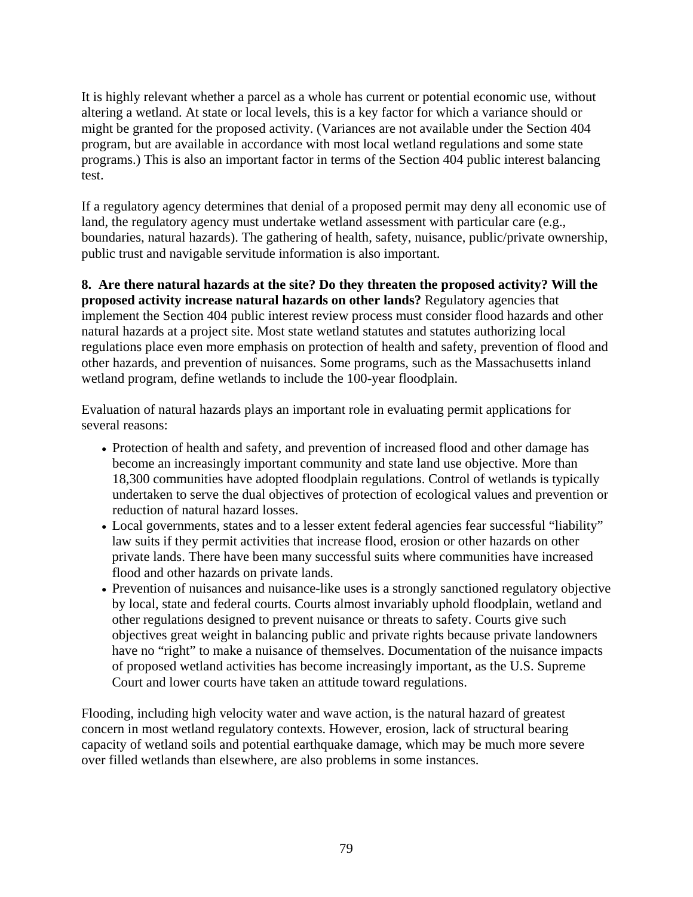It is highly relevant whether a parcel as a whole has current or potential economic use, without altering a wetland. At state or local levels, this is a key factor for which a variance should or might be granted for the proposed activity. (Variances are not available under the Section 404 program, but are available in accordance with most local wetland regulations and some state programs.) This is also an important factor in terms of the Section 404 public interest balancing test.

If a regulatory agency determines that denial of a proposed permit may deny all economic use of land, the regulatory agency must undertake wetland assessment with particular care (e.g., boundaries, natural hazards). The gathering of health, safety, nuisance, public/private ownership, public trust and navigable servitude information is also important.

**8. Are there natural hazards at the site? Do they threaten the proposed activity? Will the proposed activity increase natural hazards on other lands?** Regulatory agencies that implement the Section 404 public interest review process must consider flood hazards and other natural hazards at a project site. Most state wetland statutes and statutes authorizing local regulations place even more emphasis on protection of health and safety, prevention of flood and other hazards, and prevention of nuisances. Some programs, such as the Massachusetts inland wetland program, define wetlands to include the 100-year floodplain.

Evaluation of natural hazards plays an important role in evaluating permit applications for several reasons:

- Protection of health and safety, and prevention of increased flood and other damage has become an increasingly important community and state land use objective. More than 18,300 communities have adopted floodplain regulations. Control of wetlands is typically undertaken to serve the dual objectives of protection of ecological values and prevention or reduction of natural hazard losses.
- Local governments, states and to a lesser extent federal agencies fear successful "liability" law suits if they permit activities that increase flood, erosion or other hazards on other private lands. There have been many successful suits where communities have increased flood and other hazards on private lands.
- Prevention of nuisances and nuisance-like uses is a strongly sanctioned regulatory objective by local, state and federal courts. Courts almost invariably uphold floodplain, wetland and other regulations designed to prevent nuisance or threats to safety. Courts give such objectives great weight in balancing public and private rights because private landowners have no "right" to make a nuisance of themselves. Documentation of the nuisance impacts of proposed wetland activities has become increasingly important, as the U.S. Supreme Court and lower courts have taken an attitude toward regulations.

Flooding, including high velocity water and wave action, is the natural hazard of greatest concern in most wetland regulatory contexts. However, erosion, lack of structural bearing capacity of wetland soils and potential earthquake damage, which may be much more severe over filled wetlands than elsewhere, are also problems in some instances.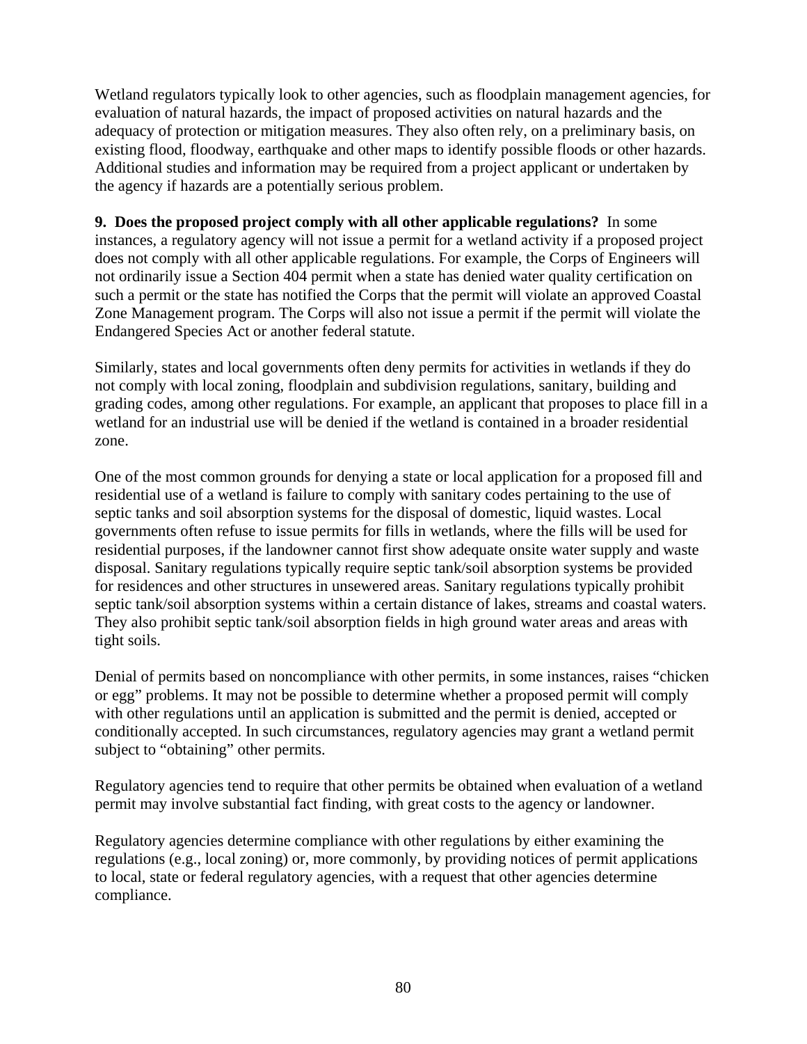Wetland regulators typically look to other agencies, such as floodplain management agencies, for evaluation of natural hazards, the impact of proposed activities on natural hazards and the adequacy of protection or mitigation measures. They also often rely, on a preliminary basis, on existing flood, floodway, earthquake and other maps to identify possible floods or other hazards. Additional studies and information may be required from a project applicant or undertaken by the agency if hazards are a potentially serious problem.

**9. Does the proposed project comply with all other applicable regulations?** In some instances, a regulatory agency will not issue a permit for a wetland activity if a proposed project does not comply with all other applicable regulations. For example, the Corps of Engineers will not ordinarily issue a Section 404 permit when a state has denied water quality certification on such a permit or the state has notified the Corps that the permit will violate an approved Coastal Zone Management program. The Corps will also not issue a permit if the permit will violate the Endangered Species Act or another federal statute.

Similarly, states and local governments often deny permits for activities in wetlands if they do not comply with local zoning, floodplain and subdivision regulations, sanitary, building and grading codes, among other regulations. For example, an applicant that proposes to place fill in a wetland for an industrial use will be denied if the wetland is contained in a broader residential zone.

One of the most common grounds for denying a state or local application for a proposed fill and residential use of a wetland is failure to comply with sanitary codes pertaining to the use of septic tanks and soil absorption systems for the disposal of domestic, liquid wastes. Local governments often refuse to issue permits for fills in wetlands, where the fills will be used for residential purposes, if the landowner cannot first show adequate onsite water supply and waste disposal. Sanitary regulations typically require septic tank/soil absorption systems be provided for residences and other structures in unsewered areas. Sanitary regulations typically prohibit septic tank/soil absorption systems within a certain distance of lakes, streams and coastal waters. They also prohibit septic tank/soil absorption fields in high ground water areas and areas with tight soils.

Denial of permits based on noncompliance with other permits, in some instances, raises "chicken or egg" problems. It may not be possible to determine whether a proposed permit will comply with other regulations until an application is submitted and the permit is denied, accepted or conditionally accepted. In such circumstances, regulatory agencies may grant a wetland permit subject to "obtaining" other permits.

Regulatory agencies tend to require that other permits be obtained when evaluation of a wetland permit may involve substantial fact finding, with great costs to the agency or landowner.

Regulatory agencies determine compliance with other regulations by either examining the regulations (e.g., local zoning) or, more commonly, by providing notices of permit applications to local, state or federal regulatory agencies, with a request that other agencies determine compliance.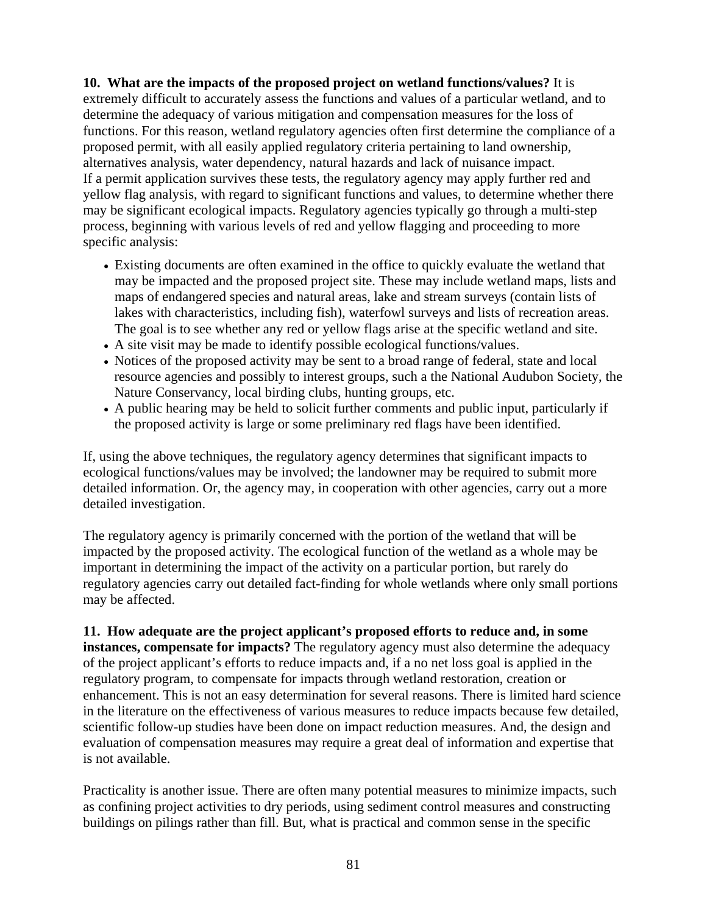**10. What are the impacts of the proposed project on wetland functions/values?** It is extremely difficult to accurately assess the functions and values of a particular wetland, and to determine the adequacy of various mitigation and compensation measures for the loss of functions. For this reason, wetland regulatory agencies often first determine the compliance of a proposed permit, with all easily applied regulatory criteria pertaining to land ownership, alternatives analysis, water dependency, natural hazards and lack of nuisance impact. If a permit application survives these tests, the regulatory agency may apply further red and yellow flag analysis, with regard to significant functions and values, to determine whether there may be significant ecological impacts. Regulatory agencies typically go through a multi-step process, beginning with various levels of red and yellow flagging and proceeding to more specific analysis:

- Existing documents are often examined in the office to quickly evaluate the wetland that may be impacted and the proposed project site. These may include wetland maps, lists and maps of endangered species and natural areas, lake and stream surveys (contain lists of lakes with characteristics, including fish), waterfowl surveys and lists of recreation areas. The goal is to see whether any red or yellow flags arise at the specific wetland and site.
- A site visit may be made to identify possible ecological functions/values.
- Notices of the proposed activity may be sent to a broad range of federal, state and local resource agencies and possibly to interest groups, such a the National Audubon Society, the Nature Conservancy, local birding clubs, hunting groups, etc.
- A public hearing may be held to solicit further comments and public input, particularly if the proposed activity is large or some preliminary red flags have been identified.

If, using the above techniques, the regulatory agency determines that significant impacts to ecological functions/values may be involved; the landowner may be required to submit more detailed information. Or, the agency may, in cooperation with other agencies, carry out a more detailed investigation.

The regulatory agency is primarily concerned with the portion of the wetland that will be impacted by the proposed activity. The ecological function of the wetland as a whole may be important in determining the impact of the activity on a particular portion, but rarely do regulatory agencies carry out detailed fact-finding for whole wetlands where only small portions may be affected.

**11. How adequate are the project applicant's proposed efforts to reduce and, in some instances, compensate for impacts?** The regulatory agency must also determine the adequacy of the project applicant's efforts to reduce impacts and, if a no net loss goal is applied in the regulatory program, to compensate for impacts through wetland restoration, creation or enhancement. This is not an easy determination for several reasons. There is limited hard science in the literature on the effectiveness of various measures to reduce impacts because few detailed, scientific follow-up studies have been done on impact reduction measures. And, the design and evaluation of compensation measures may require a great deal of information and expertise that is not available.

Practicality is another issue. There are often many potential measures to minimize impacts, such as confining project activities to dry periods, using sediment control measures and constructing buildings on pilings rather than fill. But, what is practical and common sense in the specific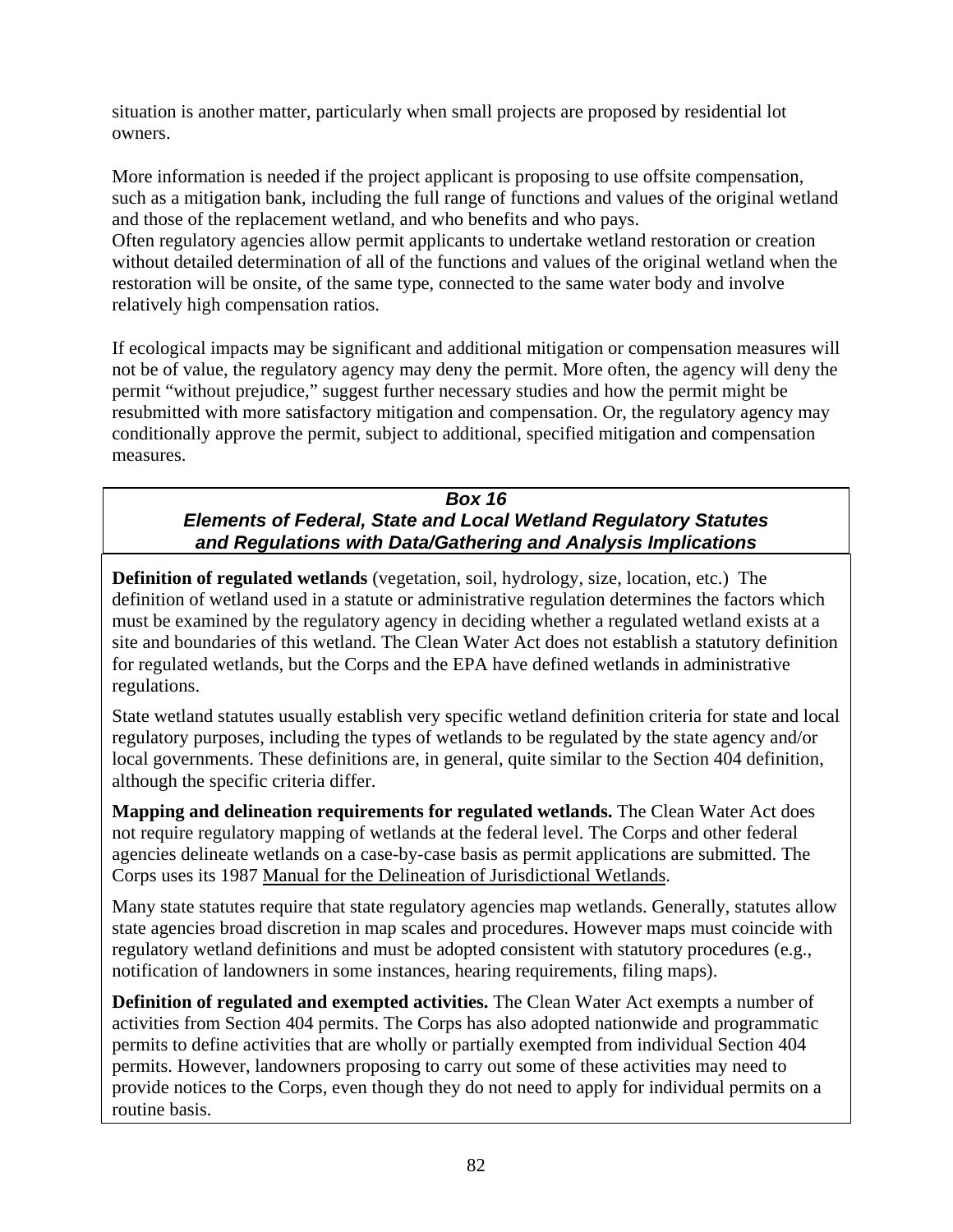situation is another matter, particularly when small projects are proposed by residential lot owners.

More information is needed if the project applicant is proposing to use offsite compensation, such as a mitigation bank, including the full range of functions and values of the original wetland and those of the replacement wetland, and who benefits and who pays.
Often regulatory agencies allow permit applicants to undertake wetland restoration or creation without detailed determination of all of the functions and values of the original wetland when the restoration will be onsite, of the same type, connected to the same water body and involve relatively high compensation ratios.

If ecological impacts may be significant and additional mitigation or compensation measures will not be of value, the regulatory agency may deny the permit. More often, the agency will deny the permit "without prejudice," suggest further necessary studies and how the permit might be resubmitted with more satisfactory mitigation and compensation. Or, the regulatory agency may conditionally approve the permit, subject to additional, specified mitigation and compensation measures.

***Box 16***
***Elements of Federal, State and Local Wetland Regulatory Statutes and Regulations with Data/Gathering and Analysis Implications***

**Definition of regulated wetlands** (vegetation, soil, hydrology, size, location, etc.) The definition of wetland used in a statute or administrative regulation determines the factors which must be examined by the regulatory agency in deciding whether a regulated wetland exists at a site and boundaries of this wetland. The Clean Water Act does not establish a statutory definition for regulated wetlands, but the Corps and the EPA have defined wetlands in administrative regulations.

State wetland statutes usually establish very specific wetland definition criteria for state and local regulatory purposes, including the types of wetlands to be regulated by the state agency and/or local governments. These definitions are, in general, quite similar to the Section 404 definition, although the specific criteria differ.

**Mapping and delineation requirements for regulated wetlands.** The Clean Water Act does not require regulatory mapping of wetlands at the federal level. The Corps and other federal agencies delineate wetlands on a case-by-case basis as permit applications are submitted. The Corps uses its 1987 Manual for the Delineation of Jurisdictional Wetlands.

Many state statutes require that state regulatory agencies map wetlands. Generally, statutes allow state agencies broad discretion in map scales and procedures. However maps must coincide with regulatory wetland definitions and must be adopted consistent with statutory procedures (e.g., notification of landowners in some instances, hearing requirements, filing maps).

**Definition of regulated and exempted activities.** The Clean Water Act exempts a number of activities from Section 404 permits. The Corps has also adopted nationwide and programmatic permits to define activities that are wholly or partially exempted from individual Section 404 permits. However, landowners proposing to carry out some of these activities may need to provide notices to the Corps, even though they do not need to apply for individual permits on a routine basis.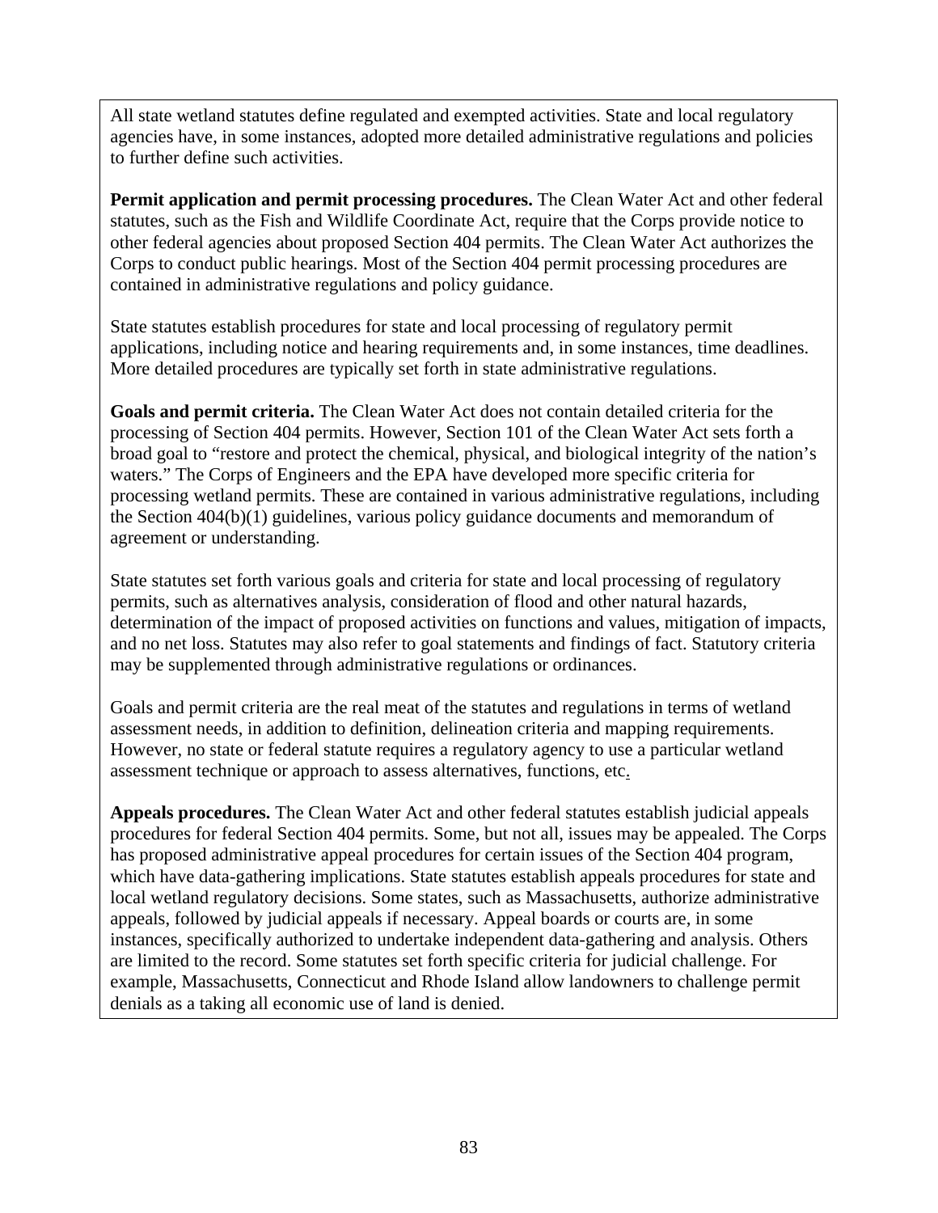All state wetland statutes define regulated and exempted activities. State and local regulatory agencies have, in some instances, adopted more detailed administrative regulations and policies to further define such activities.

**Permit application and permit processing procedures.** The Clean Water Act and other federal statutes, such as the Fish and Wildlife Coordinate Act, require that the Corps provide notice to other federal agencies about proposed Section 404 permits. The Clean Water Act authorizes the Corps to conduct public hearings. Most of the Section 404 permit processing procedures are contained in administrative regulations and policy guidance.

State statutes establish procedures for state and local processing of regulatory permit applications, including notice and hearing requirements and, in some instances, time deadlines. More detailed procedures are typically set forth in state administrative regulations.

**Goals and permit criteria.** The Clean Water Act does not contain detailed criteria for the processing of Section 404 permits. However, Section 101 of the Clean Water Act sets forth a broad goal to "restore and protect the chemical, physical, and biological integrity of the nation's waters." The Corps of Engineers and the EPA have developed more specific criteria for processing wetland permits. These are contained in various administrative regulations, including the Section 404(b)(1) guidelines, various policy guidance documents and memorandum of agreement or understanding.

State statutes set forth various goals and criteria for state and local processing of regulatory permits, such as alternatives analysis, consideration of flood and other natural hazards, determination of the impact of proposed activities on functions and values, mitigation of impacts, and no net loss. Statutes may also refer to goal statements and findings of fact. Statutory criteria may be supplemented through administrative regulations or ordinances.

Goals and permit criteria are the real meat of the statutes and regulations in terms of wetland assessment needs, in addition to definition, delineation criteria and mapping requirements. However, no state or federal statute requires a regulatory agency to use a particular wetland assessment technique or approach to assess alternatives, functions, etc.

**Appeals procedures.** The Clean Water Act and other federal statutes establish judicial appeals procedures for federal Section 404 permits. Some, but not all, issues may be appealed. The Corps has proposed administrative appeal procedures for certain issues of the Section 404 program, which have data-gathering implications. State statutes establish appeals procedures for state and local wetland regulatory decisions. Some states, such as Massachusetts, authorize administrative appeals, followed by judicial appeals if necessary. Appeal boards or courts are, in some instances, specifically authorized to undertake independent data-gathering and analysis. Others are limited to the record. Some statutes set forth specific criteria for judicial challenge. For example, Massachusetts, Connecticut and Rhode Island allow landowners to challenge permit denials as a taking all economic use of land is denied.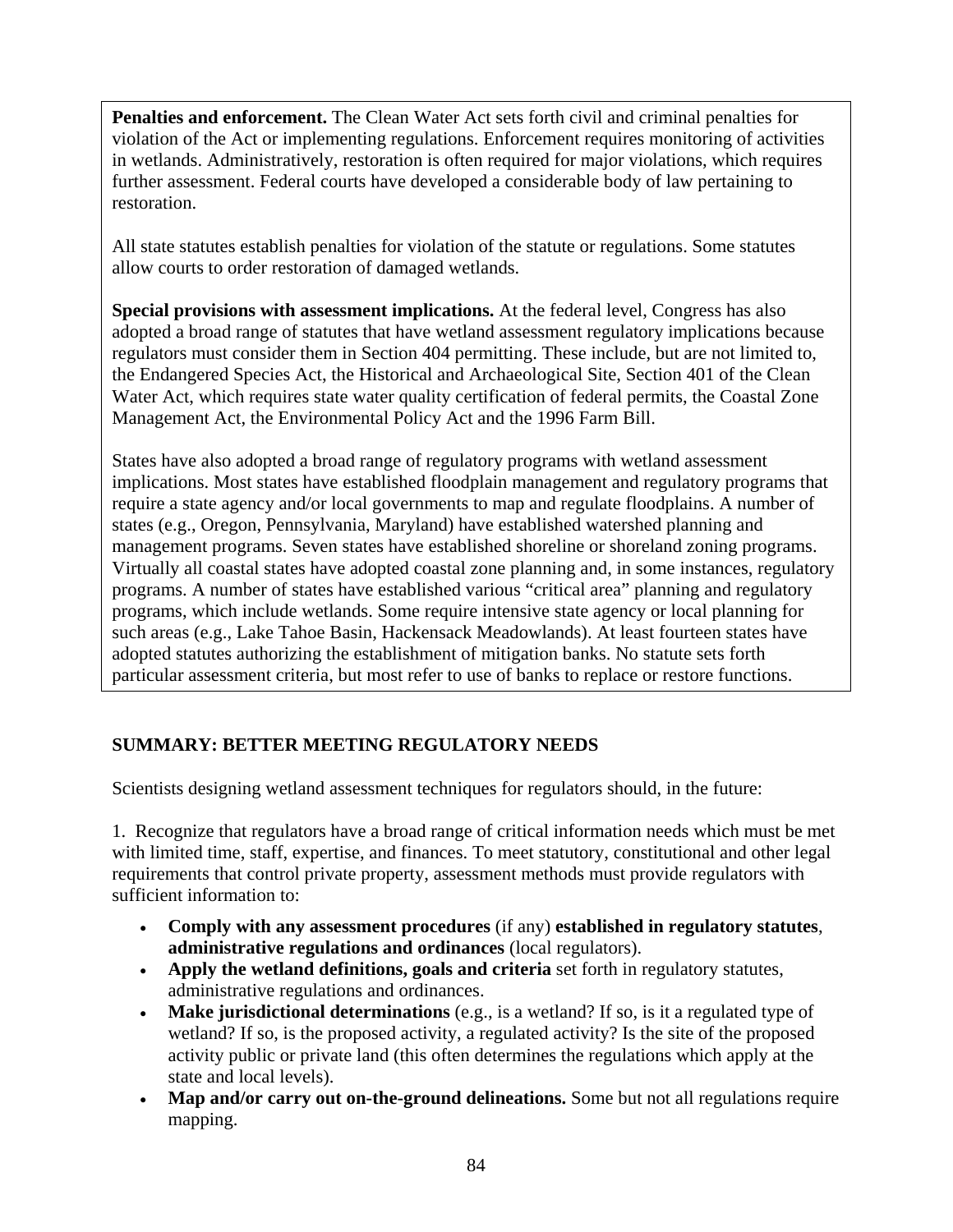**Penalties and enforcement.** The Clean Water Act sets forth civil and criminal penalties for violation of the Act or implementing regulations. Enforcement requires monitoring of activities in wetlands. Administratively, restoration is often required for major violations, which requires further assessment. Federal courts have developed a considerable body of law pertaining to restoration.

All state statutes establish penalties for violation of the statute or regulations. Some statutes allow courts to order restoration of damaged wetlands.

**Special provisions with assessment implications.** At the federal level, Congress has also adopted a broad range of statutes that have wetland assessment regulatory implications because regulators must consider them in Section 404 permitting. These include, but are not limited to, the Endangered Species Act, the Historical and Archaeological Site, Section 401 of the Clean Water Act, which requires state water quality certification of federal permits, the Coastal Zone Management Act, the Environmental Policy Act and the 1996 Farm Bill.

States have also adopted a broad range of regulatory programs with wetland assessment implications. Most states have established floodplain management and regulatory programs that require a state agency and/or local governments to map and regulate floodplains. A number of states (e.g., Oregon, Pennsylvania, Maryland) have established watershed planning and management programs. Seven states have established shoreline or shoreland zoning programs. Virtually all coastal states have adopted coastal zone planning and, in some instances, regulatory programs. A number of states have established various "critical area" planning and regulatory programs, which include wetlands. Some require intensive state agency or local planning for such areas (e.g., Lake Tahoe Basin, Hackensack Meadowlands). At least fourteen states have adopted statutes authorizing the establishment of mitigation banks. No statute sets forth particular assessment criteria, but most refer to use of banks to replace or restore functions.

## SUMMARY: BETTER MEETING REGULATORY NEEDS

Scientists designing wetland assessment techniques for regulators should, in the future:

1. Recognize that regulators have a broad range of critical information needs which must be met with limited time, staff, expertise, and finances. To meet statutory, constitutional and other legal requirements that control private property, assessment methods must provide regulators with sufficient information to:

- **Comply with any assessment procedures** (if any) **established in regulatory statutes**, **administrative regulations and ordinances** (local regulators).
- **Apply the wetland definitions, goals and criteria** set forth in regulatory statutes, administrative regulations and ordinances.
- **Make jurisdictional determinations** (e.g., is a wetland? If so, is it a regulated type of wetland? If so, is the proposed activity, a regulated activity? Is the site of the proposed activity public or private land (this often determines the regulations which apply at the state and local levels).
- **Map and/or carry out on-the-ground delineations.** Some but not all regulations require mapping.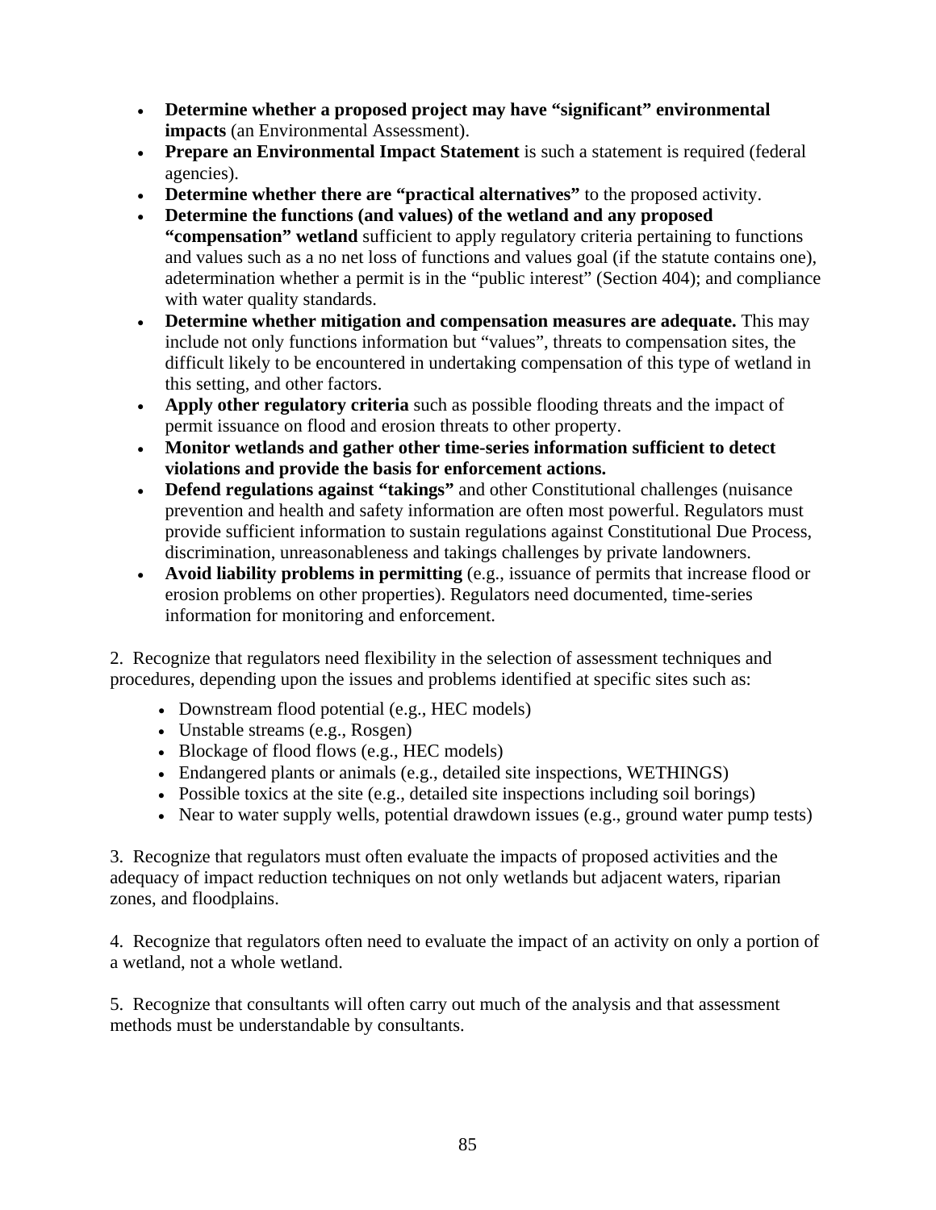- **Determine whether a proposed project may have "significant" environmental impacts** (an Environmental Assessment).
- **Prepare an Environmental Impact Statement** is such a statement is required (federal agencies).
- **Determine whether there are "practical alternatives"** to the proposed activity.
- **Determine the functions (and values) of the wetland and any proposed "compensation" wetland** sufficient to apply regulatory criteria pertaining to functions and values such as a no net loss of functions and values goal (if the statute contains one), adetermination whether a permit is in the "public interest" (Section 404); and compliance with water quality standards.
- **Determine whether mitigation and compensation measures are adequate.** This may include not only functions information but "values", threats to compensation sites, the difficult likely to be encountered in undertaking compensation of this type of wetland in this setting, and other factors.
- **Apply other regulatory criteria** such as possible flooding threats and the impact of permit issuance on flood and erosion threats to other property.
- **Monitor wetlands and gather other time-series information sufficient to detect violations and provide the basis for enforcement actions.**
- **Defend regulations against "takings"** and other Constitutional challenges (nuisance prevention and health and safety information are often most powerful. Regulators must provide sufficient information to sustain regulations against Constitutional Due Process, discrimination, unreasonableness and takings challenges by private landowners.
- **Avoid liability problems in permitting** (e.g., issuance of permits that increase flood or erosion problems on other properties). Regulators need documented, time-series information for monitoring and enforcement.

2. Recognize that regulators need flexibility in the selection of assessment techniques and procedures, depending upon the issues and problems identified at specific sites such as:

- Downstream flood potential (e.g., HEC models)
- Unstable streams (e.g., Rosgen)
- Blockage of flood flows (e.g., HEC models)
- Endangered plants or animals (e.g., detailed site inspections, WETHINGS)
- Possible toxics at the site (e.g., detailed site inspections including soil borings)
- Near to water supply wells, potential drawdown issues (e.g., ground water pump tests)

3. Recognize that regulators must often evaluate the impacts of proposed activities and the adequacy of impact reduction techniques on not only wetlands but adjacent waters, riparian zones, and floodplains.

4. Recognize that regulators often need to evaluate the impact of an activity on only a portion of a wetland, not a whole wetland.

5. Recognize that consultants will often carry out much of the analysis and that assessment methods must be understandable by consultants.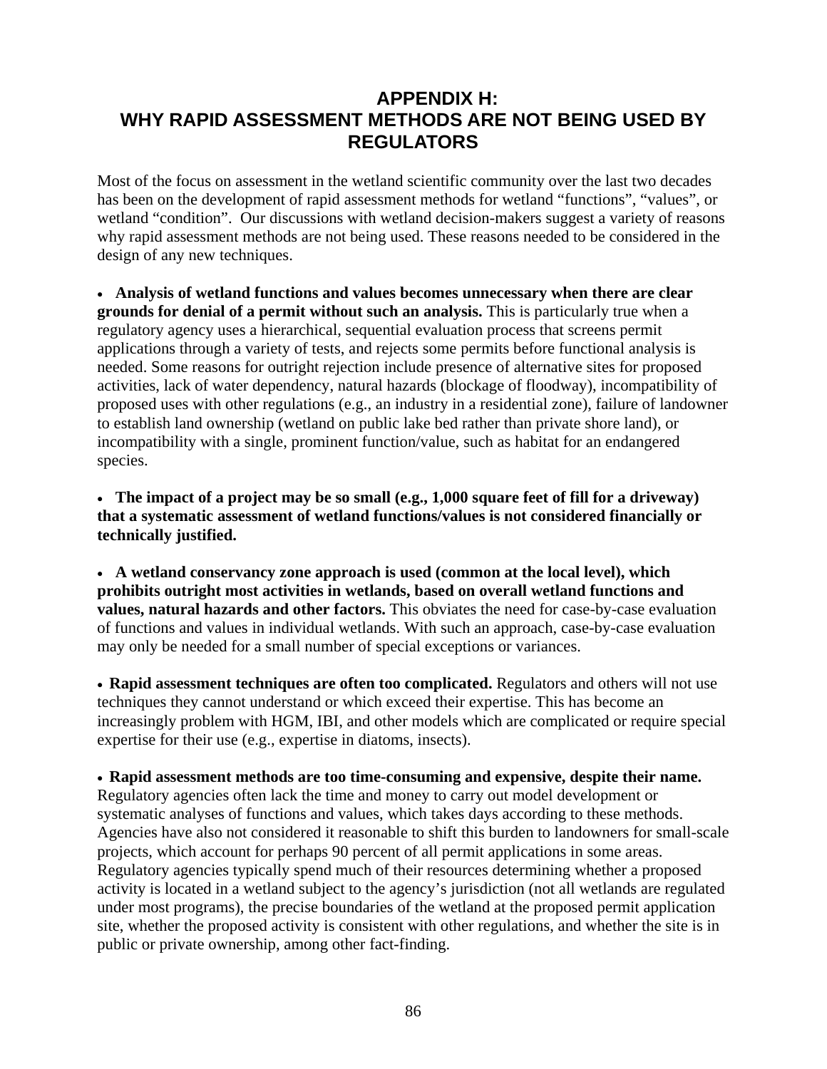# APPENDIX H:
# WHY RAPID ASSESSMENT METHODS ARE NOT BEING USED BY REGULATORS

Most of the focus on assessment in the wetland scientific community over the last two decades has been on the development of rapid assessment methods for wetland "functions", "values", or wetland "condition". Our discussions with wetland decision-makers suggest a variety of reasons why rapid assessment methods are not being used. These reasons needed to be considered in the design of any new techniques.

- **Analysis of wetland functions and values becomes unnecessary when there are clear grounds for denial of a permit without such an analysis.** This is particularly true when a regulatory agency uses a hierarchical, sequential evaluation process that screens permit applications through a variety of tests, and rejects some permits before functional analysis is needed. Some reasons for outright rejection include presence of alternative sites for proposed activities, lack of water dependency, natural hazards (blockage of floodway), incompatibility of proposed uses with other regulations (e.g., an industry in a residential zone), failure of landowner to establish land ownership (wetland on public lake bed rather than private shore land), or incompatibility with a single, prominent function/value, such as habitat for an endangered species.

- **The impact of a project may be so small (e.g., 1,000 square feet of fill for a driveway) that a systematic assessment of wetland functions/values is not considered financially or technically justified.**

- **A wetland conservancy zone approach is used (common at the local level), which prohibits outright most activities in wetlands, based on overall wetland functions and values, natural hazards and other factors.** This obviates the need for case-by-case evaluation of functions and values in individual wetlands. With such an approach, case-by-case evaluation may only be needed for a small number of special exceptions or variances.

- **Rapid assessment techniques are often too complicated.** Regulators and others will not use techniques they cannot understand or which exceed their expertise. This has become an increasingly problem with HGM, IBI, and other models which are complicated or require special expertise for their use (e.g., expertise in diatoms, insects).

- **Rapid assessment methods are too time-consuming and expensive, despite their name.** Regulatory agencies often lack the time and money to carry out model development or systematic analyses of functions and values, which takes days according to these methods. Agencies have also not considered it reasonable to shift this burden to landowners for small-scale projects, which account for perhaps 90 percent of all permit applications in some areas. Regulatory agencies typically spend much of their resources determining whether a proposed activity is located in a wetland subject to the agency's jurisdiction (not all wetlands are regulated under most programs), the precise boundaries of the wetland at the proposed permit application site, whether the proposed activity is consistent with other regulations, and whether the site is in public or private ownership, among other fact-finding.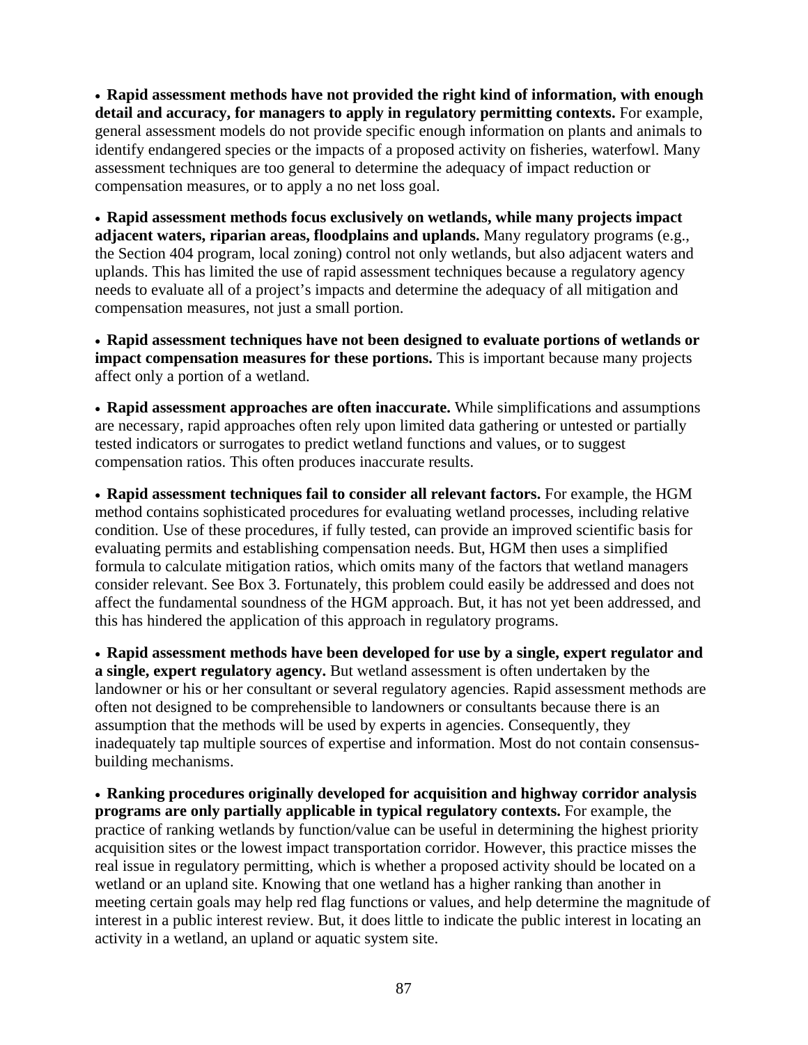- **Rapid assessment methods have not provided the right kind of information, with enough detail and accuracy, for managers to apply in regulatory permitting contexts.** For example, general assessment models do not provide specific enough information on plants and animals to identify endangered species or the impacts of a proposed activity on fisheries, waterfowl. Many assessment techniques are too general to determine the adequacy of impact reduction or compensation measures, or to apply a no net loss goal.

- **Rapid assessment methods focus exclusively on wetlands, while many projects impact adjacent waters, riparian areas, floodplains and uplands.** Many regulatory programs (e.g., the Section 404 program, local zoning) control not only wetlands, but also adjacent waters and uplands. This has limited the use of rapid assessment techniques because a regulatory agency needs to evaluate all of a project's impacts and determine the adequacy of all mitigation and compensation measures, not just a small portion.

- **Rapid assessment techniques have not been designed to evaluate portions of wetlands or impact compensation measures for these portions.** This is important because many projects affect only a portion of a wetland.

- **Rapid assessment approaches are often inaccurate.** While simplifications and assumptions are necessary, rapid approaches often rely upon limited data gathering or untested or partially tested indicators or surrogates to predict wetland functions and values, or to suggest compensation ratios. This often produces inaccurate results.

- **Rapid assessment techniques fail to consider all relevant factors.** For example, the HGM method contains sophisticated procedures for evaluating wetland processes, including relative condition. Use of these procedures, if fully tested, can provide an improved scientific basis for evaluating permits and establishing compensation needs. But, HGM then uses a simplified formula to calculate mitigation ratios, which omits many of the factors that wetland managers consider relevant. See Box 3. Fortunately, this problem could easily be addressed and does not affect the fundamental soundness of the HGM approach. But, it has not yet been addressed, and this has hindered the application of this approach in regulatory programs.

- **Rapid assessment methods have been developed for use by a single, expert regulator and a single, expert regulatory agency.** But wetland assessment is often undertaken by the landowner or his or her consultant or several regulatory agencies. Rapid assessment methods are often not designed to be comprehensible to landowners or consultants because there is an assumption that the methods will be used by experts in agencies. Consequently, they inadequately tap multiple sources of expertise and information. Most do not contain consensus-building mechanisms.

- **Ranking procedures originally developed for acquisition and highway corridor analysis programs are only partially applicable in typical regulatory contexts.** For example, the practice of ranking wetlands by function/value can be useful in determining the highest priority acquisition sites or the lowest impact transportation corridor. However, this practice misses the real issue in regulatory permitting, which is whether a proposed activity should be located on a wetland or an upland site. Knowing that one wetland has a higher ranking than another in meeting certain goals may help red flag functions or values, and help determine the magnitude of interest in a public interest review. But, it does little to indicate the public interest in locating an activity in a wetland, an upland or aquatic system site.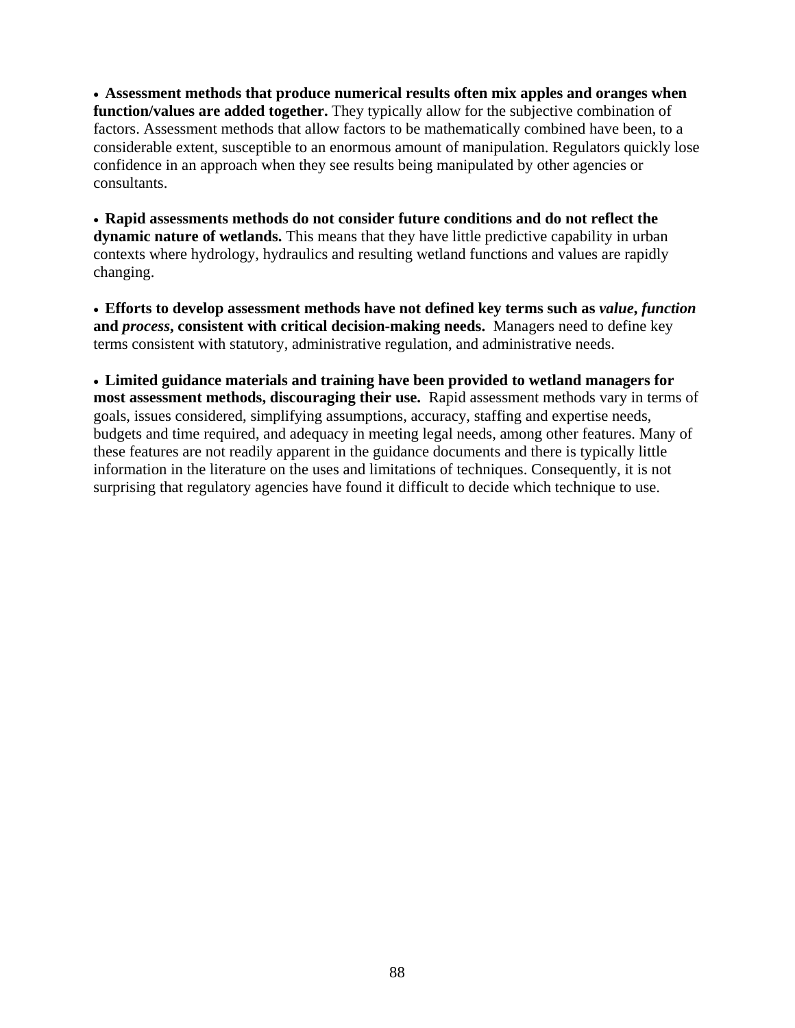- **Assessment methods that produce numerical results often mix apples and oranges when function/values are added together.** They typically allow for the subjective combination of factors. Assessment methods that allow factors to be mathematically combined have been, to a considerable extent, susceptible to an enormous amount of manipulation. Regulators quickly lose confidence in an approach when they see results being manipulated by other agencies or consultants.

- **Rapid assessments methods do not consider future conditions and do not reflect the dynamic nature of wetlands.** This means that they have little predictive capability in urban contexts where hydrology, hydraulics and resulting wetland functions and values are rapidly changing.

- **Efforts to develop assessment methods have not defined key terms such as *value*, *function* and *process*, consistent with critical decision-making needs.** Managers need to define key terms consistent with statutory, administrative regulation, and administrative needs.

- **Limited guidance materials and training have been provided to wetland managers for most assessment methods, discouraging their use.** Rapid assessment methods vary in terms of goals, issues considered, simplifying assumptions, accuracy, staffing and expertise needs, budgets and time required, and adequacy in meeting legal needs, among other features. Many of these features are not readily apparent in the guidance documents and there is typically little information in the literature on the uses and limitations of techniques. Consequently, it is not surprising that regulatory agencies have found it difficult to decide which technique to use.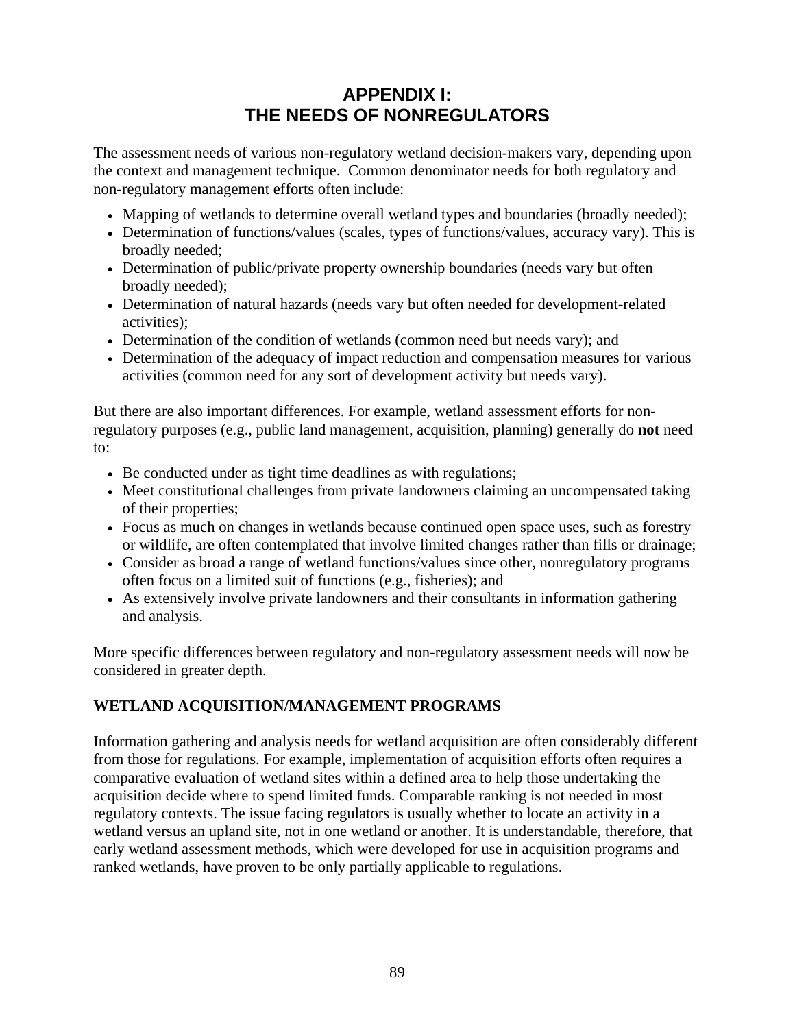# APPENDIX I: THE NEEDS OF NONREGULATORS

The assessment needs of various non-regulatory wetland decision-makers vary, depending upon the context and management technique. Common denominator needs for both regulatory and non-regulatory management efforts often include:

- Mapping of wetlands to determine overall wetland types and boundaries (broadly needed);
- Determination of functions/values (scales, types of functions/values, accuracy vary). This is broadly needed;
- Determination of public/private property ownership boundaries (needs vary but often broadly needed);
- Determination of natural hazards (needs vary but often needed for development-related activities);
- Determination of the condition of wetlands (common need but needs vary); and
- Determination of the adequacy of impact reduction and compensation measures for various activities (common need for any sort of development activity but needs vary).

But there are also important differences. For example, wetland assessment efforts for non-regulatory purposes (e.g., public land management, acquisition, planning) generally do **not** need to:

- Be conducted under as tight time deadlines as with regulations;
- Meet constitutional challenges from private landowners claiming an uncompensated taking of their properties;
- Focus as much on changes in wetlands because continued open space uses, such as forestry or wildlife, are often contemplated that involve limited changes rather than fills or drainage;
- Consider as broad a range of wetland functions/values since other, nonregulatory programs often focus on a limited suit of functions (e.g., fisheries); and
- As extensively involve private landowners and their consultants in information gathering and analysis.

More specific differences between regulatory and non-regulatory assessment needs will now be considered in greater depth.

## WETLAND ACQUISITION/MANAGEMENT PROGRAMS

Information gathering and analysis needs for wetland acquisition are often considerably different from those for regulations. For example, implementation of acquisition efforts often requires a comparative evaluation of wetland sites within a defined area to help those undertaking the acquisition decide where to spend limited funds. Comparable ranking is not needed in most regulatory contexts. The issue facing regulators is usually whether to locate an activity in a wetland versus an upland site, not in one wetland or another. It is understandable, therefore, that early wetland assessment methods, which were developed for use in acquisition programs and ranked wetlands, have proven to be only partially applicable to regulations.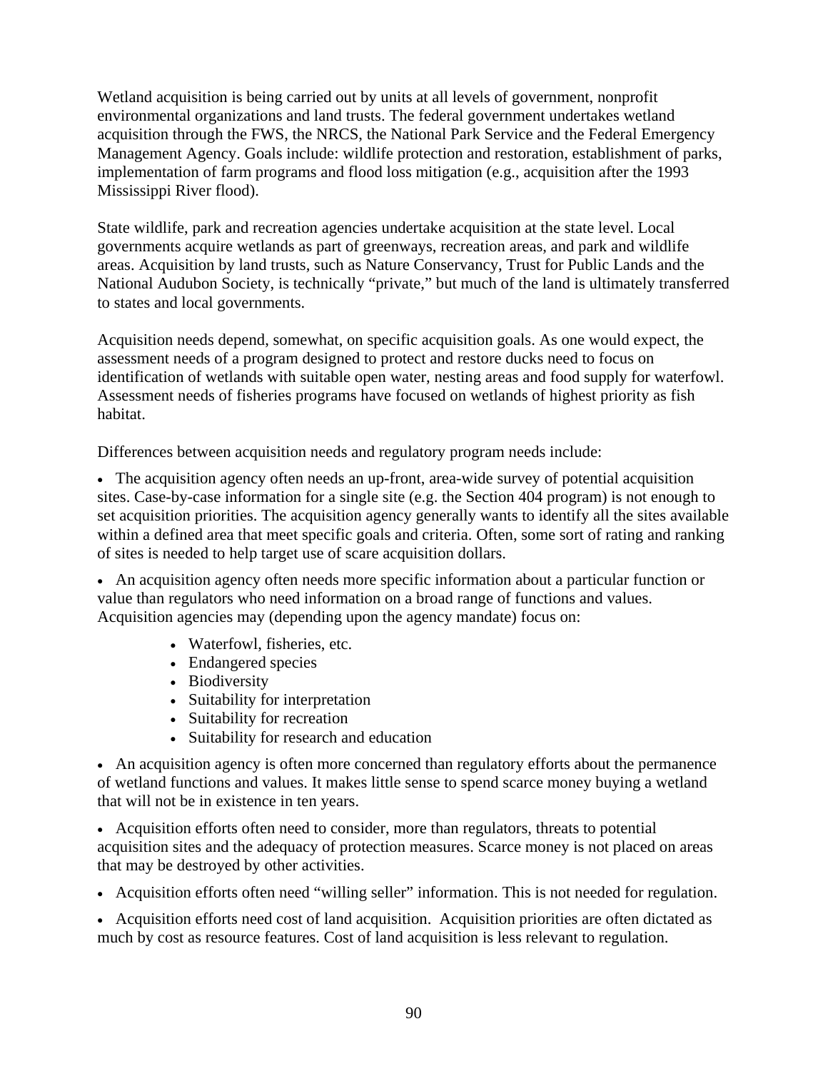Wetland acquisition is being carried out by units at all levels of government, nonprofit environmental organizations and land trusts. The federal government undertakes wetland acquisition through the FWS, the NRCS, the National Park Service and the Federal Emergency Management Agency. Goals include: wildlife protection and restoration, establishment of parks, implementation of farm programs and flood loss mitigation (e.g., acquisition after the 1993 Mississippi River flood).

State wildlife, park and recreation agencies undertake acquisition at the state level. Local governments acquire wetlands as part of greenways, recreation areas, and park and wildlife areas. Acquisition by land trusts, such as Nature Conservancy, Trust for Public Lands and the National Audubon Society, is technically "private," but much of the land is ultimately transferred to states and local governments.

Acquisition needs depend, somewhat, on specific acquisition goals. As one would expect, the assessment needs of a program designed to protect and restore ducks need to focus on identification of wetlands with suitable open water, nesting areas and food supply for waterfowl. Assessment needs of fisheries programs have focused on wetlands of highest priority as fish habitat.

Differences between acquisition needs and regulatory program needs include:

- The acquisition agency often needs an up-front, area-wide survey of potential acquisition sites. Case-by-case information for a single site (e.g. the Section 404 program) is not enough to set acquisition priorities. The acquisition agency generally wants to identify all the sites available within a defined area that meet specific goals and criteria. Often, some sort of rating and ranking of sites is needed to help target use of scare acquisition dollars.

- An acquisition agency often needs more specific information about a particular function or value than regulators who need information on a broad range of functions and values. Acquisition agencies may (depending upon the agency mandate) focus on:
    - Waterfowl, fisheries, etc.
    - Endangered species
    - Biodiversity
    - Suitability for interpretation
    - Suitability for recreation
    - Suitability for research and education

- An acquisition agency is often more concerned than regulatory efforts about the permanence of wetland functions and values. It makes little sense to spend scarce money buying a wetland that will not be in existence in ten years.

- Acquisition efforts often need to consider, more than regulators, threats to potential acquisition sites and the adequacy of protection measures. Scarce money is not placed on areas that may be destroyed by other activities.

- Acquisition efforts often need "willing seller" information. This is not needed for regulation.

- Acquisition efforts need cost of land acquisition. Acquisition priorities are often dictated as much by cost as resource features. Cost of land acquisition is less relevant to regulation.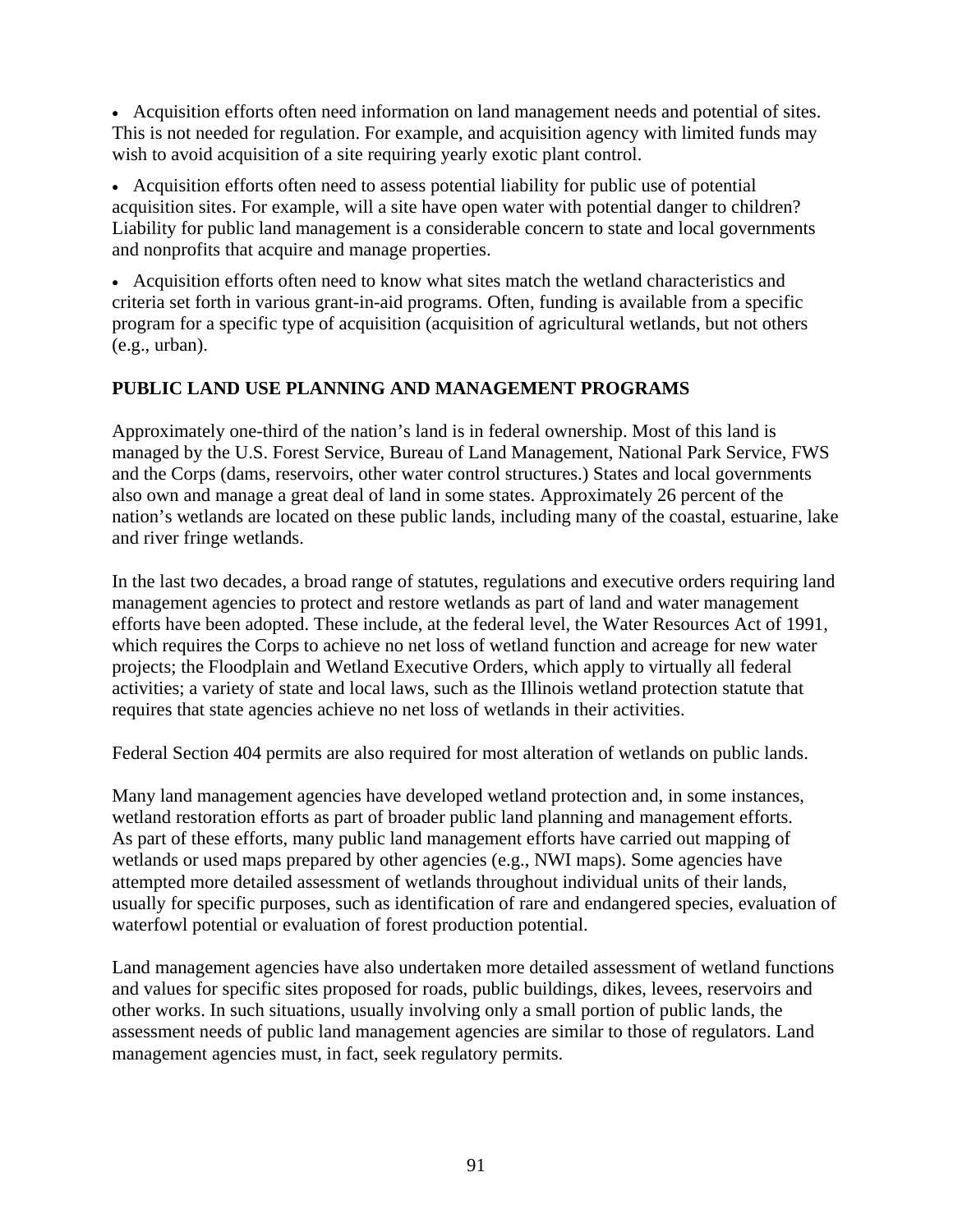- Acquisition efforts often need information on land management needs and potential of sites. This is not needed for regulation. For example, and acquisition agency with limited funds may wish to avoid acquisition of a site requiring yearly exotic plant control.

- Acquisition efforts often need to assess potential liability for public use of potential acquisition sites. For example, will a site have open water with potential danger to children? Liability for public land management is a considerable concern to state and local governments and nonprofits that acquire and manage properties.

- Acquisition efforts often need to know what sites match the wetland characteristics and criteria set forth in various grant-in-aid programs. Often, funding is available from a specific program for a specific type of acquisition (acquisition of agricultural wetlands, but not others (e.g., urban).

## PUBLIC LAND USE PLANNING AND MANAGEMENT PROGRAMS

Approximately one-third of the nation's land is in federal ownership. Most of this land is managed by the U.S. Forest Service, Bureau of Land Management, National Park Service, FWS and the Corps (dams, reservoirs, other water control structures.) States and local governments also own and manage a great deal of land in some states. Approximately 26 percent of the nation's wetlands are located on these public lands, including many of the coastal, estuarine, lake and river fringe wetlands.

In the last two decades, a broad range of statutes, regulations and executive orders requiring land management agencies to protect and restore wetlands as part of land and water management efforts have been adopted. These include, at the federal level, the Water Resources Act of 1991, which requires the Corps to achieve no net loss of wetland function and acreage for new water projects; the Floodplain and Wetland Executive Orders, which apply to virtually all federal activities; a variety of state and local laws, such as the Illinois wetland protection statute that requires that state agencies achieve no net loss of wetlands in their activities.

Federal Section 404 permits are also required for most alteration of wetlands on public lands.

Many land management agencies have developed wetland protection and, in some instances, wetland restoration efforts as part of broader public land planning and management efforts. As part of these efforts, many public land management efforts have carried out mapping of wetlands or used maps prepared by other agencies (e.g., NWI maps). Some agencies have attempted more detailed assessment of wetlands throughout individual units of their lands, usually for specific purposes, such as identification of rare and endangered species, evaluation of waterfowl potential or evaluation of forest production potential.

Land management agencies have also undertaken more detailed assessment of wetland functions and values for specific sites proposed for roads, public buildings, dikes, levees, reservoirs and other works. In such situations, usually involving only a small portion of public lands, the assessment needs of public land management agencies are similar to those of regulators. Land management agencies must, in fact, seek regulatory permits.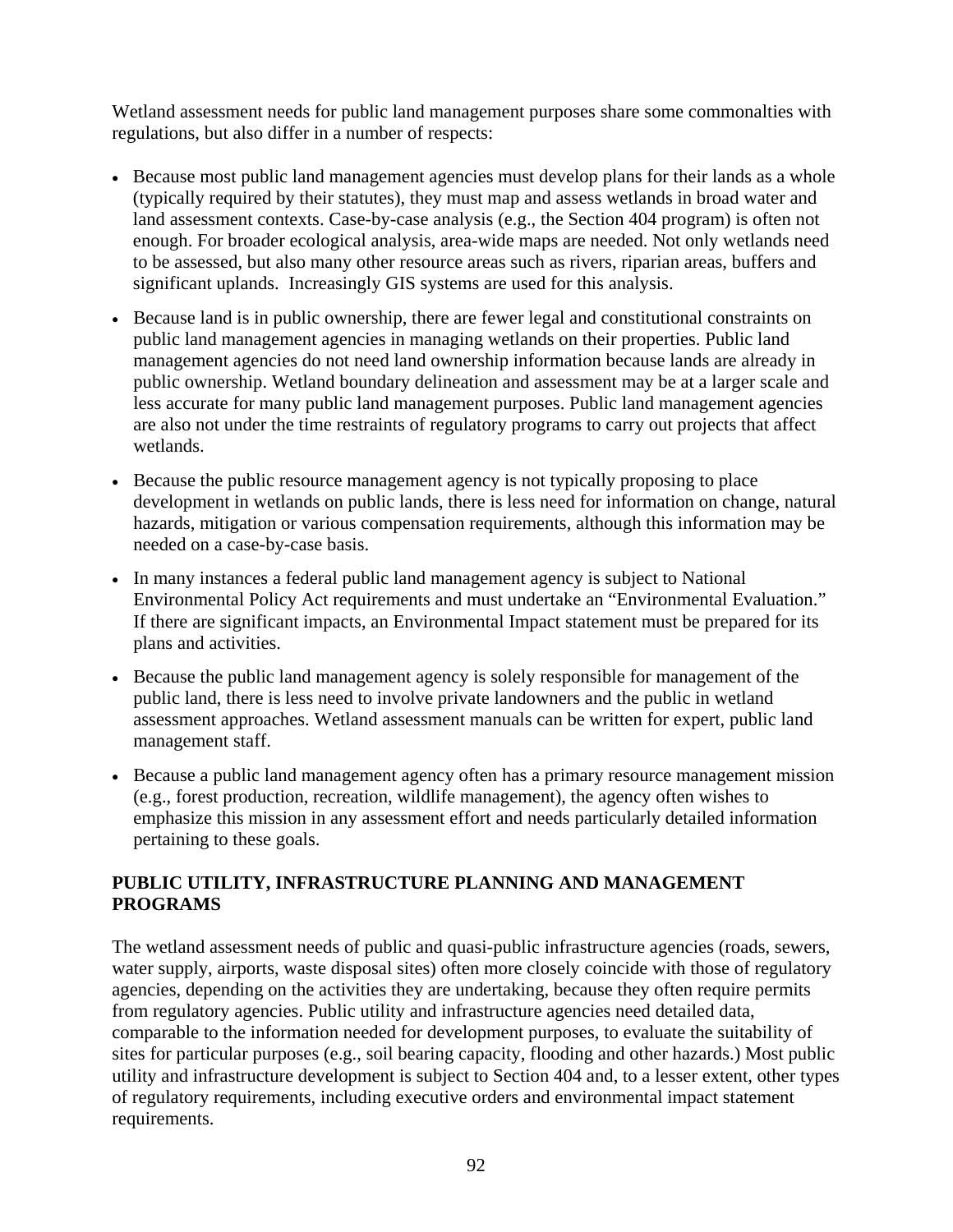Wetland assessment needs for public land management purposes share some commonalties with regulations, but also differ in a number of respects:

- Because most public land management agencies must develop plans for their lands as a whole (typically required by their statutes), they must map and assess wetlands in broad water and land assessment contexts. Case-by-case analysis (e.g., the Section 404 program) is often not enough. For broader ecological analysis, area-wide maps are needed. Not only wetlands need to be assessed, but also many other resource areas such as rivers, riparian areas, buffers and significant uplands. Increasingly GIS systems are used for this analysis.
- Because land is in public ownership, there are fewer legal and constitutional constraints on public land management agencies in managing wetlands on their properties. Public land management agencies do not need land ownership information because lands are already in public ownership. Wetland boundary delineation and assessment may be at a larger scale and less accurate for many public land management purposes. Public land management agencies are also not under the time restraints of regulatory programs to carry out projects that affect wetlands.
- Because the public resource management agency is not typically proposing to place development in wetlands on public lands, there is less need for information on change, natural hazards, mitigation or various compensation requirements, although this information may be needed on a case-by-case basis.
- In many instances a federal public land management agency is subject to National Environmental Policy Act requirements and must undertake an "Environmental Evaluation." If there are significant impacts, an Environmental Impact statement must be prepared for its plans and activities.
- Because the public land management agency is solely responsible for management of the public land, there is less need to involve private landowners and the public in wetland assessment approaches. Wetland assessment manuals can be written for expert, public land management staff.
- Because a public land management agency often has a primary resource management mission (e.g., forest production, recreation, wildlife management), the agency often wishes to emphasize this mission in any assessment effort and needs particularly detailed information pertaining to these goals.

## PUBLIC UTILITY, INFRASTRUCTURE PLANNING AND MANAGEMENT PROGRAMS

The wetland assessment needs of public and quasi-public infrastructure agencies (roads, sewers, water supply, airports, waste disposal sites) often more closely coincide with those of regulatory agencies, depending on the activities they are undertaking, because they often require permits from regulatory agencies. Public utility and infrastructure agencies need detailed data, comparable to the information needed for development purposes, to evaluate the suitability of sites for particular purposes (e.g., soil bearing capacity, flooding and other hazards.) Most public utility and infrastructure development is subject to Section 404 and, to a lesser extent, other types of regulatory requirements, including executive orders and environmental impact statement requirements.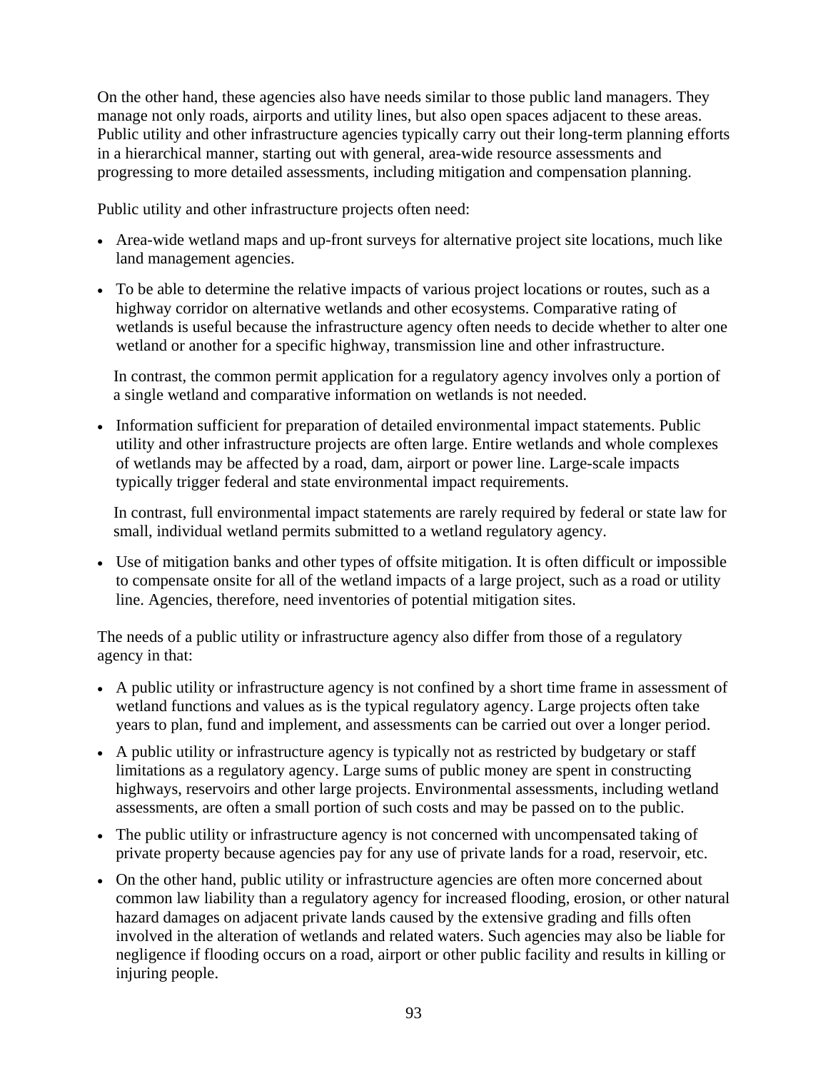On the other hand, these agencies also have needs similar to those public land managers. They manage not only roads, airports and utility lines, but also open spaces adjacent to these areas. Public utility and other infrastructure agencies typically carry out their long-term planning efforts in a hierarchical manner, starting out with general, area-wide resource assessments and progressing to more detailed assessments, including mitigation and compensation planning.

Public utility and other infrastructure projects often need:

- Area-wide wetland maps and up-front surveys for alternative project site locations, much like land management agencies.
- To be able to determine the relative impacts of various project locations or routes, such as a highway corridor on alternative wetlands and other ecosystems. Comparative rating of wetlands is useful because the infrastructure agency often needs to decide whether to alter one wetland or another for a specific highway, transmission line and other infrastructure.

  In contrast, the common permit application for a regulatory agency involves only a portion of a single wetland and comparative information on wetlands is not needed.

- Information sufficient for preparation of detailed environmental impact statements. Public utility and other infrastructure projects are often large. Entire wetlands and whole complexes of wetlands may be affected by a road, dam, airport or power line. Large-scale impacts typically trigger federal and state environmental impact requirements.

  In contrast, full environmental impact statements are rarely required by federal or state law for small, individual wetland permits submitted to a wetland regulatory agency.

- Use of mitigation banks and other types of offsite mitigation. It is often difficult or impossible to compensate onsite for all of the wetland impacts of a large project, such as a road or utility line. Agencies, therefore, need inventories of potential mitigation sites.

The needs of a public utility or infrastructure agency also differ from those of a regulatory agency in that:

- A public utility or infrastructure agency is not confined by a short time frame in assessment of wetland functions and values as is the typical regulatory agency. Large projects often take years to plan, fund and implement, and assessments can be carried out over a longer period.
- A public utility or infrastructure agency is typically not as restricted by budgetary or staff limitations as a regulatory agency. Large sums of public money are spent in constructing highways, reservoirs and other large projects. Environmental assessments, including wetland assessments, are often a small portion of such costs and may be passed on to the public.
- The public utility or infrastructure agency is not concerned with uncompensated taking of private property because agencies pay for any use of private lands for a road, reservoir, etc.
- On the other hand, public utility or infrastructure agencies are often more concerned about common law liability than a regulatory agency for increased flooding, erosion, or other natural hazard damages on adjacent private lands caused by the extensive grading and fills often involved in the alteration of wetlands and related waters. Such agencies may also be liable for negligence if flooding occurs on a road, airport or other public facility and results in killing or injuring people.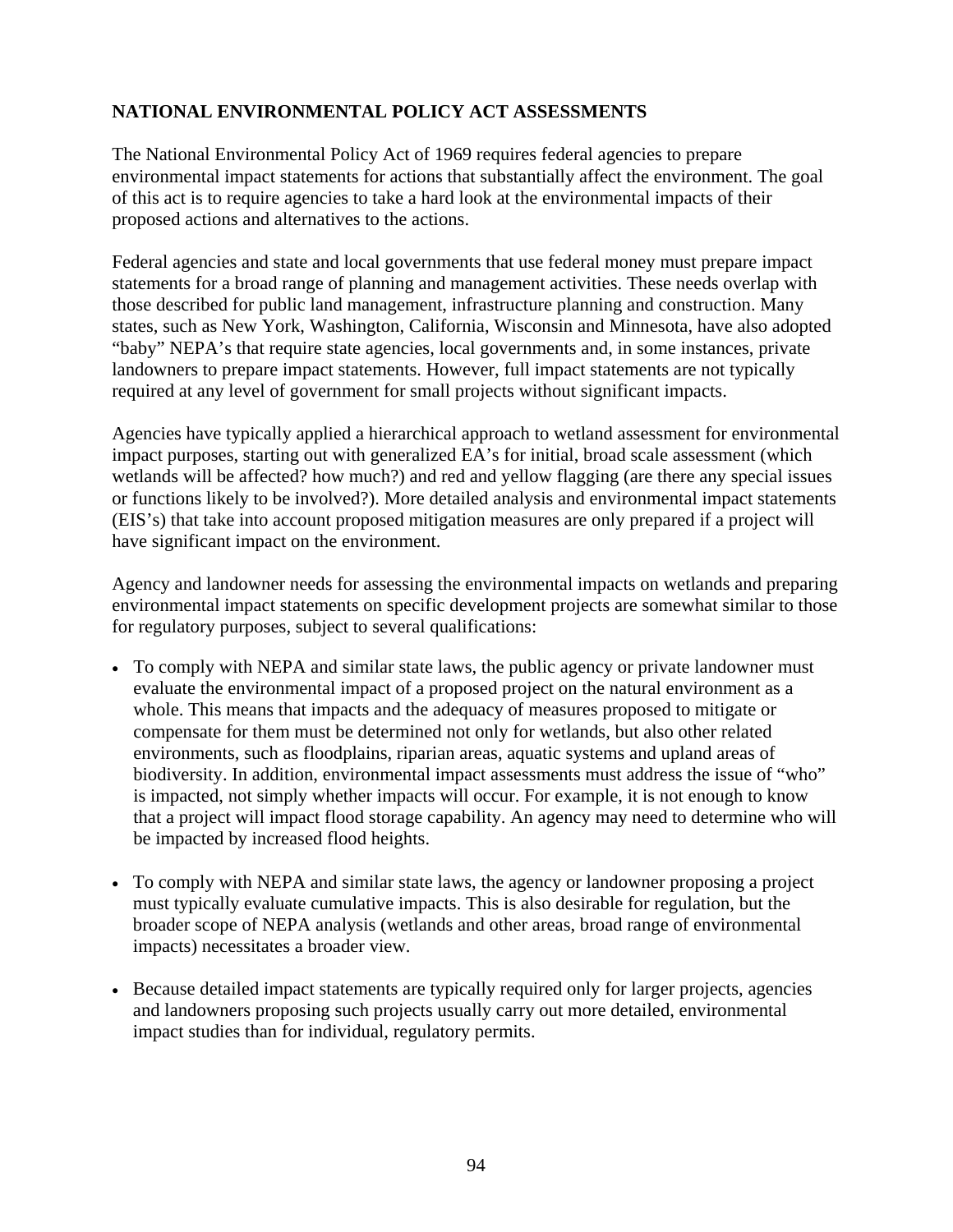## NATIONAL ENVIRONMENTAL POLICY ACT ASSESSMENTS

The National Environmental Policy Act of 1969 requires federal agencies to prepare environmental impact statements for actions that substantially affect the environment. The goal of this act is to require agencies to take a hard look at the environmental impacts of their proposed actions and alternatives to the actions.

Federal agencies and state and local governments that use federal money must prepare impact statements for a broad range of planning and management activities. These needs overlap with those described for public land management, infrastructure planning and construction. Many states, such as New York, Washington, California, Wisconsin and Minnesota, have also adopted "baby" NEPA's that require state agencies, local governments and, in some instances, private landowners to prepare impact statements. However, full impact statements are not typically required at any level of government for small projects without significant impacts.

Agencies have typically applied a hierarchical approach to wetland assessment for environmental impact purposes, starting out with generalized EA's for initial, broad scale assessment (which wetlands will be affected? how much?) and red and yellow flagging (are there any special issues or functions likely to be involved?). More detailed analysis and environmental impact statements (EIS's) that take into account proposed mitigation measures are only prepared if a project will have significant impact on the environment.

Agency and landowner needs for assessing the environmental impacts on wetlands and preparing environmental impact statements on specific development projects are somewhat similar to those for regulatory purposes, subject to several qualifications:

- To comply with NEPA and similar state laws, the public agency or private landowner must evaluate the environmental impact of a proposed project on the natural environment as a whole. This means that impacts and the adequacy of measures proposed to mitigate or compensate for them must be determined not only for wetlands, but also other related environments, such as floodplains, riparian areas, aquatic systems and upland areas of biodiversity. In addition, environmental impact assessments must address the issue of "who" is impacted, not simply whether impacts will occur. For example, it is not enough to know that a project will impact flood storage capability. An agency may need to determine who will be impacted by increased flood heights.
- To comply with NEPA and similar state laws, the agency or landowner proposing a project must typically evaluate cumulative impacts. This is also desirable for regulation, but the broader scope of NEPA analysis (wetlands and other areas, broad range of environmental impacts) necessitates a broader view.
- Because detailed impact statements are typically required only for larger projects, agencies and landowners proposing such projects usually carry out more detailed, environmental impact studies than for individual, regulatory permits.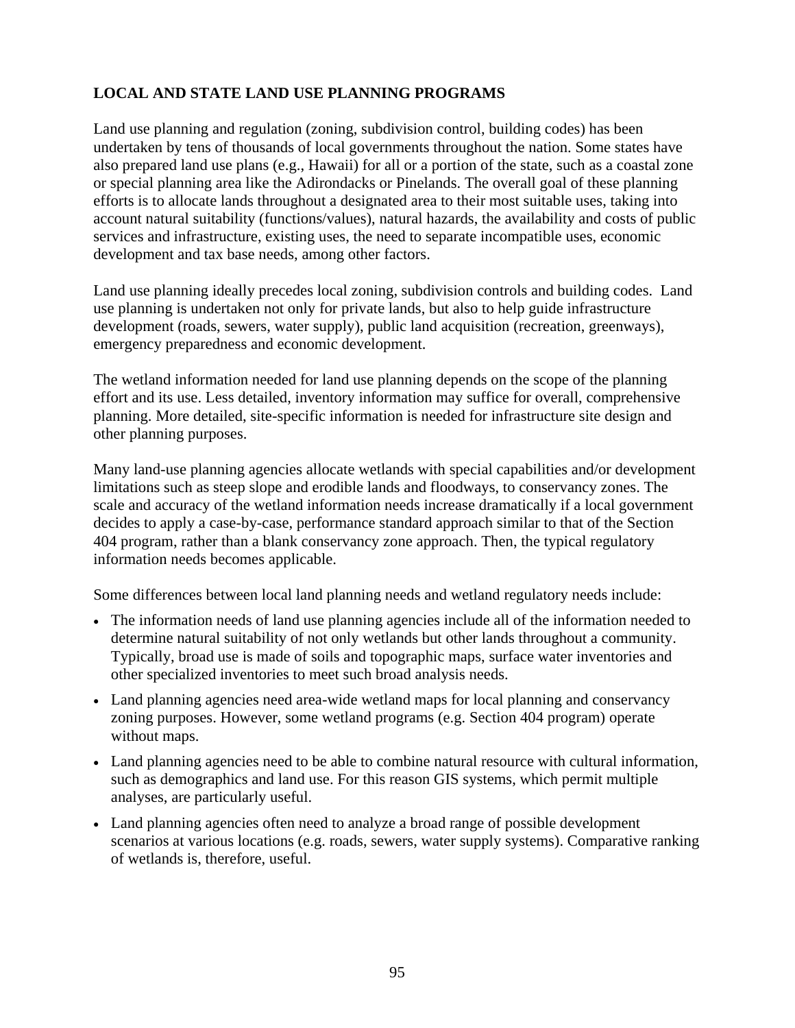## LOCAL AND STATE LAND USE PLANNING PROGRAMS

Land use planning and regulation (zoning, subdivision control, building codes) has been undertaken by tens of thousands of local governments throughout the nation. Some states have also prepared land use plans (e.g., Hawaii) for all or a portion of the state, such as a coastal zone or special planning area like the Adirondacks or Pinelands. The overall goal of these planning efforts is to allocate lands throughout a designated area to their most suitable uses, taking into account natural suitability (functions/values), natural hazards, the availability and costs of public services and infrastructure, existing uses, the need to separate incompatible uses, economic development and tax base needs, among other factors.

Land use planning ideally precedes local zoning, subdivision controls and building codes. Land use planning is undertaken not only for private lands, but also to help guide infrastructure development (roads, sewers, water supply), public land acquisition (recreation, greenways), emergency preparedness and economic development.

The wetland information needed for land use planning depends on the scope of the planning effort and its use. Less detailed, inventory information may suffice for overall, comprehensive planning. More detailed, site-specific information is needed for infrastructure site design and other planning purposes.

Many land-use planning agencies allocate wetlands with special capabilities and/or development limitations such as steep slope and erodible lands and floodways, to conservancy zones. The scale and accuracy of the wetland information needs increase dramatically if a local government decides to apply a case-by-case, performance standard approach similar to that of the Section 404 program, rather than a blank conservancy zone approach. Then, the typical regulatory information needs becomes applicable.

Some differences between local land planning needs and wetland regulatory needs include:

- The information needs of land use planning agencies include all of the information needed to determine natural suitability of not only wetlands but other lands throughout a community. Typically, broad use is made of soils and topographic maps, surface water inventories and other specialized inventories to meet such broad analysis needs.
- Land planning agencies need area-wide wetland maps for local planning and conservancy zoning purposes. However, some wetland programs (e.g. Section 404 program) operate without maps.
- Land planning agencies need to be able to combine natural resource with cultural information, such as demographics and land use. For this reason GIS systems, which permit multiple analyses, are particularly useful.
- Land planning agencies often need to analyze a broad range of possible development scenarios at various locations (e.g. roads, sewers, water supply systems). Comparative ranking of wetlands is, therefore, useful.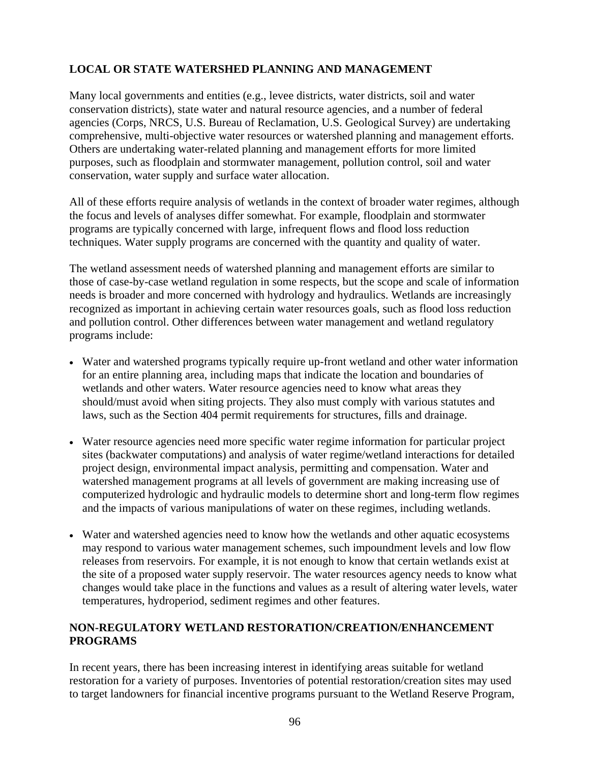## LOCAL OR STATE WATERSHED PLANNING AND MANAGEMENT

Many local governments and entities (e.g., levee districts, water districts, soil and water conservation districts), state water and natural resource agencies, and a number of federal agencies (Corps, NRCS, U.S. Bureau of Reclamation, U.S. Geological Survey) are undertaking comprehensive, multi-objective water resources or watershed planning and management efforts. Others are undertaking water-related planning and management efforts for more limited purposes, such as floodplain and stormwater management, pollution control, soil and water conservation, water supply and surface water allocation.

All of these efforts require analysis of wetlands in the context of broader water regimes, although the focus and levels of analyses differ somewhat. For example, floodplain and stormwater programs are typically concerned with large, infrequent flows and flood loss reduction techniques. Water supply programs are concerned with the quantity and quality of water.

The wetland assessment needs of watershed planning and management efforts are similar to those of case-by-case wetland regulation in some respects, but the scope and scale of information needs is broader and more concerned with hydrology and hydraulics. Wetlands are increasingly recognized as important in achieving certain water resources goals, such as flood loss reduction and pollution control. Other differences between water management and wetland regulatory programs include:

- Water and watershed programs typically require up-front wetland and other water information for an entire planning area, including maps that indicate the location and boundaries of wetlands and other waters. Water resource agencies need to know what areas they should/must avoid when siting projects. They also must comply with various statutes and laws, such as the Section 404 permit requirements for structures, fills and drainage.

- Water resource agencies need more specific water regime information for particular project sites (backwater computations) and analysis of water regime/wetland interactions for detailed project design, environmental impact analysis, permitting and compensation. Water and watershed management programs at all levels of government are making increasing use of computerized hydrologic and hydraulic models to determine short and long-term flow regimes and the impacts of various manipulations of water on these regimes, including wetlands.

- Water and watershed agencies need to know how the wetlands and other aquatic ecosystems may respond to various water management schemes, such impoundment levels and low flow releases from reservoirs. For example, it is not enough to know that certain wetlands exist at the site of a proposed water supply reservoir. The water resources agency needs to know what changes would take place in the functions and values as a result of altering water levels, water temperatures, hydroperiod, sediment regimes and other features.

## NON-REGULATORY WETLAND RESTORATION/CREATION/ENHANCEMENT PROGRAMS

In recent years, there has been increasing interest in identifying areas suitable for wetland restoration for a variety of purposes. Inventories of potential restoration/creation sites may used to target landowners for financial incentive programs pursuant to the Wetland Reserve Program,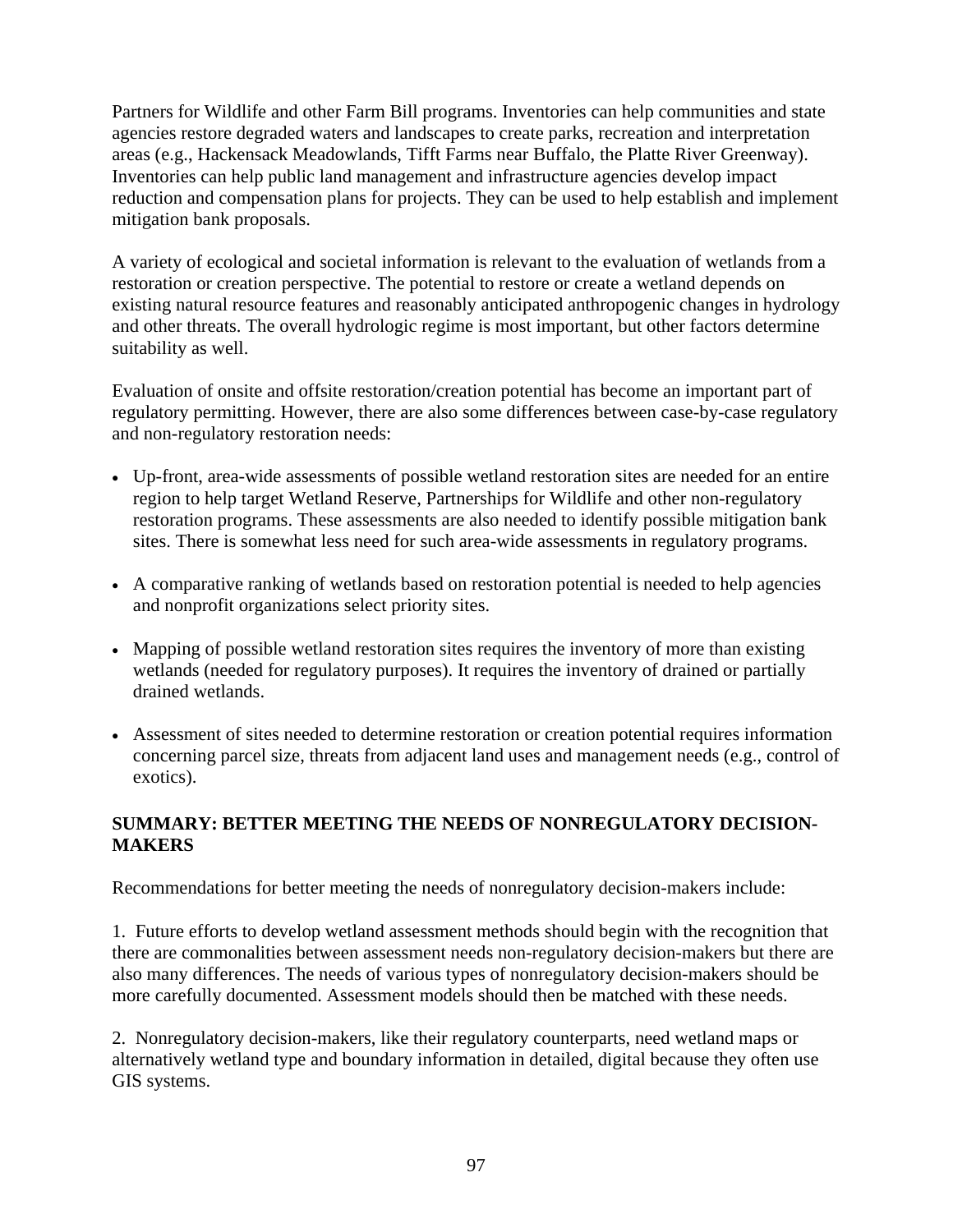Partners for Wildlife and other Farm Bill programs. Inventories can help communities and state agencies restore degraded waters and landscapes to create parks, recreation and interpretation areas (e.g., Hackensack Meadowlands, Tifft Farms near Buffalo, the Platte River Greenway). Inventories can help public land management and infrastructure agencies develop impact reduction and compensation plans for projects. They can be used to help establish and implement mitigation bank proposals.

A variety of ecological and societal information is relevant to the evaluation of wetlands from a restoration or creation perspective. The potential to restore or create a wetland depends on existing natural resource features and reasonably anticipated anthropogenic changes in hydrology and other threats. The overall hydrologic regime is most important, but other factors determine suitability as well.

Evaluation of onsite and offsite restoration/creation potential has become an important part of regulatory permitting. However, there are also some differences between case-by-case regulatory and non-regulatory restoration needs:

- Up-front, area-wide assessments of possible wetland restoration sites are needed for an entire region to help target Wetland Reserve, Partnerships for Wildlife and other non-regulatory restoration programs. These assessments are also needed to identify possible mitigation bank sites. There is somewhat less need for such area-wide assessments in regulatory programs.

- A comparative ranking of wetlands based on restoration potential is needed to help agencies and nonprofit organizations select priority sites.

- Mapping of possible wetland restoration sites requires the inventory of more than existing wetlands (needed for regulatory purposes). It requires the inventory of drained or partially drained wetlands.

- Assessment of sites needed to determine restoration or creation potential requires information concerning parcel size, threats from adjacent land uses and management needs (e.g., control of exotics).

**SUMMARY: BETTER MEETING THE NEEDS OF NONREGULATORY DECISION-MAKERS**

Recommendations for better meeting the needs of nonregulatory decision-makers include:

1. Future efforts to develop wetland assessment methods should begin with the recognition that there are commonalities between assessment needs non-regulatory decision-makers but there are also many differences. The needs of various types of nonregulatory decision-makers should be more carefully documented. Assessment models should then be matched with these needs.

2. Nonregulatory decision-makers, like their regulatory counterparts, need wetland maps or alternatively wetland type and boundary information in detailed, digital because they often use GIS systems.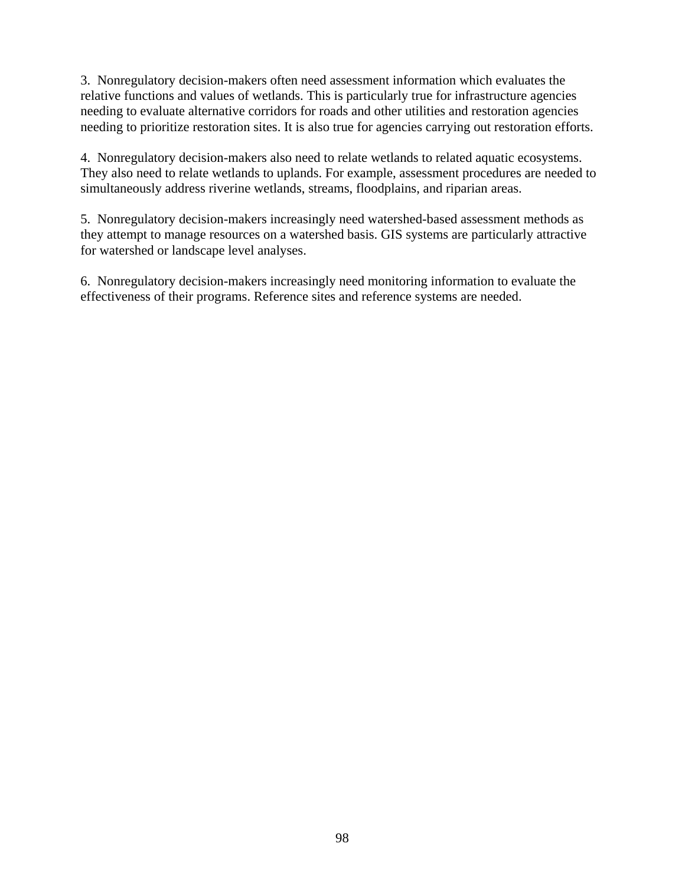3. Nonregulatory decision-makers often need assessment information which evaluates the relative functions and values of wetlands. This is particularly true for infrastructure agencies needing to evaluate alternative corridors for roads and other utilities and restoration agencies needing to prioritize restoration sites. It is also true for agencies carrying out restoration efforts.

4. Nonregulatory decision-makers also need to relate wetlands to related aquatic ecosystems. They also need to relate wetlands to uplands. For example, assessment procedures are needed to simultaneously address riverine wetlands, streams, floodplains, and riparian areas.

5. Nonregulatory decision-makers increasingly need watershed-based assessment methods as they attempt to manage resources on a watershed basis. GIS systems are particularly attractive for watershed or landscape level analyses.

6. Nonregulatory decision-makers increasingly need monitoring information to evaluate the effectiveness of their programs. Reference sites and reference systems are needed.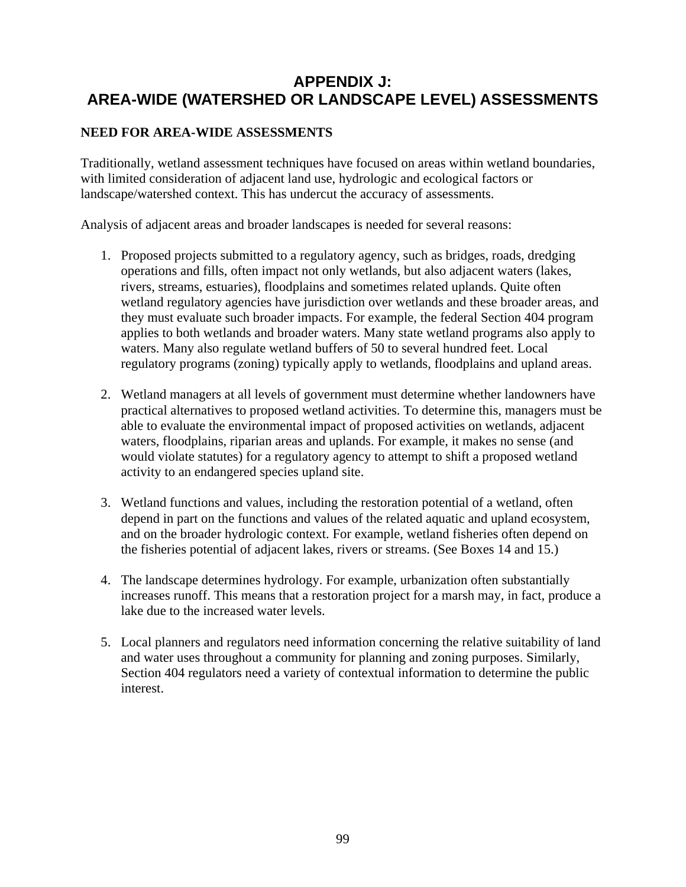# APPENDIX J:
# AREA-WIDE (WATERSHED OR LANDSCAPE LEVEL) ASSESSMENTS

## NEED FOR AREA-WIDE ASSESSMENTS

Traditionally, wetland assessment techniques have focused on areas within wetland boundaries, with limited consideration of adjacent land use, hydrologic and ecological factors or landscape/watershed context. This has undercut the accuracy of assessments.

Analysis of adjacent areas and broader landscapes is needed for several reasons:

1. Proposed projects submitted to a regulatory agency, such as bridges, roads, dredging operations and fills, often impact not only wetlands, but also adjacent waters (lakes, rivers, streams, estuaries), floodplains and sometimes related uplands. Quite often wetland regulatory agencies have jurisdiction over wetlands and these broader areas, and they must evaluate such broader impacts. For example, the federal Section 404 program applies to both wetlands and broader waters. Many state wetland programs also apply to waters. Many also regulate wetland buffers of 50 to several hundred feet. Local regulatory programs (zoning) typically apply to wetlands, floodplains and upland areas.

2. Wetland managers at all levels of government must determine whether landowners have practical alternatives to proposed wetland activities. To determine this, managers must be able to evaluate the environmental impact of proposed activities on wetlands, adjacent waters, floodplains, riparian areas and uplands. For example, it makes no sense (and would violate statutes) for a regulatory agency to attempt to shift a proposed wetland activity to an endangered species upland site.

3. Wetland functions and values, including the restoration potential of a wetland, often depend in part on the functions and values of the related aquatic and upland ecosystem, and on the broader hydrologic context. For example, wetland fisheries often depend on the fisheries potential of adjacent lakes, rivers or streams. (See Boxes 14 and 15.)

4. The landscape determines hydrology. For example, urbanization often substantially increases runoff. This means that a restoration project for a marsh may, in fact, produce a lake due to the increased water levels.

5. Local planners and regulators need information concerning the relative suitability of land and water uses throughout a community for planning and zoning purposes. Similarly, Section 404 regulators need a variety of contextual information to determine the public interest.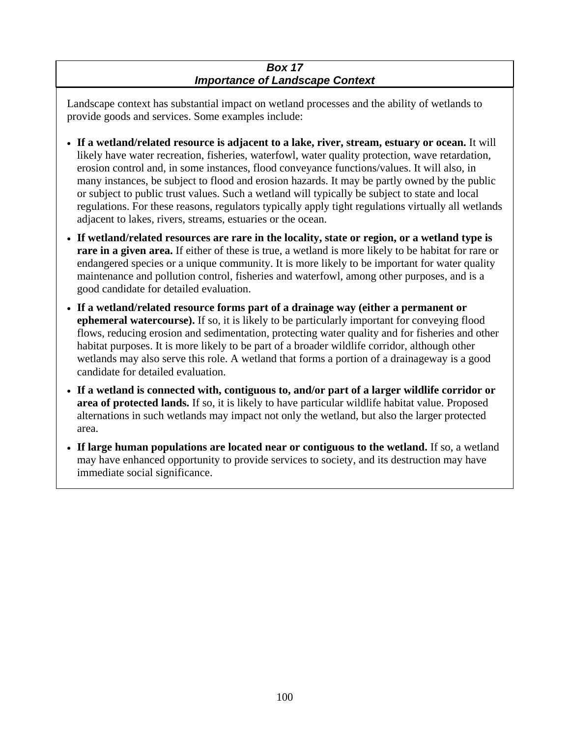### *Box 17*
### *Importance of Landscape Context*

Landscape context has substantial impact on wetland processes and the ability of wetlands to provide goods and services. Some examples include:

- **If a wetland/related resource is adjacent to a lake, river, stream, estuary or ocean.** It will likely have water recreation, fisheries, waterfowl, water quality protection, wave retardation, erosion control and, in some instances, flood conveyance functions/values. It will also, in many instances, be subject to flood and erosion hazards. It may be partly owned by the public or subject to public trust values. Such a wetland will typically be subject to state and local regulations. For these reasons, regulators typically apply tight regulations virtually all wetlands adjacent to lakes, rivers, streams, estuaries or the ocean.
- **If wetland/related resources are rare in the locality, state or region, or a wetland type is rare in a given area.** If either of these is true, a wetland is more likely to be habitat for rare or endangered species or a unique community. It is more likely to be important for water quality maintenance and pollution control, fisheries and waterfowl, among other purposes, and is a good candidate for detailed evaluation.
- **If a wetland/related resource forms part of a drainage way (either a permanent or ephemeral watercourse).** If so, it is likely to be particularly important for conveying flood flows, reducing erosion and sedimentation, protecting water quality and for fisheries and other habitat purposes. It is more likely to be part of a broader wildlife corridor, although other wetlands may also serve this role. A wetland that forms a portion of a drainageway is a good candidate for detailed evaluation.
- **If a wetland is connected with, contiguous to, and/or part of a larger wildlife corridor or area of protected lands.** If so, it is likely to have particular wildlife habitat value. Proposed alternations in such wetlands may impact not only the wetland, but also the larger protected area.
- **If large human populations are located near or contiguous to the wetland.** If so, a wetland may have enhanced opportunity to provide services to society, and its destruction may have immediate social significance.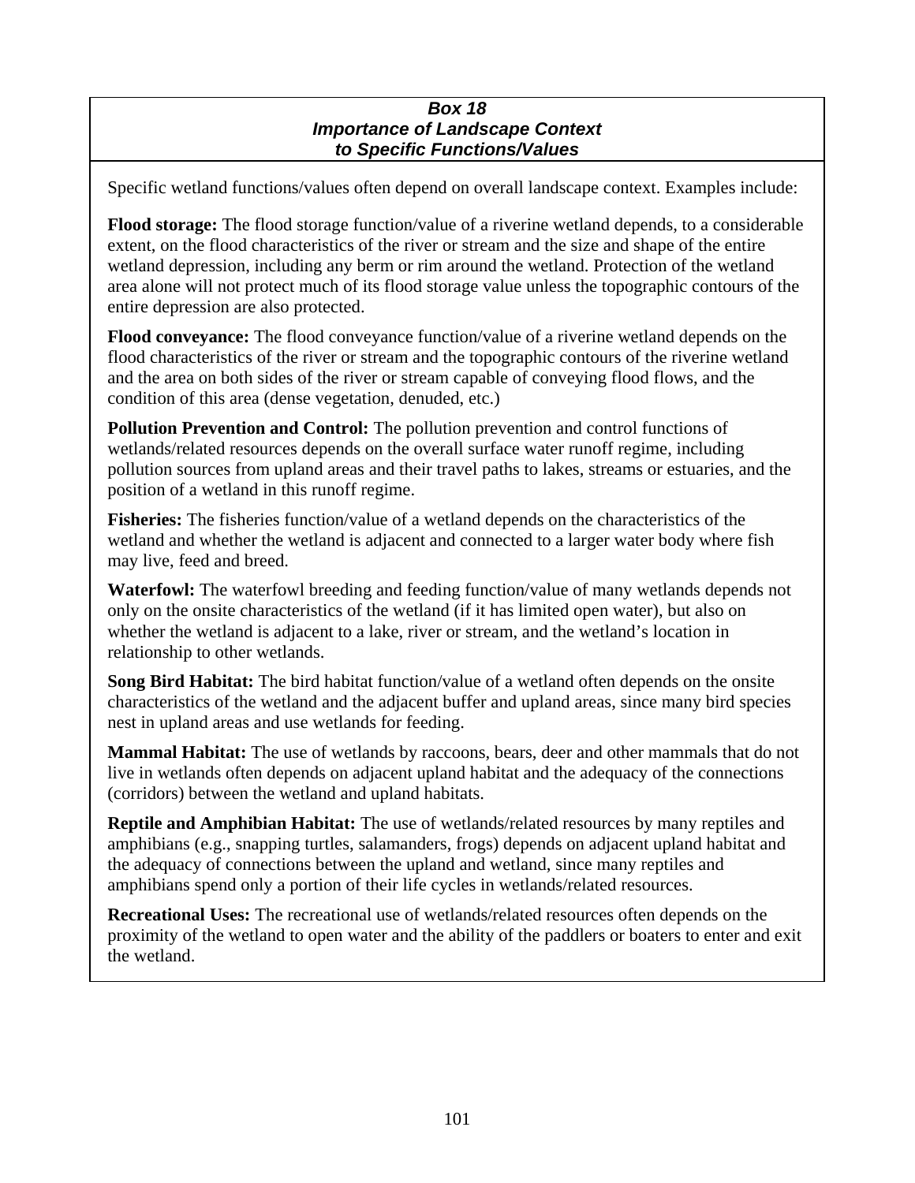### *Box 18*
### *Importance of Landscape Context to Specific Functions/Values*

Specific wetland functions/values often depend on overall landscape context. Examples include:

**Flood storage:** The flood storage function/value of a riverine wetland depends, to a considerable extent, on the flood characteristics of the river or stream and the size and shape of the entire wetland depression, including any berm or rim around the wetland. Protection of the wetland area alone will not protect much of its flood storage value unless the topographic contours of the entire depression are also protected.

**Flood conveyance:** The flood conveyance function/value of a riverine wetland depends on the flood characteristics of the river or stream and the topographic contours of the riverine wetland and the area on both sides of the river or stream capable of conveying flood flows, and the condition of this area (dense vegetation, denuded, etc.)

**Pollution Prevention and Control:** The pollution prevention and control functions of wetlands/related resources depends on the overall surface water runoff regime, including pollution sources from upland areas and their travel paths to lakes, streams or estuaries, and the position of a wetland in this runoff regime.

**Fisheries:** The fisheries function/value of a wetland depends on the characteristics of the wetland and whether the wetland is adjacent and connected to a larger water body where fish may live, feed and breed.

**Waterfowl:** The waterfowl breeding and feeding function/value of many wetlands depends not only on the onsite characteristics of the wetland (if it has limited open water), but also on whether the wetland is adjacent to a lake, river or stream, and the wetland's location in relationship to other wetlands.

**Song Bird Habitat:** The bird habitat function/value of a wetland often depends on the onsite characteristics of the wetland and the adjacent buffer and upland areas, since many bird species nest in upland areas and use wetlands for feeding.

**Mammal Habitat:** The use of wetlands by raccoons, bears, deer and other mammals that do not live in wetlands often depends on adjacent upland habitat and the adequacy of the connections (corridors) between the wetland and upland habitats.

**Reptile and Amphibian Habitat:** The use of wetlands/related resources by many reptiles and amphibians (e.g., snapping turtles, salamanders, frogs) depends on adjacent upland habitat and the adequacy of connections between the upland and wetland, since many reptiles and amphibians spend only a portion of their life cycles in wetlands/related resources.

**Recreational Uses:** The recreational use of wetlands/related resources often depends on the proximity of the wetland to open water and the ability of the paddlers or boaters to enter and exit the wetland.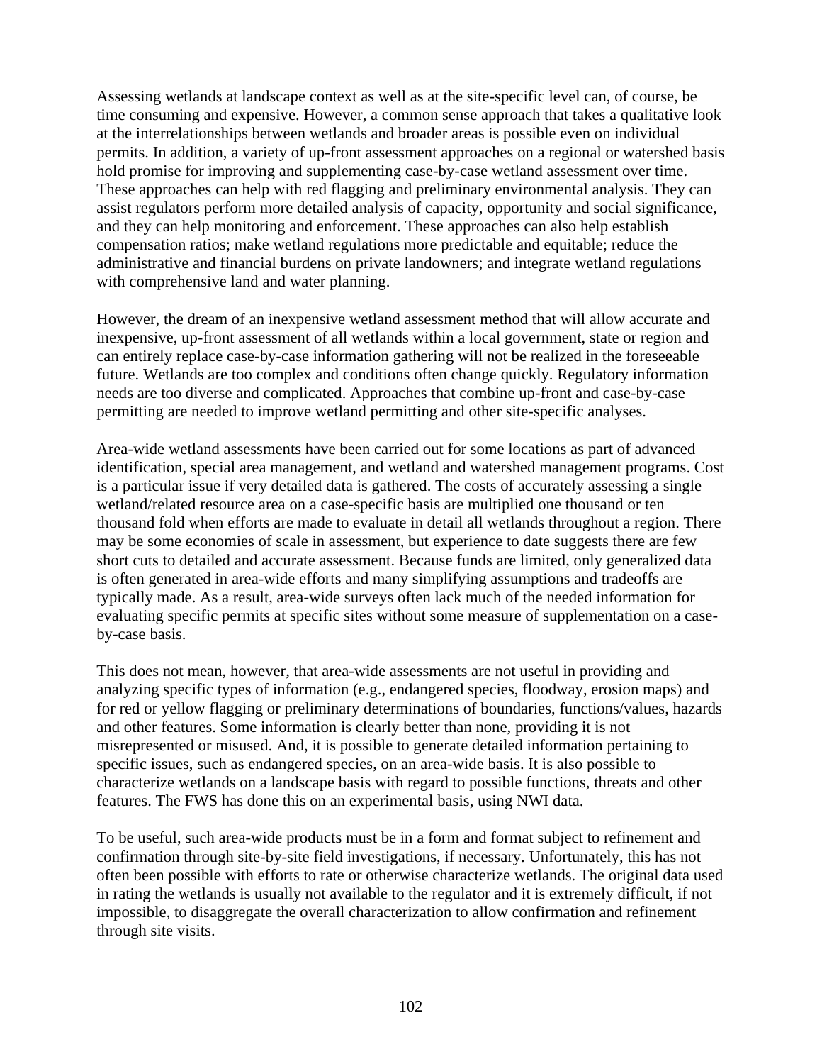Assessing wetlands at landscape context as well as at the site-specific level can, of course, be time consuming and expensive. However, a common sense approach that takes a qualitative look at the interrelationships between wetlands and broader areas is possible even on individual permits. In addition, a variety of up-front assessment approaches on a regional or watershed basis hold promise for improving and supplementing case-by-case wetland assessment over time. These approaches can help with red flagging and preliminary environmental analysis. They can assist regulators perform more detailed analysis of capacity, opportunity and social significance, and they can help monitoring and enforcement. These approaches can also help establish compensation ratios; make wetland regulations more predictable and equitable; reduce the administrative and financial burdens on private landowners; and integrate wetland regulations with comprehensive land and water planning.

However, the dream of an inexpensive wetland assessment method that will allow accurate and inexpensive, up-front assessment of all wetlands within a local government, state or region and can entirely replace case-by-case information gathering will not be realized in the foreseeable future. Wetlands are too complex and conditions often change quickly. Regulatory information needs are too diverse and complicated. Approaches that combine up-front and case-by-case permitting are needed to improve wetland permitting and other site-specific analyses.

Area-wide wetland assessments have been carried out for some locations as part of advanced identification, special area management, and wetland and watershed management programs. Cost is a particular issue if very detailed data is gathered. The costs of accurately assessing a single wetland/related resource area on a case-specific basis are multiplied one thousand or ten thousand fold when efforts are made to evaluate in detail all wetlands throughout a region. There may be some economies of scale in assessment, but experience to date suggests there are few short cuts to detailed and accurate assessment. Because funds are limited, only generalized data is often generated in area-wide efforts and many simplifying assumptions and tradeoffs are typically made. As a result, area-wide surveys often lack much of the needed information for evaluating specific permits at specific sites without some measure of supplementation on a case-by-case basis.

This does not mean, however, that area-wide assessments are not useful in providing and analyzing specific types of information (e.g., endangered species, floodway, erosion maps) and for red or yellow flagging or preliminary determinations of boundaries, functions/values, hazards and other features. Some information is clearly better than none, providing it is not misrepresented or misused. And, it is possible to generate detailed information pertaining to specific issues, such as endangered species, on an area-wide basis. It is also possible to characterize wetlands on a landscape basis with regard to possible functions, threats and other features. The FWS has done this on an experimental basis, using NWI data.

To be useful, such area-wide products must be in a form and format subject to refinement and confirmation through site-by-site field investigations, if necessary. Unfortunately, this has not often been possible with efforts to rate or otherwise characterize wetlands. The original data used in rating the wetlands is usually not available to the regulator and it is extremely difficult, if not impossible, to disaggregate the overall characterization to allow confirmation and refinement through site visits.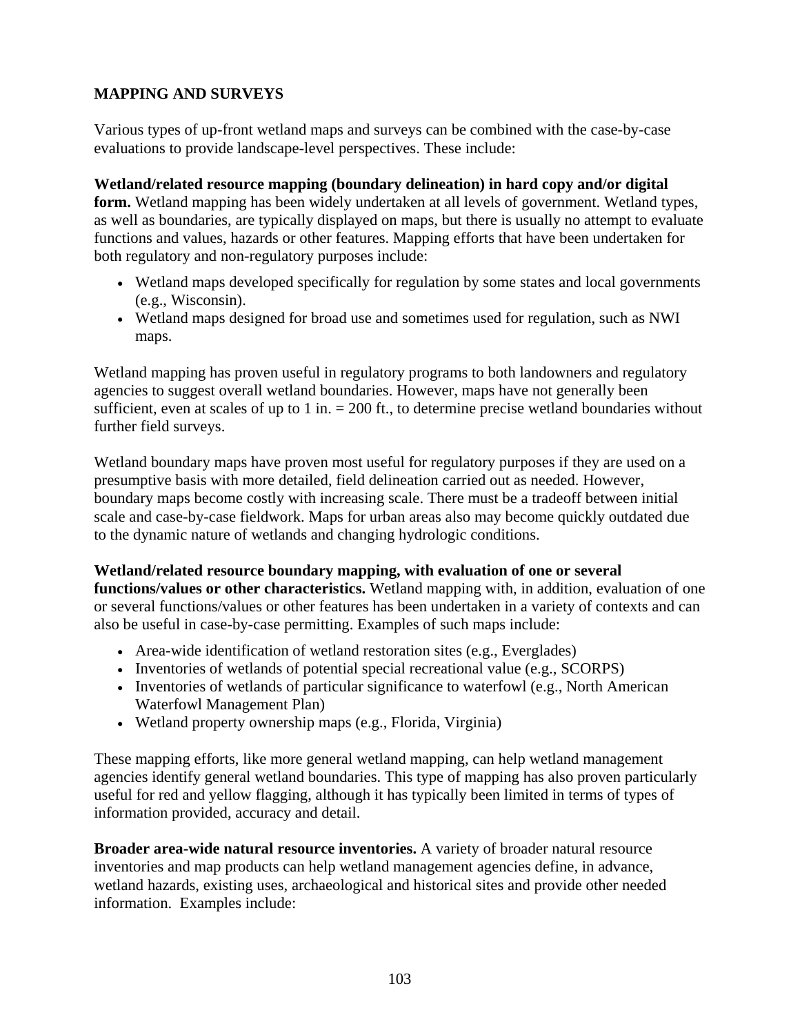## MAPPING AND SURVEYS

Various types of up-front wetland maps and surveys can be combined with the case-by-case evaluations to provide landscape-level perspectives. These include:

**Wetland/related resource mapping (boundary delineation) in hard copy and/or digital form.** Wetland mapping has been widely undertaken at all levels of government. Wetland types, as well as boundaries, are typically displayed on maps, but there is usually no attempt to evaluate functions and values, hazards or other features. Mapping efforts that have been undertaken for both regulatory and non-regulatory purposes include:

- Wetland maps developed specifically for regulation by some states and local governments (e.g., Wisconsin).
- Wetland maps designed for broad use and sometimes used for regulation, such as NWI maps.

Wetland mapping has proven useful in regulatory programs to both landowners and regulatory agencies to suggest overall wetland boundaries. However, maps have not generally been sufficient, even at scales of up to 1 in. = 200 ft., to determine precise wetland boundaries without further field surveys.

Wetland boundary maps have proven most useful for regulatory purposes if they are used on a presumptive basis with more detailed, field delineation carried out as needed. However, boundary maps become costly with increasing scale. There must be a tradeoff between initial scale and case-by-case fieldwork. Maps for urban areas also may become quickly outdated due to the dynamic nature of wetlands and changing hydrologic conditions.

**Wetland/related resource boundary mapping, with evaluation of one or several functions/values or other characteristics.** Wetland mapping with, in addition, evaluation of one or several functions/values or other features has been undertaken in a variety of contexts and can also be useful in case-by-case permitting. Examples of such maps include:

- Area-wide identification of wetland restoration sites (e.g., Everglades)
- Inventories of wetlands of potential special recreational value (e.g., SCORPS)
- Inventories of wetlands of particular significance to waterfowl (e.g., North American Waterfowl Management Plan)
- Wetland property ownership maps (e.g., Florida, Virginia)

These mapping efforts, like more general wetland mapping, can help wetland management agencies identify general wetland boundaries. This type of mapping has also proven particularly useful for red and yellow flagging, although it has typically been limited in terms of types of information provided, accuracy and detail.

**Broader area-wide natural resource inventories.** A variety of broader natural resource inventories and map products can help wetland management agencies define, in advance, wetland hazards, existing uses, archaeological and historical sites and provide other needed information. Examples include: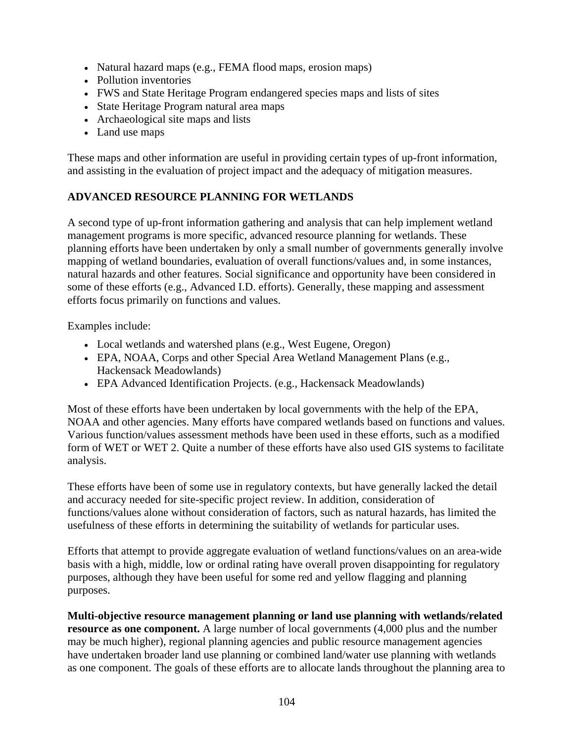- Natural hazard maps (e.g., FEMA flood maps, erosion maps)
- Pollution inventories
- FWS and State Heritage Program endangered species maps and lists of sites
- State Heritage Program natural area maps
- Archaeological site maps and lists
- Land use maps

These maps and other information are useful in providing certain types of up-front information, and assisting in the evaluation of project impact and the adequacy of mitigation measures.

## ADVANCED RESOURCE PLANNING FOR WETLANDS

A second type of up-front information gathering and analysis that can help implement wetland management programs is more specific, advanced resource planning for wetlands. These planning efforts have been undertaken by only a small number of governments generally involve mapping of wetland boundaries, evaluation of overall functions/values and, in some instances, natural hazards and other features. Social significance and opportunity have been considered in some of these efforts (e.g., Advanced I.D. efforts). Generally, these mapping and assessment efforts focus primarily on functions and values.

Examples include:

- Local wetlands and watershed plans (e.g., West Eugene, Oregon)
- EPA, NOAA, Corps and other Special Area Wetland Management Plans (e.g., Hackensack Meadowlands)
- EPA Advanced Identification Projects. (e.g., Hackensack Meadowlands)

Most of these efforts have been undertaken by local governments with the help of the EPA, NOAA and other agencies. Many efforts have compared wetlands based on functions and values. Various function/values assessment methods have been used in these efforts, such as a modified form of WET or WET 2. Quite a number of these efforts have also used GIS systems to facilitate analysis.

These efforts have been of some use in regulatory contexts, but have generally lacked the detail and accuracy needed for site-specific project review. In addition, consideration of functions/values alone without consideration of factors, such as natural hazards, has limited the usefulness of these efforts in determining the suitability of wetlands for particular uses.

Efforts that attempt to provide aggregate evaluation of wetland functions/values on an area-wide basis with a high, middle, low or ordinal rating have overall proven disappointing for regulatory purposes, although they have been useful for some red and yellow flagging and planning purposes.

**Multi-objective resource management planning or land use planning with wetlands/related resource as one component.** A large number of local governments (4,000 plus and the number may be much higher), regional planning agencies and public resource management agencies have undertaken broader land use planning or combined land/water use planning with wetlands as one component. The goals of these efforts are to allocate lands throughout the planning area to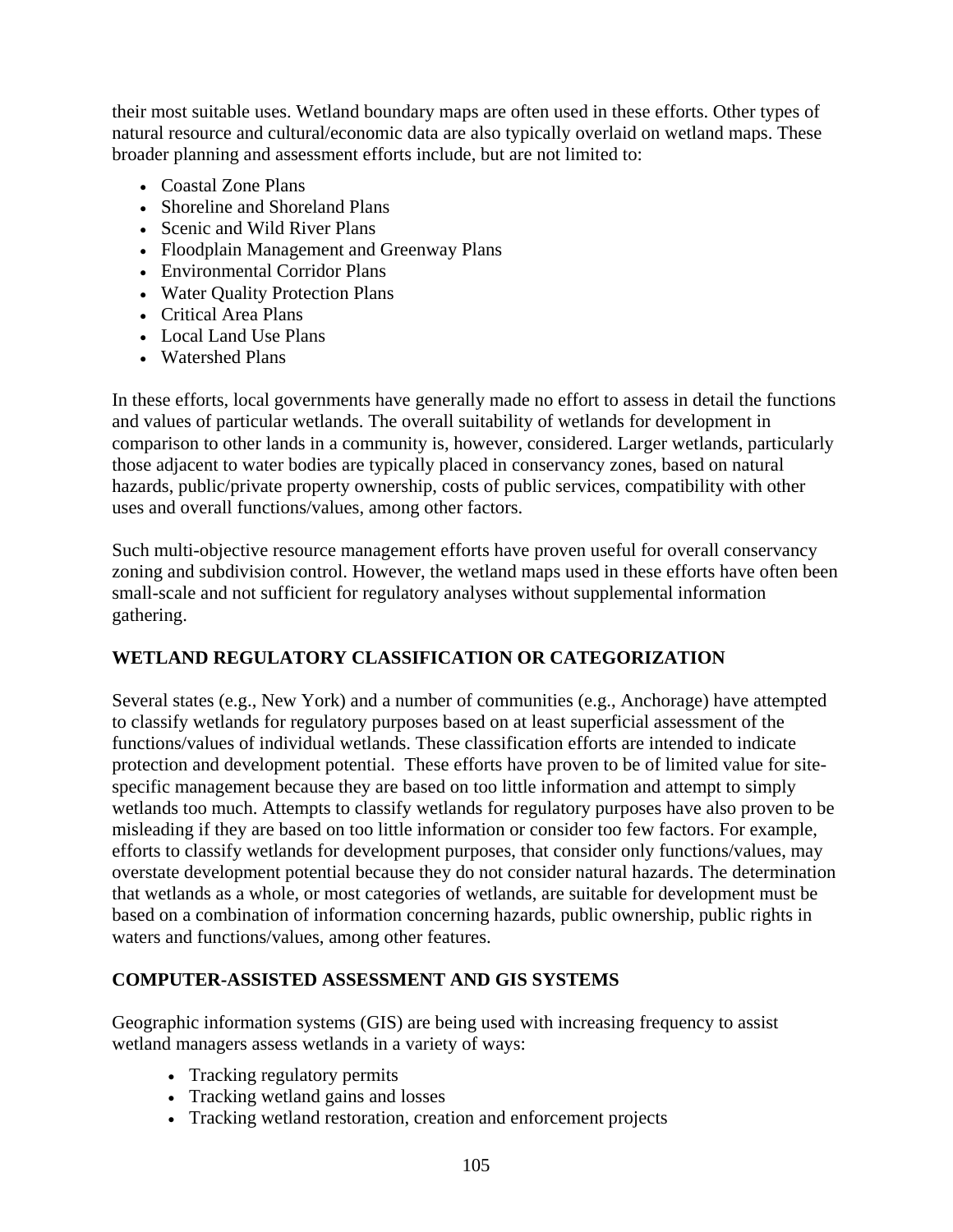their most suitable uses. Wetland boundary maps are often used in these efforts. Other types of natural resource and cultural/economic data are also typically overlaid on wetland maps. These broader planning and assessment efforts include, but are not limited to:

- Coastal Zone Plans
- Shoreline and Shoreland Plans
- Scenic and Wild River Plans
- Floodplain Management and Greenway Plans
- Environmental Corridor Plans
- Water Quality Protection Plans
- Critical Area Plans
- Local Land Use Plans
- Watershed Plans

In these efforts, local governments have generally made no effort to assess in detail the functions and values of particular wetlands. The overall suitability of wetlands for development in comparison to other lands in a community is, however, considered. Larger wetlands, particularly those adjacent to water bodies are typically placed in conservancy zones, based on natural hazards, public/private property ownership, costs of public services, compatibility with other uses and overall functions/values, among other factors.

Such multi-objective resource management efforts have proven useful for overall conservancy zoning and subdivision control. However, the wetland maps used in these efforts have often been small-scale and not sufficient for regulatory analyses without supplemental information gathering.

## WETLAND REGULATORY CLASSIFICATION OR CATEGORIZATION

Several states (e.g., New York) and a number of communities (e.g., Anchorage) have attempted to classify wetlands for regulatory purposes based on at least superficial assessment of the functions/values of individual wetlands. These classification efforts are intended to indicate protection and development potential. These efforts have proven to be of limited value for site-specific management because they are based on too little information and attempt to simply wetlands too much. Attempts to classify wetlands for regulatory purposes have also proven to be misleading if they are based on too little information or consider too few factors. For example, efforts to classify wetlands for development purposes, that consider only functions/values, may overstate development potential because they do not consider natural hazards. The determination that wetlands as a whole, or most categories of wetlands, are suitable for development must be based on a combination of information concerning hazards, public ownership, public rights in waters and functions/values, among other features.

## COMPUTER-ASSISTED ASSESSMENT AND GIS SYSTEMS

Geographic information systems (GIS) are being used with increasing frequency to assist wetland managers assess wetlands in a variety of ways:

- Tracking regulatory permits
- Tracking wetland gains and losses
- Tracking wetland restoration, creation and enforcement projects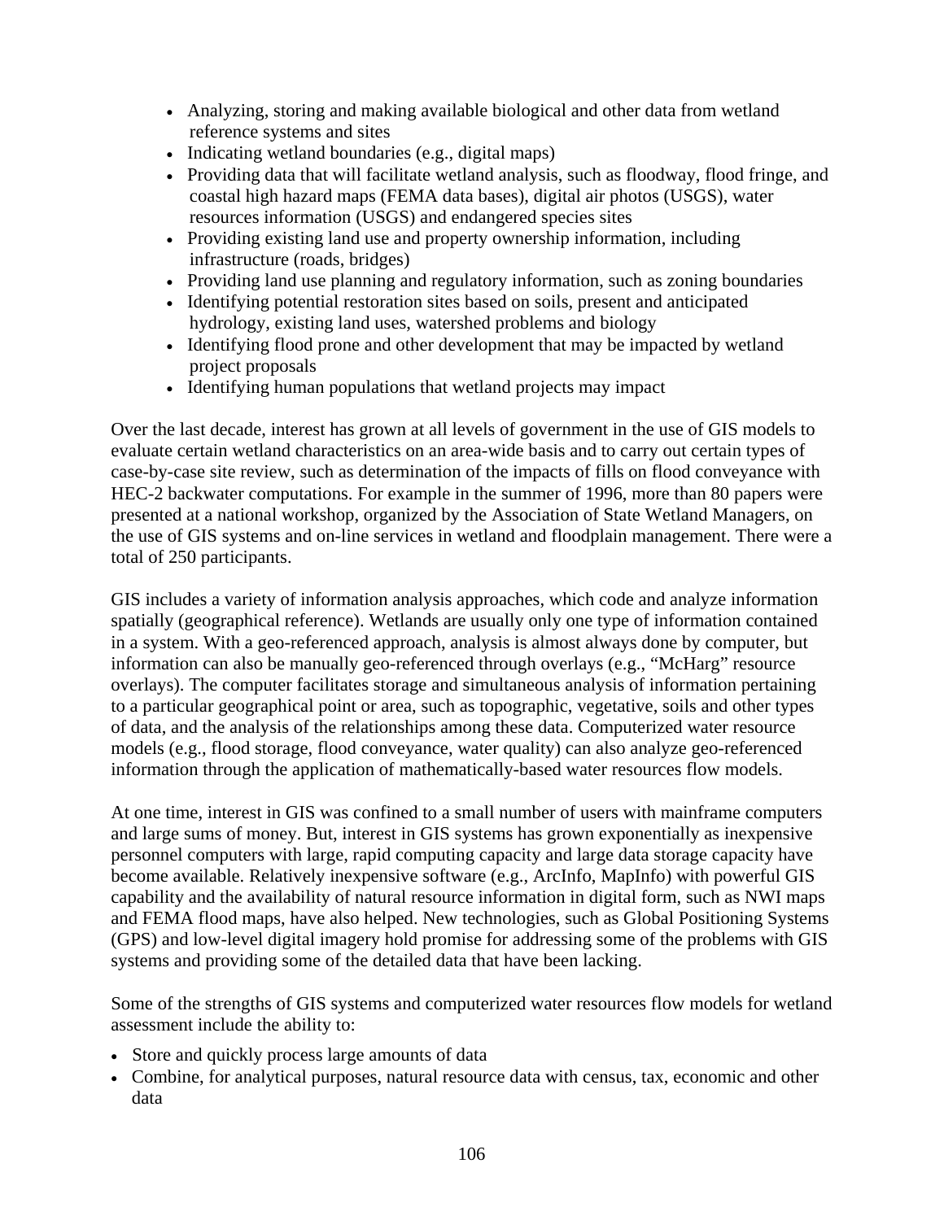- Analyzing, storing and making available biological and other data from wetland reference systems and sites
- Indicating wetland boundaries (e.g., digital maps)
- Providing data that will facilitate wetland analysis, such as floodway, flood fringe, and coastal high hazard maps (FEMA data bases), digital air photos (USGS), water resources information (USGS) and endangered species sites
- Providing existing land use and property ownership information, including infrastructure (roads, bridges)
- Providing land use planning and regulatory information, such as zoning boundaries
- Identifying potential restoration sites based on soils, present and anticipated hydrology, existing land uses, watershed problems and biology
- Identifying flood prone and other development that may be impacted by wetland project proposals
- Identifying human populations that wetland projects may impact

Over the last decade, interest has grown at all levels of government in the use of GIS models to evaluate certain wetland characteristics on an area-wide basis and to carry out certain types of case-by-case site review, such as determination of the impacts of fills on flood conveyance with HEC-2 backwater computations. For example in the summer of 1996, more than 80 papers were presented at a national workshop, organized by the Association of State Wetland Managers, on the use of GIS systems and on-line services in wetland and floodplain management. There were a total of 250 participants.

GIS includes a variety of information analysis approaches, which code and analyze information spatially (geographical reference). Wetlands are usually only one type of information contained in a system. With a geo-referenced approach, analysis is almost always done by computer, but information can also be manually geo-referenced through overlays (e.g., "McHarg" resource overlays). The computer facilitates storage and simultaneous analysis of information pertaining to a particular geographical point or area, such as topographic, vegetative, soils and other types of data, and the analysis of the relationships among these data. Computerized water resource models (e.g., flood storage, flood conveyance, water quality) can also analyze geo-referenced information through the application of mathematically-based water resources flow models.

At one time, interest in GIS was confined to a small number of users with mainframe computers and large sums of money. But, interest in GIS systems has grown exponentially as inexpensive personnel computers with large, rapid computing capacity and large data storage capacity have become available. Relatively inexpensive software (e.g., ArcInfo, MapInfo) with powerful GIS capability and the availability of natural resource information in digital form, such as NWI maps and FEMA flood maps, have also helped. New technologies, such as Global Positioning Systems (GPS) and low-level digital imagery hold promise for addressing some of the problems with GIS systems and providing some of the detailed data that have been lacking.

Some of the strengths of GIS systems and computerized water resources flow models for wetland assessment include the ability to:

- Store and quickly process large amounts of data
- Combine, for analytical purposes, natural resource data with census, tax, economic and other data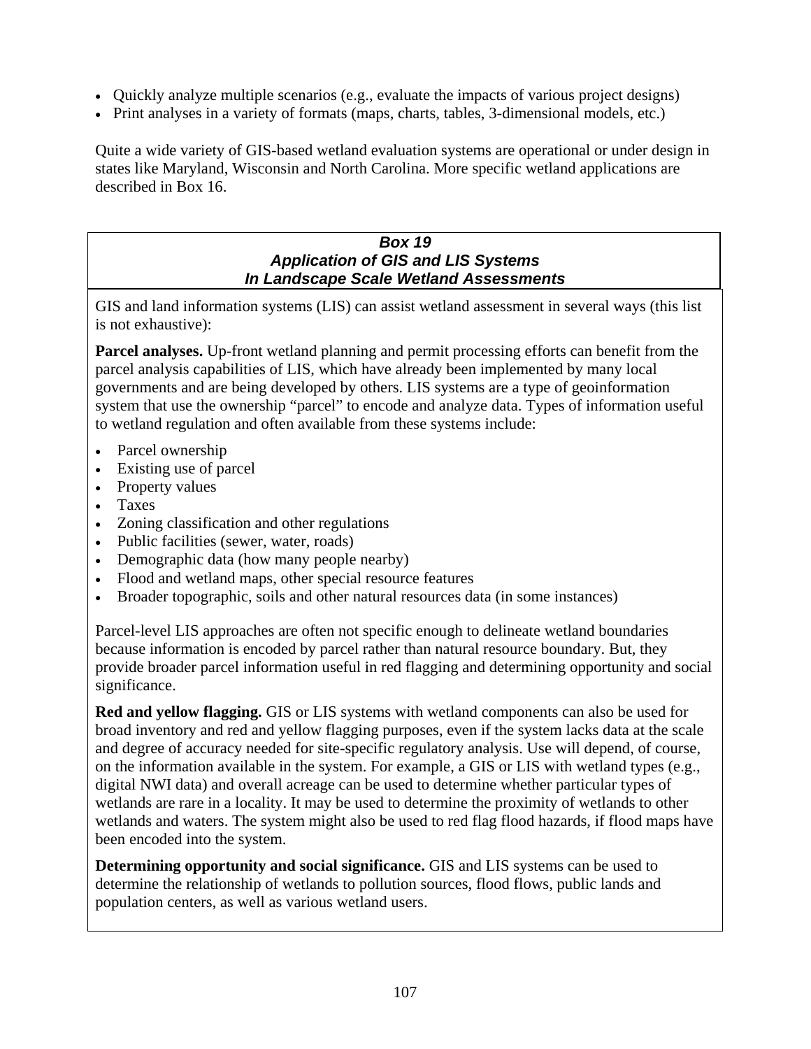- Quickly analyze multiple scenarios (e.g., evaluate the impacts of various project designs)
- Print analyses in a variety of formats (maps, charts, tables, 3-dimensional models, etc.)

Quite a wide variety of GIS-based wetland evaluation systems are operational or under design in states like Maryland, Wisconsin and North Carolina. More specific wetland applications are described in Box 16.

### *Box 19*
### *Application of GIS and LIS Systems In Landscape Scale Wetland Assessments*

GIS and land information systems (LIS) can assist wetland assessment in several ways (this list is not exhaustive):

**Parcel analyses.** Up-front wetland planning and permit processing efforts can benefit from the parcel analysis capabilities of LIS, which have already been implemented by many local governments and are being developed by others. LIS systems are a type of geoinformation system that use the ownership "parcel" to encode and analyze data. Types of information useful to wetland regulation and often available from these systems include:

- Parcel ownership
- Existing use of parcel
- Property values
- Taxes
- Zoning classification and other regulations
- Public facilities (sewer, water, roads)
- Demographic data (how many people nearby)
- Flood and wetland maps, other special resource features
- Broader topographic, soils and other natural resources data (in some instances)

Parcel-level LIS approaches are often not specific enough to delineate wetland boundaries because information is encoded by parcel rather than natural resource boundary. But, they provide broader parcel information useful in red flagging and determining opportunity and social significance.

**Red and yellow flagging.** GIS or LIS systems with wetland components can also be used for broad inventory and red and yellow flagging purposes, even if the system lacks data at the scale and degree of accuracy needed for site-specific regulatory analysis. Use will depend, of course, on the information available in the system. For example, a GIS or LIS with wetland types (e.g., digital NWI data) and overall acreage can be used to determine whether particular types of wetlands are rare in a locality. It may be used to determine the proximity of wetlands to other wetlands and waters. The system might also be used to red flag flood hazards, if flood maps have been encoded into the system.

**Determining opportunity and social significance.** GIS and LIS systems can be used to determine the relationship of wetlands to pollution sources, flood flows, public lands and population centers, as well as various wetland users.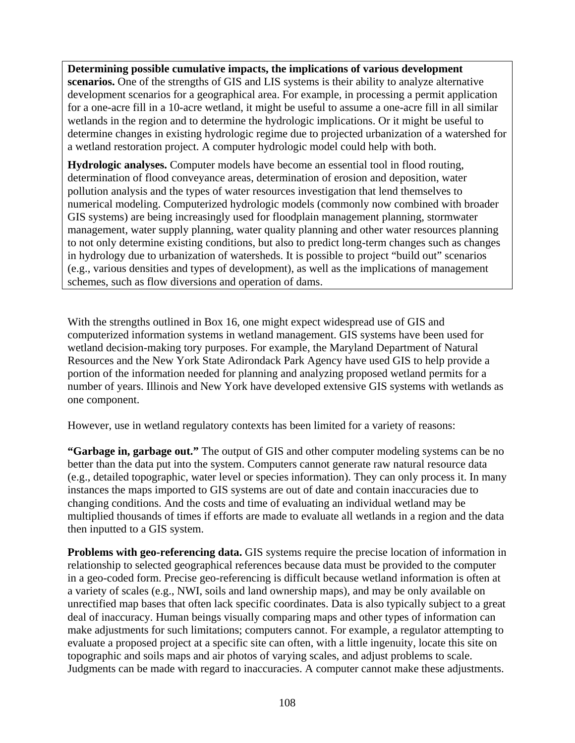**Determining possible cumulative impacts, the implications of various development scenarios.** One of the strengths of GIS and LIS systems is their ability to analyze alternative development scenarios for a geographical area. For example, in processing a permit application for a one-acre fill in a 10-acre wetland, it might be useful to assume a one-acre fill in all similar wetlands in the region and to determine the hydrologic implications. Or it might be useful to determine changes in existing hydrologic regime due to projected urbanization of a watershed for a wetland restoration project. A computer hydrologic model could help with both.

**Hydrologic analyses.** Computer models have become an essential tool in flood routing, determination of flood conveyance areas, determination of erosion and deposition, water pollution analysis and the types of water resources investigation that lend themselves to numerical modeling. Computerized hydrologic models (commonly now combined with broader GIS systems) are being increasingly used for floodplain management planning, stormwater management, water supply planning, water quality planning and other water resources planning to not only determine existing conditions, but also to predict long-term changes such as changes in hydrology due to urbanization of watersheds. It is possible to project "build out" scenarios (e.g., various densities and types of development), as well as the implications of management schemes, such as flow diversions and operation of dams.

With the strengths outlined in Box 16, one might expect widespread use of GIS and computerized information systems in wetland management. GIS systems have been used for wetland decision-making tory purposes. For example, the Maryland Department of Natural Resources and the New York State Adirondack Park Agency have used GIS to help provide a portion of the information needed for planning and analyzing proposed wetland permits for a number of years. Illinois and New York have developed extensive GIS systems with wetlands as one component.

However, use in wetland regulatory contexts has been limited for a variety of reasons:

**"Garbage in, garbage out."** The output of GIS and other computer modeling systems can be no better than the data put into the system. Computers cannot generate raw natural resource data (e.g., detailed topographic, water level or species information). They can only process it. In many instances the maps imported to GIS systems are out of date and contain inaccuracies due to changing conditions. And the costs and time of evaluating an individual wetland may be multiplied thousands of times if efforts are made to evaluate all wetlands in a region and the data then inputted to a GIS system.

**Problems with geo-referencing data.** GIS systems require the precise location of information in relationship to selected geographical references because data must be provided to the computer in a geo-coded form. Precise geo-referencing is difficult because wetland information is often at a variety of scales (e.g., NWI, soils and land ownership maps), and may be only available on unrectified map bases that often lack specific coordinates. Data is also typically subject to a great deal of inaccuracy. Human beings visually comparing maps and other types of information can make adjustments for such limitations; computers cannot. For example, a regulator attempting to evaluate a proposed project at a specific site can often, with a little ingenuity, locate this site on topographic and soils maps and air photos of varying scales, and adjust problems to scale. Judgments can be made with regard to inaccuracies. A computer cannot make these adjustments.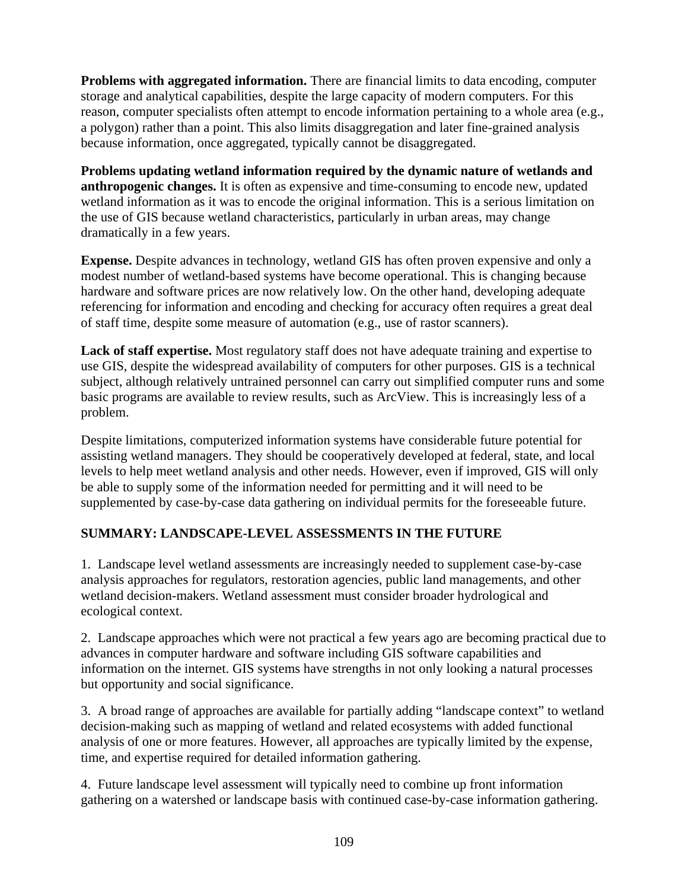**Problems with aggregated information.** There are financial limits to data encoding, computer storage and analytical capabilities, despite the large capacity of modern computers. For this reason, computer specialists often attempt to encode information pertaining to a whole area (e.g., a polygon) rather than a point. This also limits disaggregation and later fine-grained analysis because information, once aggregated, typically cannot be disaggregated.

**Problems updating wetland information required by the dynamic nature of wetlands and anthropogenic changes.** It is often as expensive and time-consuming to encode new, updated wetland information as it was to encode the original information. This is a serious limitation on the use of GIS because wetland characteristics, particularly in urban areas, may change dramatically in a few years.

**Expense.** Despite advances in technology, wetland GIS has often proven expensive and only a modest number of wetland-based systems have become operational. This is changing because hardware and software prices are now relatively low. On the other hand, developing adequate referencing for information and encoding and checking for accuracy often requires a great deal of staff time, despite some measure of automation (e.g., use of rastor scanners).

**Lack of staff expertise.** Most regulatory staff does not have adequate training and expertise to use GIS, despite the widespread availability of computers for other purposes. GIS is a technical subject, although relatively untrained personnel can carry out simplified computer runs and some basic programs are available to review results, such as ArcView. This is increasingly less of a problem.

Despite limitations, computerized information systems have considerable future potential for assisting wetland managers. They should be cooperatively developed at federal, state, and local levels to help meet wetland analysis and other needs. However, even if improved, GIS will only be able to supply some of the information needed for permitting and it will need to be supplemented by case-by-case data gathering on individual permits for the foreseeable future.

## SUMMARY: LANDSCAPE-LEVEL ASSESSMENTS IN THE FUTURE

1. Landscape level wetland assessments are increasingly needed to supplement case-by-case analysis approaches for regulators, restoration agencies, public land managements, and other wetland decision-makers. Wetland assessment must consider broader hydrological and ecological context.

2. Landscape approaches which were not practical a few years ago are becoming practical due to advances in computer hardware and software including GIS software capabilities and information on the internet. GIS systems have strengths in not only looking a natural processes but opportunity and social significance.

3. A broad range of approaches are available for partially adding "landscape context" to wetland decision-making such as mapping of wetland and related ecosystems with added functional analysis of one or more features. However, all approaches are typically limited by the expense, time, and expertise required for detailed information gathering.

4. Future landscape level assessment will typically need to combine up front information gathering on a watershed or landscape basis with continued case-by-case information gathering.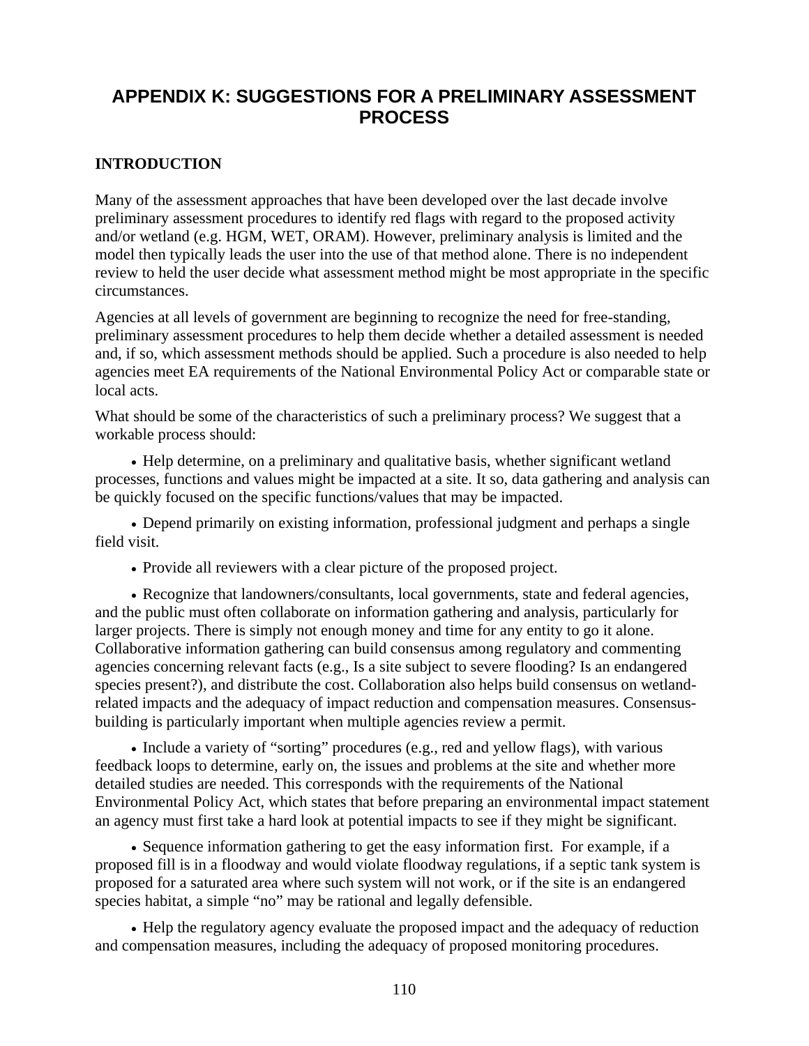# APPENDIX K: SUGGESTIONS FOR A PRELIMINARY ASSESSMENT PROCESS

## INTRODUCTION

Many of the assessment approaches that have been developed over the last decade involve preliminary assessment procedures to identify red flags with regard to the proposed activity and/or wetland (e.g. HGM, WET, ORAM). However, preliminary analysis is limited and the model then typically leads the user into the use of that method alone. There is no independent review to held the user decide what assessment method might be most appropriate in the specific circumstances.

Agencies at all levels of government are beginning to recognize the need for free-standing, preliminary assessment procedures to help them decide whether a detailed assessment is needed and, if so, which assessment methods should be applied. Such a procedure is also needed to help agencies meet EA requirements of the National Environmental Policy Act or comparable state or local acts.

What should be some of the characteristics of such a preliminary process? We suggest that a workable process should:

- Help determine, on a preliminary and qualitative basis, whether significant wetland processes, functions and values might be impacted at a site. It so, data gathering and analysis can be quickly focused on the specific functions/values that may be impacted.
- Depend primarily on existing information, professional judgment and perhaps a single field visit.
- Provide all reviewers with a clear picture of the proposed project.
- Recognize that landowners/consultants, local governments, state and federal agencies, and the public must often collaborate on information gathering and analysis, particularly for larger projects. There is simply not enough money and time for any entity to go it alone. Collaborative information gathering can build consensus among regulatory and commenting agencies concerning relevant facts (e.g., Is a site subject to severe flooding? Is an endangered species present?), and distribute the cost. Collaboration also helps build consensus on wetland-related impacts and the adequacy of impact reduction and compensation measures. Consensus-building is particularly important when multiple agencies review a permit.
- Include a variety of "sorting" procedures (e.g., red and yellow flags), with various feedback loops to determine, early on, the issues and problems at the site and whether more detailed studies are needed. This corresponds with the requirements of the National Environmental Policy Act, which states that before preparing an environmental impact statement an agency must first take a hard look at potential impacts to see if they might be significant.
- Sequence information gathering to get the easy information first. For example, if a proposed fill is in a floodway and would violate floodway regulations, if a septic tank system is proposed for a saturated area where such system will not work, or if the site is an endangered species habitat, a simple "no" may be rational and legally defensible.
- Help the regulatory agency evaluate the proposed impact and the adequacy of reduction and compensation measures, including the adequacy of proposed monitoring procedures.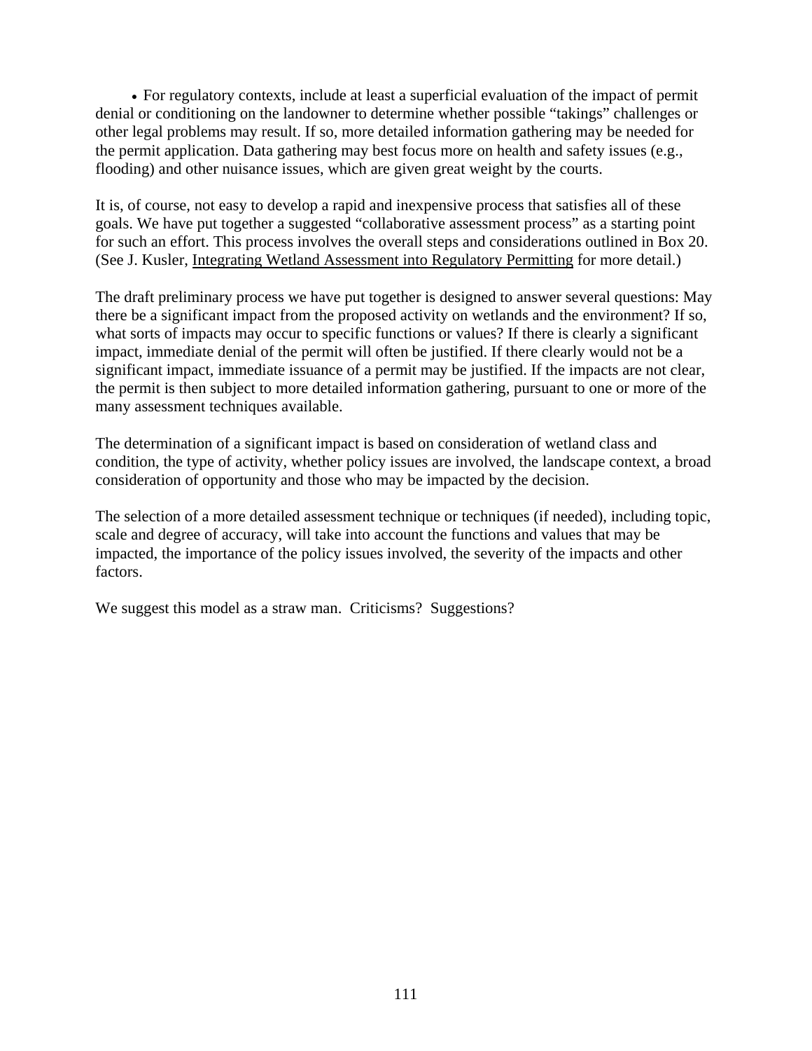- For regulatory contexts, include at least a superficial evaluation of the impact of permit denial or conditioning on the landowner to determine whether possible "takings" challenges or other legal problems may result. If so, more detailed information gathering may be needed for the permit application. Data gathering may best focus more on health and safety issues (e.g., flooding) and other nuisance issues, which are given great weight by the courts.

It is, of course, not easy to develop a rapid and inexpensive process that satisfies all of these goals. We have put together a suggested "collaborative assessment process" as a starting point for such an effort. This process involves the overall steps and considerations outlined in Box 20. (See J. Kusler, Integrating Wetland Assessment into Regulatory Permitting for more detail.)

The draft preliminary process we have put together is designed to answer several questions: May there be a significant impact from the proposed activity on wetlands and the environment? If so, what sorts of impacts may occur to specific functions or values? If there is clearly a significant impact, immediate denial of the permit will often be justified. If there clearly would not be a significant impact, immediate issuance of a permit may be justified. If the impacts are not clear, the permit is then subject to more detailed information gathering, pursuant to one or more of the many assessment techniques available.

The determination of a significant impact is based on consideration of wetland class and condition, the type of activity, whether policy issues are involved, the landscape context, a broad consideration of opportunity and those who may be impacted by the decision.

The selection of a more detailed assessment technique or techniques (if needed), including topic, scale and degree of accuracy, will take into account the functions and values that may be impacted, the importance of the policy issues involved, the severity of the impacts and other factors.

We suggest this model as a straw man. Criticisms? Suggestions?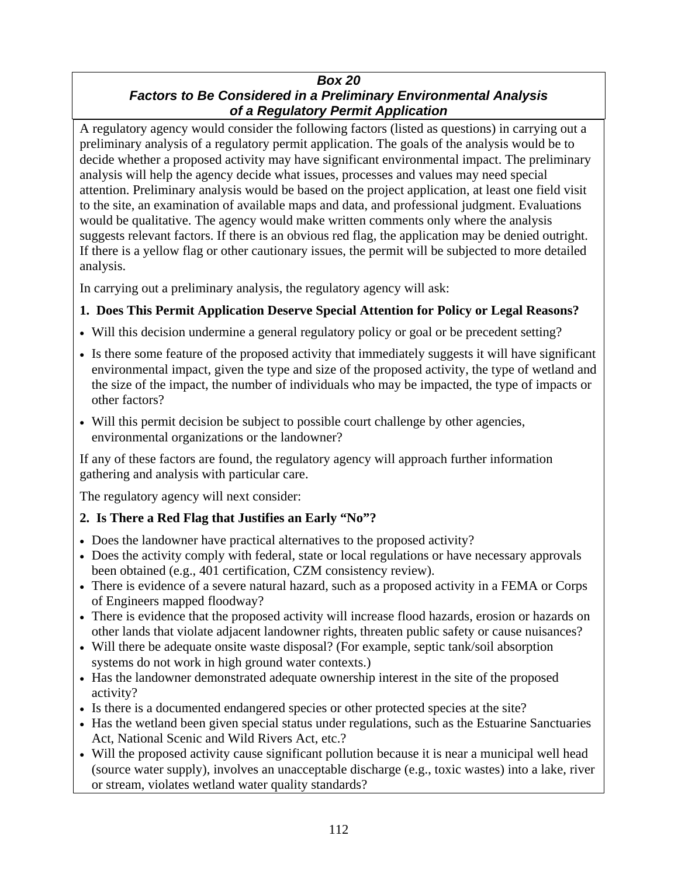***Box 20***
***Factors to Be Considered in a Preliminary Environmental Analysis of a Regulatory Permit Application***

A regulatory agency would consider the following factors (listed as questions) in carrying out a preliminary analysis of a regulatory permit application. The goals of the analysis would be to decide whether a proposed activity may have significant environmental impact. The preliminary analysis will help the agency decide what issues, processes and values may need special attention. Preliminary analysis would be based on the project application, at least one field visit to the site, an examination of available maps and data, and professional judgment. Evaluations would be qualitative. The agency would make written comments only where the analysis suggests relevant factors. If there is an obvious red flag, the application may be denied outright. If there is a yellow flag or other cautionary issues, the permit will be subjected to more detailed analysis.

In carrying out a preliminary analysis, the regulatory agency will ask:

**1. Does This Permit Application Deserve Special Attention for Policy or Legal Reasons?**

- Will this decision undermine a general regulatory policy or goal or be precedent setting?
- Is there some feature of the proposed activity that immediately suggests it will have significant environmental impact, given the type and size of the proposed activity, the type of wetland and the size of the impact, the number of individuals who may be impacted, the type of impacts or other factors?
- Will this permit decision be subject to possible court challenge by other agencies, environmental organizations or the landowner?

If any of these factors are found, the regulatory agency will approach further information gathering and analysis with particular care.

The regulatory agency will next consider:

**2. Is There a Red Flag that Justifies an Early "No"?**

- Does the landowner have practical alternatives to the proposed activity?
- Does the activity comply with federal, state or local regulations or have necessary approvals been obtained (e.g., 401 certification, CZM consistency review).
- There is evidence of a severe natural hazard, such as a proposed activity in a FEMA or Corps of Engineers mapped floodway?
- There is evidence that the proposed activity will increase flood hazards, erosion or hazards on other lands that violate adjacent landowner rights, threaten public safety or cause nuisances?
- Will there be adequate onsite waste disposal? (For example, septic tank/soil absorption systems do not work in high ground water contexts.)
- Has the landowner demonstrated adequate ownership interest in the site of the proposed activity?
- Is there is a documented endangered species or other protected species at the site?
- Has the wetland been given special status under regulations, such as the Estuarine Sanctuaries Act, National Scenic and Wild Rivers Act, etc.?
- Will the proposed activity cause significant pollution because it is near a municipal well head (source water supply), involves an unacceptable discharge (e.g., toxic wastes) into a lake, river or stream, violates wetland water quality standards?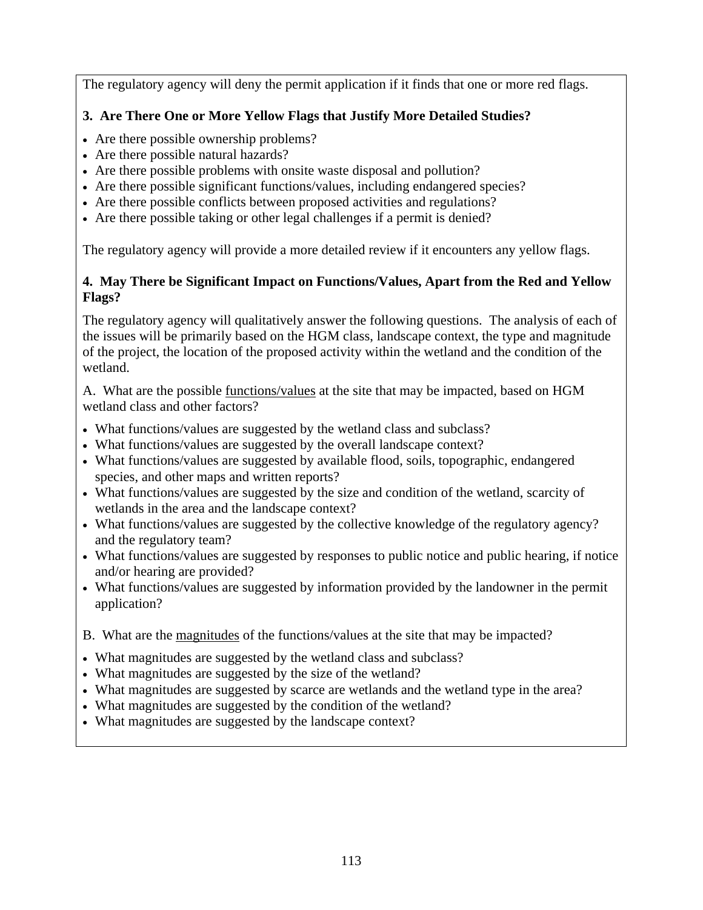The regulatory agency will deny the permit application if it finds that one or more red flags.

**3. Are There One or More Yellow Flags that Justify More Detailed Studies?**

- Are there possible ownership problems?
- Are there possible natural hazards?
- Are there possible problems with onsite waste disposal and pollution?
- Are there possible significant functions/values, including endangered species?
- Are there possible conflicts between proposed activities and regulations?
- Are there possible taking or other legal challenges if a permit is denied?

The regulatory agency will provide a more detailed review if it encounters any yellow flags.

**4. May There be Significant Impact on Functions/Values, Apart from the Red and Yellow Flags?**

The regulatory agency will qualitatively answer the following questions. The analysis of each of the issues will be primarily based on the HGM class, landscape context, the type and magnitude of the project, the location of the proposed activity within the wetland and the condition of the wetland.

A. What are the possible <u>functions/values</u> at the site that may be impacted, based on HGM wetland class and other factors?

- What functions/values are suggested by the wetland class and subclass?
- What functions/values are suggested by the overall landscape context?
- What functions/values are suggested by available flood, soils, topographic, endangered species, and other maps and written reports?
- What functions/values are suggested by the size and condition of the wetland, scarcity of wetlands in the area and the landscape context?
- What functions/values are suggested by the collective knowledge of the regulatory agency? and the regulatory team?
- What functions/values are suggested by responses to public notice and public hearing, if notice and/or hearing are provided?
- What functions/values are suggested by information provided by the landowner in the permit application?

B. What are the <u>magnitudes</u> of the functions/values at the site that may be impacted?

- What magnitudes are suggested by the wetland class and subclass?
- What magnitudes are suggested by the size of the wetland?
- What magnitudes are suggested by scarce are wetlands and the wetland type in the area?
- What magnitudes are suggested by the condition of the wetland?
- What magnitudes are suggested by the landscape context?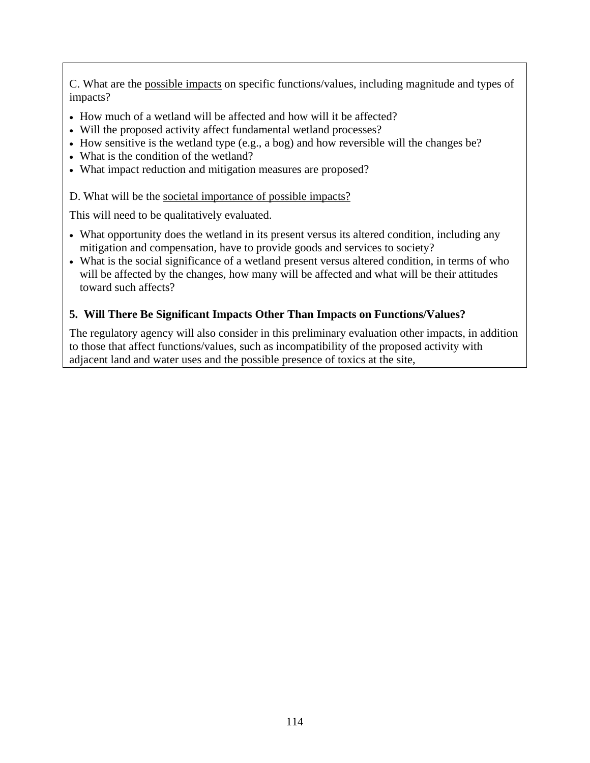C. What are the possible impacts on specific functions/values, including magnitude and types of impacts?

- How much of a wetland will be affected and how will it be affected?
- Will the proposed activity affect fundamental wetland processes?
- How sensitive is the wetland type (e.g., a bog) and how reversible will the changes be?
- What is the condition of the wetland?
- What impact reduction and mitigation measures are proposed?

D. What will be the societal importance of possible impacts?

This will need to be qualitatively evaluated.

- What opportunity does the wetland in its present versus its altered condition, including any mitigation and compensation, have to provide goods and services to society?
- What is the social significance of a wetland present versus altered condition, in terms of who will be affected by the changes, how many will be affected and what will be their attitudes toward such affects?

**5. Will There Be Significant Impacts Other Than Impacts on Functions/Values?**

The regulatory agency will also consider in this preliminary evaluation other impacts, in addition to those that affect functions/values, such as incompatibility of the proposed activity with adjacent land and water uses and the possible presence of toxics at the site,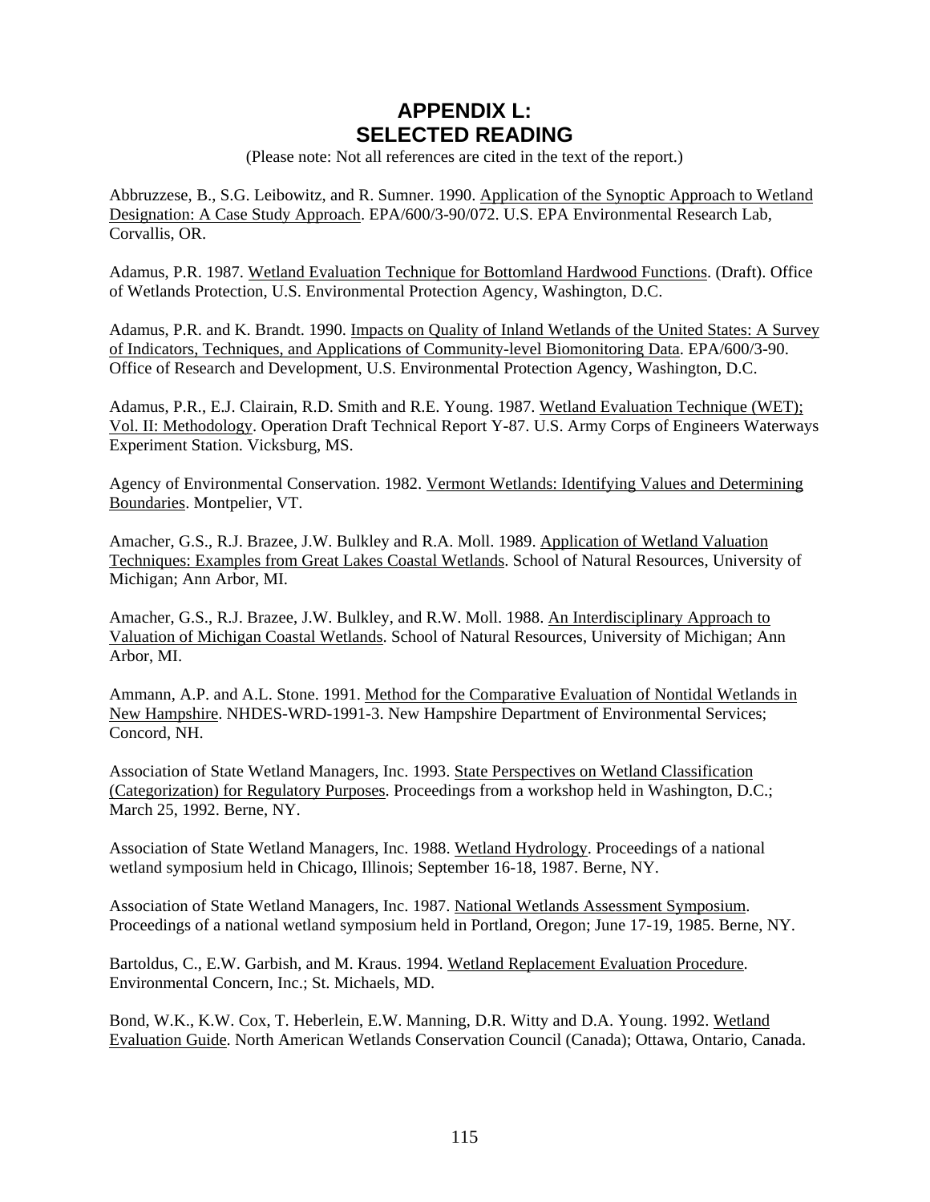# APPENDIX L: SELECTED READING

(Please note: Not all references are cited in the text of the report.)

Abbruzzese, B., S.G. Leibowitz, and R. Sumner. 1990. Application of the Synoptic Approach to Wetland Designation: A Case Study Approach. EPA/600/3-90/072. U.S. EPA Environmental Research Lab, Corvallis, OR.

Adamus, P.R. 1987. Wetland Evaluation Technique for Bottomland Hardwood Functions. (Draft). Office of Wetlands Protection, U.S. Environmental Protection Agency, Washington, D.C.

Adamus, P.R. and K. Brandt. 1990. Impacts on Quality of Inland Wetlands of the United States: A Survey of Indicators, Techniques, and Applications of Community-level Biomonitoring Data. EPA/600/3-90. Office of Research and Development, U.S. Environmental Protection Agency, Washington, D.C.

Adamus, P.R., E.J. Clairain, R.D. Smith and R.E. Young. 1987. Wetland Evaluation Technique (WET); Vol. II: Methodology. Operation Draft Technical Report Y-87. U.S. Army Corps of Engineers Waterways Experiment Station. Vicksburg, MS.

Agency of Environmental Conservation. 1982. Vermont Wetlands: Identifying Values and Determining Boundaries. Montpelier, VT.

Amacher, G.S., R.J. Brazee, J.W. Bulkley and R.A. Moll. 1989. Application of Wetland Valuation Techniques: Examples from Great Lakes Coastal Wetlands. School of Natural Resources, University of Michigan; Ann Arbor, MI.

Amacher, G.S., R.J. Brazee, J.W. Bulkley, and R.W. Moll. 1988. An Interdisciplinary Approach to Valuation of Michigan Coastal Wetlands. School of Natural Resources, University of Michigan; Ann Arbor, MI.

Ammann, A.P. and A.L. Stone. 1991. Method for the Comparative Evaluation of Nontidal Wetlands in New Hampshire. NHDES-WRD-1991-3. New Hampshire Department of Environmental Services; Concord, NH.

Association of State Wetland Managers, Inc. 1993. State Perspectives on Wetland Classification (Categorization) for Regulatory Purposes. Proceedings from a workshop held in Washington, D.C.; March 25, 1992. Berne, NY.

Association of State Wetland Managers, Inc. 1988. Wetland Hydrology. Proceedings of a national wetland symposium held in Chicago, Illinois; September 16-18, 1987. Berne, NY.

Association of State Wetland Managers, Inc. 1987. National Wetlands Assessment Symposium. Proceedings of a national wetland symposium held in Portland, Oregon; June 17-19, 1985. Berne, NY.

Bartoldus, C., E.W. Garbish, and M. Kraus. 1994. Wetland Replacement Evaluation Procedure. Environmental Concern, Inc.; St. Michaels, MD.

Bond, W.K., K.W. Cox, T. Heberlein, E.W. Manning, D.R. Witty and D.A. Young. 1992. Wetland Evaluation Guide. North American Wetlands Conservation Council (Canada); Ottawa, Ontario, Canada.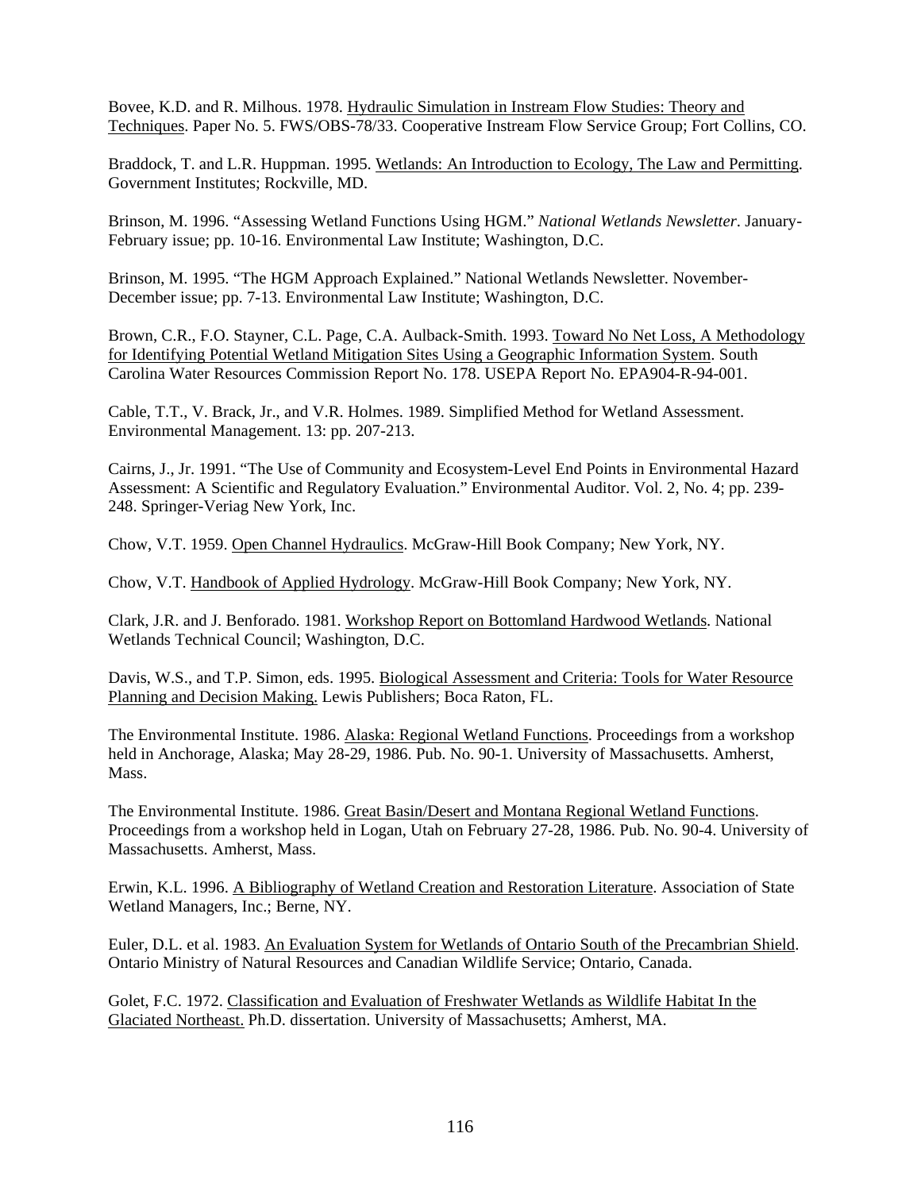Bovee, K.D. and R. Milhous. 1978. Hydraulic Simulation in Instream Flow Studies: Theory and Techniques. Paper No. 5. FWS/OBS-78/33. Cooperative Instream Flow Service Group; Fort Collins, CO.

Braddock, T. and L.R. Huppman. 1995. Wetlands: An Introduction to Ecology, The Law and Permitting. Government Institutes; Rockville, MD.

Brinson, M. 1996. "Assessing Wetland Functions Using HGM." *National Wetlands Newsletter*. January-February issue; pp. 10-16. Environmental Law Institute; Washington, D.C.

Brinson, M. 1995. "The HGM Approach Explained." National Wetlands Newsletter. November-December issue; pp. 7-13. Environmental Law Institute; Washington, D.C.

Brown, C.R., F.O. Stayner, C.L. Page, C.A. Aulback-Smith. 1993. Toward No Net Loss, A Methodology for Identifying Potential Wetland Mitigation Sites Using a Geographic Information System. South Carolina Water Resources Commission Report No. 178. USEPA Report No. EPA904-R-94-001.

Cable, T.T., V. Brack, Jr., and V.R. Holmes. 1989. Simplified Method for Wetland Assessment. Environmental Management. 13: pp. 207-213.

Cairns, J., Jr. 1991. "The Use of Community and Ecosystem-Level End Points in Environmental Hazard Assessment: A Scientific and Regulatory Evaluation." Environmental Auditor. Vol. 2, No. 4; pp. 239-248. Springer-Veriag New York, Inc.

Chow, V.T. 1959. Open Channel Hydraulics. McGraw-Hill Book Company; New York, NY.

Chow, V.T. Handbook of Applied Hydrology. McGraw-Hill Book Company; New York, NY.

Clark, J.R. and J. Benforado. 1981. Workshop Report on Bottomland Hardwood Wetlands. National Wetlands Technical Council; Washington, D.C.

Davis, W.S., and T.P. Simon, eds. 1995. Biological Assessment and Criteria: Tools for Water Resource Planning and Decision Making. Lewis Publishers; Boca Raton, FL.

The Environmental Institute. 1986. Alaska: Regional Wetland Functions. Proceedings from a workshop held in Anchorage, Alaska; May 28-29, 1986. Pub. No. 90-1. University of Massachusetts. Amherst, Mass.

The Environmental Institute. 1986. Great Basin/Desert and Montana Regional Wetland Functions. Proceedings from a workshop held in Logan, Utah on February 27-28, 1986. Pub. No. 90-4. University of Massachusetts. Amherst, Mass.

Erwin, K.L. 1996. A Bibliography of Wetland Creation and Restoration Literature. Association of State Wetland Managers, Inc.; Berne, NY.

Euler, D.L. et al. 1983. An Evaluation System for Wetlands of Ontario South of the Precambrian Shield. Ontario Ministry of Natural Resources and Canadian Wildlife Service; Ontario, Canada.

Golet, F.C. 1972. Classification and Evaluation of Freshwater Wetlands as Wildlife Habitat In the Glaciated Northeast. Ph.D. dissertation. University of Massachusetts; Amherst, MA.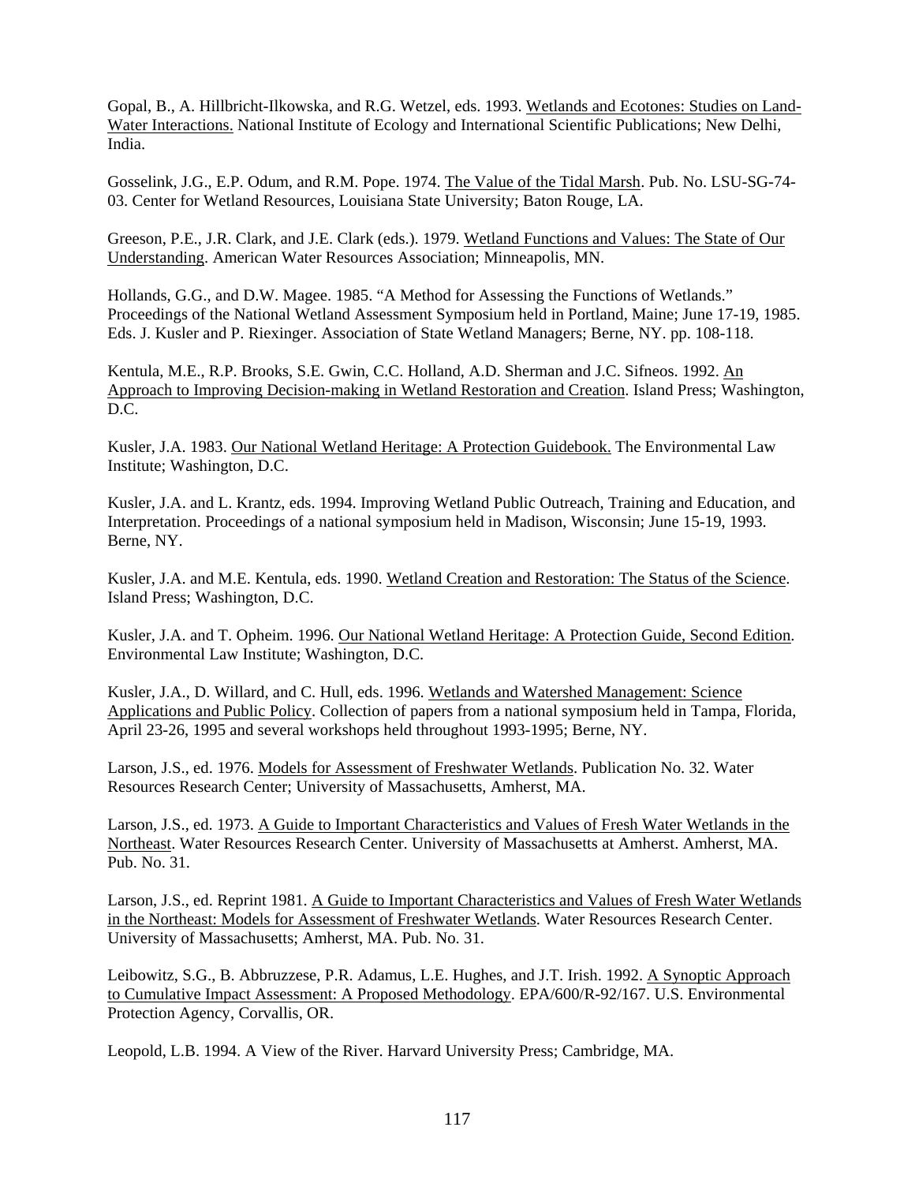Gopal, B., A. Hillbricht-Ilkowska, and R.G. Wetzel, eds. 1993. Wetlands and Ecotones: Studies on Land-Water Interactions. National Institute of Ecology and International Scientific Publications; New Delhi, India.

Gosselink, J.G., E.P. Odum, and R.M. Pope. 1974. The Value of the Tidal Marsh. Pub. No. LSU-SG-74-03. Center for Wetland Resources, Louisiana State University; Baton Rouge, LA.

Greeson, P.E., J.R. Clark, and J.E. Clark (eds.). 1979. Wetland Functions and Values: The State of Our Understanding. American Water Resources Association; Minneapolis, MN.

Hollands, G.G., and D.W. Magee. 1985. "A Method for Assessing the Functions of Wetlands." Proceedings of the National Wetland Assessment Symposium held in Portland, Maine; June 17-19, 1985. Eds. J. Kusler and P. Riexinger. Association of State Wetland Managers; Berne, NY. pp. 108-118.

Kentula, M.E., R.P. Brooks, S.E. Gwin, C.C. Holland, A.D. Sherman and J.C. Sifneos. 1992. An Approach to Improving Decision-making in Wetland Restoration and Creation. Island Press; Washington, D.C.

Kusler, J.A. 1983. Our National Wetland Heritage: A Protection Guidebook. The Environmental Law Institute; Washington, D.C.

Kusler, J.A. and L. Krantz, eds. 1994. Improving Wetland Public Outreach, Training and Education, and Interpretation. Proceedings of a national symposium held in Madison, Wisconsin; June 15-19, 1993. Berne, NY.

Kusler, J.A. and M.E. Kentula, eds. 1990. Wetland Creation and Restoration: The Status of the Science. Island Press; Washington, D.C.

Kusler, J.A. and T. Opheim. 1996. Our National Wetland Heritage: A Protection Guide, Second Edition. Environmental Law Institute; Washington, D.C.

Kusler, J.A., D. Willard, and C. Hull, eds. 1996. Wetlands and Watershed Management: Science Applications and Public Policy. Collection of papers from a national symposium held in Tampa, Florida, April 23-26, 1995 and several workshops held throughout 1993-1995; Berne, NY.

Larson, J.S., ed. 1976. Models for Assessment of Freshwater Wetlands. Publication No. 32. Water Resources Research Center; University of Massachusetts, Amherst, MA.

Larson, J.S., ed. 1973. A Guide to Important Characteristics and Values of Fresh Water Wetlands in the Northeast. Water Resources Research Center. University of Massachusetts at Amherst. Amherst, MA. Pub. No. 31.

Larson, J.S., ed. Reprint 1981. A Guide to Important Characteristics and Values of Fresh Water Wetlands in the Northeast: Models for Assessment of Freshwater Wetlands. Water Resources Research Center. University of Massachusetts; Amherst, MA. Pub. No. 31.

Leibowitz, S.G., B. Abbruzzese, P.R. Adamus, L.E. Hughes, and J.T. Irish. 1992. A Synoptic Approach to Cumulative Impact Assessment: A Proposed Methodology. EPA/600/R-92/167. U.S. Environmental Protection Agency, Corvallis, OR.

Leopold, L.B. 1994. A View of the River. Harvard University Press; Cambridge, MA.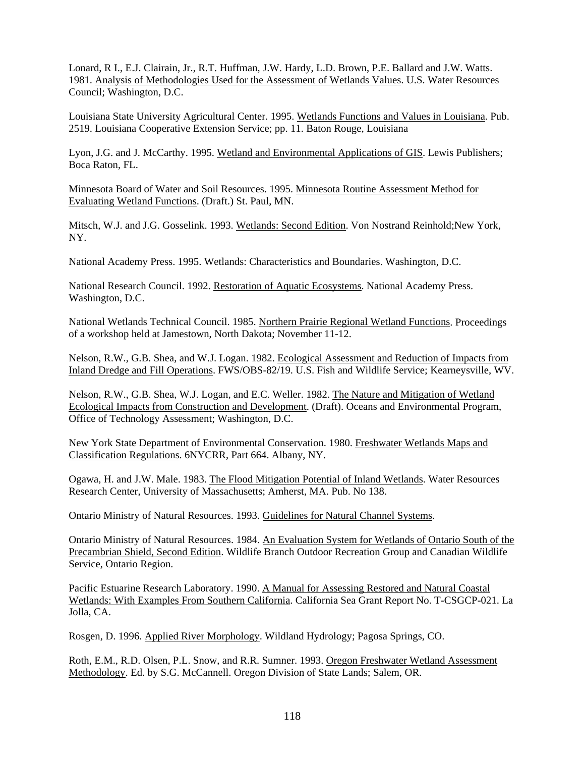Lonard, R I., E.J. Clairain, Jr., R.T. Huffman, J.W. Hardy, L.D. Brown, P.E. Ballard and J.W. Watts. 1981. Analysis of Methodologies Used for the Assessment of Wetlands Values. U.S. Water Resources Council; Washington, D.C.

Louisiana State University Agricultural Center. 1995. Wetlands Functions and Values in Louisiana. Pub. 2519. Louisiana Cooperative Extension Service; pp. 11. Baton Rouge, Louisiana

Lyon, J.G. and J. McCarthy. 1995. Wetland and Environmental Applications of GIS. Lewis Publishers; Boca Raton, FL.

Minnesota Board of Water and Soil Resources. 1995. Minnesota Routine Assessment Method for Evaluating Wetland Functions. (Draft.) St. Paul, MN.

Mitsch, W.J. and J.G. Gosselink. 1993. Wetlands: Second Edition. Von Nostrand Reinhold;New York, NY.

National Academy Press. 1995. Wetlands: Characteristics and Boundaries. Washington, D.C.

National Research Council. 1992. Restoration of Aquatic Ecosystems. National Academy Press. Washington, D.C.

National Wetlands Technical Council. 1985. Northern Prairie Regional Wetland Functions. Proceedings of a workshop held at Jamestown, North Dakota; November 11-12.

Nelson, R.W., G.B. Shea, and W.J. Logan. 1982. Ecological Assessment and Reduction of Impacts from Inland Dredge and Fill Operations. FWS/OBS-82/19. U.S. Fish and Wildlife Service; Kearneysville, WV.

Nelson, R.W., G.B. Shea, W.J. Logan, and E.C. Weller. 1982. The Nature and Mitigation of Wetland Ecological Impacts from Construction and Development. (Draft). Oceans and Environmental Program, Office of Technology Assessment; Washington, D.C.

New York State Department of Environmental Conservation. 1980. Freshwater Wetlands Maps and Classification Regulations. 6NYCRR, Part 664. Albany, NY.

Ogawa, H. and J.W. Male. 1983. The Flood Mitigation Potential of Inland Wetlands. Water Resources Research Center, University of Massachusetts; Amherst, MA. Pub. No 138.

Ontario Ministry of Natural Resources. 1993. Guidelines for Natural Channel Systems.

Ontario Ministry of Natural Resources. 1984. An Evaluation System for Wetlands of Ontario South of the Precambrian Shield, Second Edition. Wildlife Branch Outdoor Recreation Group and Canadian Wildlife Service, Ontario Region.

Pacific Estuarine Research Laboratory. 1990. A Manual for Assessing Restored and Natural Coastal Wetlands: With Examples From Southern California. California Sea Grant Report No. T-CSGCP-021. La Jolla, CA.

Rosgen, D. 1996. Applied River Morphology. Wildland Hydrology; Pagosa Springs, CO.

Roth, E.M., R.D. Olsen, P.L. Snow, and R.R. Sumner. 1993. Oregon Freshwater Wetland Assessment Methodology. Ed. by S.G. McCannell. Oregon Division of State Lands; Salem, OR.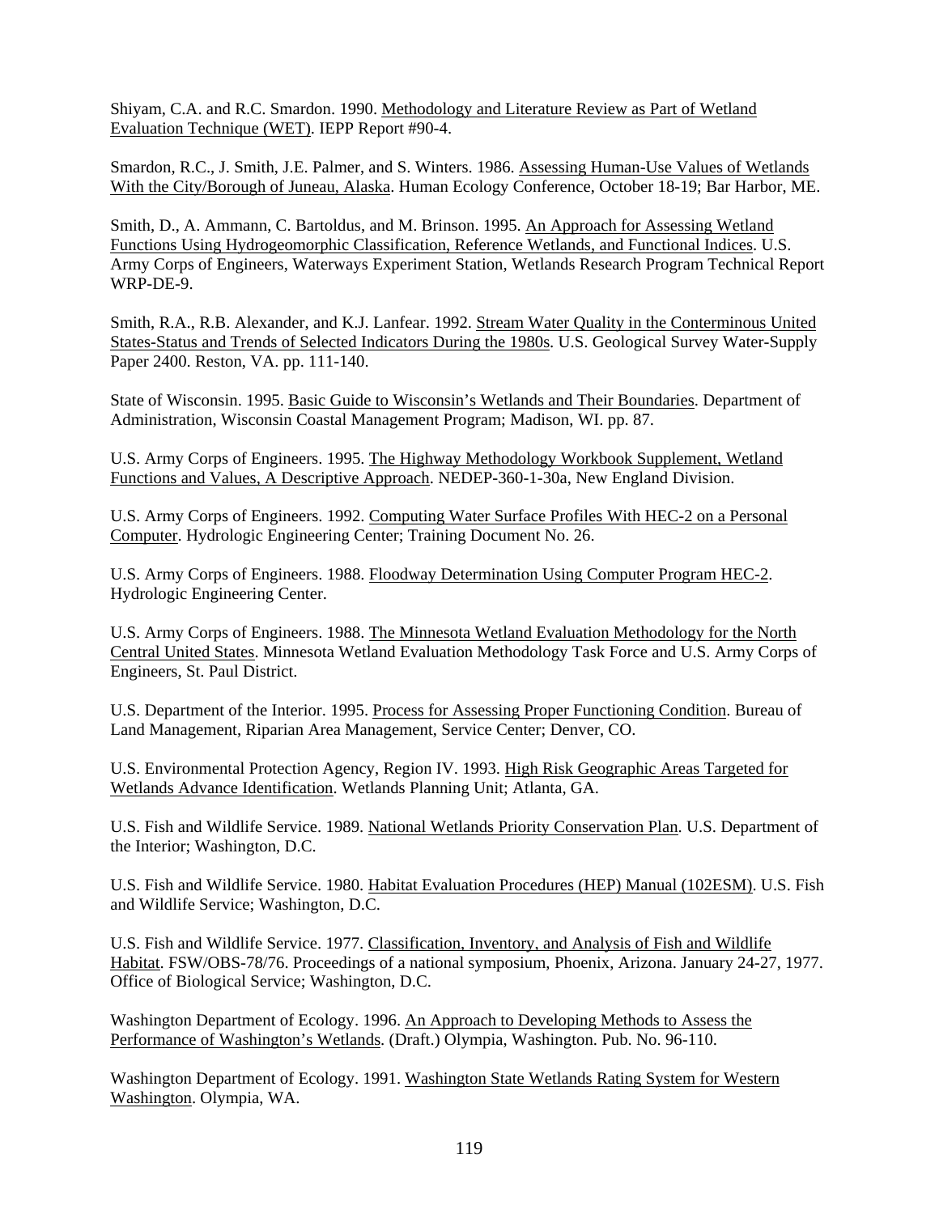Shiyam, C.A. and R.C. Smardon. 1990. <u>Methodology and Literature Review as Part of Wetland Evaluation Technique (WET)</u>. IEPP Report #90-4.

Smardon, R.C., J. Smith, J.E. Palmer, and S. Winters. 1986. <u>Assessing Human-Use Values of Wetlands With the City/Borough of Juneau, Alaska</u>. Human Ecology Conference, October 18-19; Bar Harbor, ME.

Smith, D., A. Ammann, C. Bartoldus, and M. Brinson. 1995. <u>An Approach for Assessing Wetland Functions Using Hydrogeomorphic Classification, Reference Wetlands, and Functional Indices</u>. U.S. Army Corps of Engineers, Waterways Experiment Station, Wetlands Research Program Technical Report WRP-DE-9.

Smith, R.A., R.B. Alexander, and K.J. Lanfear. 1992. <u>Stream Water Quality in the Conterminous United States-Status and Trends of Selected Indicators During the 1980s</u>. U.S. Geological Survey Water-Supply Paper 2400. Reston, VA. pp. 111-140.

State of Wisconsin. 1995. <u>Basic Guide to Wisconsin's Wetlands and Their Boundaries</u>. Department of Administration, Wisconsin Coastal Management Program; Madison, WI. pp. 87.

U.S. Army Corps of Engineers. 1995. <u>The Highway Methodology Workbook Supplement, Wetland Functions and Values, A Descriptive Approach</u>. NEDEP-360-1-30a, New England Division.

U.S. Army Corps of Engineers. 1992. <u>Computing Water Surface Profiles With HEC-2 on a Personal Computer</u>. Hydrologic Engineering Center; Training Document No. 26.

U.S. Army Corps of Engineers. 1988. <u>Floodway Determination Using Computer Program HEC-2</u>. Hydrologic Engineering Center.

U.S. Army Corps of Engineers. 1988. <u>The Minnesota Wetland Evaluation Methodology for the North Central United States</u>. Minnesota Wetland Evaluation Methodology Task Force and U.S. Army Corps of Engineers, St. Paul District.

U.S. Department of the Interior. 1995. <u>Process for Assessing Proper Functioning Condition</u>. Bureau of Land Management, Riparian Area Management, Service Center; Denver, CO.

U.S. Environmental Protection Agency, Region IV. 1993. <u>High Risk Geographic Areas Targeted for Wetlands Advance Identification</u>. Wetlands Planning Unit; Atlanta, GA.

U.S. Fish and Wildlife Service. 1989. <u>National Wetlands Priority Conservation Plan</u>. U.S. Department of the Interior; Washington, D.C.

U.S. Fish and Wildlife Service. 1980. <u>Habitat Evaluation Procedures (HEP) Manual (102ESM)</u>. U.S. Fish and Wildlife Service; Washington, D.C.

U.S. Fish and Wildlife Service. 1977. <u>Classification, Inventory, and Analysis of Fish and Wildlife Habitat</u>. FSW/OBS-78/76. Proceedings of a national symposium, Phoenix, Arizona. January 24-27, 1977. Office of Biological Service; Washington, D.C.

Washington Department of Ecology. 1996. <u>An Approach to Developing Methods to Assess the Performance of Washington's Wetlands</u>. (Draft.) Olympia, Washington. Pub. No. 96-110.

Washington Department of Ecology. 1991. <u>Washington State Wetlands Rating System for Western Washington</u>. Olympia, WA.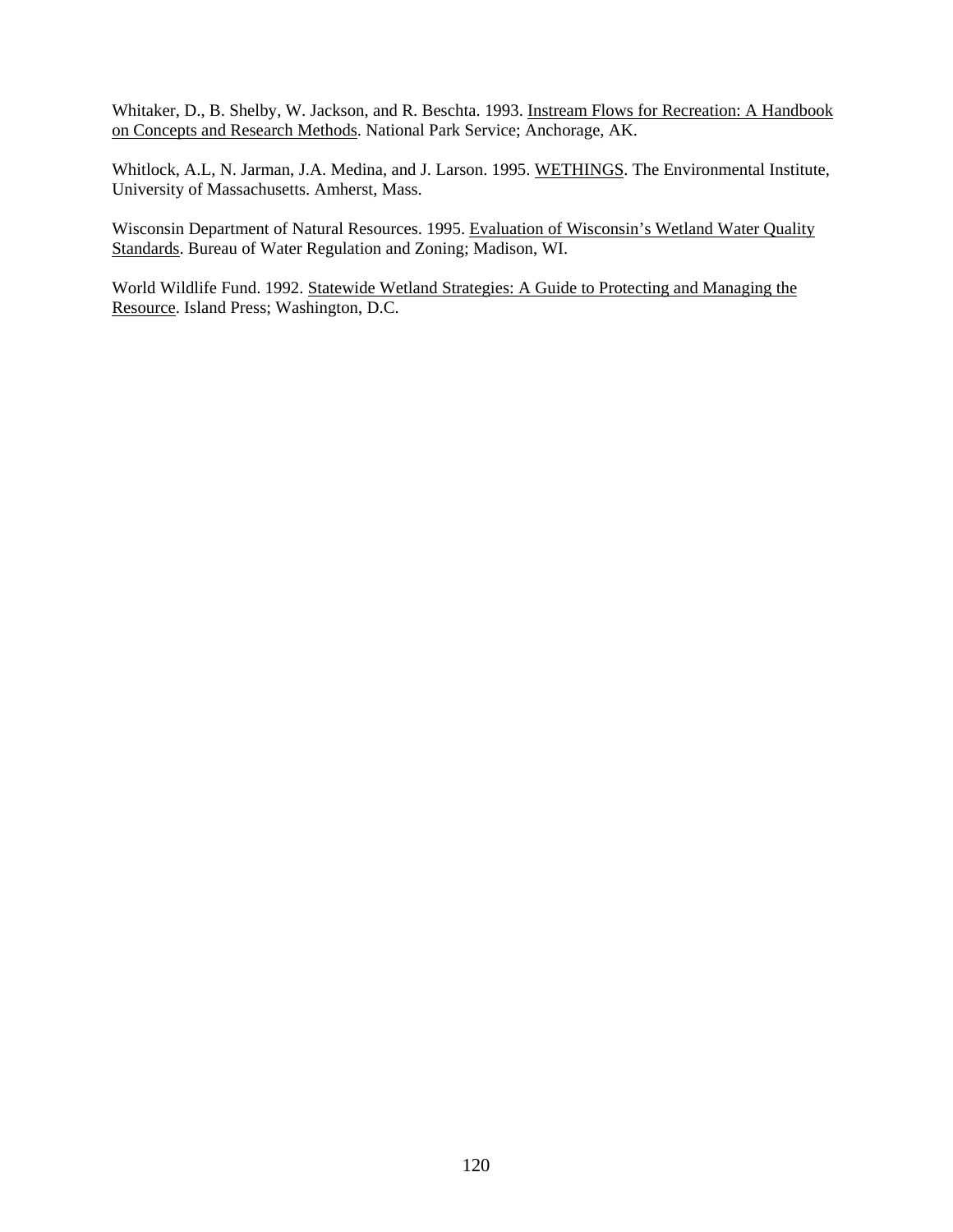Whitaker, D., B. Shelby, W. Jackson, and R. Beschta. 1993. <u>Instream Flows for Recreation: A Handbook on Concepts and Research Methods</u>. National Park Service; Anchorage, AK.

Whitlock, A.L, N. Jarman, J.A. Medina, and J. Larson. 1995. <u>WETHINGS</u>. The Environmental Institute, University of Massachusetts. Amherst, Mass.

Wisconsin Department of Natural Resources. 1995. <u>Evaluation of Wisconsin's Wetland Water Quality Standards</u>. Bureau of Water Regulation and Zoning; Madison, WI.

World Wildlife Fund. 1992. <u>Statewide Wetland Strategies: A Guide to Protecting and Managing the Resource</u>. Island Press; Washington, D.C.